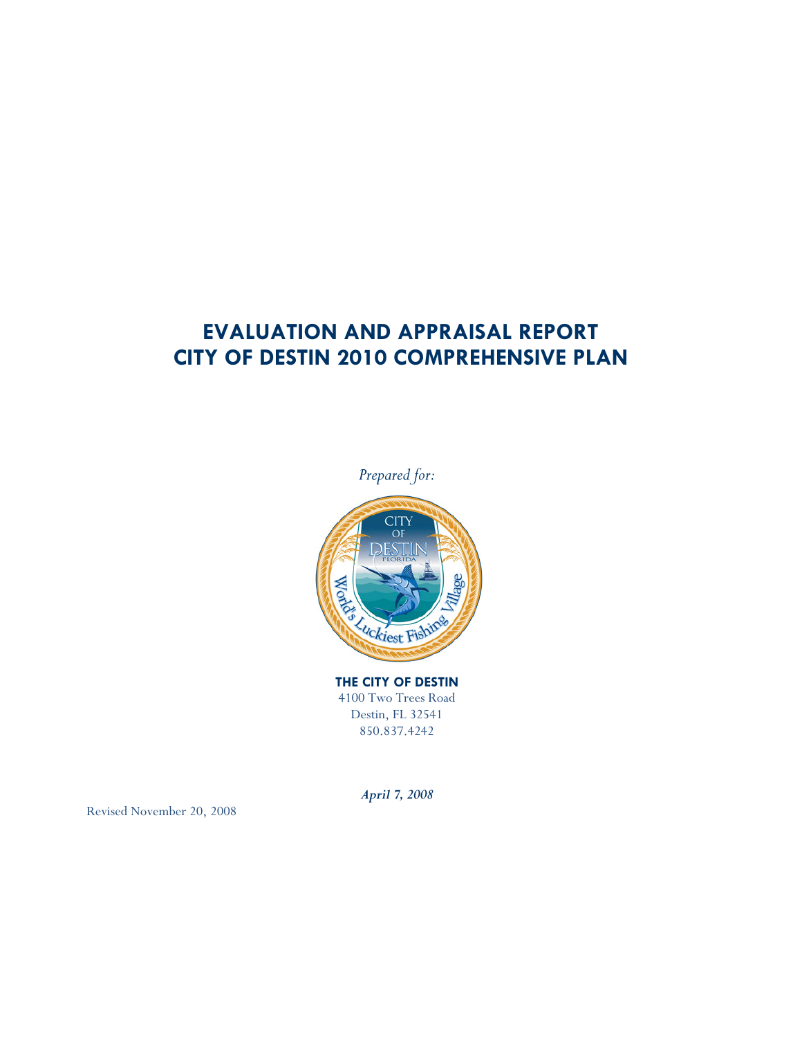# EVALUATION AND APPRAISAL REPORT
# CITY OF DESTIN 2010 COMPREHENSIVE PLAN

*Prepared for:*

**THE CITY OF DESTIN**
4100 Two Trees Road
Destin, FL 32541
850.837.4242

***April 7, 2008***

Revised November 20, 2008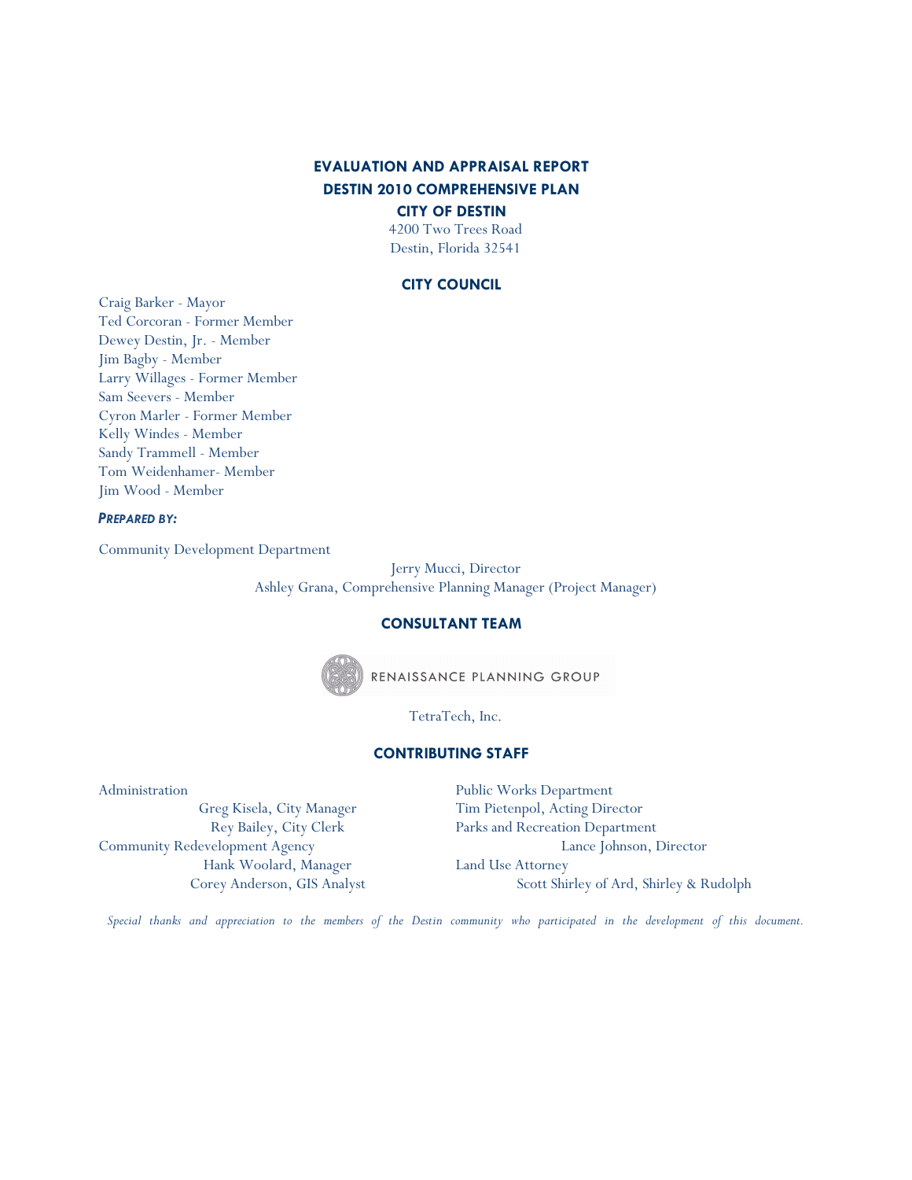# EVALUATION AND APPRAISAL REPORT
# DESTIN 2010 COMPREHENSIVE PLAN
## CITY OF DESTIN

4200 Two Trees Road
Destin, Florida 32541

## CITY COUNCIL

Craig Barker - Mayor
Ted Corcoran - Former Member
Dewey Destin, Jr. - Member
Jim Bagby - Member
Larry Willages - Former Member
Sam Seevers - Member
Cyron Marler - Former Member
Kelly Windes - Member
Sandy Trammell - Member
Tom Weidenhamer- Member
Jim Wood - Member

***PREPARED BY:***

Community Development Department

Jerry Mucci, Director
Ashley Grana, Comprehensive Planning Manager (Project Manager)

## CONSULTANT TEAM

RENAISSANCE PLANNING GROUP

TetraTech, Inc.

## CONTRIBUTING STAFF

Administration
Greg Kisela, City Manager
Rey Bailey, City Clerk

Community Redevelopment Agency
Hank Woolard, Manager
Corey Anderson, GIS Analyst

Public Works Department
Tim Pietenpol, Acting Director

Parks and Recreation Department
Lance Johnson, Director

Land Use Attorney
Scott Shirley of Ard, Shirley & Rudolph

*Special thanks and appreciation to the members of the Destin community who participated in the development of this document.*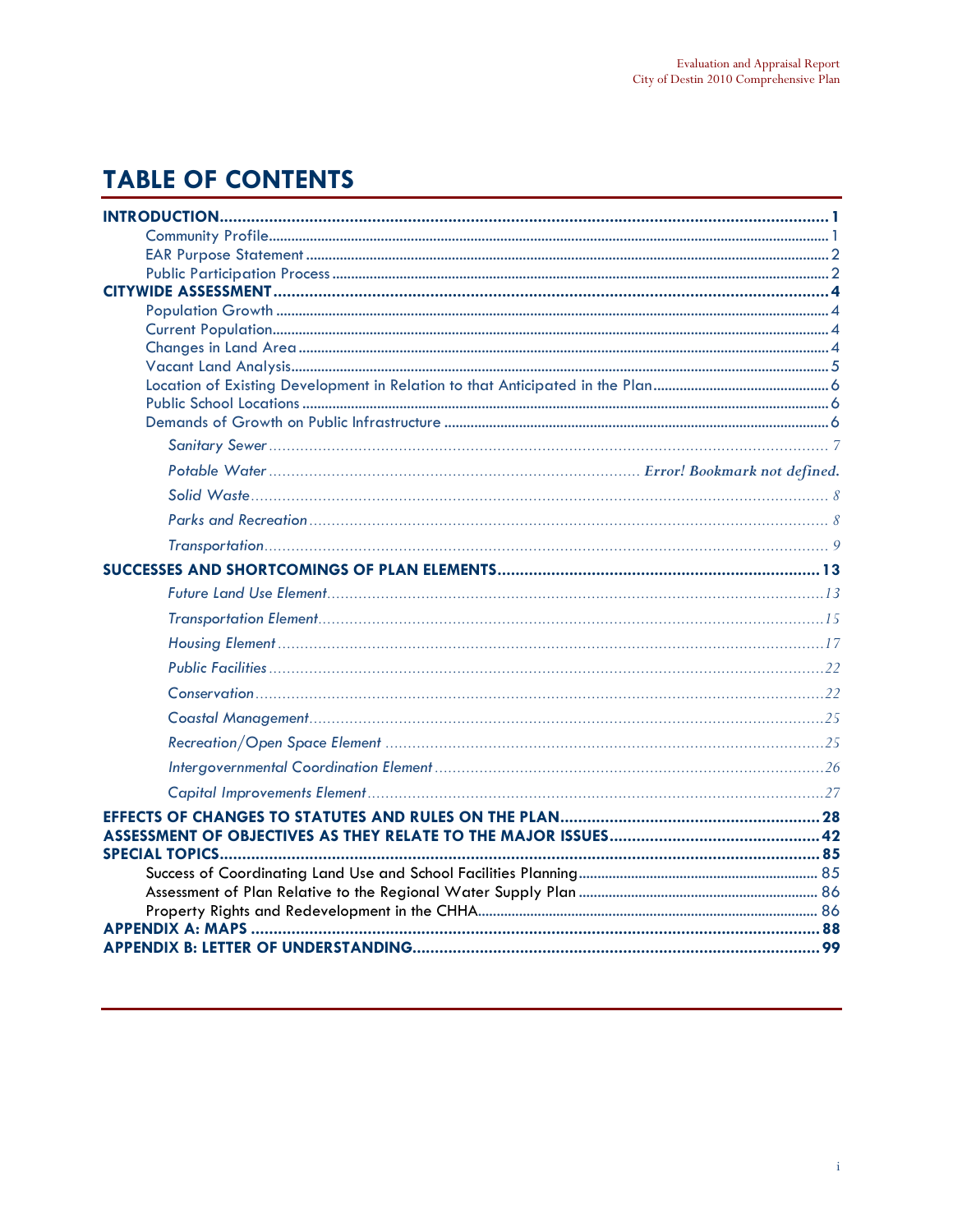# TABLE OF CONTENTS

**INTRODUCTION** ..... 1
- Community Profile ..... 1
- EAR Purpose Statement ..... 2
- Public Participation Process ..... 2

**CITYWIDE ASSESSMENT** ..... 4
- Population Growth ..... 4
- Current Population ..... 4
- Changes in Land Area ..... 4
- Vacant Land Analysis ..... 5
- Location of Existing Development in Relation to that Anticipated in the Plan ..... 6
- Public School Locations ..... 6
- Demands of Growth on Public Infrastructure ..... 6
  - *Sanitary Sewer* ..... 7
  - *Potable Water* ..... *Error! Bookmark not defined.*
  - *Solid Waste* ..... 8
  - *Parks and Recreation* ..... 8
  - *Transportation* ..... 9

**SUCCESSES AND SHORTCOMINGS OF PLAN ELEMENTS** ..... 13
- *Future Land Use Element* ..... 13
- *Transportation Element* ..... 15
- *Housing Element* ..... 17
- *Public Facilities* ..... 22
- *Conservation* ..... 22
- *Coastal Management* ..... 25
- *Recreation/Open Space Element* ..... 25
- *Intergovernmental Coordination Element* ..... 26
- *Capital Improvements Element* ..... 27

**EFFECTS OF CHANGES TO STATUTES AND RULES ON THE PLAN** ..... 28

**ASSESSMENT OF OBJECTIVES AS THEY RELATE TO THE MAJOR ISSUES** ..... 42

**SPECIAL TOPICS** ..... 85
- Success of Coordinating Land Use and School Facilities Planning ..... 85
- Assessment of Plan Relative to the Regional Water Supply Plan ..... 86
- Property Rights and Redevelopment in the CHHA ..... 86

**APPENDIX A: MAPS** ..... 88

**APPENDIX B: LETTER OF UNDERSTANDING** ..... 99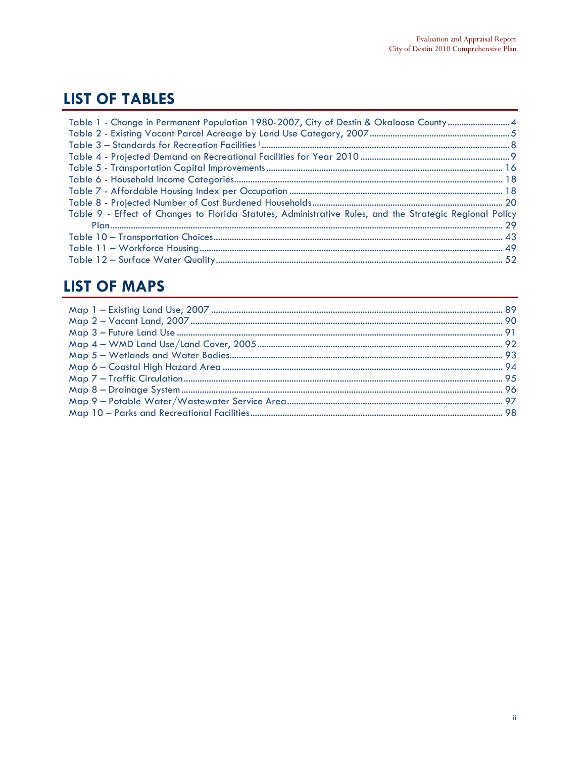# LIST OF TABLES

Table 1 - Change in Permanent Population 1980-2007, City of Destin & Okaloosa County ........................... 4
Table 2 - Existing Vacant Parcel Acreage by Land Use Category, 2007 ........................................................... 5
Table 3 – Standards for Recreation Facilities [1] ......................................................................................................... 8
Table 4 - Projected Demand on Recreational Facilities for Year 2010 ................................................................ 9
Table 5 - Transportation Capital Improvements ..................................................................................................... 16
Table 6 - Household Income Categories.................................................................................................................. 18
Table 7 - Affordable Housing Index per Occupation ........................................................................................... 18
Table 8 - Projected Number of Cost Burdened Households.................................................................................. 20
Table 9 - Effect of Changes to Florida Statutes, Administrative Rules, and the Strategic Regional Policy Plan.............................................................................................................................................................. 29
Table 10 – Transportation Choices............................................................................................................................ 43
Table 11 – Workforce Housing.................................................................................................................................. 49
Table 12 – Surface Water Quality............................................................................................................................ 52

# LIST OF MAPS

Map 1 – Existing Land Use, 2007 ............................................................................................................................. 89
Map 2 – Vacant Land, 2007 ...................................................................................................................................... 90
Map 3 – Future Land Use ........................................................................................................................................... 91
Map 4 – WMD Land Use/Land Cover, 2005.......................................................................................................... 92
Map 5 – Wetlands and Water Bodies...................................................................................................................... 93
Map 6 – Coastal High Hazard Area ........................................................................................................................ 94
Map 7 – Traffic Circulation......................................................................................................................................... 95
Map 8 – Drainage System.......................................................................................................................................... 96
Map 9 – Potable Water/Wastewater Service Area............................................................................................. 97
Map 10 – Parks and Recreational Facilities............................................................................................................. 98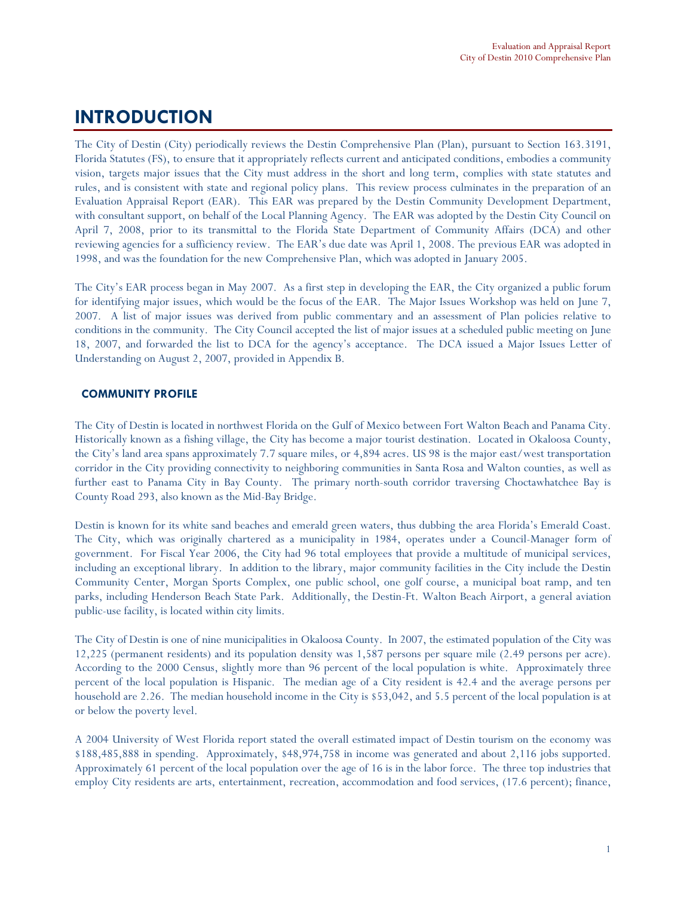# INTRODUCTION

The City of Destin (City) periodically reviews the Destin Comprehensive Plan (Plan), pursuant to Section 163.3191, Florida Statutes (FS), to ensure that it appropriately reflects current and anticipated conditions, embodies a community vision, targets major issues that the City must address in the short and long term, complies with state statutes and rules, and is consistent with state and regional policy plans. This review process culminates in the preparation of an Evaluation Appraisal Report (EAR). This EAR was prepared by the Destin Community Development Department, with consultant support, on behalf of the Local Planning Agency. The EAR was adopted by the Destin City Council on April 7, 2008, prior to its transmittal to the Florida State Department of Community Affairs (DCA) and other reviewing agencies for a sufficiency review. The EAR's due date was April 1, 2008. The previous EAR was adopted in 1998, and was the foundation for the new Comprehensive Plan, which was adopted in January 2005.

The City's EAR process began in May 2007. As a first step in developing the EAR, the City organized a public forum for identifying major issues, which would be the focus of the EAR. The Major Issues Workshop was held on June 7, 2007. A list of major issues was derived from public commentary and an assessment of Plan policies relative to conditions in the community. The City Council accepted the list of major issues at a scheduled public meeting on June 18, 2007, and forwarded the list to DCA for the agency's acceptance. The DCA issued a Major Issues Letter of Understanding on August 2, 2007, provided in Appendix B.

## COMMUNITY PROFILE

The City of Destin is located in northwest Florida on the Gulf of Mexico between Fort Walton Beach and Panama City. Historically known as a fishing village, the City has become a major tourist destination. Located in Okaloosa County, the City's land area spans approximately 7.7 square miles, or 4,894 acres. US 98 is the major east/west transportation corridor in the City providing connectivity to neighboring communities in Santa Rosa and Walton counties, as well as further east to Panama City in Bay County. The primary north-south corridor traversing Choctawhatchee Bay is County Road 293, also known as the Mid-Bay Bridge.

Destin is known for its white sand beaches and emerald green waters, thus dubbing the area Florida's Emerald Coast. The City, which was originally chartered as a municipality in 1984, operates under a Council-Manager form of government. For Fiscal Year 2006, the City had 96 total employees that provide a multitude of municipal services, including an exceptional library. In addition to the library, major community facilities in the City include the Destin Community Center, Morgan Sports Complex, one public school, one golf course, a municipal boat ramp, and ten parks, including Henderson Beach State Park. Additionally, the Destin-Ft. Walton Beach Airport, a general aviation public-use facility, is located within city limits.

The City of Destin is one of nine municipalities in Okaloosa County. In 2007, the estimated population of the City was 12,225 (permanent residents) and its population density was 1,587 persons per square mile (2.49 persons per acre). According to the 2000 Census, slightly more than 96 percent of the local population is white. Approximately three percent of the local population is Hispanic. The median age of a City resident is 42.4 and the average persons per household are 2.26. The median household income in the City is $53,042, and 5.5 percent of the local population is at or below the poverty level.

A 2004 University of West Florida report stated the overall estimated impact of Destin tourism on the economy was $188,485,888 in spending. Approximately, $48,974,758 in income was generated and about 2,116 jobs supported. Approximately 61 percent of the local population over the age of 16 is in the labor force. The three top industries that employ City residents are arts, entertainment, recreation, accommodation and food services, (17.6 percent); finance,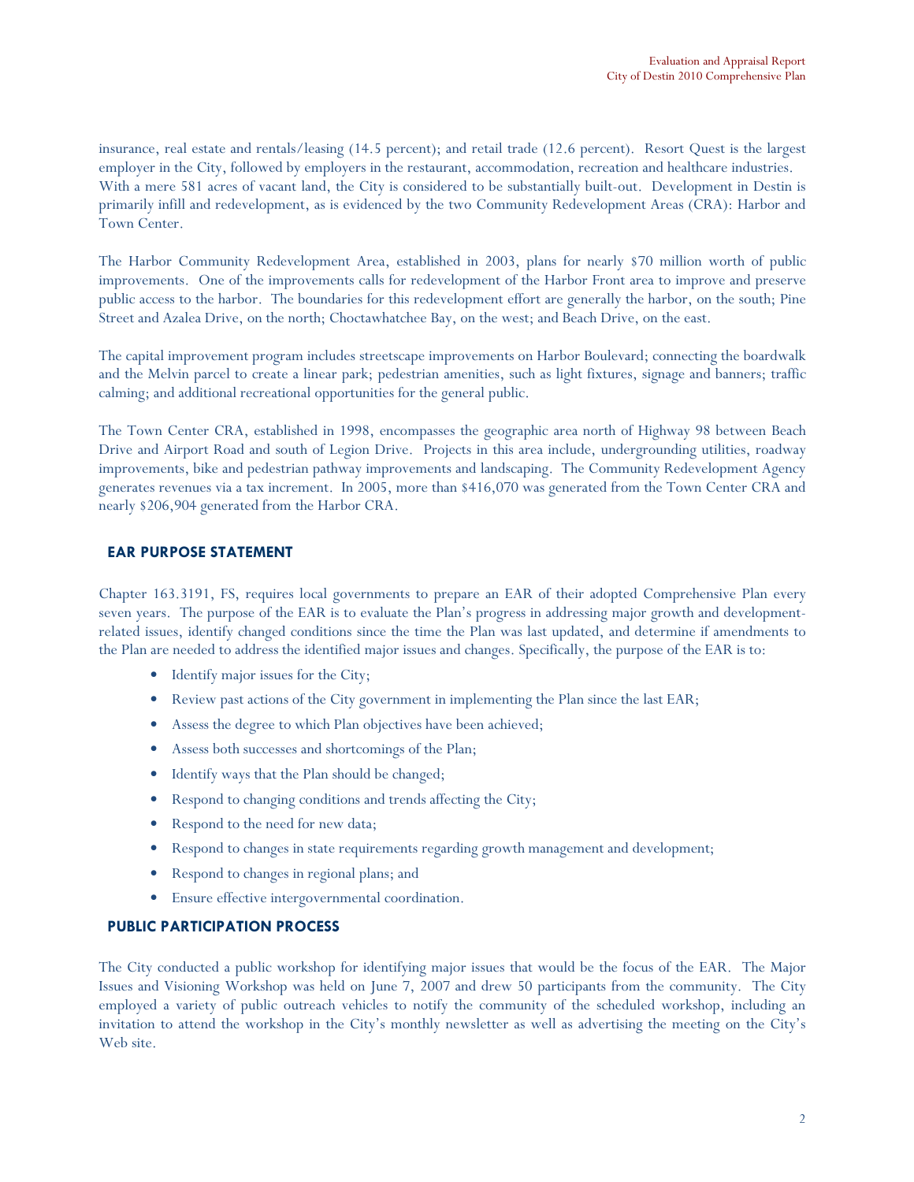insurance, real estate and rentals/leasing (14.5 percent); and retail trade (12.6 percent). Resort Quest is the largest employer in the City, followed by employers in the restaurant, accommodation, recreation and healthcare industries. With a mere 581 acres of vacant land, the City is considered to be substantially built-out. Development in Destin is primarily infill and redevelopment, as is evidenced by the two Community Redevelopment Areas (CRA): Harbor and Town Center.

The Harbor Community Redevelopment Area, established in 2003, plans for nearly $70 million worth of public improvements. One of the improvements calls for redevelopment of the Harbor Front area to improve and preserve public access to the harbor. The boundaries for this redevelopment effort are generally the harbor, on the south; Pine Street and Azalea Drive, on the north; Choctawhatchee Bay, on the west; and Beach Drive, on the east.

The capital improvement program includes streetscape improvements on Harbor Boulevard; connecting the boardwalk and the Melvin parcel to create a linear park; pedestrian amenities, such as light fixtures, signage and banners; traffic calming; and additional recreational opportunities for the general public.

The Town Center CRA, established in 1998, encompasses the geographic area north of Highway 98 between Beach Drive and Airport Road and south of Legion Drive. Projects in this area include, undergrounding utilities, roadway improvements, bike and pedestrian pathway improvements and landscaping. The Community Redevelopment Agency generates revenues via a tax increment. In 2005, more than $416,070 was generated from the Town Center CRA and nearly $206,904 generated from the Harbor CRA.

## EAR PURPOSE STATEMENT

Chapter 163.3191, FS, requires local governments to prepare an EAR of their adopted Comprehensive Plan every seven years. The purpose of the EAR is to evaluate the Plan's progress in addressing major growth and development-related issues, identify changed conditions since the time the Plan was last updated, and determine if amendments to the Plan are needed to address the identified major issues and changes. Specifically, the purpose of the EAR is to:

- Identify major issues for the City;
- Review past actions of the City government in implementing the Plan since the last EAR;
- Assess the degree to which Plan objectives have been achieved;
- Assess both successes and shortcomings of the Plan;
- Identify ways that the Plan should be changed;
- Respond to changing conditions and trends affecting the City;
- Respond to the need for new data;
- Respond to changes in state requirements regarding growth management and development;
- Respond to changes in regional plans; and
- Ensure effective intergovernmental coordination.

## PUBLIC PARTICIPATION PROCESS

The City conducted a public workshop for identifying major issues that would be the focus of the EAR. The Major Issues and Visioning Workshop was held on June 7, 2007 and drew 50 participants from the community. The City employed a variety of public outreach vehicles to notify the community of the scheduled workshop, including an invitation to attend the workshop in the City's monthly newsletter as well as advertising the meeting on the City's Web site.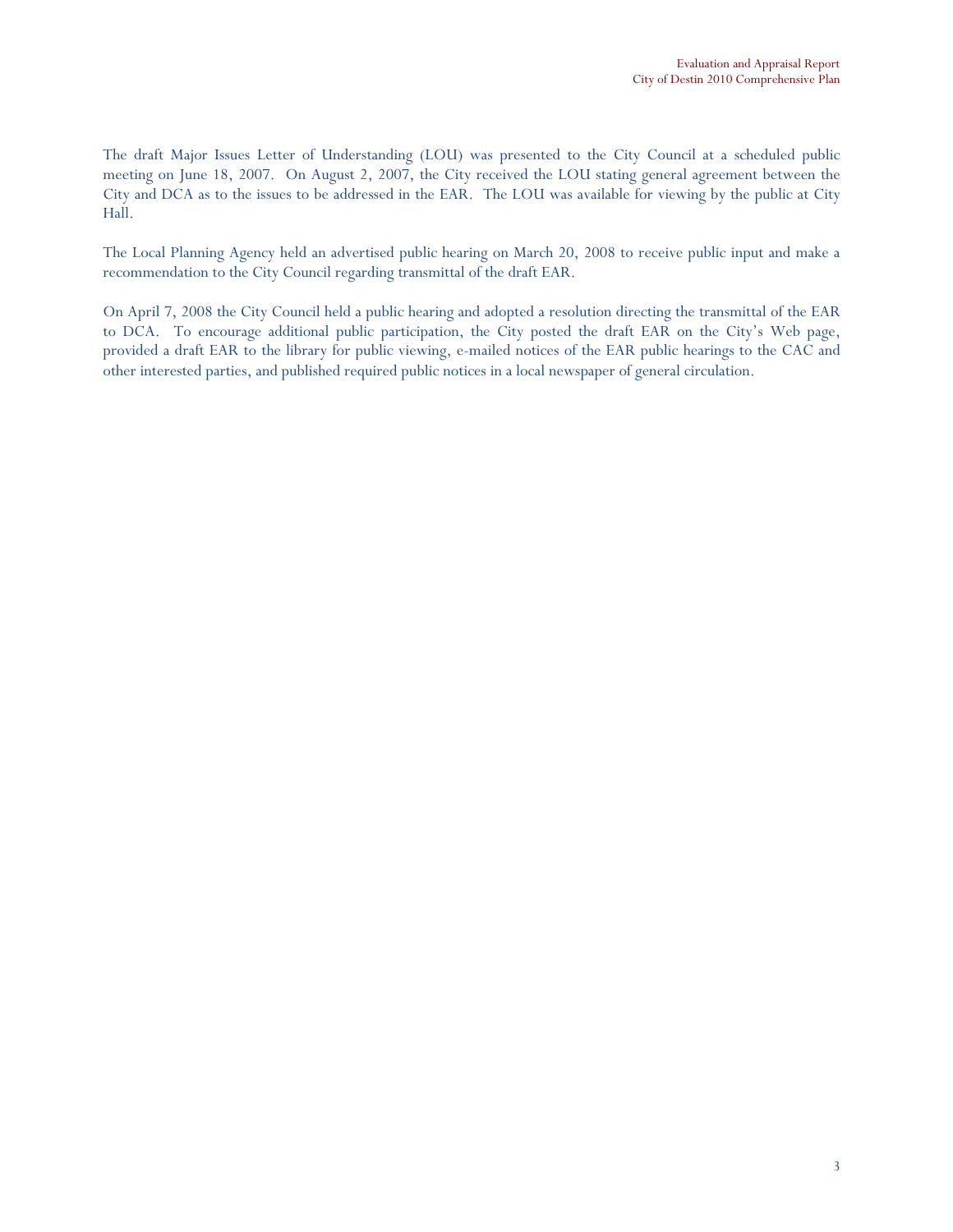The draft Major Issues Letter of Understanding (LOU) was presented to the City Council at a scheduled public meeting on June 18, 2007. On August 2, 2007, the City received the LOU stating general agreement between the City and DCA as to the issues to be addressed in the EAR. The LOU was available for viewing by the public at City Hall.

The Local Planning Agency held an advertised public hearing on March 20, 2008 to receive public input and make a recommendation to the City Council regarding transmittal of the draft EAR.

On April 7, 2008 the City Council held a public hearing and adopted a resolution directing the transmittal of the EAR to DCA. To encourage additional public participation, the City posted the draft EAR on the City's Web page, provided a draft EAR to the library for public viewing, e-mailed notices of the EAR public hearings to the CAC and other interested parties, and published required public notices in a local newspaper of general circulation.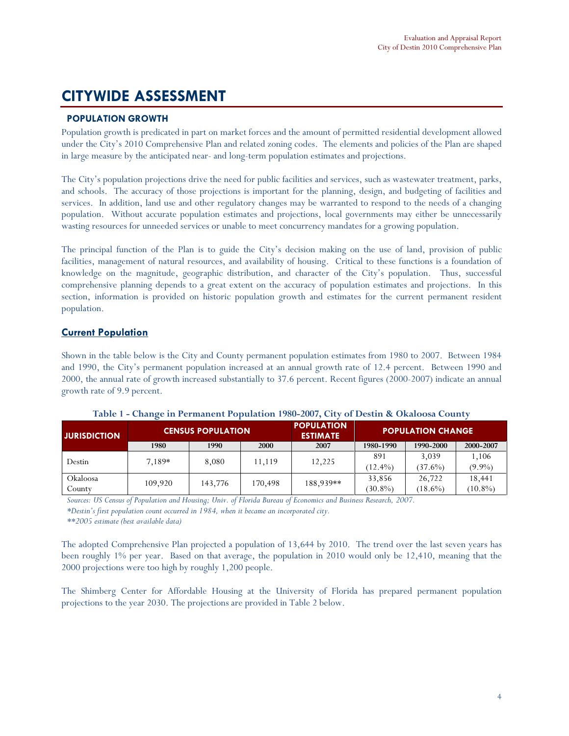# CITYWIDE ASSESSMENT

## POPULATION GROWTH

Population growth is predicated in part on market forces and the amount of permitted residential development allowed under the City's 2010 Comprehensive Plan and related zoning codes. The elements and policies of the Plan are shaped in large measure by the anticipated near- and long-term population estimates and projections.

The City's population projections drive the need for public facilities and services, such as wastewater treatment, parks, and schools. The accuracy of those projections is important for the planning, design, and budgeting of facilities and services. In addition, land use and other regulatory changes may be warranted to respond to the needs of a changing population. Without accurate population estimates and projections, local governments may either be unnecessarily wasting resources for unneeded services or unable to meet concurrency mandates for a growing population.

The principal function of the Plan is to guide the City's decision making on the use of land, provision of public facilities, management of natural resources, and availability of housing. Critical to these functions is a foundation of knowledge on the magnitude, geographic distribution, and character of the City's population. Thus, successful comprehensive planning depends to a great extent on the accuracy of population estimates and projections. In this section, information is provided on historic population growth and estimates for the current permanent resident population.

### Current Population

Shown in the table below is the City and County permanent population estimates from 1980 to 2007. Between 1984 and 1990, the City's permanent population increased at an annual growth rate of 12.4 percent. Between 1990 and 2000, the annual rate of growth increased substantially to 37.6 percent. Recent figures (2000-2007) indicate an annual growth rate of 9.9 percent.

**Table 1 - Change in Permanent Population 1980-2007, City of Destin & Okaloosa County**

| JURISDICTION | CENSUS POPULATION | | | POPULATION ESTIMATE | POPULATION CHANGE | | |
|---|---|---|---|---|---|---|---|
| | 1980 | 1990 | 2000 | 2007 | 1980-1990 | 1990-2000 | 2000-2007 |
| Destin | 7,189* | 8,080 | 11,119 | 12,225 | 891 (12.4%) | 3,039 (37.6%) | 1,106 (9.9%) |
| Okaloosa County | 109,920 | 143,776 | 170,498 | 188,939** | 33,856 (30.8%) | 26,722 (18.6%) | 18,441 (10.8%) |

*Sources: US Census of Population and Housing; Univ. of Florida Bureau of Economics and Business Research, 2007.*
*\*Destin's first population count occurred in 1984, when it became an incorporated city.*
*\*\*2005 estimate (best available data)*

The adopted Comprehensive Plan projected a population of 13,644 by 2010. The trend over the last seven years has been roughly 1% per year. Based on that average, the population in 2010 would only be 12,410, meaning that the 2000 projections were too high by roughly 1,200 people.

The Shimberg Center for Affordable Housing at the University of Florida has prepared permanent population projections to the year 2030. The projections are provided in Table 2 below.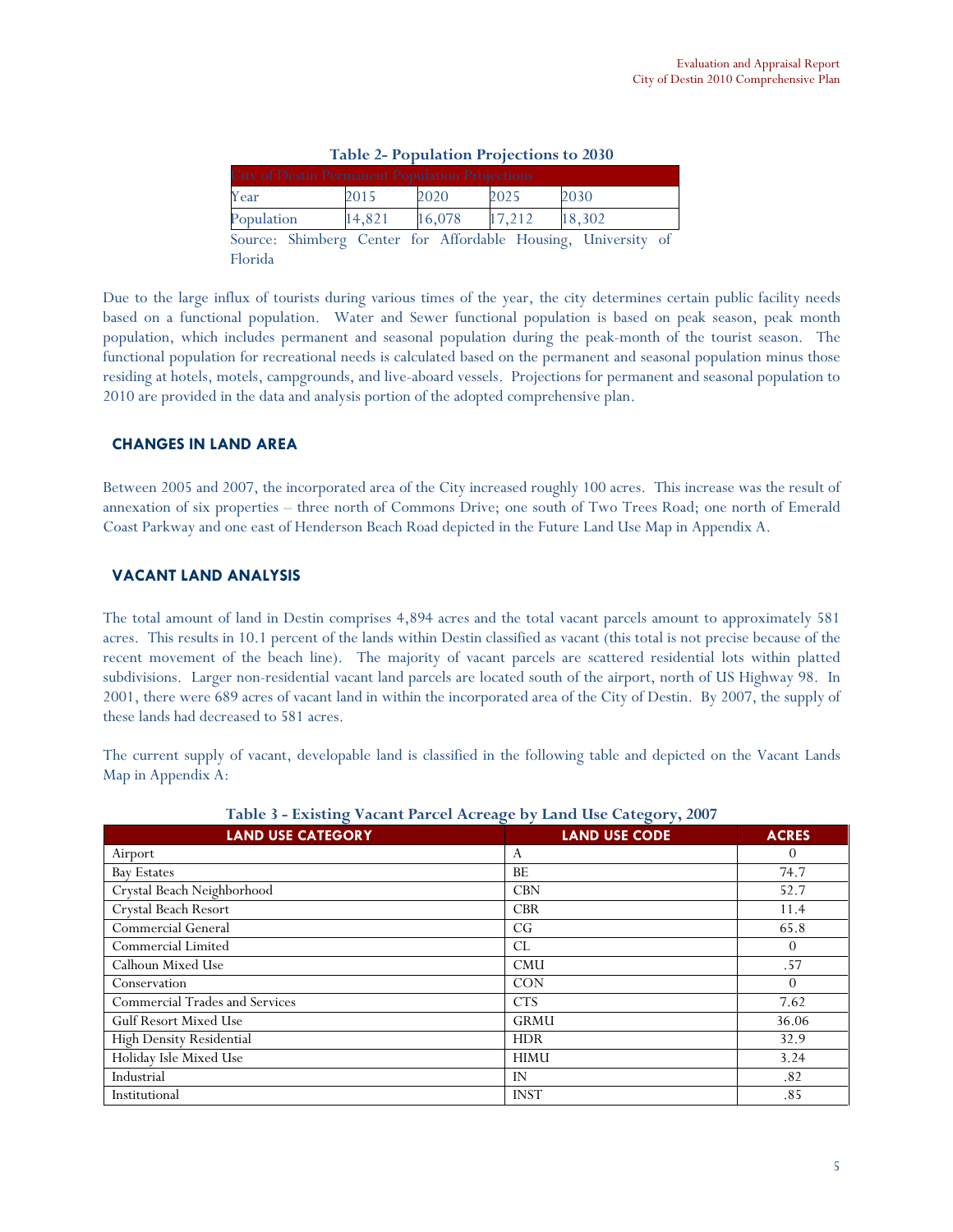**Table 2- Population Projections to 2030**

| City of Destin Permanent Population Projections | | | | |
|---|---|---|---|---|
| Year | 2015 | 2020 | 2025 | 2030 |
| Population | 14,821 | 16,078 | 17,212 | 18,302 |

Source: Shimberg Center for Affordable Housing, University of Florida

Due to the large influx of tourists during various times of the year, the city determines certain public facility needs based on a functional population. Water and Sewer functional population is based on peak season, peak month population, which includes permanent and seasonal population during the peak-month of the tourist season. The functional population for recreational needs is calculated based on the permanent and seasonal population minus those residing at hotels, motels, campgrounds, and live-aboard vessels. Projections for permanent and seasonal population to 2010 are provided in the data and analysis portion of the adopted comprehensive plan.

## CHANGES IN LAND AREA

Between 2005 and 2007, the incorporated area of the City increased roughly 100 acres. This increase was the result of annexation of six properties – three north of Commons Drive; one south of Two Trees Road; one north of Emerald Coast Parkway and one east of Henderson Beach Road depicted in the Future Land Use Map in Appendix A.

## VACANT LAND ANALYSIS

The total amount of land in Destin comprises 4,894 acres and the total vacant parcels amount to approximately 581 acres. This results in 10.1 percent of the lands within Destin classified as vacant (this total is not precise because of the recent movement of the beach line). The majority of vacant parcels are scattered residential lots within platted subdivisions. Larger non-residential vacant land parcels are located south of the airport, north of US Highway 98. In 2001, there were 689 acres of vacant land in within the incorporated area of the City of Destin. By 2007, the supply of these lands had decreased to 581 acres.

The current supply of vacant, developable land is classified in the following table and depicted on the Vacant Lands Map in Appendix A:

**Table 3 - Existing Vacant Parcel Acreage by Land Use Category, 2007**

| LAND USE CATEGORY | LAND USE CODE | ACRES |
|---|---|---|
| Airport | A | 0 |
| Bay Estates | BE | 74.7 |
| Crystal Beach Neighborhood | CBN | 52.7 |
| Crystal Beach Resort | CBR | 11.4 |
| Commercial General | CG | 65.8 |
| Commercial Limited | CL | 0 |
| Calhoun Mixed Use | CMU | .57 |
| Conservation | CON | 0 |
| Commercial Trades and Services | CTS | 7.62 |
| Gulf Resort Mixed Use | GRMU | 36.06 |
| High Density Residential | HDR | 32.9 |
| Holiday Isle Mixed Use | HIMU | 3.24 |
| Industrial | IN | .82 |
| Institutional | INST | .85 |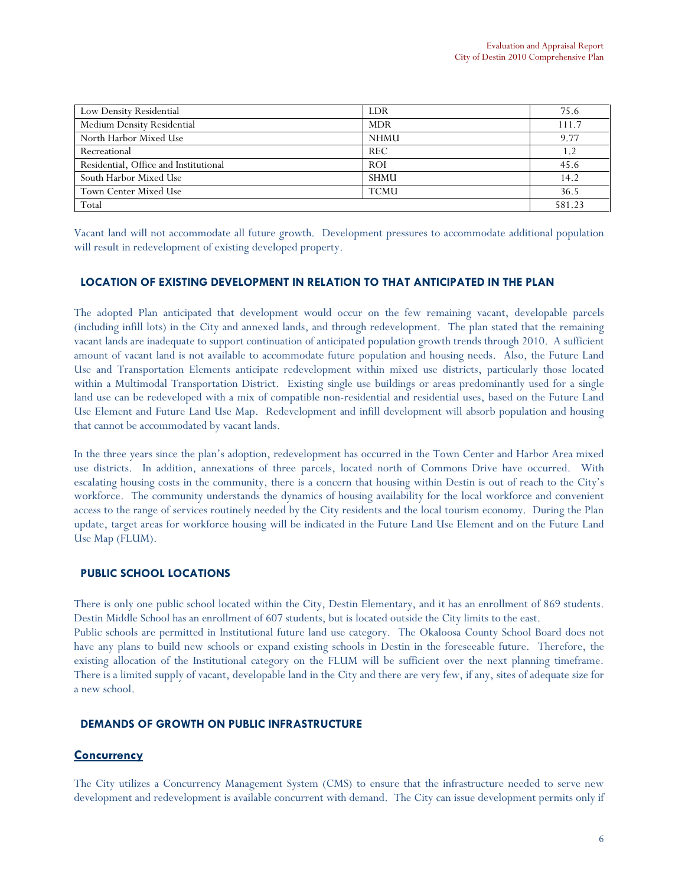| | | |
|---|---|---|
| Low Density Residential | LDR | 75.6 |
| Medium Density Residential | MDR | 111.7 |
| North Harbor Mixed Use | NHMU | 9.77 |
| Recreational | REC | 1.2 |
| Residential, Office and Institutional | ROI | 45.6 |
| South Harbor Mixed Use | SHMU | 14.2 |
| Town Center Mixed Use | TCMU | 36.5 |
| Total | | 581.23 |

Vacant land will not accommodate all future growth. Development pressures to accommodate additional population will result in redevelopment of existing developed property.

## LOCATION OF EXISTING DEVELOPMENT IN RELATION TO THAT ANTICIPATED IN THE PLAN

The adopted Plan anticipated that development would occur on the few remaining vacant, developable parcels (including infill lots) in the City and annexed lands, and through redevelopment. The plan stated that the remaining vacant lands are inadequate to support continuation of anticipated population growth trends through 2010. A sufficient amount of vacant land is not available to accommodate future population and housing needs. Also, the Future Land Use and Transportation Elements anticipate redevelopment within mixed use districts, particularly those located within a Multimodal Transportation District. Existing single use buildings or areas predominantly used for a single land use can be redeveloped with a mix of compatible non-residential and residential uses, based on the Future Land Use Element and Future Land Use Map. Redevelopment and infill development will absorb population and housing that cannot be accommodated by vacant lands.

In the three years since the plan's adoption, redevelopment has occurred in the Town Center and Harbor Area mixed use districts. In addition, annexations of three parcels, located north of Commons Drive have occurred. With escalating housing costs in the community, there is a concern that housing within Destin is out of reach to the City's workforce. The community understands the dynamics of housing availability for the local workforce and convenient access to the range of services routinely needed by the City residents and the local tourism economy. During the Plan update, target areas for workforce housing will be indicated in the Future Land Use Element and on the Future Land Use Map (FLUM).

## PUBLIC SCHOOL LOCATIONS

There is only one public school located within the City, Destin Elementary, and it has an enrollment of 869 students. Destin Middle School has an enrollment of 607 students, but is located outside the City limits to the east.

Public schools are permitted in Institutional future land use category. The Okaloosa County School Board does not have any plans to build new schools or expand existing schools in Destin in the foreseeable future. Therefore, the existing allocation of the Institutional category on the FLUM will be sufficient over the next planning timeframe. There is a limited supply of vacant, developable land in the City and there are very few, if any, sites of adequate size for a new school.

## DEMANDS OF GROWTH ON PUBLIC INFRASTRUCTURE

### Concurrency

The City utilizes a Concurrency Management System (CMS) to ensure that the infrastructure needed to serve new development and redevelopment is available concurrent with demand. The City can issue development permits only if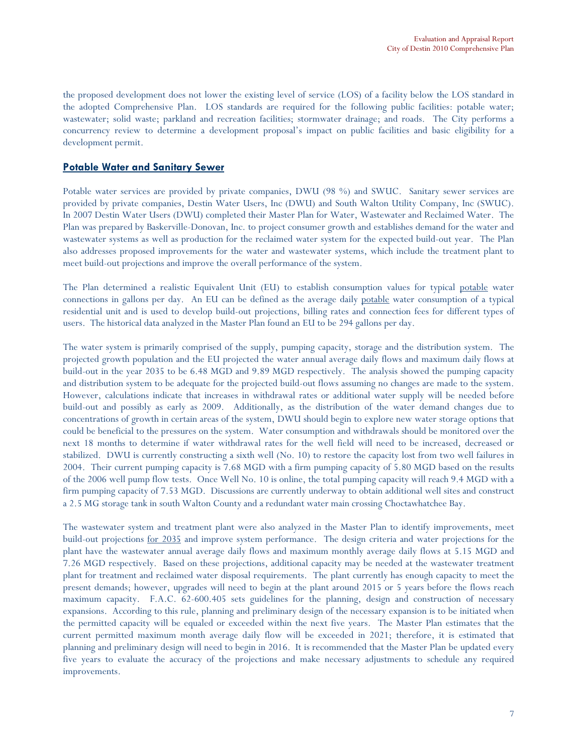the proposed development does not lower the existing level of service (LOS) of a facility below the LOS standard in the adopted Comprehensive Plan. LOS standards are required for the following public facilities: potable water; wastewater; solid waste; parkland and recreation facilities; stormwater drainage; and roads. The City performs a concurrency review to determine a development proposal's impact on public facilities and basic eligibility for a development permit.

## Potable Water and Sanitary Sewer

Potable water services are provided by private companies, DWU (98 %) and SWUC. Sanitary sewer services are provided by private companies, Destin Water Users, Inc (DWU) and South Walton Utility Company, Inc (SWUC). In 2007 Destin Water Users (DWU) completed their Master Plan for Water, Wastewater and Reclaimed Water. The Plan was prepared by Baskerville-Donovan, Inc. to project consumer growth and establishes demand for the water and wastewater systems as well as production for the reclaimed water system for the expected build-out year. The Plan also addresses proposed improvements for the water and wastewater systems, which include the treatment plant to meet build-out projections and improve the overall performance of the system.

The Plan determined a realistic Equivalent Unit (EU) to establish consumption values for typical potable water connections in gallons per day. An EU can be defined as the average daily potable water consumption of a typical residential unit and is used to develop build-out projections, billing rates and connection fees for different types of users. The historical data analyzed in the Master Plan found an EU to be 294 gallons per day.

The water system is primarily comprised of the supply, pumping capacity, storage and the distribution system. The projected growth population and the EU projected the water annual average daily flows and maximum daily flows at build-out in the year 2035 to be 6.48 MGD and 9.89 MGD respectively. The analysis showed the pumping capacity and distribution system to be adequate for the projected build-out flows assuming no changes are made to the system. However, calculations indicate that increases in withdrawal rates or additional water supply will be needed before build-out and possibly as early as 2009. Additionally, as the distribution of the water demand changes due to concentrations of growth in certain areas of the system, DWU should begin to explore new water storage options that could be beneficial to the pressures on the system. Water consumption and withdrawals should be monitored over the next 18 months to determine if water withdrawal rates for the well field will need to be increased, decreased or stabilized. DWU is currently constructing a sixth well (No. 10) to restore the capacity lost from two well failures in 2004. Their current pumping capacity is 7.68 MGD with a firm pumping capacity of 5.80 MGD based on the results of the 2006 well pump flow tests. Once Well No. 10 is online, the total pumping capacity will reach 9.4 MGD with a firm pumping capacity of 7.53 MGD. Discussions are currently underway to obtain additional well sites and construct a 2.5 MG storage tank in south Walton County and a redundant water main crossing Choctawhatchee Bay.

The wastewater system and treatment plant were also analyzed in the Master Plan to identify improvements, meet build-out projections for 2035 and improve system performance. The design criteria and water projections for the plant have the wastewater annual average daily flows and maximum monthly average daily flows at 5.15 MGD and 7.26 MGD respectively. Based on these projections, additional capacity may be needed at the wastewater treatment plant for treatment and reclaimed water disposal requirements. The plant currently has enough capacity to meet the present demands; however, upgrades will need to begin at the plant around 2015 or 5 years before the flows reach maximum capacity. F.A.C. 62-600.405 sets guidelines for the planning, design and construction of necessary expansions. According to this rule, planning and preliminary design of the necessary expansion is to be initiated when the permitted capacity will be equaled or exceeded within the next five years. The Master Plan estimates that the current permitted maximum month average daily flow will be exceeded in 2021; therefore, it is estimated that planning and preliminary design will need to begin in 2016. It is recommended that the Master Plan be updated every five years to evaluate the accuracy of the projections and make necessary adjustments to schedule any required improvements.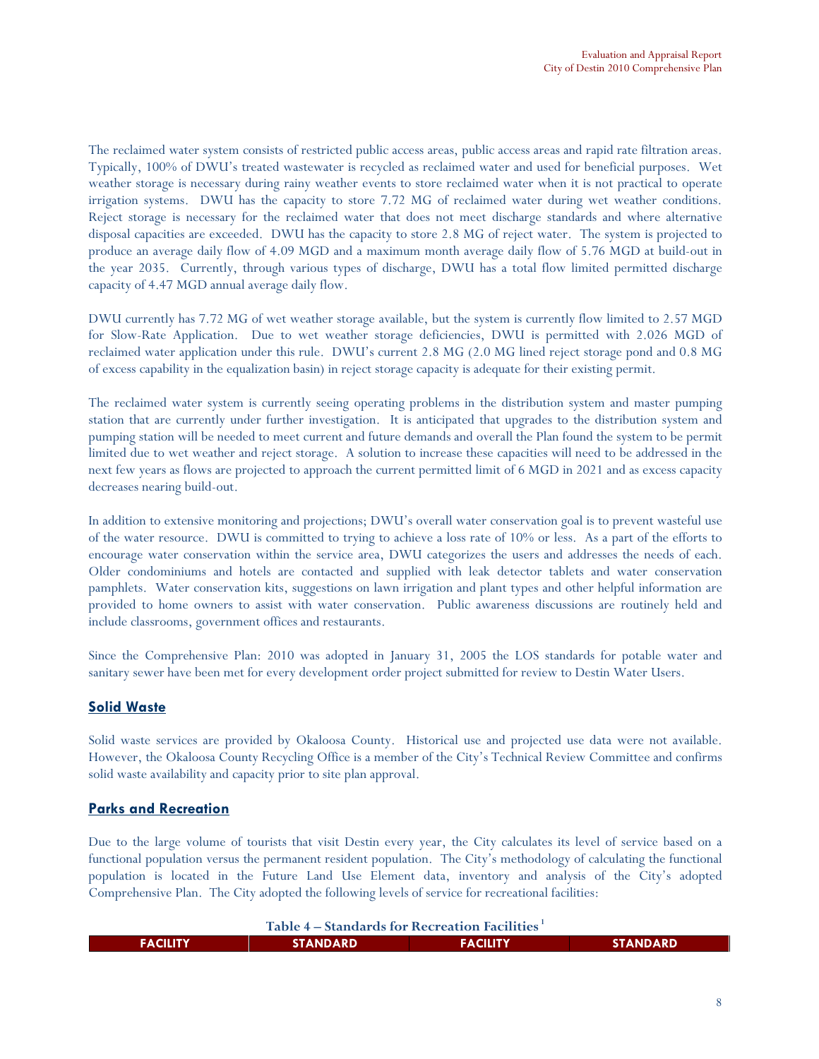The reclaimed water system consists of restricted public access areas, public access areas and rapid rate filtration areas. Typically, 100% of DWU's treated wastewater is recycled as reclaimed water and used for beneficial purposes. Wet weather storage is necessary during rainy weather events to store reclaimed water when it is not practical to operate irrigation systems. DWU has the capacity to store 7.72 MG of reclaimed water during wet weather conditions. Reject storage is necessary for the reclaimed water that does not meet discharge standards and where alternative disposal capacities are exceeded. DWU has the capacity to store 2.8 MG of reject water. The system is projected to produce an average daily flow of 4.09 MGD and a maximum month average daily flow of 5.76 MGD at build-out in the year 2035. Currently, through various types of discharge, DWU has a total flow limited permitted discharge capacity of 4.47 MGD annual average daily flow.

DWU currently has 7.72 MG of wet weather storage available, but the system is currently flow limited to 2.57 MGD for Slow-Rate Application. Due to wet weather storage deficiencies, DWU is permitted with 2.026 MGD of reclaimed water application under this rule. DWU's current 2.8 MG (2.0 MG lined reject storage pond and 0.8 MG of excess capability in the equalization basin) in reject storage capacity is adequate for their existing permit.

The reclaimed water system is currently seeing operating problems in the distribution system and master pumping station that are currently under further investigation. It is anticipated that upgrades to the distribution system and pumping station will be needed to meet current and future demands and overall the Plan found the system to be permit limited due to wet weather and reject storage. A solution to increase these capacities will need to be addressed in the next few years as flows are projected to approach the current permitted limit of 6 MGD in 2021 and as excess capacity decreases nearing build-out.

In addition to extensive monitoring and projections; DWU's overall water conservation goal is to prevent wasteful use of the water resource. DWU is committed to trying to achieve a loss rate of 10% or less. As a part of the efforts to encourage water conservation within the service area, DWU categorizes the users and addresses the needs of each. Older condominiums and hotels are contacted and supplied with leak detector tablets and water conservation pamphlets. Water conservation kits, suggestions on lawn irrigation and plant types and other helpful information are provided to home owners to assist with water conservation. Public awareness discussions are routinely held and include classrooms, government offices and restaurants.

Since the Comprehensive Plan: 2010 was adopted in January 31, 2005 the LOS standards for potable water and sanitary sewer have been met for every development order project submitted for review to Destin Water Users.

## Solid Waste

Solid waste services are provided by Okaloosa County. Historical use and projected use data were not available. However, the Okaloosa County Recycling Office is a member of the City's Technical Review Committee and confirms solid waste availability and capacity prior to site plan approval.

## Parks and Recreation

Due to the large volume of tourists that visit Destin every year, the City calculates its level of service based on a functional population versus the permanent resident population. The City's methodology of calculating the functional population is located in the Future Land Use Element data, inventory and analysis of the City's adopted Comprehensive Plan. The City adopted the following levels of service for recreational facilities:

**Table 4 – Standards for Recreation Facilities [1]**

| FACILITY | STANDARD | FACILITY | STANDARD |
|---|---|---|---|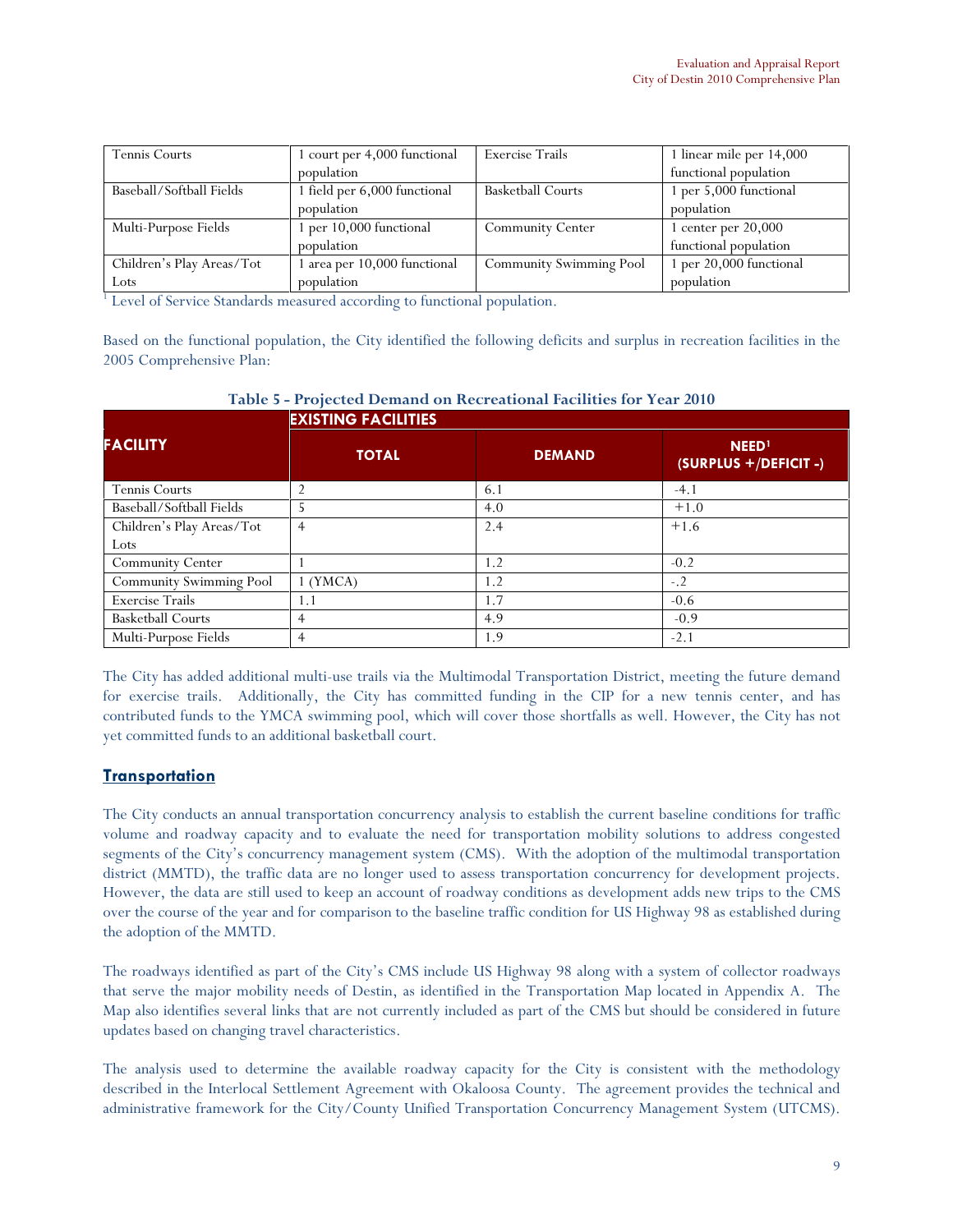| Tennis Courts | 1 court per 4,000 functional population | Exercise Trails | 1 linear mile per 14,000 functional population |
|---|---|---|---|
| Baseball/Softball Fields | 1 field per 6,000 functional population | Basketball Courts | 1 per 5,000 functional population |
| Multi-Purpose Fields | 1 per 10,000 functional population | Community Center | 1 center per 20,000 functional population |
| Children's Play Areas/Tot Lots | 1 area per 10,000 functional population | Community Swimming Pool | 1 per 20,000 functional population |

[1] Level of Service Standards measured according to functional population.

Based on the functional population, the City identified the following deficits and surplus in recreation facilities in the 2005 Comprehensive Plan:

**Table 5 - Projected Demand on Recreational Facilities for Year 2010**

| FACILITY | EXISTING FACILITIES | | |
|---|---|---|---|
| | TOTAL | DEMAND | NEED[1] (SURPLUS +/DEFICIT -) |
| Tennis Courts | 2 | 6.1 | -4.1 |
| Baseball/Softball Fields | 5 | 4.0 | +1.0 |
| Children's Play Areas/Tot Lots | 4 | 2.4 | +1.6 |
| Community Center | 1 | 1.2 | -0.2 |
| Community Swimming Pool | 1 (YMCA) | 1.2 | -.2 |
| Exercise Trails | 1.1 | 1.7 | -0.6 |
| Basketball Courts | 4 | 4.9 | -0.9 |
| Multi-Purpose Fields | 4 | 1.9 | -2.1 |

The City has added additional multi-use trails via the Multimodal Transportation District, meeting the future demand for exercise trails. Additionally, the City has committed funding in the CIP for a new tennis center, and has contributed funds to the YMCA swimming pool, which will cover those shortfalls as well. However, the City has not yet committed funds to an additional basketball court.

## Transportation

The City conducts an annual transportation concurrency analysis to establish the current baseline conditions for traffic volume and roadway capacity and to evaluate the need for transportation mobility solutions to address congested segments of the City's concurrency management system (CMS). With the adoption of the multimodal transportation district (MMTD), the traffic data are no longer used to assess transportation concurrency for development projects. However, the data are still used to keep an account of roadway conditions as development adds new trips to the CMS over the course of the year and for comparison to the baseline traffic condition for US Highway 98 as established during the adoption of the MMTD.

The roadways identified as part of the City's CMS include US Highway 98 along with a system of collector roadways that serve the major mobility needs of Destin, as identified in the Transportation Map located in Appendix A. The Map also identifies several links that are not currently included as part of the CMS but should be considered in future updates based on changing travel characteristics.

The analysis used to determine the available roadway capacity for the City is consistent with the methodology described in the Interlocal Settlement Agreement with Okaloosa County. The agreement provides the technical and administrative framework for the City/County Unified Transportation Concurrency Management System (UTCMS).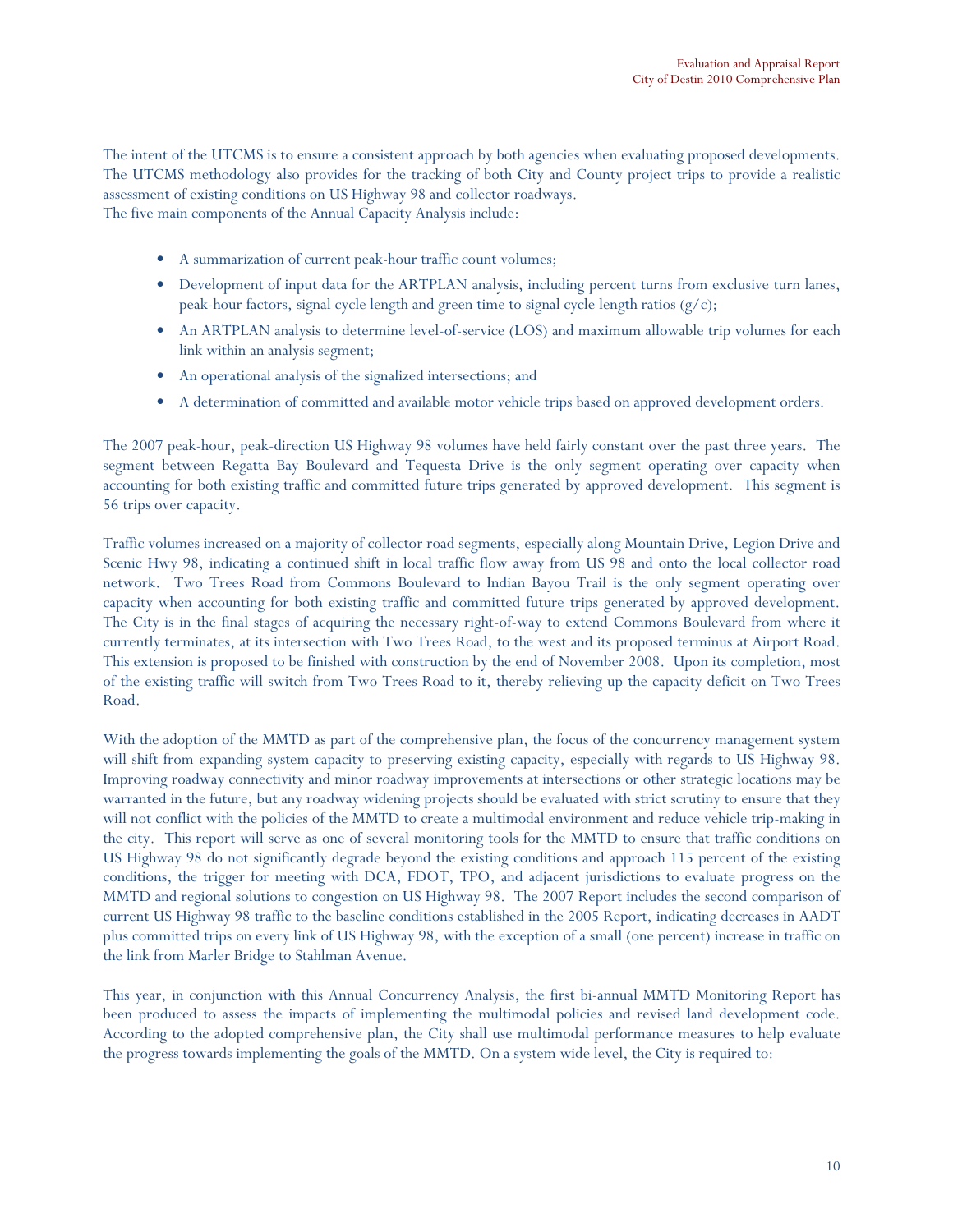The intent of the UTCMS is to ensure a consistent approach by both agencies when evaluating proposed developments. The UTCMS methodology also provides for the tracking of both City and County project trips to provide a realistic assessment of existing conditions on US Highway 98 and collector roadways.
The five main components of the Annual Capacity Analysis include:

- A summarization of current peak-hour traffic count volumes;
- Development of input data for the ARTPLAN analysis, including percent turns from exclusive turn lanes, peak-hour factors, signal cycle length and green time to signal cycle length ratios (g/c);
- An ARTPLAN analysis to determine level-of-service (LOS) and maximum allowable trip volumes for each link within an analysis segment;
- An operational analysis of the signalized intersections; and
- A determination of committed and available motor vehicle trips based on approved development orders.

The 2007 peak-hour, peak-direction US Highway 98 volumes have held fairly constant over the past three years. The segment between Regatta Bay Boulevard and Tequesta Drive is the only segment operating over capacity when accounting for both existing traffic and committed future trips generated by approved development. This segment is 56 trips over capacity.

Traffic volumes increased on a majority of collector road segments, especially along Mountain Drive, Legion Drive and Scenic Hwy 98, indicating a continued shift in local traffic flow away from US 98 and onto the local collector road network. Two Trees Road from Commons Boulevard to Indian Bayou Trail is the only segment operating over capacity when accounting for both existing traffic and committed future trips generated by approved development. The City is in the final stages of acquiring the necessary right-of-way to extend Commons Boulevard from where it currently terminates, at its intersection with Two Trees Road, to the west and its proposed terminus at Airport Road. This extension is proposed to be finished with construction by the end of November 2008. Upon its completion, most of the existing traffic will switch from Two Trees Road to it, thereby relieving up the capacity deficit on Two Trees Road.

With the adoption of the MMTD as part of the comprehensive plan, the focus of the concurrency management system will shift from expanding system capacity to preserving existing capacity, especially with regards to US Highway 98. Improving roadway connectivity and minor roadway improvements at intersections or other strategic locations may be warranted in the future, but any roadway widening projects should be evaluated with strict scrutiny to ensure that they will not conflict with the policies of the MMTD to create a multimodal environment and reduce vehicle trip-making in the city. This report will serve as one of several monitoring tools for the MMTD to ensure that traffic conditions on US Highway 98 do not significantly degrade beyond the existing conditions and approach 115 percent of the existing conditions, the trigger for meeting with DCA, FDOT, TPO, and adjacent jurisdictions to evaluate progress on the MMTD and regional solutions to congestion on US Highway 98. The 2007 Report includes the second comparison of current US Highway 98 traffic to the baseline conditions established in the 2005 Report, indicating decreases in AADT plus committed trips on every link of US Highway 98, with the exception of a small (one percent) increase in traffic on the link from Marler Bridge to Stahlman Avenue.

This year, in conjunction with this Annual Concurrency Analysis, the first bi-annual MMTD Monitoring Report has been produced to assess the impacts of implementing the multimodal policies and revised land development code. According to the adopted comprehensive plan, the City shall use multimodal performance measures to help evaluate the progress towards implementing the goals of the MMTD. On a system wide level, the City is required to: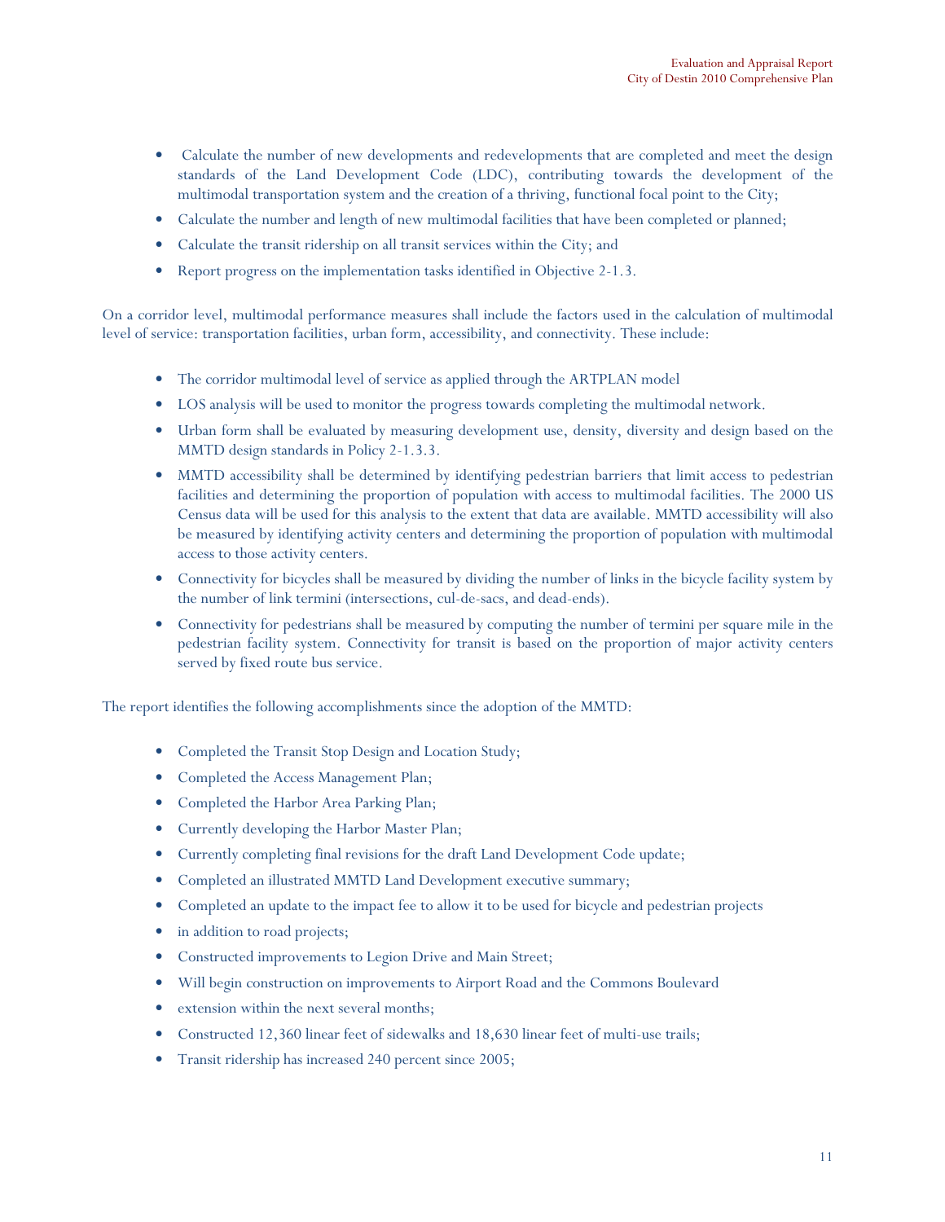- Calculate the number of new developments and redevelopments that are completed and meet the design standards of the Land Development Code (LDC), contributing towards the development of the multimodal transportation system and the creation of a thriving, functional focal point to the City;
- Calculate the number and length of new multimodal facilities that have been completed or planned;
- Calculate the transit ridership on all transit services within the City; and
- Report progress on the implementation tasks identified in Objective 2-1.3.

On a corridor level, multimodal performance measures shall include the factors used in the calculation of multimodal level of service: transportation facilities, urban form, accessibility, and connectivity. These include:

- The corridor multimodal level of service as applied through the ARTPLAN model
- LOS analysis will be used to monitor the progress towards completing the multimodal network.
- Urban form shall be evaluated by measuring development use, density, diversity and design based on the MMTD design standards in Policy 2-1.3.3.
- MMTD accessibility shall be determined by identifying pedestrian barriers that limit access to pedestrian facilities and determining the proportion of population with access to multimodal facilities. The 2000 US Census data will be used for this analysis to the extent that data are available. MMTD accessibility will also be measured by identifying activity centers and determining the proportion of population with multimodal access to those activity centers.
- Connectivity for bicycles shall be measured by dividing the number of links in the bicycle facility system by the number of link termini (intersections, cul-de-sacs, and dead-ends).
- Connectivity for pedestrians shall be measured by computing the number of termini per square mile in the pedestrian facility system. Connectivity for transit is based on the proportion of major activity centers served by fixed route bus service.

The report identifies the following accomplishments since the adoption of the MMTD:

- Completed the Transit Stop Design and Location Study;
- Completed the Access Management Plan;
- Completed the Harbor Area Parking Plan;
- Currently developing the Harbor Master Plan;
- Currently completing final revisions for the draft Land Development Code update;
- Completed an illustrated MMTD Land Development executive summary;
- Completed an update to the impact fee to allow it to be used for bicycle and pedestrian projects
- in addition to road projects;
- Constructed improvements to Legion Drive and Main Street;
- Will begin construction on improvements to Airport Road and the Commons Boulevard
- extension within the next several months;
- Constructed 12,360 linear feet of sidewalks and 18,630 linear feet of multi-use trails;
- Transit ridership has increased 240 percent since 2005;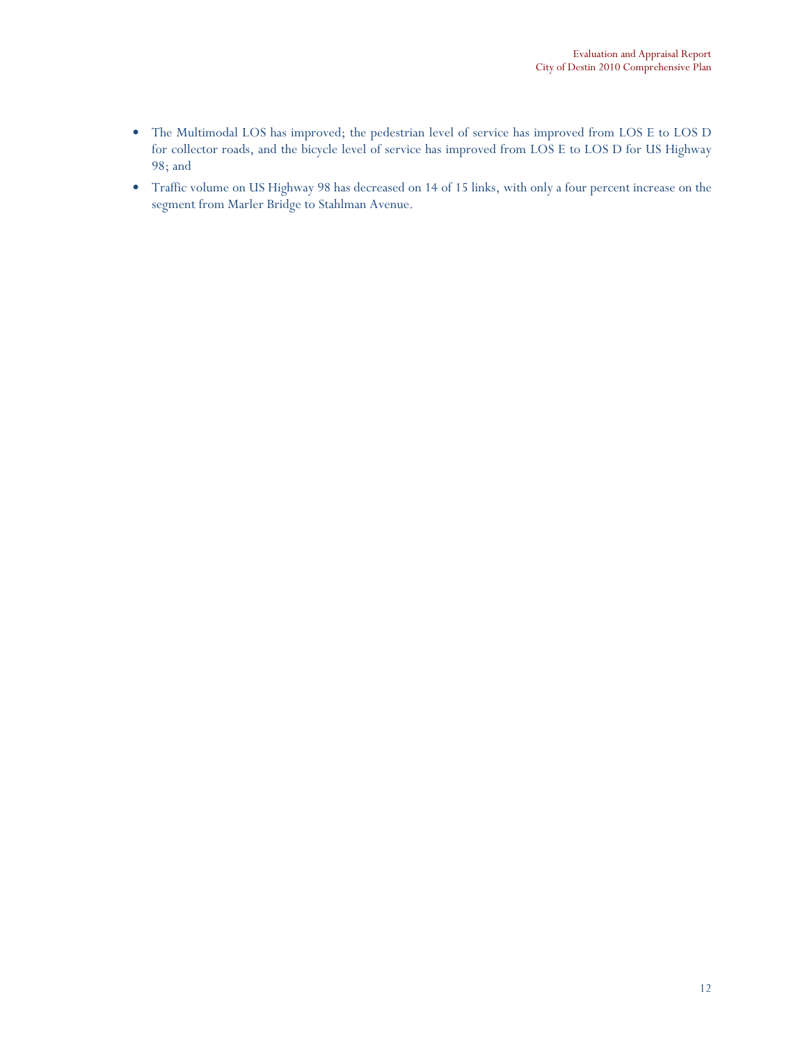- The Multimodal LOS has improved; the pedestrian level of service has improved from LOS E to LOS D for collector roads, and the bicycle level of service has improved from LOS E to LOS D for US Highway 98; and
- Traffic volume on US Highway 98 has decreased on 14 of 15 links, with only a four percent increase on the segment from Marler Bridge to Stahlman Avenue.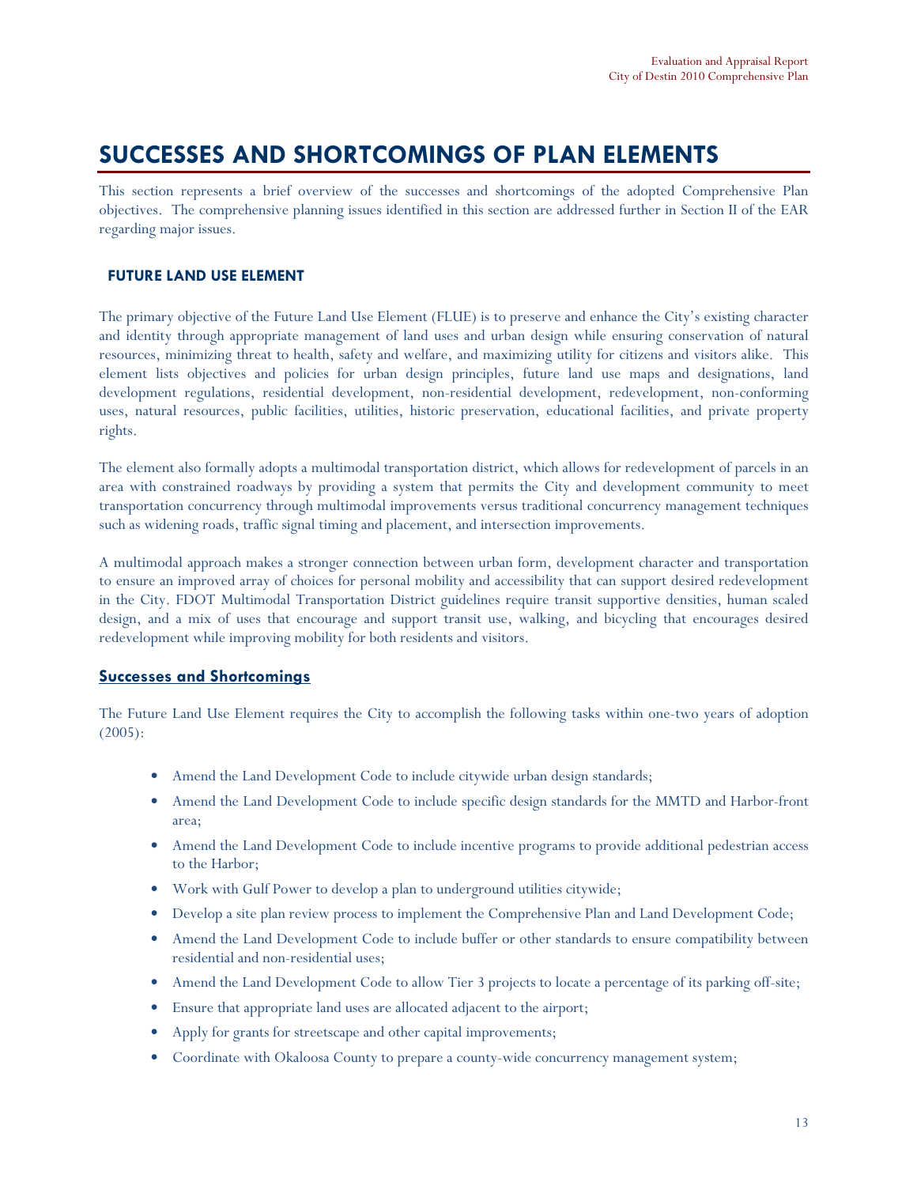# SUCCESSES AND SHORTCOMINGS OF PLAN ELEMENTS

This section represents a brief overview of the successes and shortcomings of the adopted Comprehensive Plan objectives. The comprehensive planning issues identified in this section are addressed further in Section II of the EAR regarding major issues.

## FUTURE LAND USE ELEMENT

The primary objective of the Future Land Use Element (FLUE) is to preserve and enhance the City's existing character and identity through appropriate management of land uses and urban design while ensuring conservation of natural resources, minimizing threat to health, safety and welfare, and maximizing utility for citizens and visitors alike. This element lists objectives and policies for urban design principles, future land use maps and designations, land development regulations, residential development, non-residential development, redevelopment, non-conforming uses, natural resources, public facilities, utilities, historic preservation, educational facilities, and private property rights.

The element also formally adopts a multimodal transportation district, which allows for redevelopment of parcels in an area with constrained roadways by providing a system that permits the City and development community to meet transportation concurrency through multimodal improvements versus traditional concurrency management techniques such as widening roads, traffic signal timing and placement, and intersection improvements.

A multimodal approach makes a stronger connection between urban form, development character and transportation to ensure an improved array of choices for personal mobility and accessibility that can support desired redevelopment in the City. FDOT Multimodal Transportation District guidelines require transit supportive densities, human scaled design, and a mix of uses that encourage and support transit use, walking, and bicycling that encourages desired redevelopment while improving mobility for both residents and visitors.

### Successes and Shortcomings

The Future Land Use Element requires the City to accomplish the following tasks within one-two years of adoption (2005):

- Amend the Land Development Code to include citywide urban design standards;
- Amend the Land Development Code to include specific design standards for the MMTD and Harbor-front area;
- Amend the Land Development Code to include incentive programs to provide additional pedestrian access to the Harbor;
- Work with Gulf Power to develop a plan to underground utilities citywide;
- Develop a site plan review process to implement the Comprehensive Plan and Land Development Code;
- Amend the Land Development Code to include buffer or other standards to ensure compatibility between residential and non-residential uses;
- Amend the Land Development Code to allow Tier 3 projects to locate a percentage of its parking off-site;
- Ensure that appropriate land uses are allocated adjacent to the airport;
- Apply for grants for streetscape and other capital improvements;
- Coordinate with Okaloosa County to prepare a county-wide concurrency management system;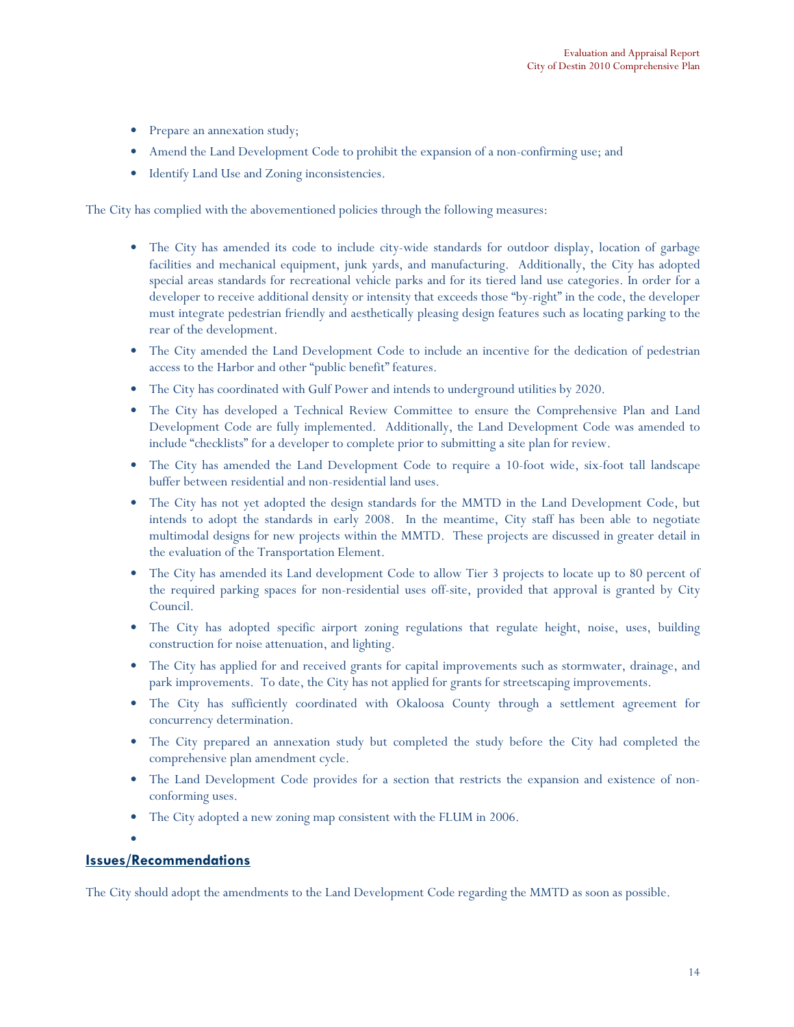- Prepare an annexation study;
- Amend the Land Development Code to prohibit the expansion of a non-confirming use; and
- Identify Land Use and Zoning inconsistencies.

The City has complied with the abovementioned policies through the following measures:

- The City has amended its code to include city-wide standards for outdoor display, location of garbage facilities and mechanical equipment, junk yards, and manufacturing. Additionally, the City has adopted special areas standards for recreational vehicle parks and for its tiered land use categories. In order for a developer to receive additional density or intensity that exceeds those "by-right" in the code, the developer must integrate pedestrian friendly and aesthetically pleasing design features such as locating parking to the rear of the development.
- The City amended the Land Development Code to include an incentive for the dedication of pedestrian access to the Harbor and other "public benefit" features.
- The City has coordinated with Gulf Power and intends to underground utilities by 2020.
- The City has developed a Technical Review Committee to ensure the Comprehensive Plan and Land Development Code are fully implemented. Additionally, the Land Development Code was amended to include "checklists" for a developer to complete prior to submitting a site plan for review.
- The City has amended the Land Development Code to require a 10-foot wide, six-foot tall landscape buffer between residential and non-residential land uses.
- The City has not yet adopted the design standards for the MMTD in the Land Development Code, but intends to adopt the standards in early 2008. In the meantime, City staff has been able to negotiate multimodal designs for new projects within the MMTD. These projects are discussed in greater detail in the evaluation of the Transportation Element.
- The City has amended its Land development Code to allow Tier 3 projects to locate up to 80 percent of the required parking spaces for non-residential uses off-site, provided that approval is granted by City Council.
- The City has adopted specific airport zoning regulations that regulate height, noise, uses, building construction for noise attenuation, and lighting.
- The City has applied for and received grants for capital improvements such as stormwater, drainage, and park improvements. To date, the City has not applied for grants for streetscaping improvements.
- The City has sufficiently coordinated with Okaloosa County through a settlement agreement for concurrency determination.
- The City prepared an annexation study but completed the study before the City had completed the comprehensive plan amendment cycle.
- The Land Development Code provides for a section that restricts the expansion and existence of non-conforming uses.
- The City adopted a new zoning map consistent with the FLUM in 2006.

## Issues/Recommendations

The City should adopt the amendments to the Land Development Code regarding the MMTD as soon as possible.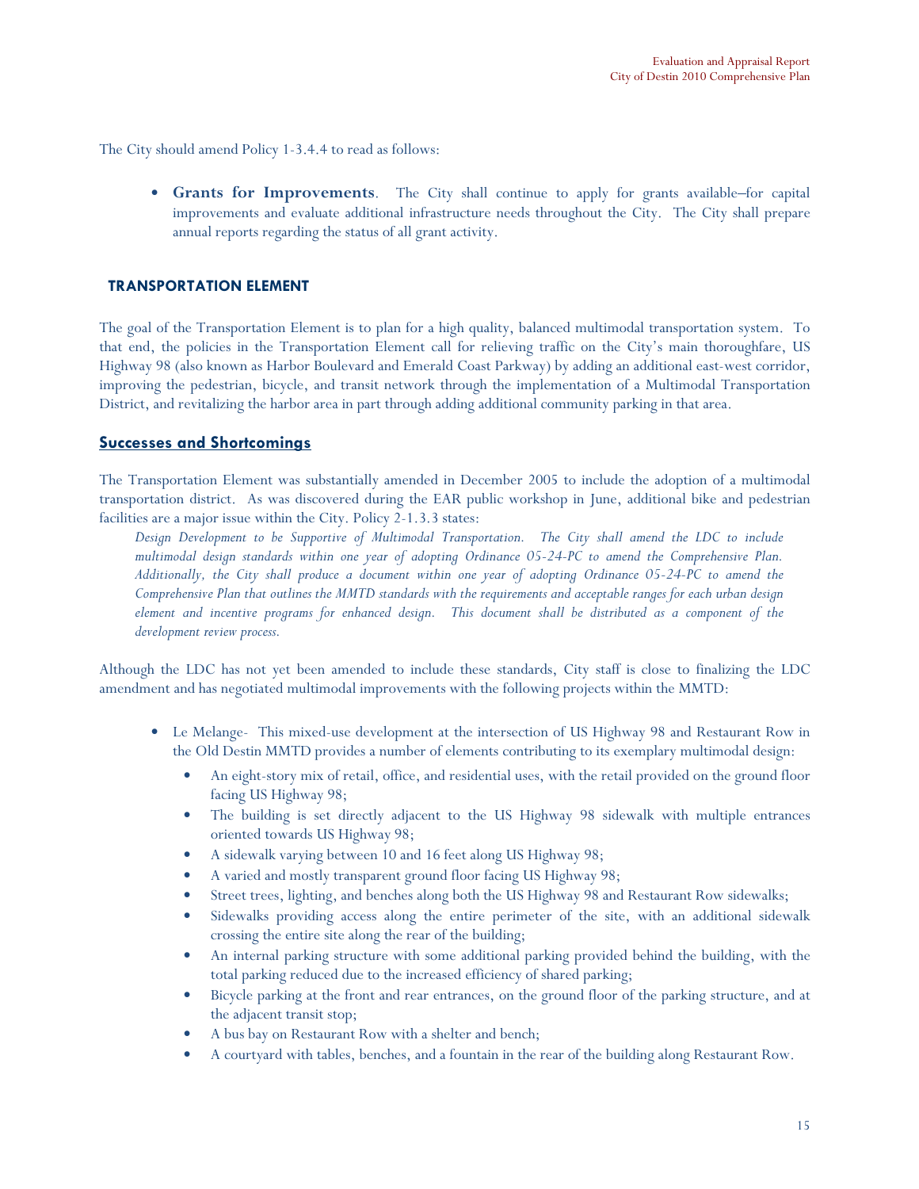The City should amend Policy 1-3.4.4 to read as follows:

- **Grants for Improvements**. The City shall continue to apply for grants available–for capital improvements and evaluate additional infrastructure needs throughout the City. The City shall prepare annual reports regarding the status of all grant activity.

## TRANSPORTATION ELEMENT

The goal of the Transportation Element is to plan for a high quality, balanced multimodal transportation system. To that end, the policies in the Transportation Element call for relieving traffic on the City's main thoroughfare, US Highway 98 (also known as Harbor Boulevard and Emerald Coast Parkway) by adding an additional east-west corridor, improving the pedestrian, bicycle, and transit network through the implementation of a Multimodal Transportation District, and revitalizing the harbor area in part through adding additional community parking in that area.

### Successes and Shortcomings

The Transportation Element was substantially amended in December 2005 to include the adoption of a multimodal transportation district. As was discovered during the EAR public workshop in June, additional bike and pedestrian facilities are a major issue within the City. Policy 2-1.3.3 states:

> *Design Development to be Supportive of Multimodal Transportation. The City shall amend the LDC to include multimodal design standards within one year of adopting Ordinance 05-24-PC to amend the Comprehensive Plan. Additionally, the City shall produce a document within one year of adopting Ordinance 05-24-PC to amend the Comprehensive Plan that outlines the MMTD standards with the requirements and acceptable ranges for each urban design element and incentive programs for enhanced design. This document shall be distributed as a component of the development review process.*

Although the LDC has not yet been amended to include these standards, City staff is close to finalizing the LDC amendment and has negotiated multimodal improvements with the following projects within the MMTD:

- Le Melange- This mixed-use development at the intersection of US Highway 98 and Restaurant Row in the Old Destin MMTD provides a number of elements contributing to its exemplary multimodal design:
  - An eight-story mix of retail, office, and residential uses, with the retail provided on the ground floor facing US Highway 98;
  - The building is set directly adjacent to the US Highway 98 sidewalk with multiple entrances oriented towards US Highway 98;
  - A sidewalk varying between 10 and 16 feet along US Highway 98;
  - A varied and mostly transparent ground floor facing US Highway 98;
  - Street trees, lighting, and benches along both the US Highway 98 and Restaurant Row sidewalks;
  - Sidewalks providing access along the entire perimeter of the site, with an additional sidewalk crossing the entire site along the rear of the building;
  - An internal parking structure with some additional parking provided behind the building, with the total parking reduced due to the increased efficiency of shared parking;
  - Bicycle parking at the front and rear entrances, on the ground floor of the parking structure, and at the adjacent transit stop;
  - A bus bay on Restaurant Row with a shelter and bench;
  - A courtyard with tables, benches, and a fountain in the rear of the building along Restaurant Row.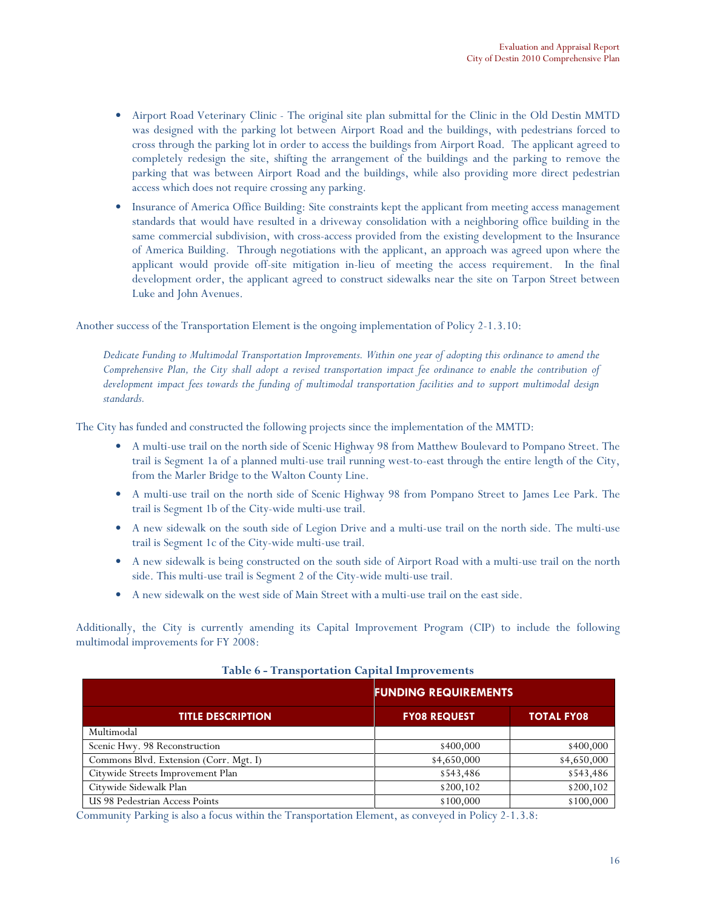- Airport Road Veterinary Clinic - The original site plan submittal for the Clinic in the Old Destin MMTD was designed with the parking lot between Airport Road and the buildings, with pedestrians forced to cross through the parking lot in order to access the buildings from Airport Road. The applicant agreed to completely redesign the site, shifting the arrangement of the buildings and the parking to remove the parking that was between Airport Road and the buildings, while also providing more direct pedestrian access which does not require crossing any parking.
- Insurance of America Office Building: Site constraints kept the applicant from meeting access management standards that would have resulted in a driveway consolidation with a neighboring office building in the same commercial subdivision, with cross-access provided from the existing development to the Insurance of America Building. Through negotiations with the applicant, an approach was agreed upon where the applicant would provide off-site mitigation in-lieu of meeting the access requirement. In the final development order, the applicant agreed to construct sidewalks near the site on Tarpon Street between Luke and John Avenues.

Another success of the Transportation Element is the ongoing implementation of Policy 2-1.3.10:

*Dedicate Funding to Multimodal Transportation Improvements. Within one year of adopting this ordinance to amend the Comprehensive Plan, the City shall adopt a revised transportation impact fee ordinance to enable the contribution of development impact fees towards the funding of multimodal transportation facilities and to support multimodal design standards.*

The City has funded and constructed the following projects since the implementation of the MMTD:

- A multi-use trail on the north side of Scenic Highway 98 from Matthew Boulevard to Pompano Street. The trail is Segment 1a of a planned multi-use trail running west-to-east through the entire length of the City, from the Marler Bridge to the Walton County Line.
- A multi-use trail on the north side of Scenic Highway 98 from Pompano Street to James Lee Park. The trail is Segment 1b of the City-wide multi-use trail.
- A new sidewalk on the south side of Legion Drive and a multi-use trail on the north side. The multi-use trail is Segment 1c of the City-wide multi-use trail.
- A new sidewalk is being constructed on the south side of Airport Road with a multi-use trail on the north side. This multi-use trail is Segment 2 of the City-wide multi-use trail.
- A new sidewalk on the west side of Main Street with a multi-use trail on the east side.

Additionally, the City is currently amending its Capital Improvement Program (CIP) to include the following multimodal improvements for FY 2008:

**Table 6 - Transportation Capital Improvements**

| | FUNDING REQUIREMENTS | |
|---|---|---|
| **TITLE DESCRIPTION** | **FY08 REQUEST** | **TOTAL FY08** |
| Multimodal | | |
| Scenic Hwy. 98 Reconstruction | $400,000 | $400,000 |
| Commons Blvd. Extension (Corr. Mgt. I) | $4,650,000 | $4,650,000 |
| Citywide Streets Improvement Plan | $543,486 | $543,486 |
| Citywide Sidewalk Plan | $200,102 | $200,102 |
| US 98 Pedestrian Access Points | $100,000 | $100,000 |

Community Parking is also a focus within the Transportation Element, as conveyed in Policy 2-1.3.8: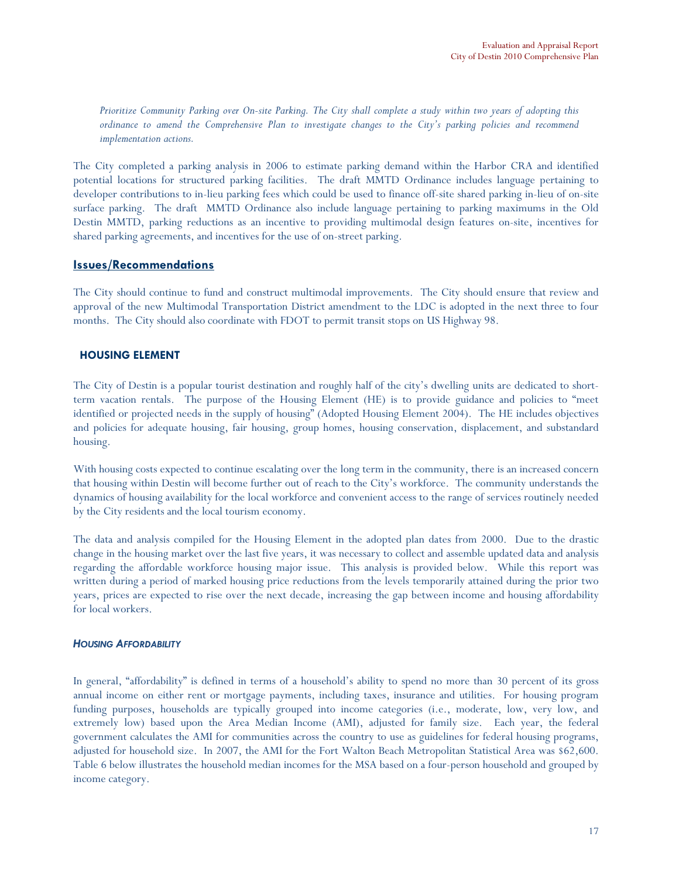*Prioritize Community Parking over On-site Parking. The City shall complete a study within two years of adopting this ordinance to amend the Comprehensive Plan to investigate changes to the City's parking policies and recommend implementation actions.*

The City completed a parking analysis in 2006 to estimate parking demand within the Harbor CRA and identified potential locations for structured parking facilities. The draft MMTD Ordinance includes language pertaining to developer contributions to in-lieu parking fees which could be used to finance off-site shared parking in-lieu of on-site surface parking. The draft MMTD Ordinance also include language pertaining to parking maximums in the Old Destin MMTD, parking reductions as an incentive to providing multimodal design features on-site, incentives for shared parking agreements, and incentives for the use of on-street parking.

## Issues/Recommendations

The City should continue to fund and construct multimodal improvements. The City should ensure that review and approval of the new Multimodal Transportation District amendment to the LDC is adopted in the next three to four months. The City should also coordinate with FDOT to permit transit stops on US Highway 98.

## HOUSING ELEMENT

The City of Destin is a popular tourist destination and roughly half of the city's dwelling units are dedicated to short-term vacation rentals. The purpose of the Housing Element (HE) is to provide guidance and policies to "meet identified or projected needs in the supply of housing" (Adopted Housing Element 2004). The HE includes objectives and policies for adequate housing, fair housing, group homes, housing conservation, displacement, and substandard housing.

With housing costs expected to continue escalating over the long term in the community, there is an increased concern that housing within Destin will become further out of reach to the City's workforce. The community understands the dynamics of housing availability for the local workforce and convenient access to the range of services routinely needed by the City residents and the local tourism economy.

The data and analysis compiled for the Housing Element in the adopted plan dates from 2000. Due to the drastic change in the housing market over the last five years, it was necessary to collect and assemble updated data and analysis regarding the affordable workforce housing major issue. This analysis is provided below. While this report was written during a period of marked housing price reductions from the levels temporarily attained during the prior two years, prices are expected to rise over the next decade, increasing the gap between income and housing affordability for local workers.

### *HOUSING AFFORDABILITY*

In general, "affordability" is defined in terms of a household's ability to spend no more than 30 percent of its gross annual income on either rent or mortgage payments, including taxes, insurance and utilities. For housing program funding purposes, households are typically grouped into income categories (i.e., moderate, low, very low, and extremely low) based upon the Area Median Income (AMI), adjusted for family size. Each year, the federal government calculates the AMI for communities across the country to use as guidelines for federal housing programs, adjusted for household size. In 2007, the AMI for the Fort Walton Beach Metropolitan Statistical Area was $62,600. Table 6 below illustrates the household median incomes for the MSA based on a four-person household and grouped by income category.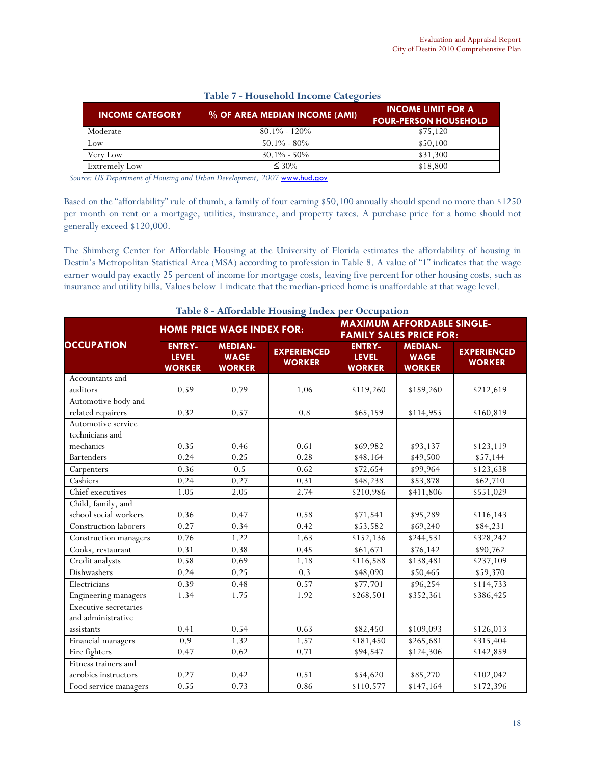**Table 7 - Household Income Categories**

| INCOME CATEGORY | % OF AREA MEDIAN INCOME (AMI) | INCOME LIMIT FOR A FOUR-PERSON HOUSEHOLD |
|---|---|---|
| Moderate | 80.1% - 120% | \$75,120 |
| Low | 50.1% - 80% | \$50,100 |
| Very Low | 30.1% - 50% | \$31,300 |
| Extremely Low | ≤ 30% | \$18,800 |

*Source: US Department of Housing and Urban Development, 2007* www.hud.gov

Based on the "affordability" rule of thumb, a family of four earning \$50,100 annually should spend no more than \$1250 per month on rent or a mortgage, utilities, insurance, and property taxes. A purchase price for a home should not generally exceed \$120,000.

The Shimberg Center for Affordable Housing at the University of Florida estimates the affordability of housing in Destin's Metropolitan Statistical Area (MSA) according to profession in Table 8. A value of "1" indicates that the wage earner would pay exactly 25 percent of income for mortgage costs, leaving five percent for other housing costs, such as insurance and utility bills. Values below 1 indicate that the median-priced home is unaffordable at that wage level.

**Table 8 - Affordable Housing Index per Occupation**

| OCCUPATION | HOME PRICE WAGE INDEX FOR: | | | MAXIMUM AFFORDABLE SINGLE-FAMILY SALES PRICE FOR: | | |
|---|---|---|---|---|---|---|
| | ENTRY-LEVEL WORKER | MEDIAN-WAGE WORKER | EXPERIENCED WORKER | ENTRY-LEVEL WORKER | MEDIAN-WAGE WORKER | EXPERIENCED WORKER |
| Accountants and auditors | 0.59 | 0.79 | 1.06 | \$119,260 | \$159,260 | \$212,619 |
| Automotive body and related repairers | 0.32 | 0.57 | 0.8 | \$65,159 | \$114,955 | \$160,819 |
| Automotive service technicians and mechanics | 0.35 | 0.46 | 0.61 | \$69,982 | \$93,137 | \$123,119 |
| Bartenders | 0.24 | 0.25 | 0.28 | \$48,164 | \$49,500 | \$57,144 |
| Carpenters | 0.36 | 0.5 | 0.62 | \$72,654 | \$99,964 | \$123,638 |
| Cashiers | 0.24 | 0.27 | 0.31 | \$48,238 | \$53,878 | \$62,710 |
| Chief executives | 1.05 | 2.05 | 2.74 | \$210,986 | \$411,806 | \$551,029 |
| Child, family, and school social workers | 0.36 | 0.47 | 0.58 | \$71,541 | \$95,289 | \$116,143 |
| Construction laborers | 0.27 | 0.34 | 0.42 | \$53,582 | \$69,240 | \$84,231 |
| Construction managers | 0.76 | 1.22 | 1.63 | \$152,136 | \$244,531 | \$328,242 |
| Cooks, restaurant | 0.31 | 0.38 | 0.45 | \$61,671 | \$76,142 | \$90,762 |
| Credit analysts | 0.58 | 0.69 | 1.18 | \$116,588 | \$138,481 | \$237,109 |
| Dishwashers | 0.24 | 0.25 | 0.3 | \$48,090 | \$50,465 | \$59,370 |
| Electricians | 0.39 | 0.48 | 0.57 | \$77,701 | \$96,254 | \$114,733 |
| Engineering managers | 1.34 | 1.75 | 1.92 | \$268,501 | \$352,361 | \$386,425 |
| Executive secretaries and administrative assistants | 0.41 | 0.54 | 0.63 | \$82,450 | \$109,093 | \$126,013 |
| Financial managers | 0.9 | 1.32 | 1.57 | \$181,450 | \$265,681 | \$315,404 |
| Fire fighters | 0.47 | 0.62 | 0.71 | \$94,547 | \$124,306 | \$142,859 |
| Fitness trainers and aerobics instructors | 0.27 | 0.42 | 0.51 | \$54,620 | \$85,270 | \$102,042 |
| Food service managers | 0.55 | 0.73 | 0.86 | \$110,577 | \$147,164 | \$172,396 |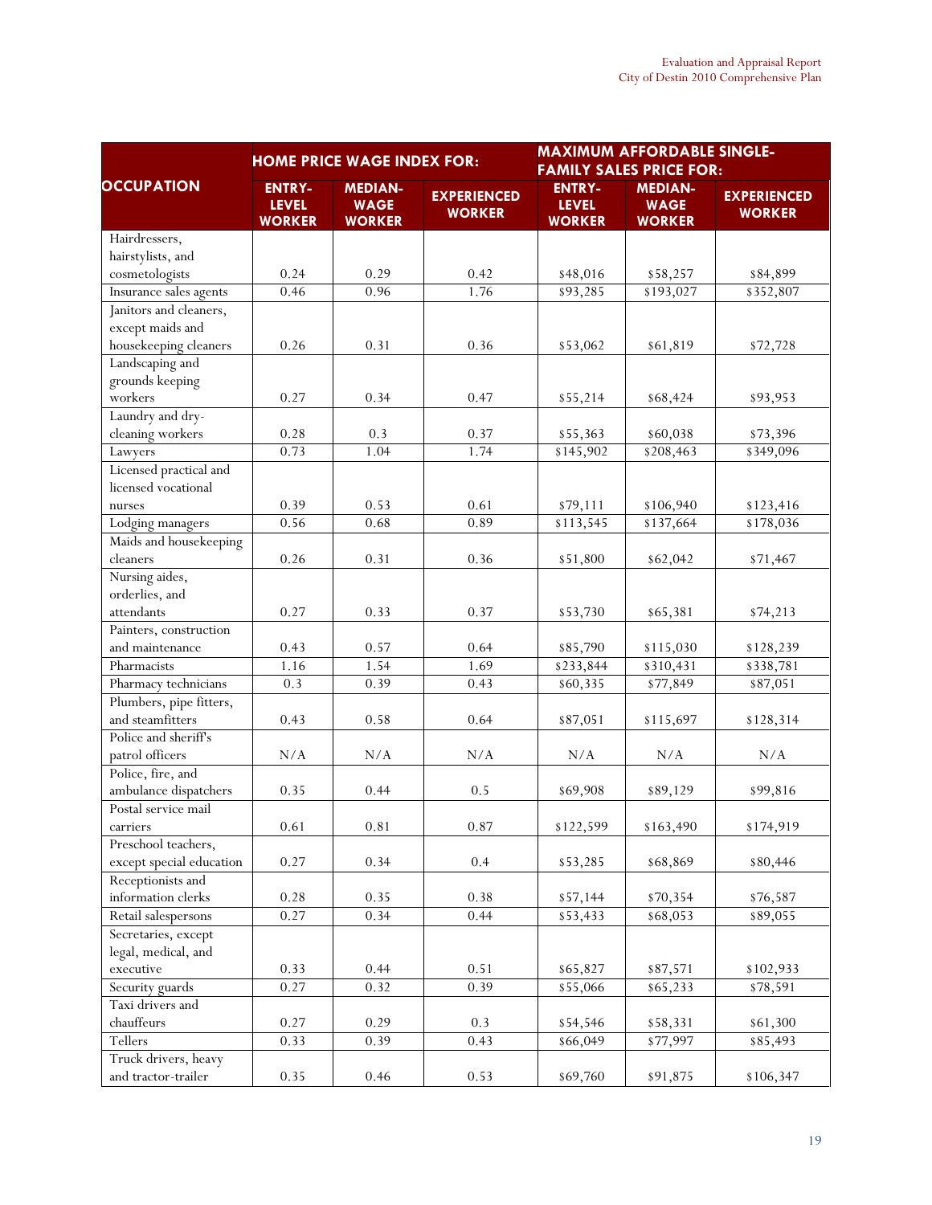| OCCUPATION | HOME PRICE WAGE INDEX FOR: | | | MAXIMUM AFFORDABLE SINGLE-FAMILY SALES PRICE FOR: | | |
|---|---|---|---|---|---|---|
| | ENTRY-LEVEL WORKER | MEDIAN-WAGE WORKER | EXPERIENCED WORKER | ENTRY-LEVEL WORKER | MEDIAN-WAGE WORKER | EXPERIENCED WORKER |
| Hairdressers, hairstylists, and cosmetologists | 0.24 | 0.29 | 0.42 | $48,016 | $58,257 | $84,899 |
| Insurance sales agents | 0.46 | 0.96 | 1.76 | $93,285 | $193,027 | $352,807 |
| Janitors and cleaners, except maids and housekeeping cleaners | 0.26 | 0.31 | 0.36 | $53,062 | $61,819 | $72,728 |
| Landscaping and grounds keeping workers | 0.27 | 0.34 | 0.47 | $55,214 | $68,424 | $93,953 |
| Laundry and dry-cleaning workers | 0.28 | 0.3 | 0.37 | $55,363 | $60,038 | $73,396 |
| Lawyers | 0.73 | 1.04 | 1.74 | $145,902 | $208,463 | $349,096 |
| Licensed practical and licensed vocational nurses | 0.39 | 0.53 | 0.61 | $79,111 | $106,940 | $123,416 |
| Lodging managers | 0.56 | 0.68 | 0.89 | $113,545 | $137,664 | $178,036 |
| Maids and housekeeping cleaners | 0.26 | 0.31 | 0.36 | $51,800 | $62,042 | $71,467 |
| Nursing aides, orderlies, and attendants | 0.27 | 0.33 | 0.37 | $53,730 | $65,381 | $74,213 |
| Painters, construction and maintenance | 0.43 | 0.57 | 0.64 | $85,790 | $115,030 | $128,239 |
| Pharmacists | 1.16 | 1.54 | 1.69 | $233,844 | $310,431 | $338,781 |
| Pharmacy technicians | 0.3 | 0.39 | 0.43 | $60,335 | $77,849 | $87,051 |
| Plumbers, pipe fitters, and steamfitters | 0.43 | 0.58 | 0.64 | $87,051 | $115,697 | $128,314 |
| Police and sheriff's patrol officers | N/A | N/A | N/A | N/A | N/A | N/A |
| Police, fire, and ambulance dispatchers | 0.35 | 0.44 | 0.5 | $69,908 | $89,129 | $99,816 |
| Postal service mail carriers | 0.61 | 0.81 | 0.87 | $122,599 | $163,490 | $174,919 |
| Preschool teachers, except special education | 0.27 | 0.34 | 0.4 | $53,285 | $68,869 | $80,446 |
| Receptionists and information clerks | 0.28 | 0.35 | 0.38 | $57,144 | $70,354 | $76,587 |
| Retail salespersons | 0.27 | 0.34 | 0.44 | $53,433 | $68,053 | $89,055 |
| Secretaries, except legal, medical, and executive | 0.33 | 0.44 | 0.51 | $65,827 | $87,571 | $102,933 |
| Security guards | 0.27 | 0.32 | 0.39 | $55,066 | $65,233 | $78,591 |
| Taxi drivers and chauffeurs | 0.27 | 0.29 | 0.3 | $54,546 | $58,331 | $61,300 |
| Tellers | 0.33 | 0.39 | 0.43 | $66,049 | $77,997 | $85,493 |
| Truck drivers, heavy and tractor-trailer | 0.35 | 0.46 | 0.53 | $69,760 | $91,875 | $106,347 |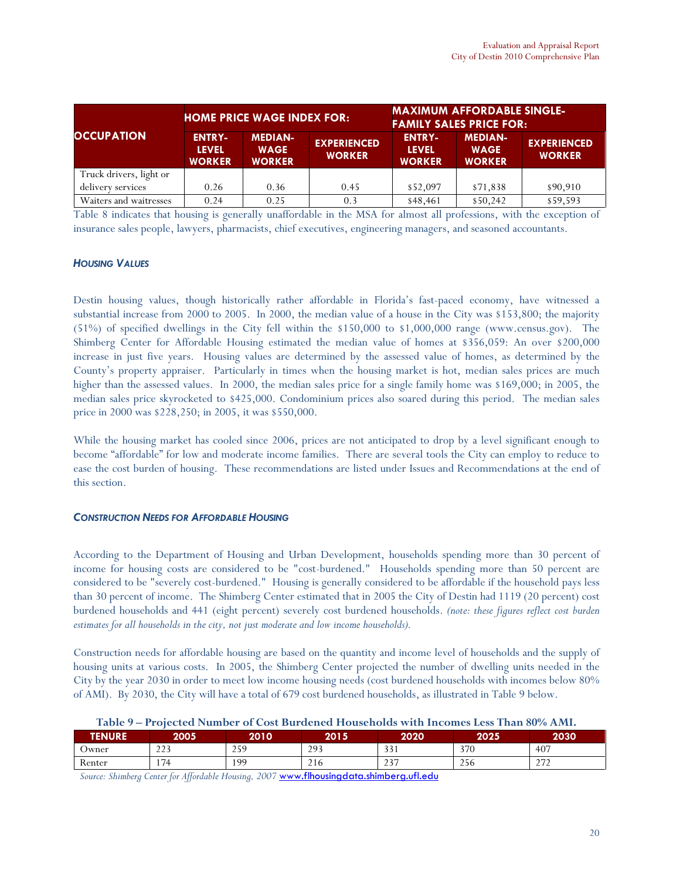| OCCUPATION | HOME PRICE WAGE INDEX FOR: | | | MAXIMUM AFFORDABLE SINGLE-FAMILY SALES PRICE FOR: | | |
|---|---|---|---|---|---|---|
| | ENTRY-LEVEL WORKER | MEDIAN-WAGE WORKER | EXPERIENCED WORKER | ENTRY-LEVEL WORKER | MEDIAN-WAGE WORKER | EXPERIENCED WORKER |
| Truck drivers, light or delivery services | 0.26 | 0.36 | 0.45 | $52,097 | $71,838 | $90,910 |
| Waiters and waitresses | 0.24 | 0.25 | 0.3 | $48,461 | $50,242 | $59,593 |

Table 8 indicates that housing is generally unaffordable in the MSA for almost all professions, with the exception of insurance sales people, lawyers, pharmacists, chief executives, engineering managers, and seasoned accountants.

### *Housing Values*

Destin housing values, though historically rather affordable in Florida's fast-paced economy, have witnessed a substantial increase from 2000 to 2005. In 2000, the median value of a house in the City was $153,800; the majority (51%) of specified dwellings in the City fell within the $150,000 to $1,000,000 range (www.census.gov). The Shimberg Center for Affordable Housing estimated the median value of homes at $356,059: An over $200,000 increase in just five years. Housing values are determined by the assessed value of homes, as determined by the County's property appraiser. Particularly in times when the housing market is hot, median sales prices are much higher than the assessed values. In 2000, the median sales price for a single family home was $169,000; in 2005, the median sales price skyrocketed to $425,000. Condominium prices also soared during this period. The median sales price in 2000 was $228,250; in 2005, it was $550,000.

While the housing market has cooled since 2006, prices are not anticipated to drop by a level significant enough to become "affordable" for low and moderate income families. There are several tools the City can employ to reduce to ease the cost burden of housing. These recommendations are listed under Issues and Recommendations at the end of this section.

### *Construction Needs for Affordable Housing*

According to the Department of Housing and Urban Development, households spending more than 30 percent of income for housing costs are considered to be "cost-burdened." Households spending more than 50 percent are considered to be "severely cost-burdened." Housing is generally considered to be affordable if the household pays less than 30 percent of income. The Shimberg Center estimated that in 2005 the City of Destin had 1119 (20 percent) cost burdened households and 441 (eight percent) severely cost burdened households. *(note: these figures reflect cost burden estimates for all households in the city, not just moderate and low income households).*

Construction needs for affordable housing are based on the quantity and income level of households and the supply of housing units at various costs. In 2005, the Shimberg Center projected the number of dwelling units needed in the City by the year 2030 in order to meet low income housing needs (cost burdened households with incomes below 80% of AMI). By 2030, the City will have a total of 679 cost burdened households, as illustrated in Table 9 below.

**Table 9 – Projected Number of Cost Burdened Households with Incomes Less Than 80% AMI.**

| TENURE | 2005 | 2010 | 2015 | 2020 | 2025 | 2030 |
|---|---|---|---|---|---|---|
| Owner | 223 | 259 | 293 | 331 | 370 | 407 |
| Renter | 174 | 199 | 216 | 237 | 256 | 272 |

*Source: Shimberg Center for Affordable Housing, 2007* www.flhousingdata.shimberg.ufl.edu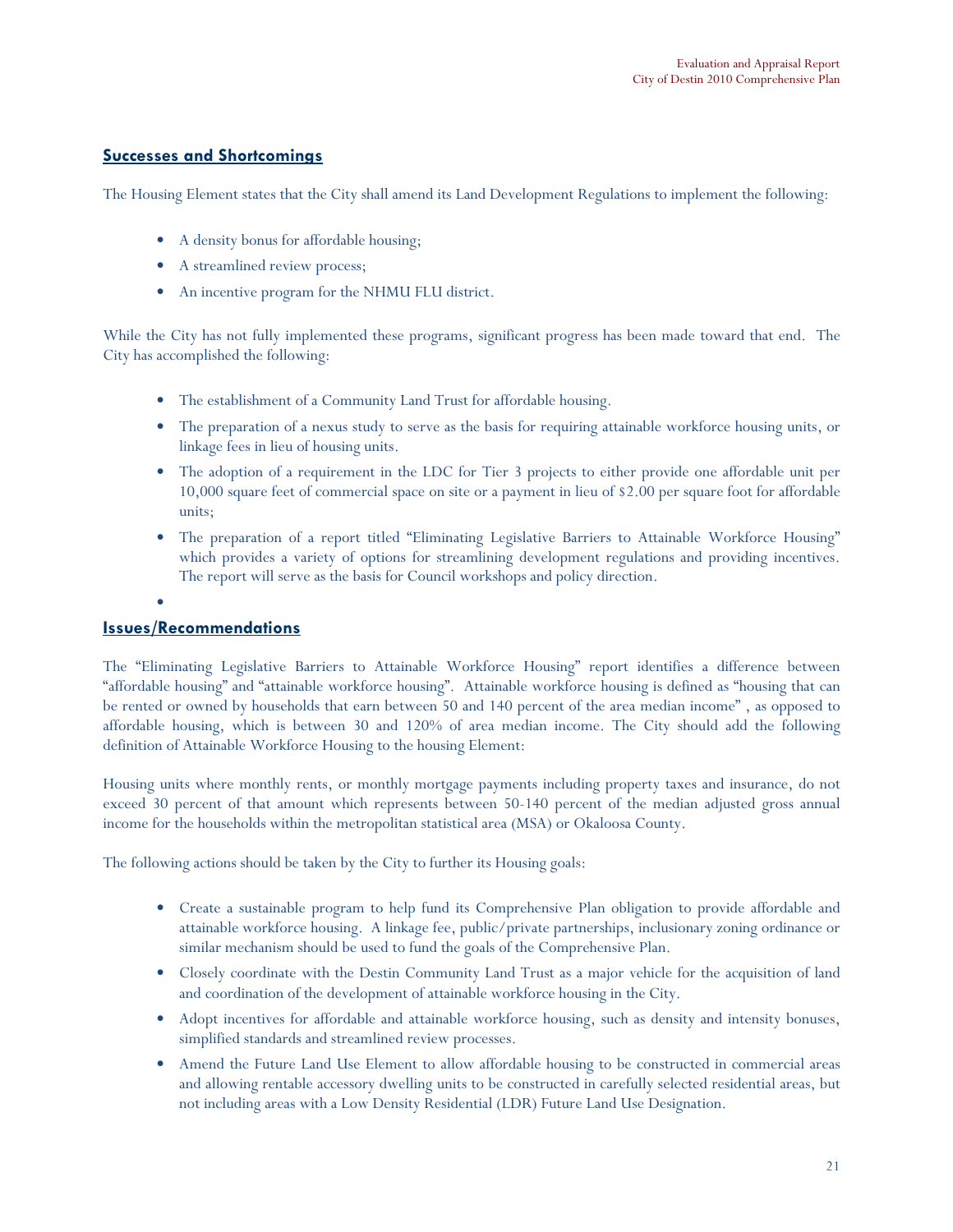## Successes and Shortcomings

The Housing Element states that the City shall amend its Land Development Regulations to implement the following:

- A density bonus for affordable housing;
- A streamlined review process;
- An incentive program for the NHMU FLU district.

While the City has not fully implemented these programs, significant progress has been made toward that end. The City has accomplished the following:

- The establishment of a Community Land Trust for affordable housing.
- The preparation of a nexus study to serve as the basis for requiring attainable workforce housing units, or linkage fees in lieu of housing units.
- The adoption of a requirement in the LDC for Tier 3 projects to either provide one affordable unit per 10,000 square feet of commercial space on site or a payment in lieu of $2.00 per square foot for affordable units;
- The preparation of a report titled "Eliminating Legislative Barriers to Attainable Workforce Housing" which provides a variety of options for streamlining development regulations and providing incentives. The report will serve as the basis for Council workshops and policy direction.

## Issues/Recommendations

The "Eliminating Legislative Barriers to Attainable Workforce Housing" report identifies a difference between "affordable housing" and "attainable workforce housing". Attainable workforce housing is defined as "housing that can be rented or owned by households that earn between 50 and 140 percent of the area median income" , as opposed to affordable housing, which is between 30 and 120% of area median income. The City should add the following definition of Attainable Workforce Housing to the housing Element:

Housing units where monthly rents, or monthly mortgage payments including property taxes and insurance, do not exceed 30 percent of that amount which represents between 50-140 percent of the median adjusted gross annual income for the households within the metropolitan statistical area (MSA) or Okaloosa County.

The following actions should be taken by the City to further its Housing goals:

- Create a sustainable program to help fund its Comprehensive Plan obligation to provide affordable and attainable workforce housing. A linkage fee, public/private partnerships, inclusionary zoning ordinance or similar mechanism should be used to fund the goals of the Comprehensive Plan.
- Closely coordinate with the Destin Community Land Trust as a major vehicle for the acquisition of land and coordination of the development of attainable workforce housing in the City.
- Adopt incentives for affordable and attainable workforce housing, such as density and intensity bonuses, simplified standards and streamlined review processes.
- Amend the Future Land Use Element to allow affordable housing to be constructed in commercial areas and allowing rentable accessory dwelling units to be constructed in carefully selected residential areas, but not including areas with a Low Density Residential (LDR) Future Land Use Designation.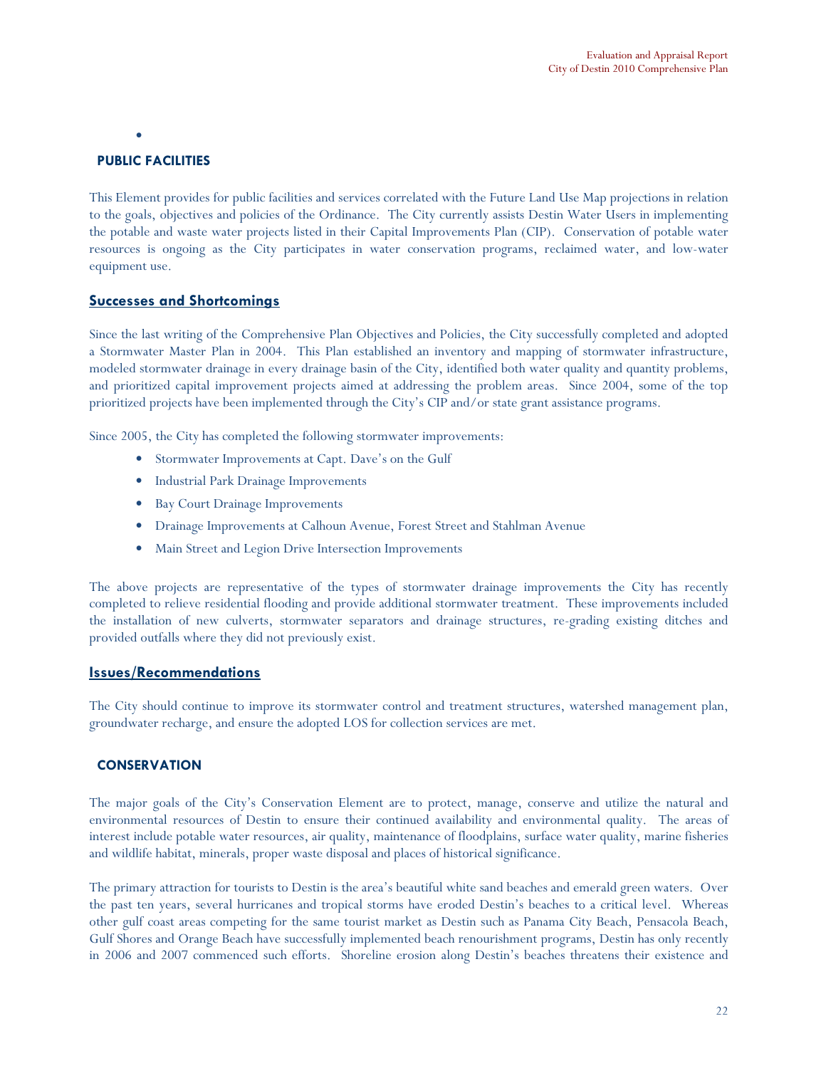## PUBLIC FACILITIES

This Element provides for public facilities and services correlated with the Future Land Use Map projections in relation to the goals, objectives and policies of the Ordinance. The City currently assists Destin Water Users in implementing the potable and waste water projects listed in their Capital Improvements Plan (CIP). Conservation of potable water resources is ongoing as the City participates in water conservation programs, reclaimed water, and low-water equipment use.

### Successes and Shortcomings

Since the last writing of the Comprehensive Plan Objectives and Policies, the City successfully completed and adopted a Stormwater Master Plan in 2004. This Plan established an inventory and mapping of stormwater infrastructure, modeled stormwater drainage in every drainage basin of the City, identified both water quality and quantity problems, and prioritized capital improvement projects aimed at addressing the problem areas. Since 2004, some of the top prioritized projects have been implemented through the City's CIP and/or state grant assistance programs.

Since 2005, the City has completed the following stormwater improvements:

- Stormwater Improvements at Capt. Dave's on the Gulf
- Industrial Park Drainage Improvements
- Bay Court Drainage Improvements
- Drainage Improvements at Calhoun Avenue, Forest Street and Stahlman Avenue
- Main Street and Legion Drive Intersection Improvements

The above projects are representative of the types of stormwater drainage improvements the City has recently completed to relieve residential flooding and provide additional stormwater treatment. These improvements included the installation of new culverts, stormwater separators and drainage structures, re-grading existing ditches and provided outfalls where they did not previously exist.

### Issues/Recommendations

The City should continue to improve its stormwater control and treatment structures, watershed management plan, groundwater recharge, and ensure the adopted LOS for collection services are met.

## CONSERVATION

The major goals of the City's Conservation Element are to protect, manage, conserve and utilize the natural and environmental resources of Destin to ensure their continued availability and environmental quality. The areas of interest include potable water resources, air quality, maintenance of floodplains, surface water quality, marine fisheries and wildlife habitat, minerals, proper waste disposal and places of historical significance.

The primary attraction for tourists to Destin is the area's beautiful white sand beaches and emerald green waters. Over the past ten years, several hurricanes and tropical storms have eroded Destin's beaches to a critical level. Whereas other gulf coast areas competing for the same tourist market as Destin such as Panama City Beach, Pensacola Beach, Gulf Shores and Orange Beach have successfully implemented beach renourishment programs, Destin has only recently in 2006 and 2007 commenced such efforts. Shoreline erosion along Destin's beaches threatens their existence and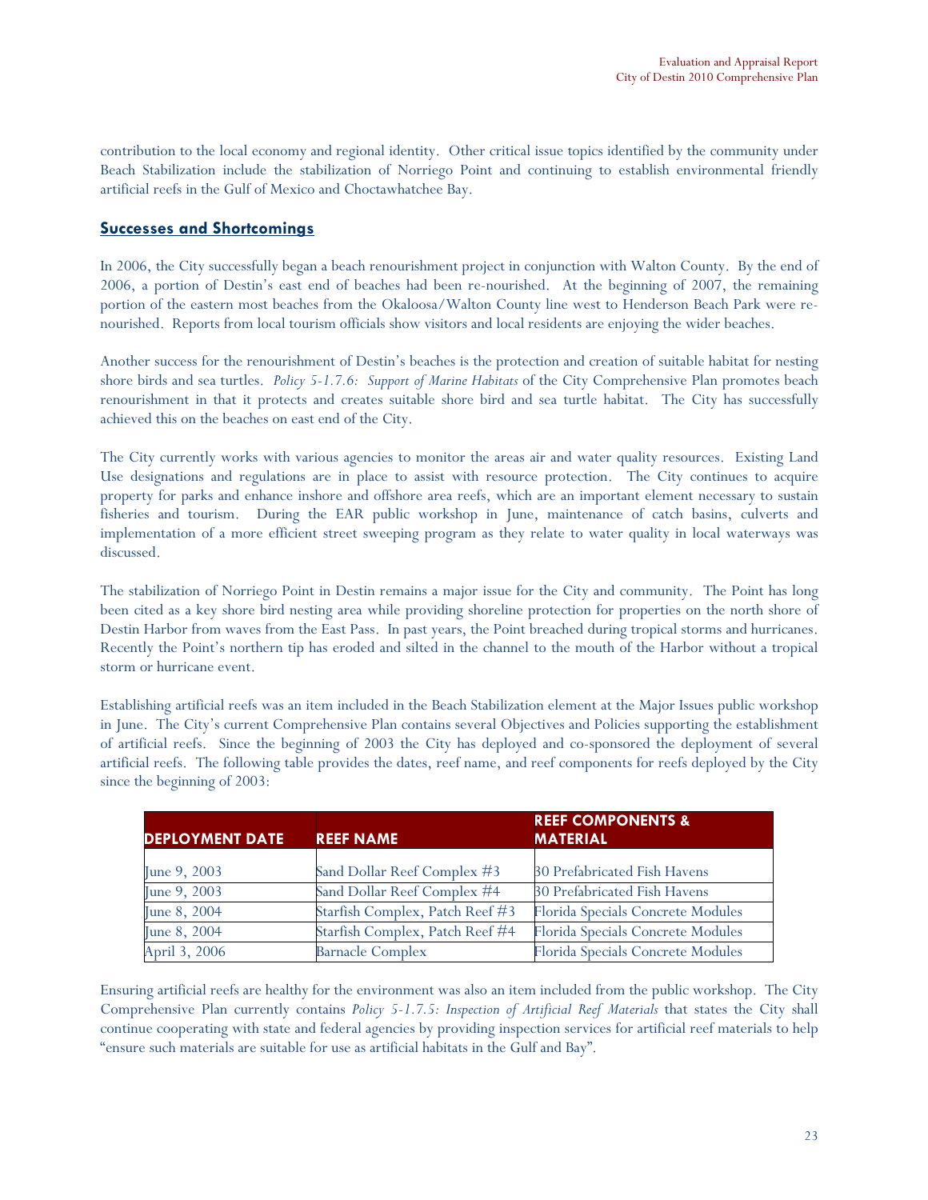contribution to the local economy and regional identity. Other critical issue topics identified by the community under Beach Stabilization include the stabilization of Norriego Point and continuing to establish environmental friendly artificial reefs in the Gulf of Mexico and Choctawhatchee Bay.

## Successes and Shortcomings

In 2006, the City successfully began a beach renourishment project in conjunction with Walton County. By the end of 2006, a portion of Destin's east end of beaches had been re-nourished. At the beginning of 2007, the remaining portion of the eastern most beaches from the Okaloosa/Walton County line west to Henderson Beach Park were re-nourished. Reports from local tourism officials show visitors and local residents are enjoying the wider beaches.

Another success for the renourishment of Destin's beaches is the protection and creation of suitable habitat for nesting shore birds and sea turtles. *Policy 5-1.7.6: Support of Marine Habitats* of the City Comprehensive Plan promotes beach renourishment in that it protects and creates suitable shore bird and sea turtle habitat. The City has successfully achieved this on the beaches on east end of the City.

The City currently works with various agencies to monitor the areas air and water quality resources. Existing Land Use designations and regulations are in place to assist with resource protection. The City continues to acquire property for parks and enhance inshore and offshore area reefs, which are an important element necessary to sustain fisheries and tourism. During the EAR public workshop in June, maintenance of catch basins, culverts and implementation of a more efficient street sweeping program as they relate to water quality in local waterways was discussed.

The stabilization of Norriego Point in Destin remains a major issue for the City and community. The Point has long been cited as a key shore bird nesting area while providing shoreline protection for properties on the north shore of Destin Harbor from waves from the East Pass. In past years, the Point breached during tropical storms and hurricanes. Recently the Point's northern tip has eroded and silted in the channel to the mouth of the Harbor without a tropical storm or hurricane event.

Establishing artificial reefs was an item included in the Beach Stabilization element at the Major Issues public workshop in June. The City's current Comprehensive Plan contains several Objectives and Policies supporting the establishment of artificial reefs. Since the beginning of 2003 the City has deployed and co-sponsored the deployment of several artificial reefs. The following table provides the dates, reef name, and reef components for reefs deployed by the City since the beginning of 2003:

| DEPLOYMENT DATE | REEF NAME | REEF COMPONENTS & MATERIAL |
|---|---|---|
| June 9, 2003 | Sand Dollar Reef Complex #3 | 30 Prefabricated Fish Havens |
| June 9, 2003 | Sand Dollar Reef Complex #4 | 30 Prefabricated Fish Havens |
| June 8, 2004 | Starfish Complex, Patch Reef #3 | Florida Specials Concrete Modules |
| June 8, 2004 | Starfish Complex, Patch Reef #4 | Florida Specials Concrete Modules |
| April 3, 2006 | Barnacle Complex | Florida Specials Concrete Modules |

Ensuring artificial reefs are healthy for the environment was also an item included from the public workshop. The City Comprehensive Plan currently contains *Policy 5-1.7.5: Inspection of Artificial Reef Materials* that states the City shall continue cooperating with state and federal agencies by providing inspection services for artificial reef materials to help "ensure such materials are suitable for use as artificial habitats in the Gulf and Bay".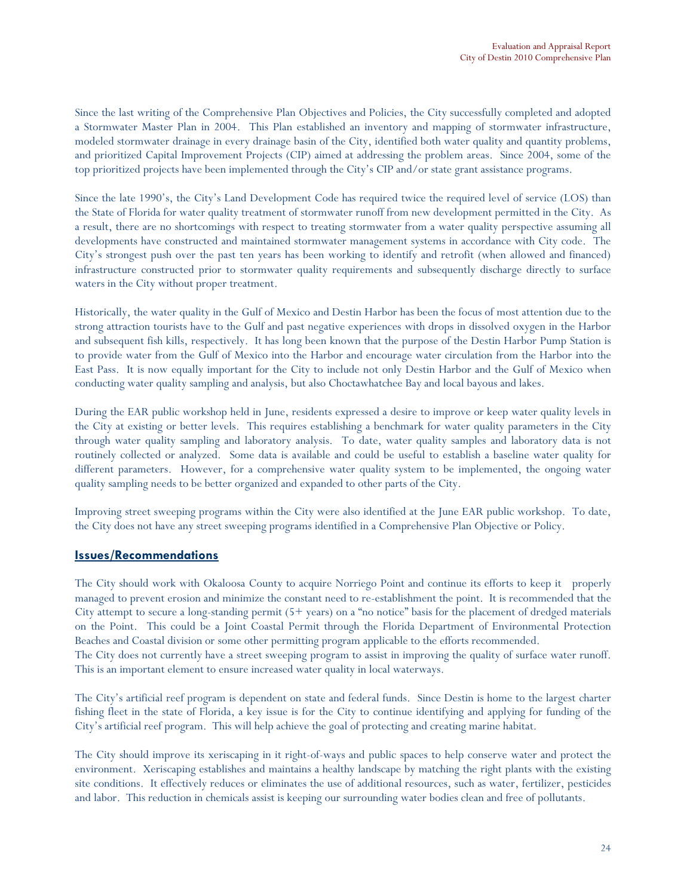Since the last writing of the Comprehensive Plan Objectives and Policies, the City successfully completed and adopted a Stormwater Master Plan in 2004. This Plan established an inventory and mapping of stormwater infrastructure, modeled stormwater drainage in every drainage basin of the City, identified both water quality and quantity problems, and prioritized Capital Improvement Projects (CIP) aimed at addressing the problem areas. Since 2004, some of the top prioritized projects have been implemented through the City's CIP and/or state grant assistance programs.

Since the late 1990's, the City's Land Development Code has required twice the required level of service (LOS) than the State of Florida for water quality treatment of stormwater runoff from new development permitted in the City. As a result, there are no shortcomings with respect to treating stormwater from a water quality perspective assuming all developments have constructed and maintained stormwater management systems in accordance with City code. The City's strongest push over the past ten years has been working to identify and retrofit (when allowed and financed) infrastructure constructed prior to stormwater quality requirements and subsequently discharge directly to surface waters in the City without proper treatment.

Historically, the water quality in the Gulf of Mexico and Destin Harbor has been the focus of most attention due to the strong attraction tourists have to the Gulf and past negative experiences with drops in dissolved oxygen in the Harbor and subsequent fish kills, respectively. It has long been known that the purpose of the Destin Harbor Pump Station is to provide water from the Gulf of Mexico into the Harbor and encourage water circulation from the Harbor into the East Pass. It is now equally important for the City to include not only Destin Harbor and the Gulf of Mexico when conducting water quality sampling and analysis, but also Choctawhatchee Bay and local bayous and lakes.

During the EAR public workshop held in June, residents expressed a desire to improve or keep water quality levels in the City at existing or better levels. This requires establishing a benchmark for water quality parameters in the City through water quality sampling and laboratory analysis. To date, water quality samples and laboratory data is not routinely collected or analyzed. Some data is available and could be useful to establish a baseline water quality for different parameters. However, for a comprehensive water quality system to be implemented, the ongoing water quality sampling needs to be better organized and expanded to other parts of the City.

Improving street sweeping programs within the City were also identified at the June EAR public workshop. To date, the City does not have any street sweeping programs identified in a Comprehensive Plan Objective or Policy.

## Issues/Recommendations

The City should work with Okaloosa County to acquire Norriego Point and continue its efforts to keep it properly managed to prevent erosion and minimize the constant need to re-establishment the point. It is recommended that the City attempt to secure a long-standing permit (5+ years) on a "no notice" basis for the placement of dredged materials on the Point. This could be a Joint Coastal Permit through the Florida Department of Environmental Protection Beaches and Coastal division or some other permitting program applicable to the efforts recommended.

The City does not currently have a street sweeping program to assist in improving the quality of surface water runoff. This is an important element to ensure increased water quality in local waterways.

The City's artificial reef program is dependent on state and federal funds. Since Destin is home to the largest charter fishing fleet in the state of Florida, a key issue is for the City to continue identifying and applying for funding of the City's artificial reef program. This will help achieve the goal of protecting and creating marine habitat.

The City should improve its xeriscaping in it right-of-ways and public spaces to help conserve water and protect the environment. Xeriscaping establishes and maintains a healthy landscape by matching the right plants with the existing site conditions. It effectively reduces or eliminates the use of additional resources, such as water, fertilizer, pesticides and labor. This reduction in chemicals assist is keeping our surrounding water bodies clean and free of pollutants.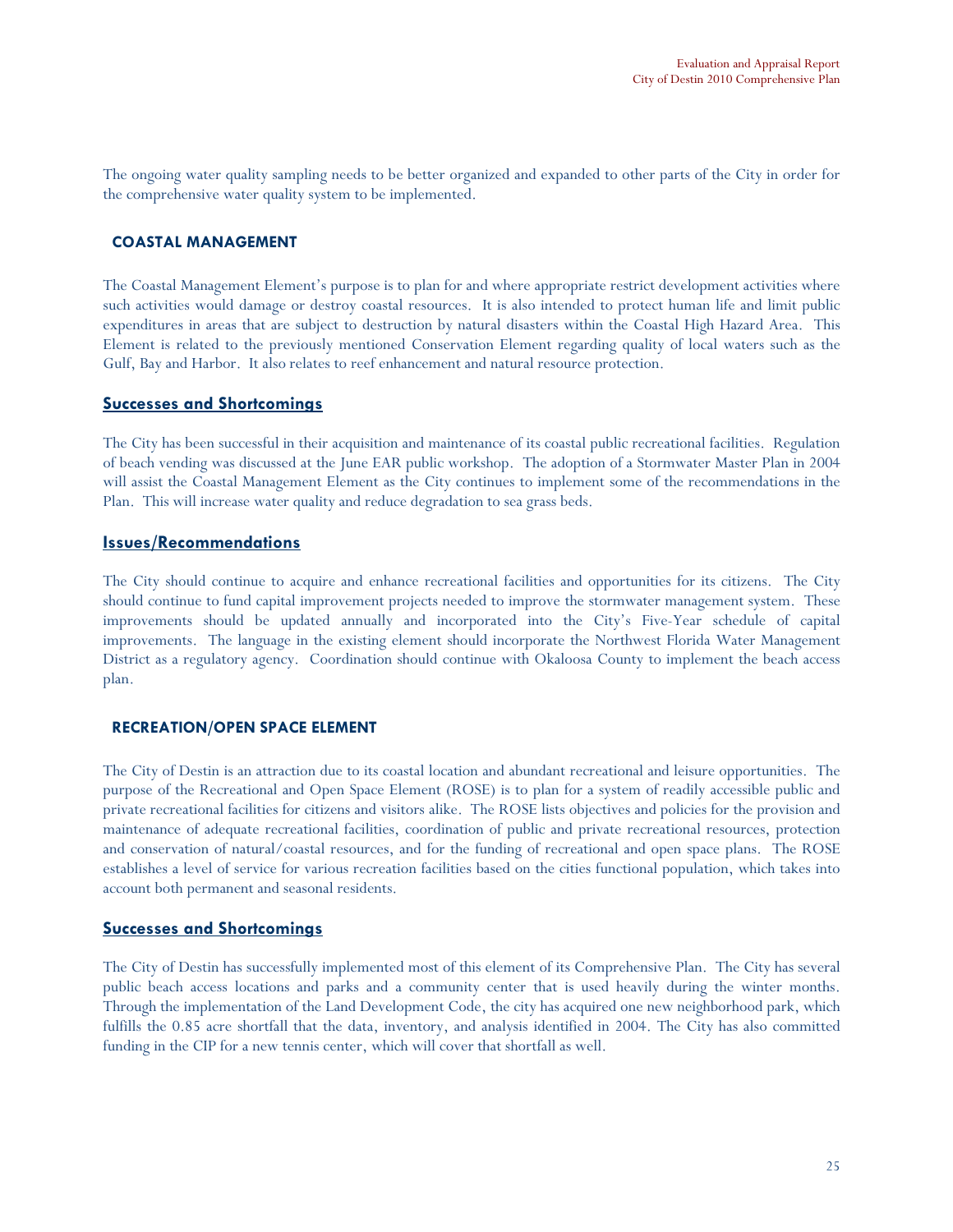The ongoing water quality sampling needs to be better organized and expanded to other parts of the City in order for the comprehensive water quality system to be implemented.

## COASTAL MANAGEMENT

The Coastal Management Element's purpose is to plan for and where appropriate restrict development activities where such activities would damage or destroy coastal resources. It is also intended to protect human life and limit public expenditures in areas that are subject to destruction by natural disasters within the Coastal High Hazard Area. This Element is related to the previously mentioned Conservation Element regarding quality of local waters such as the Gulf, Bay and Harbor. It also relates to reef enhancement and natural resource protection.

### Successes and Shortcomings

The City has been successful in their acquisition and maintenance of its coastal public recreational facilities. Regulation of beach vending was discussed at the June EAR public workshop. The adoption of a Stormwater Master Plan in 2004 will assist the Coastal Management Element as the City continues to implement some of the recommendations in the Plan. This will increase water quality and reduce degradation to sea grass beds.

### Issues/Recommendations

The City should continue to acquire and enhance recreational facilities and opportunities for its citizens. The City should continue to fund capital improvement projects needed to improve the stormwater management system. These improvements should be updated annually and incorporated into the City's Five-Year schedule of capital improvements. The language in the existing element should incorporate the Northwest Florida Water Management District as a regulatory agency. Coordination should continue with Okaloosa County to implement the beach access plan.

## RECREATION/OPEN SPACE ELEMENT

The City of Destin is an attraction due to its coastal location and abundant recreational and leisure opportunities. The purpose of the Recreational and Open Space Element (ROSE) is to plan for a system of readily accessible public and private recreational facilities for citizens and visitors alike. The ROSE lists objectives and policies for the provision and maintenance of adequate recreational facilities, coordination of public and private recreational resources, protection and conservation of natural/coastal resources, and for the funding of recreational and open space plans. The ROSE establishes a level of service for various recreation facilities based on the cities functional population, which takes into account both permanent and seasonal residents.

### Successes and Shortcomings

The City of Destin has successfully implemented most of this element of its Comprehensive Plan. The City has several public beach access locations and parks and a community center that is used heavily during the winter months. Through the implementation of the Land Development Code, the city has acquired one new neighborhood park, which fulfills the 0.85 acre shortfall that the data, inventory, and analysis identified in 2004. The City has also committed funding in the CIP for a new tennis center, which will cover that shortfall as well.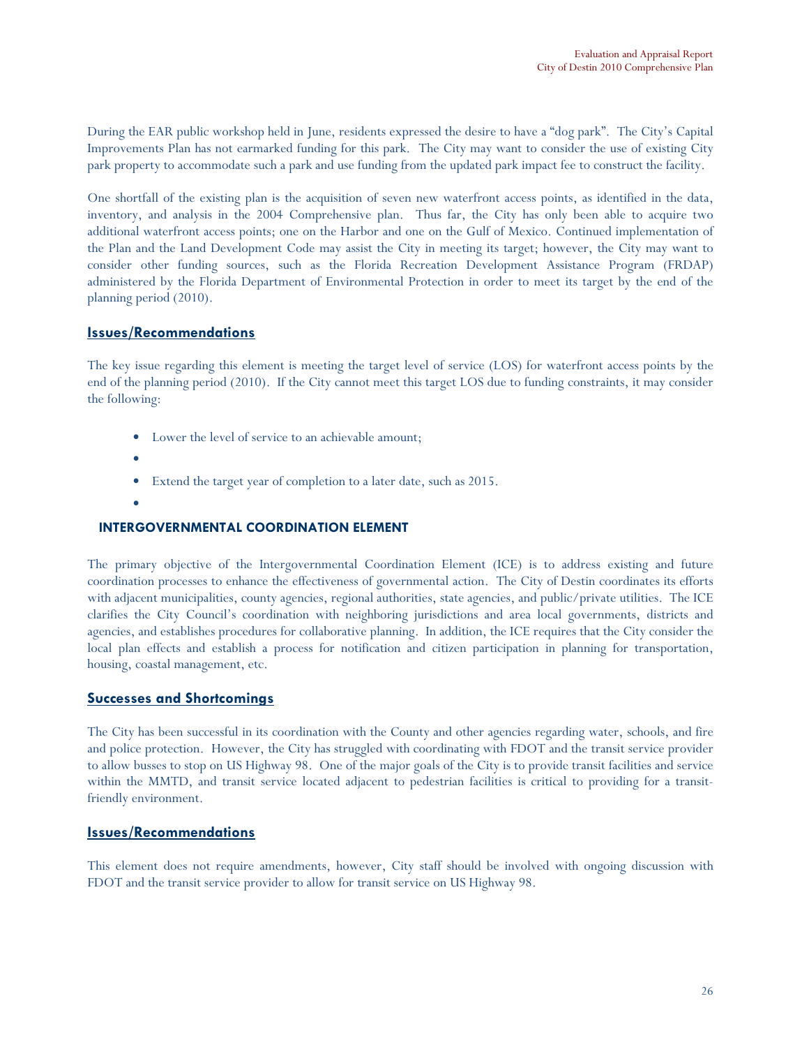During the EAR public workshop held in June, residents expressed the desire to have a "dog park". The City's Capital Improvements Plan has not earmarked funding for this park. The City may want to consider the use of existing City park property to accommodate such a park and use funding from the updated park impact fee to construct the facility.

One shortfall of the existing plan is the acquisition of seven new waterfront access points, as identified in the data, inventory, and analysis in the 2004 Comprehensive plan. Thus far, the City has only been able to acquire two additional waterfront access points; one on the Harbor and one on the Gulf of Mexico. Continued implementation of the Plan and the Land Development Code may assist the City in meeting its target; however, the City may want to consider other funding sources, such as the Florida Recreation Development Assistance Program (FRDAP) administered by the Florida Department of Environmental Protection in order to meet its target by the end of the planning period (2010).

### Issues/Recommendations

The key issue regarding this element is meeting the target level of service (LOS) for waterfront access points by the end of the planning period (2010). If the City cannot meet this target LOS due to funding constraints, it may consider the following:

- Lower the level of service to an achievable amount;
- 
- Extend the target year of completion to a later date, such as 2015.
- 

## INTERGOVERNMENTAL COORDINATION ELEMENT

The primary objective of the Intergovernmental Coordination Element (ICE) is to address existing and future coordination processes to enhance the effectiveness of governmental action. The City of Destin coordinates its efforts with adjacent municipalities, county agencies, regional authorities, state agencies, and public/private utilities. The ICE clarifies the City Council's coordination with neighboring jurisdictions and area local governments, districts and agencies, and establishes procedures for collaborative planning. In addition, the ICE requires that the City consider the local plan effects and establish a process for notification and citizen participation in planning for transportation, housing, coastal management, etc.

### Successes and Shortcomings

The City has been successful in its coordination with the County and other agencies regarding water, schools, and fire and police protection. However, the City has struggled with coordinating with FDOT and the transit service provider to allow busses to stop on US Highway 98. One of the major goals of the City is to provide transit facilities and service within the MMTD, and transit service located adjacent to pedestrian facilities is critical to providing for a transit-friendly environment.

### Issues/Recommendations

This element does not require amendments, however, City staff should be involved with ongoing discussion with FDOT and the transit service provider to allow for transit service on US Highway 98.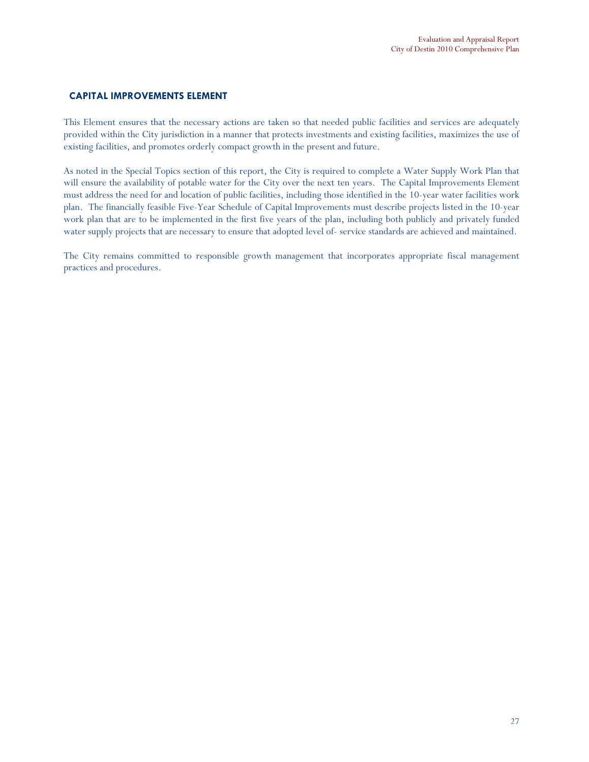## CAPITAL IMPROVEMENTS ELEMENT

This Element ensures that the necessary actions are taken so that needed public facilities and services are adequately provided within the City jurisdiction in a manner that protects investments and existing facilities, maximizes the use of existing facilities, and promotes orderly compact growth in the present and future.

As noted in the Special Topics section of this report, the City is required to complete a Water Supply Work Plan that will ensure the availability of potable water for the City over the next ten years. The Capital Improvements Element must address the need for and location of public facilities, including those identified in the 10-year water facilities work plan. The financially feasible Five-Year Schedule of Capital Improvements must describe projects listed in the 10-year work plan that are to be implemented in the first five years of the plan, including both publicly and privately funded water supply projects that are necessary to ensure that adopted level of- service standards are achieved and maintained.

The City remains committed to responsible growth management that incorporates appropriate fiscal management practices and procedures.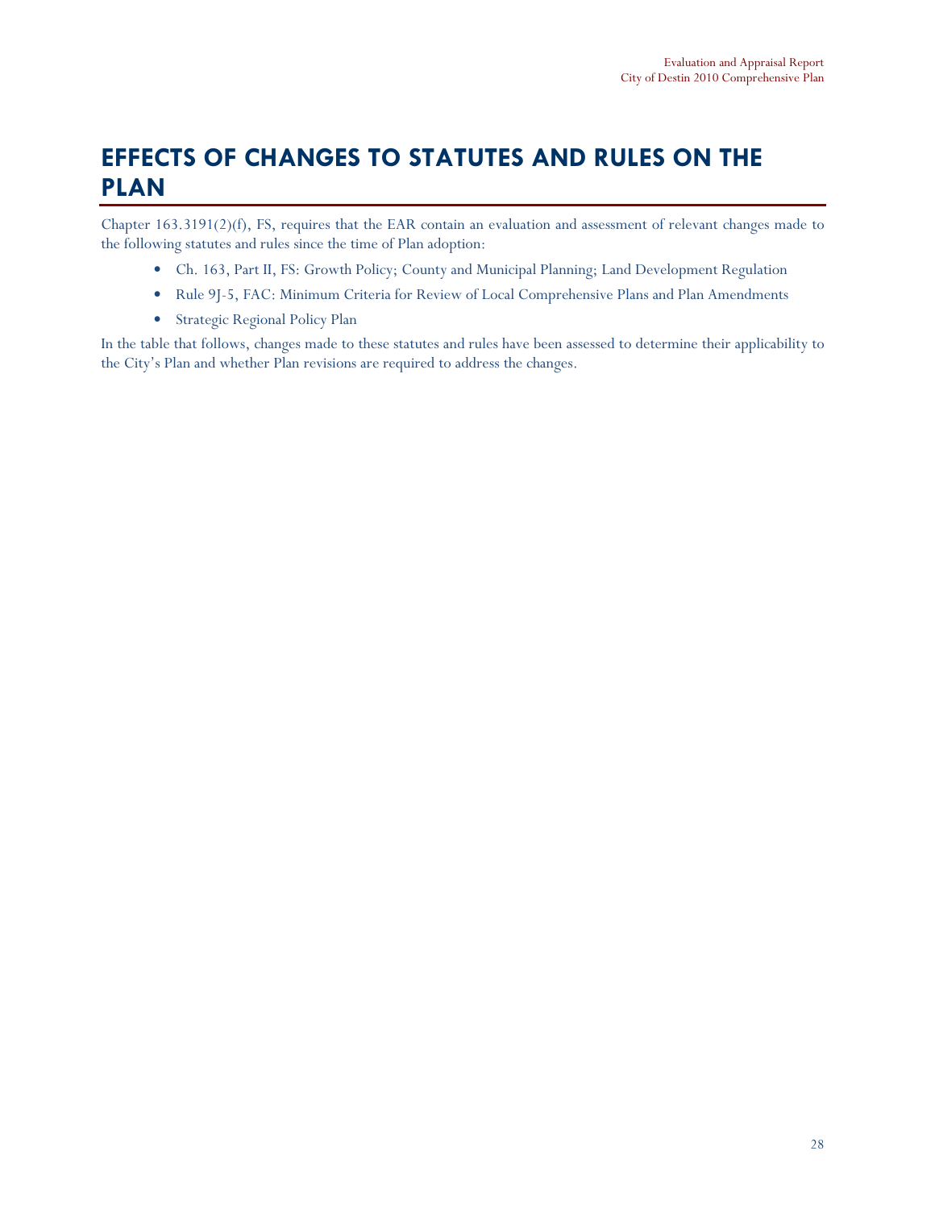# EFFECTS OF CHANGES TO STATUTES AND RULES ON THE PLAN

Chapter 163.3191(2)(f), FS, requires that the EAR contain an evaluation and assessment of relevant changes made to the following statutes and rules since the time of Plan adoption:

- Ch. 163, Part II, FS: Growth Policy; County and Municipal Planning; Land Development Regulation
- Rule 9J-5, FAC: Minimum Criteria for Review of Local Comprehensive Plans and Plan Amendments
- Strategic Regional Policy Plan

In the table that follows, changes made to these statutes and rules have been assessed to determine their applicability to the City's Plan and whether Plan revisions are required to address the changes.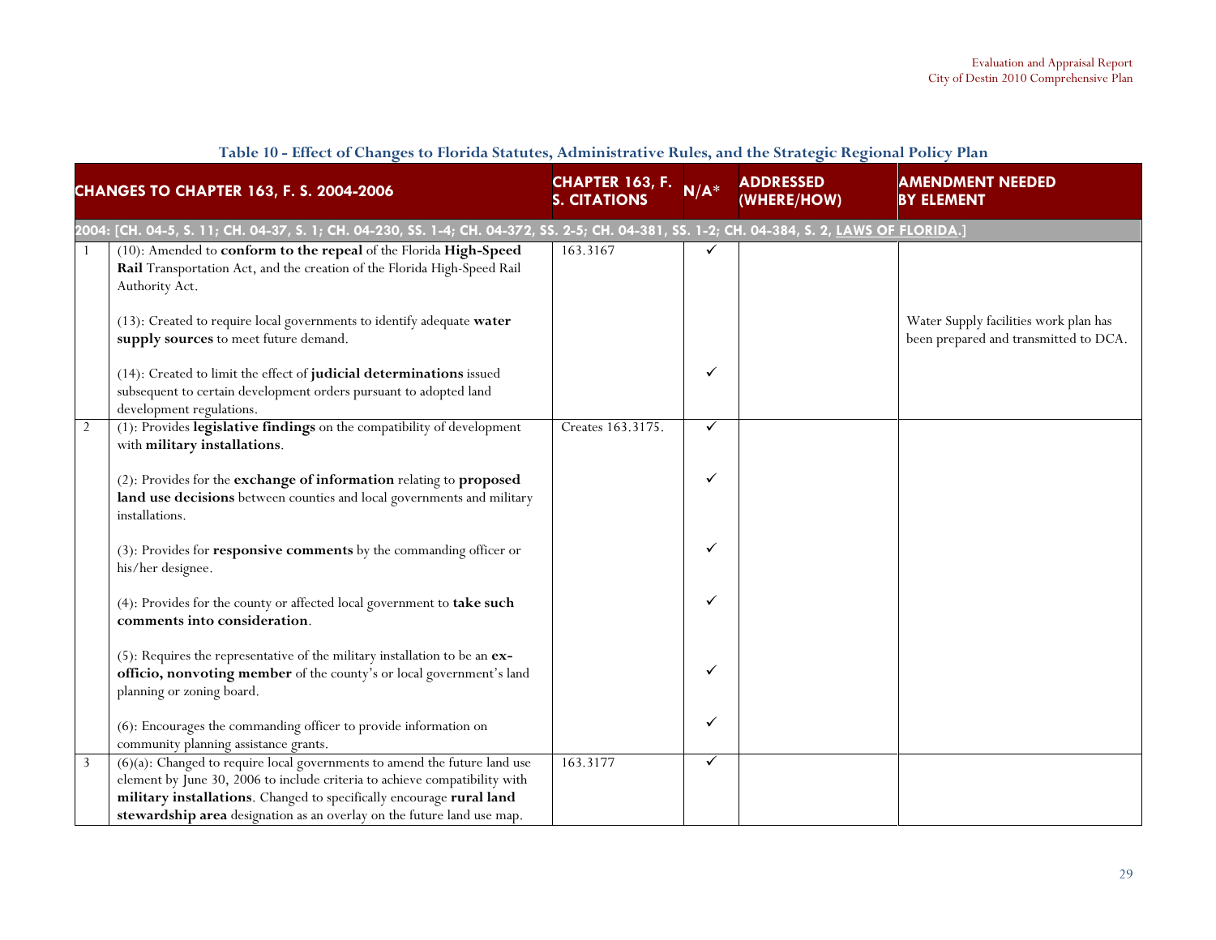## Table 10 - Effect of Changes to Florida Statutes, Administrative Rules, and the Strategic Regional Policy Plan

| | CHANGES TO CHAPTER 163, F. S. 2004-2006 | CHAPTER 163, F. S. CITATIONS | N/A* | ADDRESSED (WHERE/HOW) | AMENDMENT NEEDED BY ELEMENT |
|---|---|---|---|---|---|
| **2004: [CH. 04-5, S. 11; CH. 04-37, S. 1; CH. 04-230, SS. 1-4; CH. 04-372, SS. 2-5; CH. 04-381, SS. 1-2; CH. 04-384, S. 2, LAWS OF FLORIDA.]** | | | | | |
| 1 | (10): Amended to **conform to the repeal** of the Florida **High-Speed Rail** Transportation Act, and the creation of the Florida High-Speed Rail Authority Act. | 163.3167 | ✓ | | |
| | (13): Created to require local governments to identify adequate **water supply sources** to meet future demand. | | | | Water Supply facilities work plan has been prepared and transmitted to DCA. |
| | (14): Created to limit the effect of **judicial determinations** issued subsequent to certain development orders pursuant to adopted land development regulations. | | ✓ | | |
| 2 | (1): Provides **legislative findings** on the compatibility of development with **military installations**. | Creates 163.3175. | ✓ | | |
| | (2): Provides for the **exchange of information** relating to **proposed land use decisions** between counties and local governments and military installations. | | ✓ | | |
| | (3): Provides for **responsive comments** by the commanding officer or his/her designee. | | ✓ | | |
| | (4): Provides for the county or affected local government to **take such comments into consideration**. | | ✓ | | |
| | (5): Requires the representative of the military installation to be an **ex-officio, nonvoting member** of the county's or local government's land planning or zoning board. | | ✓ | | |
| | (6): Encourages the commanding officer to provide information on community planning assistance grants. | | ✓ | | |
| 3 | (6)(a): Changed to require local governments to amend the future land use element by June 30, 2006 to include criteria to achieve compatibility with **military installations**. Changed to specifically encourage **rural land stewardship area** designation as an overlay on the future land use map. | 163.3177 | ✓ | | |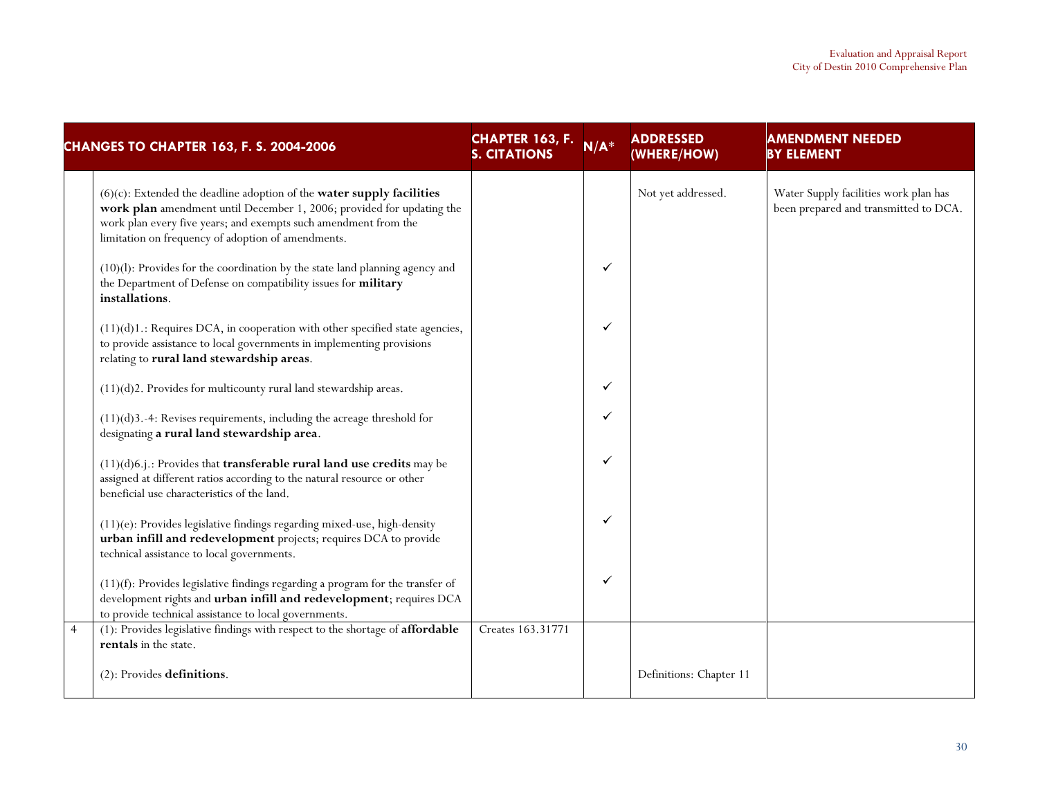| CHANGES TO CHAPTER 163, F. S. 2004-2006 | | CHAPTER 163, F. S. CITATIONS | N/A* | ADDRESSED (WHERE/HOW) | AMENDMENT NEEDED BY ELEMENT |
|---|---|---|---|---|---|
| | (6)(c): Extended the deadline adoption of the **water supply facilities work plan** amendment until December 1, 2006; provided for updating the work plan every five years; and exempts such amendment from the limitation on frequency of adoption of amendments. | | | Not yet addressed. | Water Supply facilities work plan has been prepared and transmitted to DCA. |
| | (10)(l): Provides for the coordination by the state land planning agency and the Department of Defense on compatibility issues for **military installations**. | | ✓ | | |
| | (11)(d)1.: Requires DCA, in cooperation with other specified state agencies, to provide assistance to local governments in implementing provisions relating to **rural land stewardship areas**. | | ✓ | | |
| | (11)(d)2. Provides for multicounty rural land stewardship areas. | | ✓ | | |
| | (11)(d)3.-4: Revises requirements, including the acreage threshold for designating **a rural land stewardship area**. | | ✓ | | |
| | (11)(d)6.j.: Provides that **transferable rural land use credits** may be assigned at different ratios according to the natural resource or other beneficial use characteristics of the land. | | ✓ | | |
| | (11)(e): Provides legislative findings regarding mixed-use, high-density **urban infill and redevelopment** projects; requires DCA to provide technical assistance to local governments. | | ✓ | | |
| | (11)(f): Provides legislative findings regarding a program for the transfer of development rights and **urban infill and redevelopment**; requires DCA to provide technical assistance to local governments. | | ✓ | | |
| 4 | (1): Provides legislative findings with respect to the shortage of **affordable rentals** in the state. | Creates 163.31771 | | | |
| | (2): Provides **definitions**. | | | Definitions: Chapter 11 | |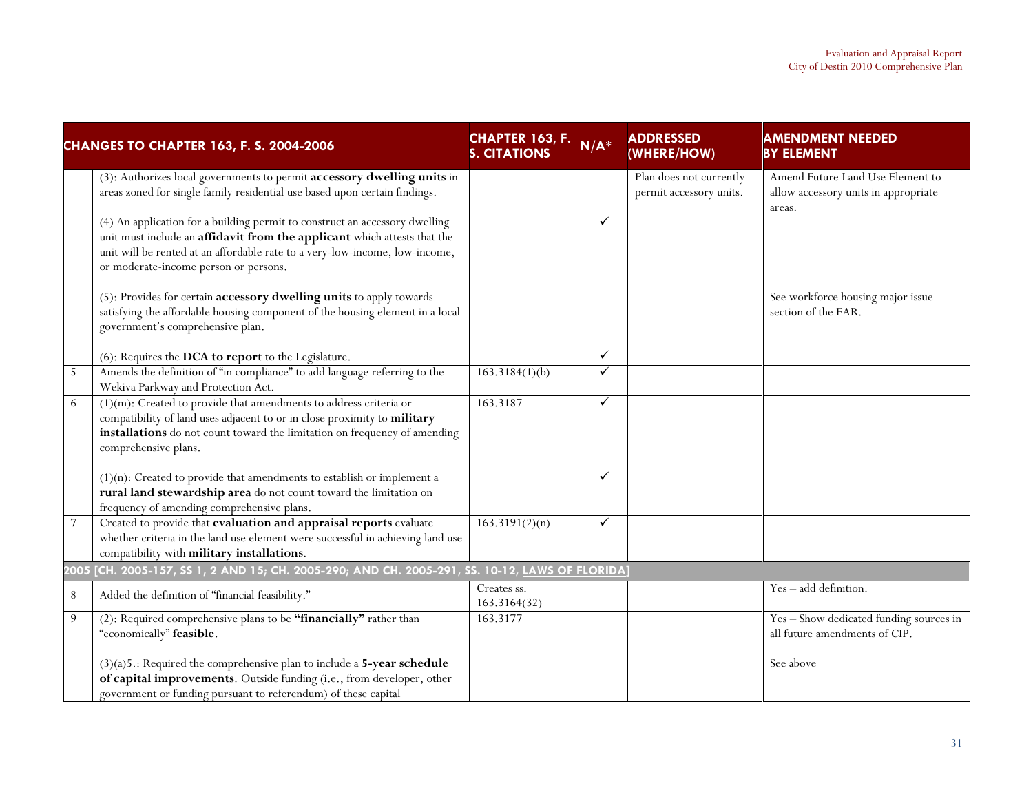| CHANGES TO CHAPTER 163, F. S. 2004-2006 | | CHAPTER 163, F. S. CITATIONS | N/A* | ADDRESSED (WHERE/HOW) | AMENDMENT NEEDED BY ELEMENT |
|---|---|---|---|---|---|
| | (3): Authorizes local governments to permit **accessory dwelling units** in areas zoned for single family residential use based upon certain findings.<br><br>(4) An application for a building permit to construct an accessory dwelling unit must include an **affidavit from the applicant** which attests that the unit will be rented at an affordable rate to a very-low-income, low-income, or moderate-income person or persons.<br><br>(5): Provides for certain **accessory dwelling units** to apply towards satisfying the affordable housing component of the housing element in a local government's comprehensive plan.<br><br>(6): Requires the **DCA to report** to the Legislature. | | ✓<br><br>✓ | Plan does not currently permit accessory units. | Amend Future Land Use Element to allow accessory units in appropriate areas.<br><br>See workforce housing major issue section of the EAR. |
| 5 | Amends the definition of "in compliance" to add language referring to the Wekiva Parkway and Protection Act. | 163.3184(1)(b) | ✓ | | |
| 6 | (1)(m): Created to provide that amendments to address criteria or compatibility of land uses adjacent to or in close proximity to **military installations** do not count toward the limitation on frequency of amending comprehensive plans.<br><br>(1)(n): Created to provide that amendments to establish or implement a **rural land stewardship area** do not count toward the limitation on frequency of amending comprehensive plans. | 163.3187 | ✓<br><br>✓ | | |
| 7 | Created to provide that **evaluation and appraisal reports** evaluate whether criteria in the land use element were successful in achieving land use compatibility with **military installations**. | 163.3191(2)(n) | ✓ | | |
| **2005 [CH. 2005-157, SS 1, 2 AND 15; CH. 2005-290; AND CH. 2005-291, SS. 10-12, LAWS OF FLORIDA]** | | | | | |
| 8 | Added the definition of "financial feasibility." | Creates ss. 163.3164(32) | | | Yes – add definition. |
| 9 | (2): Required comprehensive plans to be **"financially"** rather than "economically" **feasible**.<br><br>(3)(a)5.: Required the comprehensive plan to include a **5-year schedule of capital improvements**. Outside funding (i.e., from developer, other government or funding pursuant to referendum) of these capital | 163.3177 | | | Yes – Show dedicated funding sources in all future amendments of CIP.<br><br>See above |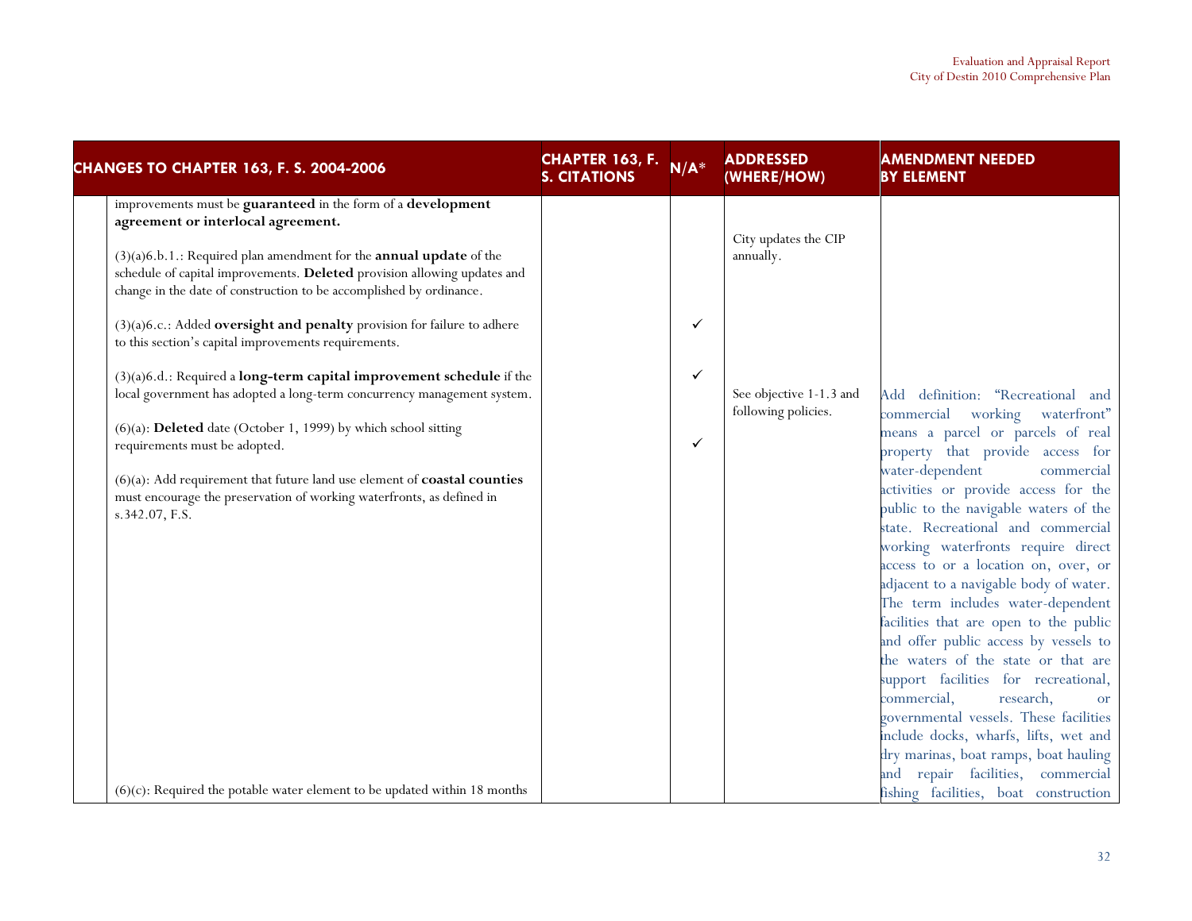| CHANGES TO CHAPTER 163, F. S. 2004-2006 | CHAPTER 163, F. S. CITATIONS | N/A* | ADDRESSED (WHERE/HOW) | AMENDMENT NEEDED BY ELEMENT |
|---|---|---|---|---|
| improvements must be **guaranteed** in the form of a **development agreement or interlocal agreement.** | | | | |
| (3)(a)6.b.1.: Required plan amendment for the **annual update** of the schedule of capital improvements. **Deleted** provision allowing updates and change in the date of construction to be accomplished by ordinance. | | | City updates the CIP annually. | |
| (3)(a)6.c.: Added **oversight and penalty** provision for failure to adhere to this section's capital improvements requirements. | | ✓ | | |
| (3)(a)6.d.: Required a **long-term capital improvement schedule** if the local government has adopted a long-term concurrency management system. | | ✓ | | |
| (6)(a): **Deleted** date (October 1, 1999) by which school sitting requirements must be adopted. | | ✓ | | |
| (6)(a): Add requirement that future land use element of **coastal counties** must encourage the preservation of working waterfronts, as defined in s.342.07, F.S. | | | See objective 1-1.3 and following policies. | Add definition: "Recreational and commercial working waterfront" means a parcel or parcels of real property that provide access for water-dependent commercial activities or provide access for the public to the navigable waters of the state. Recreational and commercial working waterfronts require direct access to or a location on, over, or adjacent to a navigable body of water. The term includes water-dependent facilities that are open to the public and offer public access by vessels to the waters of the state or that are support facilities for recreational, commercial, research, or governmental vessels. These facilities include docks, wharfs, lifts, wet and dry marinas, boat ramps, boat hauling and repair facilities, commercial fishing facilities, boat construction |
| (6)(c): Required the potable water element to be updated within 18 months | | | | |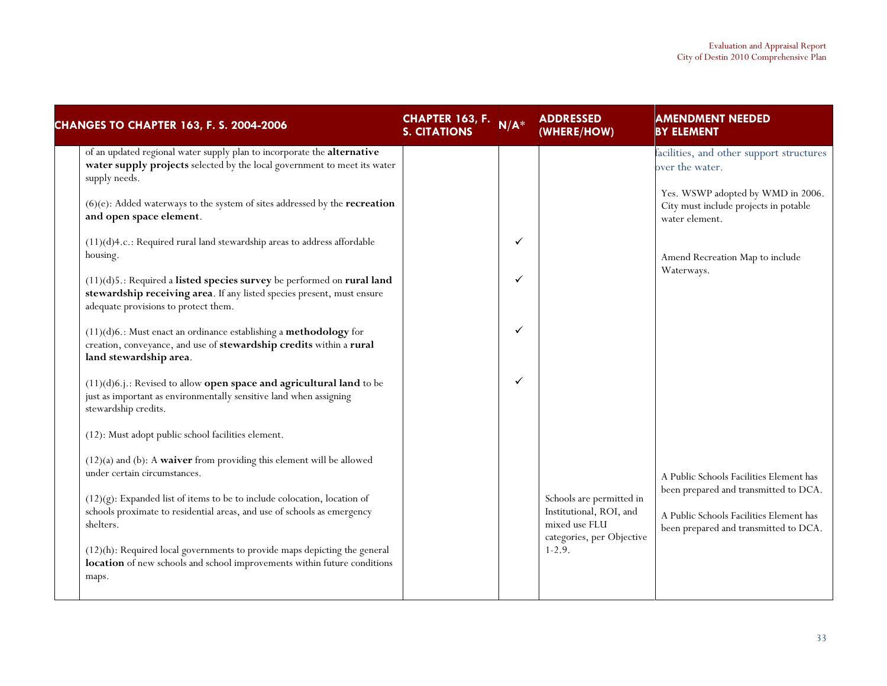| CHANGES TO CHAPTER 163, F. S. 2004-2006 | | CHAPTER 163, F. S. CITATIONS | N/A* | ADDRESSED (WHERE/HOW) | AMENDMENT NEEDED BY ELEMENT |
|---|---|---|---|---|---|
| | of an updated regional water supply plan to incorporate the **alternative water supply projects** selected by the local government to meet its water supply needs. | | | | facilities, and other support structures over the water.<br><br>Yes. WSWP adopted by WMD in 2006. City must include projects in potable water element. |
| | (6)(e): Added waterways to the system of sites addressed by the **recreation and open space element**. | | | | Amend Recreation Map to include Waterways. |
| | (11)(d)4.c.: Required rural land stewardship areas to address affordable housing. | | ✓ | | |
| | (11)(d)5.: Required a **listed species survey** be performed on **rural land stewardship receiving area**. If any listed species present, must ensure adequate provisions to protect them. | | ✓ | | |
| | (11)(d)6.: Must enact an ordinance establishing a **methodology** for creation, conveyance, and use of **stewardship credits** within a **rural land stewardship area**. | | ✓ | | |
| | (11)(d)6.j.: Revised to allow **open space and agricultural land** to be just as important as environmentally sensitive land when assigning stewardship credits. | | ✓ | | |
| | (12): Must adopt public school facilities element. | | | | |
| | (12)(a) and (b): A **waiver** from providing this element will be allowed under certain circumstances. | | | | A Public Schools Facilities Element has been prepared and transmitted to DCA. |
| | (12)(g): Expanded list of items to be to include colocation, location of schools proximate to residential areas, and use of schools as emergency shelters. | | | Schools are permitted in Institutional, ROI, and mixed use FLU categories, per Objective 1-2.9. | A Public Schools Facilities Element has been prepared and transmitted to DCA. |
| | (12)(h): Required local governments to provide maps depicting the general **location** of new schools and school improvements within future conditions maps. | | | | |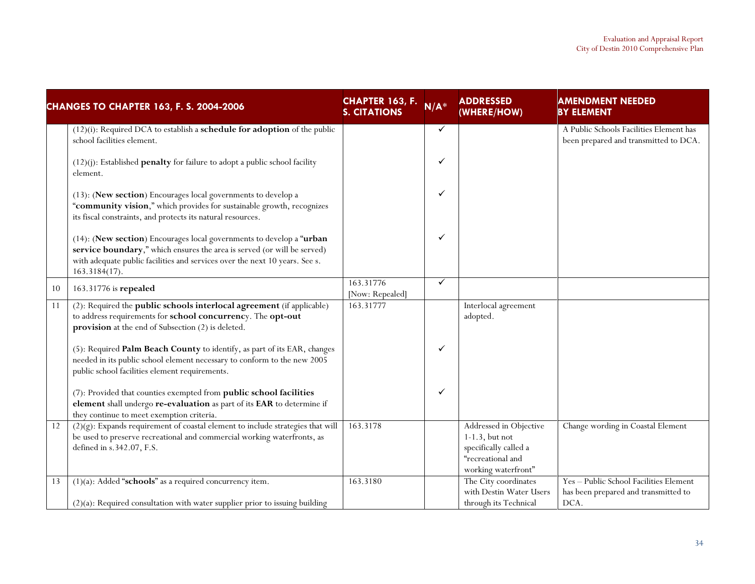| CHANGES TO CHAPTER 163, F. S. 2004-2006 | | CHAPTER 163, F. S. CITATIONS | N/A* | ADDRESSED (WHERE/HOW) | AMENDMENT NEEDED BY ELEMENT |
|---|---|---|---|---|---|
| | (12)(i): Required DCA to establish a **schedule for adoption** of the public school facilities element.<br><br>(12)(j): Established **penalty** for failure to adopt a public school facility element.<br><br>(13): (**New section**) Encourages local governments to develop a "**community vision**," which provides for sustainable growth, recognizes its fiscal constraints, and protects its natural resources.<br><br>(14): (**New section**) Encourages local governments to develop a "**urban service boundary**," which ensures the area is served (or will be served) with adequate public facilities and services over the next 10 years. See s. 163.3184(17). | | ✓<br><br>✓<br><br>✓<br><br>✓ | | A Public Schools Facilities Element has been prepared and transmitted to DCA. |
| 10 | 163.31776 is **repealed** | 163.31776 [Now: Repealed] | ✓ | | |
| 11 | (2): Required the **public schools interlocal agreement** (if applicable) to address requirements for **school concurrency**. The **opt-out provision** at the end of Subsection (2) is deleted.<br><br>(5): Required **Palm Beach County** to identify, as part of its EAR, changes needed in its public school element necessary to conform to the new 2005 public school facilities element requirements.<br><br>(7): Provided that counties exempted from **public school facilities element** shall undergo **re-evaluation** as part of its **EAR** to determine if they continue to meet exemption criteria. | 163.31777 | <br><br>✓<br><br>✓ | Interlocal agreement adopted. | |
| 12 | (2)(g): Expands requirement of coastal element to include strategies that will be used to preserve recreational and commercial working waterfronts, as defined in s.342.07, F.S. | 163.3178 | | Addressed in Objective 1-1.3, but not specifically called a "recreational and working waterfront" | Change wording in Coastal Element |
| 13 | (1)(a): Added "**schools**" as a required concurrency item.<br><br>(2)(a): Required consultation with water supplier prior to issuing building | 163.3180 | | The City coordinates with Destin Water Users through its Technical | Yes – Public School Facilities Element has been prepared and transmitted to DCA. |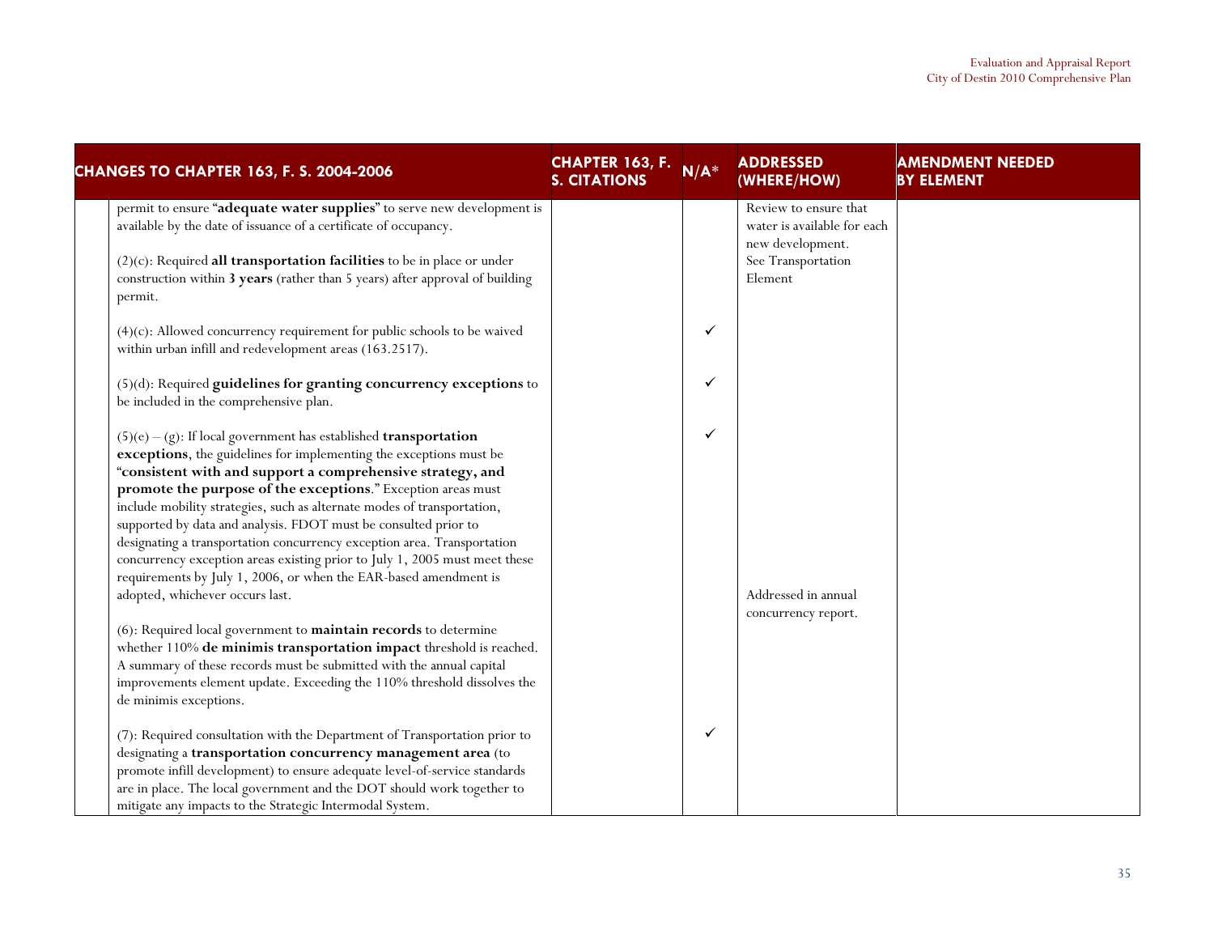| CHANGES TO CHAPTER 163, F. S. 2004-2006 | CHAPTER 163, F. S. CITATIONS | N/A* | ADDRESSED (WHERE/HOW) | AMENDMENT NEEDED BY ELEMENT |
|---|---|---|---|---|
| permit to ensure "**adequate water supplies**" to serve new development is available by the date of issuance of a certificate of occupancy. | | | Review to ensure that water is available for each new development. | |
| (2)(c): Required **all transportation facilities** to be in place or under construction within **3 years** (rather than 5 years) after approval of building permit. | | | See Transportation Element | |
| (4)(c): Allowed concurrency requirement for public schools to be waived within urban infill and redevelopment areas (163.2517). | | ✓ | | |
| (5)(d): Required **guidelines for granting concurrency exceptions** to be included in the comprehensive plan. | | ✓ | | |
| (5)(e) – (g): If local government has established **transportation exceptions**, the guidelines for implementing the exceptions must be "**consistent with and support a comprehensive strategy, and promote the purpose of the exceptions**." Exception areas must include mobility strategies, such as alternate modes of transportation, supported by data and analysis. FDOT must be consulted prior to designating a transportation concurrency exception area. Transportation concurrency exception areas existing prior to July 1, 2005 must meet these requirements by July 1, 2006, or when the EAR-based amendment is adopted, whichever occurs last. | | ✓ | | |
| (6): Required local government to **maintain records** to determine whether 110% **de minimis transportation impact** threshold is reached. A summary of these records must be submitted with the annual capital improvements element update. Exceeding the 110% threshold dissolves the de minimis exceptions. | | | Addressed in annual concurrency report. | |
| (7): Required consultation with the Department of Transportation prior to designating a **transportation concurrency management area** (to promote infill development) to ensure adequate level-of-service standards are in place. The local government and the DOT should work together to mitigate any impacts to the Strategic Intermodal System. | | ✓ | | |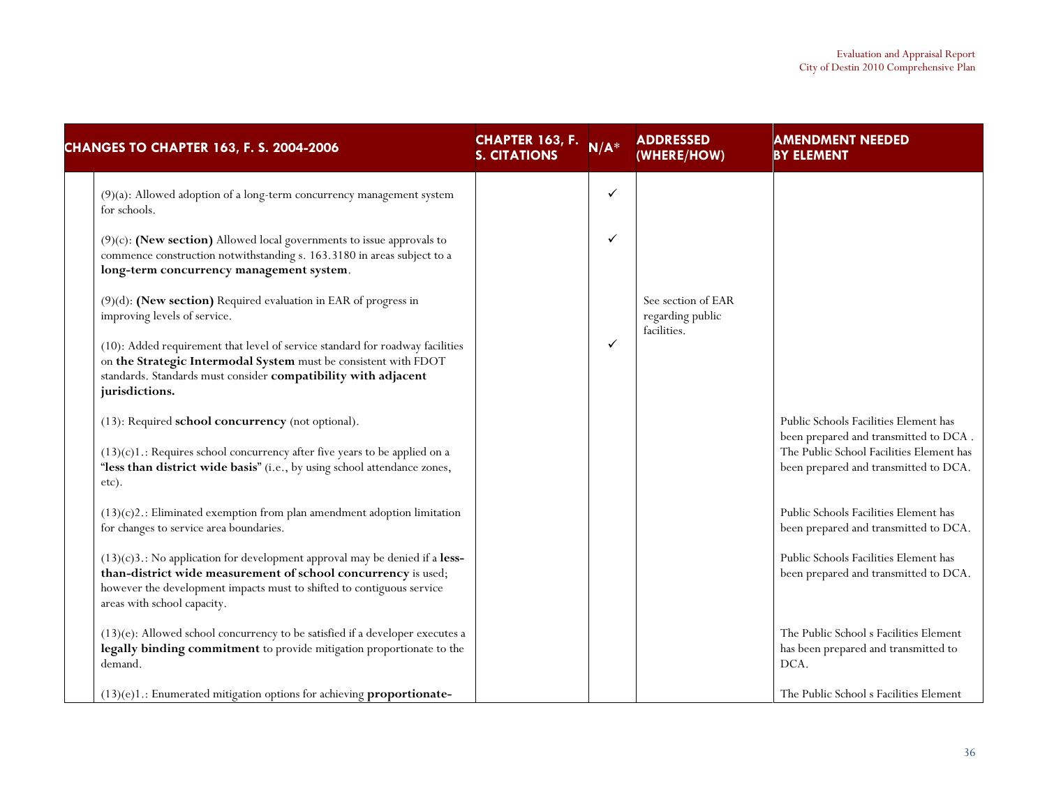| CHANGES TO CHAPTER 163, F. S. 2004-2006 | CHAPTER 163, F. S. CITATIONS | N/A* | ADDRESSED (WHERE/HOW) | AMENDMENT NEEDED BY ELEMENT |
|---|---|---|---|---|
| (9)(a): Allowed adoption of a long-term concurrency management system for schools. | | ✓ | | |
| (9)(c): **(New section)** Allowed local governments to issue approvals to commence construction notwithstanding s. 163.3180 in areas subject to a **long-term concurrency management system**. | | ✓ | | |
| (9)(d): **(New section)** Required evaluation in EAR of progress in improving levels of service. | | | See section of EAR regarding public facilities. | |
| (10): Added requirement that level of service standard for roadway facilities on **the Strategic Intermodal System** must be consistent with FDOT standards. Standards must consider **compatibility with adjacent jurisdictions.** | | ✓ | | |
| (13): Required **school concurrency** (not optional). | | | | Public Schools Facilities Element has been prepared and transmitted to DCA . |
| (13)(c)1.: Requires school concurrency after five years to be applied on a "**less than district wide basis**" (i.e., by using school attendance zones, etc). | | | | The Public School Facilities Element has been prepared and transmitted to DCA. |
| (13)(c)2.: Eliminated exemption from plan amendment adoption limitation for changes to service area boundaries. | | | | Public Schools Facilities Element has been prepared and transmitted to DCA. |
| (13)(c)3.: No application for development approval may be denied if a **less-than-district wide measurement of school concurrency** is used; however the development impacts must to shifted to contiguous service areas with school capacity. | | | | Public Schools Facilities Element has been prepared and transmitted to DCA. |
| (13)(e): Allowed school concurrency to be satisfied if a developer executes a **legally binding commitment** to provide mitigation proportionate to the demand. | | | | The Public School s Facilities Element has been prepared and transmitted to DCA. |
| (13)(e)1.: Enumerated mitigation options for achieving **proportionate-** | | | | The Public School s Facilities Element |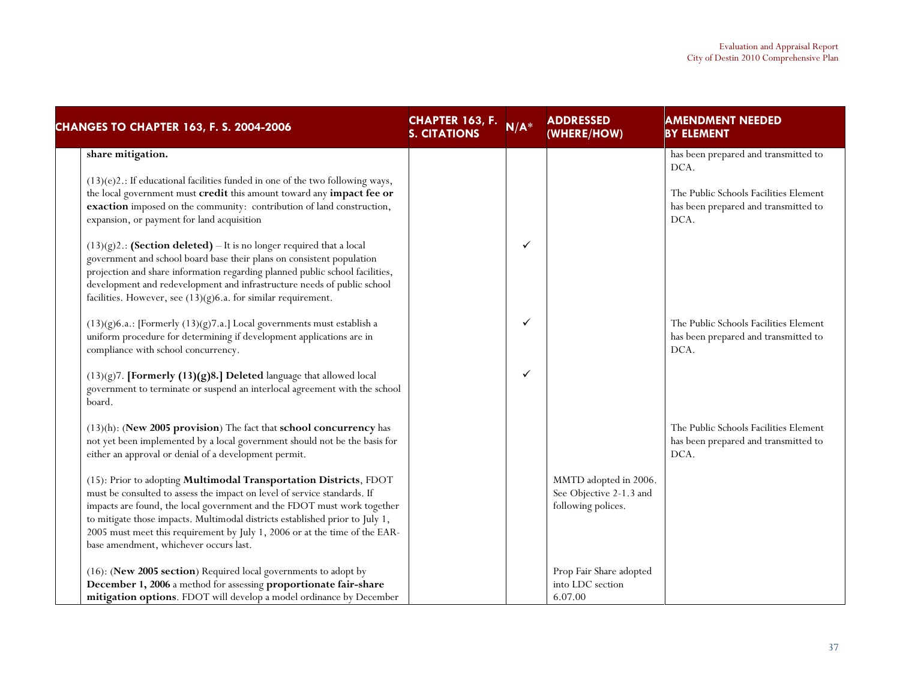| CHANGES TO CHAPTER 163, F. S. 2004-2006 | CHAPTER 163, F. S. CITATIONS | N/A* | ADDRESSED (WHERE/HOW) | AMENDMENT NEEDED BY ELEMENT |
|---|---|---|---|---|
| **share mitigation.**<br><br>(13)(e)2.: If educational facilities funded in one of the two following ways, the local government must **credit** this amount toward any **impact fee or exaction** imposed on the community: contribution of land construction, expansion, or payment for land acquisition | | | | has been prepared and transmitted to DCA.<br><br>The Public Schools Facilities Element has been prepared and transmitted to DCA. |
| (13)(g)2.: **(Section deleted)** – It is no longer required that a local government and school board base their plans on consistent population projection and share information regarding planned public school facilities, development and redevelopment and infrastructure needs of public school facilities. However, see (13)(g)6.a. for similar requirement. | | ✓ | | |
| (13)(g)6.a.: [Formerly (13)(g)7.a.] Local governments must establish a uniform procedure for determining if development applications are in compliance with school concurrency. | | ✓ | | The Public Schools Facilities Element has been prepared and transmitted to DCA. |
| (13)(g)7. **[Formerly (13)(g)8.] Deleted** language that allowed local government to terminate or suspend an interlocal agreement with the school board. | | ✓ | | |
| (13)(h): (**New 2005 provision**) The fact that **school concurrency** has not yet been implemented by a local government should not be the basis for either an approval or denial of a development permit. | | | | The Public Schools Facilities Element has been prepared and transmitted to DCA. |
| (15): Prior to adopting **Multimodal Transportation Districts**, FDOT must be consulted to assess the impact on level of service standards. If impacts are found, the local government and the FDOT must work together to mitigate those impacts. Multimodal districts established prior to July 1, 2005 must meet this requirement by July 1, 2006 or at the time of the EAR-base amendment, whichever occurs last. | | | MMTD adopted in 2006. See Objective 2-1.3 and following polices. | |
| (16): (**New 2005 section**) Required local governments to adopt by **December 1, 2006** a method for assessing **proportionate fair-share mitigation options**. FDOT will develop a model ordinance by December | | | Prop Fair Share adopted into LDC section 6.07.00 | |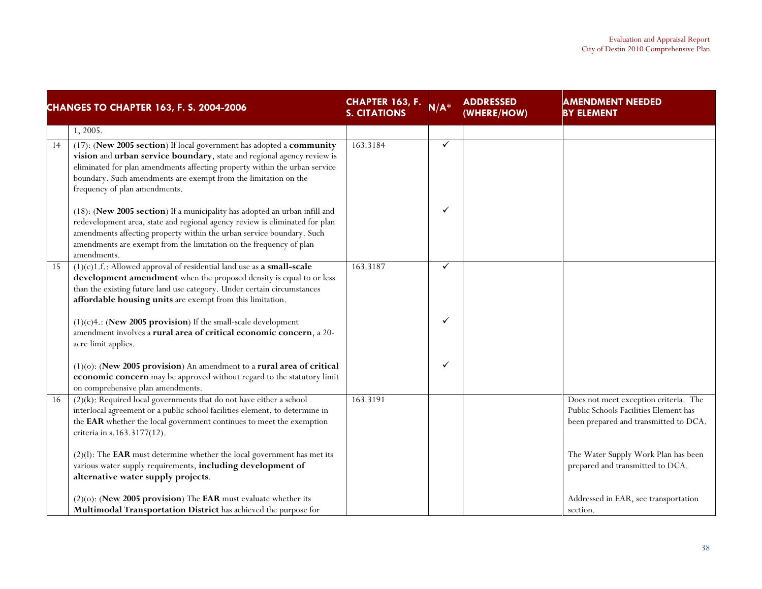| | CHANGES TO CHAPTER 163, F. S. 2004-2006 | CHAPTER 163, F. S. CITATIONS | N/A* | ADDRESSED (WHERE/HOW) | AMENDMENT NEEDED BY ELEMENT |
|---|---|---|---|---|---|
| | 1, 2005. | | | | |
| 14 | (17): (**New 2005 section**) If local government has adopted a **community vision** and **urban service boundary**, state and regional agency review is eliminated for plan amendments affecting property within the urban service boundary. Such amendments are exempt from the limitation on the frequency of plan amendments.<br><br>(18): (**New 2005 section**) If a municipality has adopted an urban infill and redevelopment area, state and regional agency review is eliminated for plan amendments affecting property within the urban service boundary. Such amendments are exempt from the limitation on the frequency of plan amendments. | 163.3184 | ✓<br><br>✓ | | |
| 15 | (1)(c)1.f.: Allowed approval of residential land use as **a small-scale development amendment** when the proposed density is equal to or less than the existing future land use category. Under certain circumstances **affordable housing units** are exempt from this limitation.<br><br>(1)(c)4.: (**New 2005 provision**) If the small-scale development amendment involves a **rural area of critical economic concern**, a 20-acre limit applies.<br><br>(1)(o): (**New 2005 provision**) An amendment to a **rural area of critical economic concern** may be approved without regard to the statutory limit on comprehensive plan amendments. | 163.3187 | ✓<br><br>✓<br><br>✓ | | |
| 16 | (2)(k): Required local governments that do not have either a school interlocal agreement or a public school facilities element, to determine in the **EAR** whether the local government continues to meet the exemption criteria in s.163.3177(12).<br><br>(2)(l): The **EAR** must determine whether the local government has met its various water supply requirements, **including development of alternative water supply projects**.<br><br>(2)(o): (**New 2005 provision**) The **EAR** must evaluate whether its **Multimodal Transportation District** has achieved the purpose for | 163.3191 | | | Does not meet exception criteria. The Public Schools Facilities Element has been prepared and transmitted to DCA.<br><br>The Water Supply Work Plan has been prepared and transmitted to DCA.<br><br>Addressed in EAR, see transportation section. |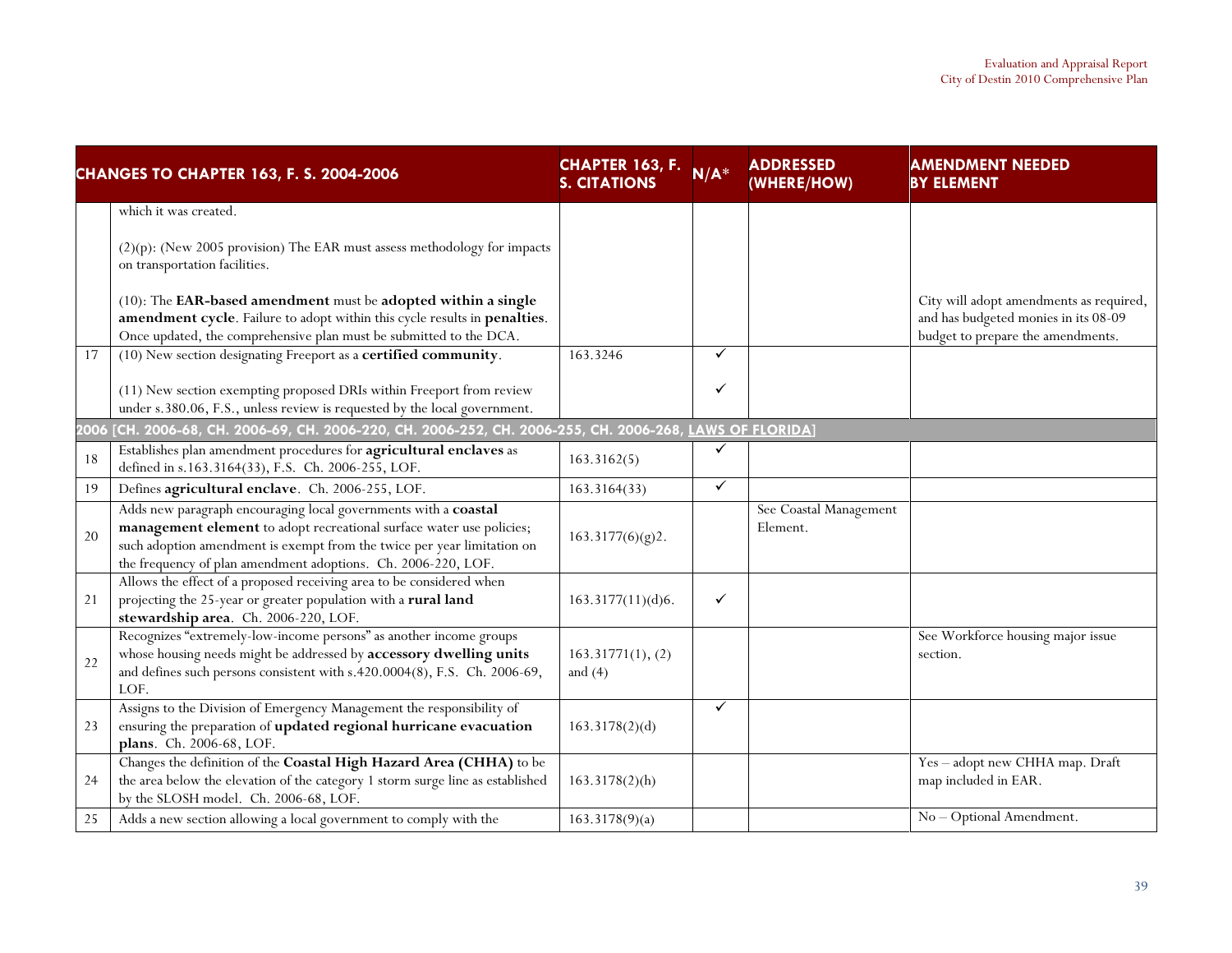| | CHANGES TO CHAPTER 163, F. S. 2004-2006 | CHAPTER 163, F. S. CITATIONS | N/A* | ADDRESSED (WHERE/HOW) | AMENDMENT NEEDED BY ELEMENT |
|---|---|---|---|---|---|
| | which it was created.<br><br>(2)(p): (New 2005 provision) The EAR must assess methodology for impacts on transportation facilities.<br><br>(10): The **EAR-based amendment** must be **adopted within a single amendment cycle**. Failure to adopt within this cycle results in **penalties**. Once updated, the comprehensive plan must be submitted to the DCA. | | | | City will adopt amendments as required, and has budgeted monies in its 08-09 budget to prepare the amendments. |
| 17 | (10) New section designating Freeport as a **certified community**.<br><br>(11) New section exempting proposed DRIs within Freeport from review under s.380.06, F.S., unless review is requested by the local government. | 163.3246 | ✓<br><br>✓ | | |
| **2006 [CH. 2006-68, CH. 2006-69, CH. 2006-220, CH. 2006-252, CH. 2006-255, CH. 2006-268, LAWS OF FLORIDA]** | | | | | |
| 18 | Establishes plan amendment procedures for **agricultural enclaves** as defined in s.163.3164(33), F.S. Ch. 2006-255, LOF. | 163.3162(5) | ✓ | | |
| 19 | Defines **agricultural enclave**. Ch. 2006-255, LOF. | 163.3164(33) | ✓ | | |
| 20 | Adds new paragraph encouraging local governments with a **coastal management element** to adopt recreational surface water use policies; such adoption amendment is exempt from the twice per year limitation on the frequency of plan amendment adoptions. Ch. 2006-220, LOF. | 163.3177(6)(g)2. | | See Coastal Management Element. | |
| 21 | Allows the effect of a proposed receiving area to be considered when projecting the 25-year or greater population with a **rural land stewardship area**. Ch. 2006-220, LOF. | 163.3177(11)(d)6. | ✓ | | |
| 22 | Recognizes "extremely-low-income persons" as another income groups whose housing needs might be addressed by **accessory dwelling units** and defines such persons consistent with s.420.0004(8), F.S. Ch. 2006-69, LOF. | 163.31771(1), (2) and (4) | | | See Workforce housing major issue section. |
| 23 | Assigns to the Division of Emergency Management the responsibility of ensuring the preparation of **updated regional hurricane evacuation plans**. Ch. 2006-68, LOF. | 163.3178(2)(d) | ✓ | | |
| 24 | Changes the definition of the **Coastal High Hazard Area (CHHA)** to be the area below the elevation of the category 1 storm surge line as established by the SLOSH model. Ch. 2006-68, LOF. | 163.3178(2)(h) | | | Yes – adopt new CHHA map. Draft map included in EAR. |
| 25 | Adds a new section allowing a local government to comply with the | 163.3178(9)(a) | | | No – Optional Amendment. |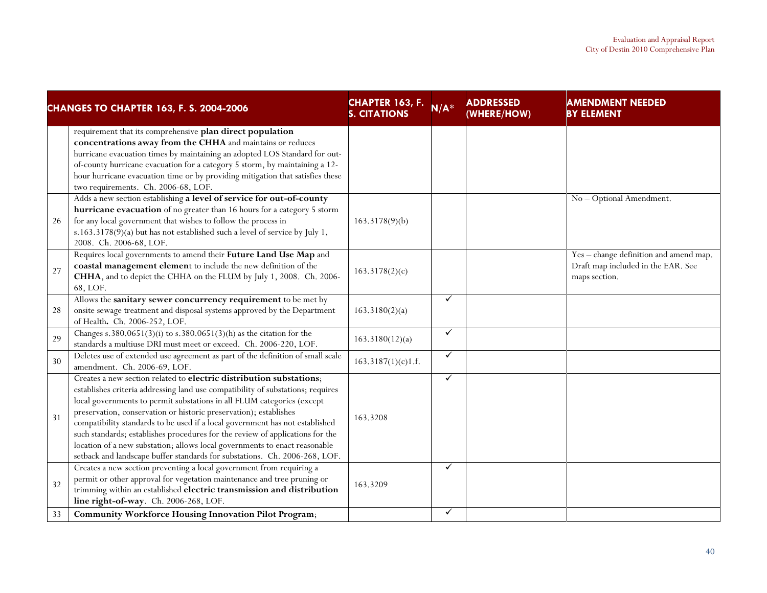| | CHANGES TO CHAPTER 163, F. S. 2004-2006 | CHAPTER 163, F. S. CITATIONS | N/A* | ADDRESSED (WHERE/HOW) | AMENDMENT NEEDED BY ELEMENT |
|---|---|---|---|---|---|
| | requirement that its comprehensive **plan direct population concentrations away from the CHHA** and maintains or reduces hurricane evacuation times by maintaining an adopted LOS Standard for out-of-county hurricane evacuation for a category 5 storm, by maintaining a 12-hour hurricane evacuation time or by providing mitigation that satisfies these two requirements. Ch. 2006-68, LOF. | | | | |
| 26 | Adds a new section establishing **a level of service for out-of-county hurricane evacuation** of no greater than 16 hours for a category 5 storm for any local government that wishes to follow the process in s.163.3178(9)(a) but has not established such a level of service by July 1, 2008. Ch. 2006-68, LOF. | 163.3178(9)(b) | | | No – Optional Amendment. |
| 27 | Requires local governments to amend their **Future Land Use Map** and **coastal management element** to include the new definition of the **CHHA**, and to depict the CHHA on the FLUM by July 1, 2008. Ch. 2006-68, LOF. | 163.3178(2)(c) | | | Yes – change definition and amend map. Draft map included in the EAR. See maps section. |
| 28 | Allows the **sanitary sewer concurrency requirement** to be met by onsite sewage treatment and disposal systems approved by the Department of Health. Ch. 2006-252, LOF. | 163.3180(2)(a) | ✓ | | |
| 29 | Changes s.380.0651(3)(i) to s.380.0651(3)(h) as the citation for the standards a multiuse DRI must meet or exceed. Ch. 2006-220, LOF. | 163.3180(12)(a) | ✓ | | |
| 30 | Deletes use of extended use agreement as part of the definition of small scale amendment. Ch. 2006-69, LOF. | 163.3187(1)(c)1.f. | ✓ | | |
| 31 | Creates a new section related to **electric distribution substations**; establishes criteria addressing land use compatibility of substations; requires local governments to permit substations in all FLUM categories (except preservation, conservation or historic preservation); establishes compatibility standards to be used if a local government has not established such standards; establishes procedures for the review of applications for the location of a new substation; allows local governments to enact reasonable setback and landscape buffer standards for substations. Ch. 2006-268, LOF. | 163.3208 | ✓ | | |
| 32 | Creates a new section preventing a local government from requiring a permit or other approval for vegetation maintenance and tree pruning or trimming within an established **electric transmission and distribution line right-of-way**. Ch. 2006-268, LOF. | 163.3209 | ✓ | | |
| 33 | **Community Workforce Housing Innovation Pilot Program**; | | ✓ | | |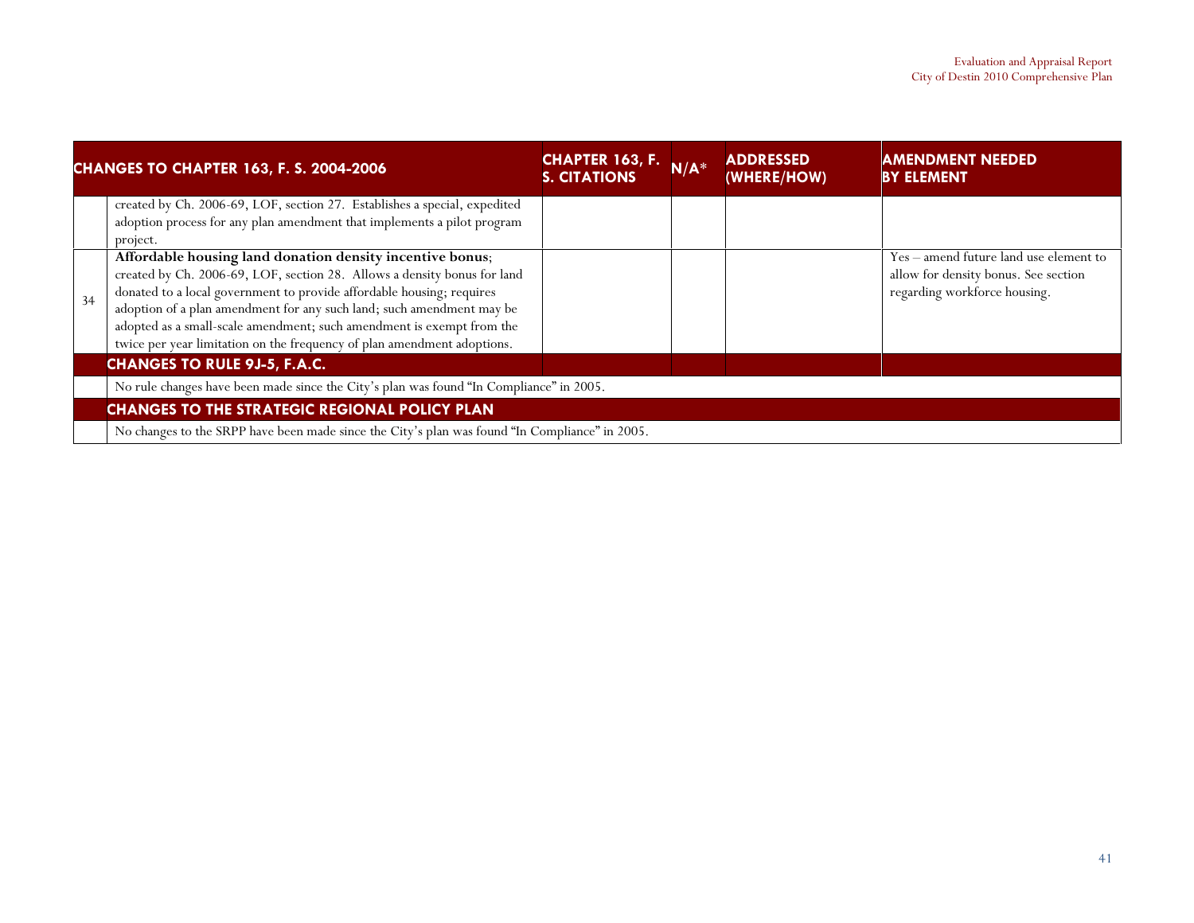| | CHANGES TO CHAPTER 163, F. S. 2004-2006 | CHAPTER 163, F. S. CITATIONS | N/A* | ADDRESSED (WHERE/HOW) | AMENDMENT NEEDED BY ELEMENT |
|---|---|---|---|---|---|
| | created by Ch. 2006-69, LOF, section 27. Establishes a special, expedited adoption process for any plan amendment that implements a pilot program project. | | | | |
| 34 | **Affordable housing land donation density incentive bonus**; created by Ch. 2006-69, LOF, section 28. Allows a density bonus for land donated to a local government to provide affordable housing; requires adoption of a plan amendment for any such land; such amendment may be adopted as a small-scale amendment; such amendment is exempt from the twice per year limitation on the frequency of plan amendment adoptions. | | | | Yes – amend future land use element to allow for density bonus. See section regarding workforce housing. |
| | **CHANGES TO RULE 9J-5, F.A.C.** | | | | |
| | No rule changes have been made since the City's plan was found "In Compliance" in 2005. | | | | |
| | **CHANGES TO THE STRATEGIC REGIONAL POLICY PLAN** | | | | |
| | No changes to the SRPP have been made since the City's plan was found "In Compliance" in 2005. | | | | |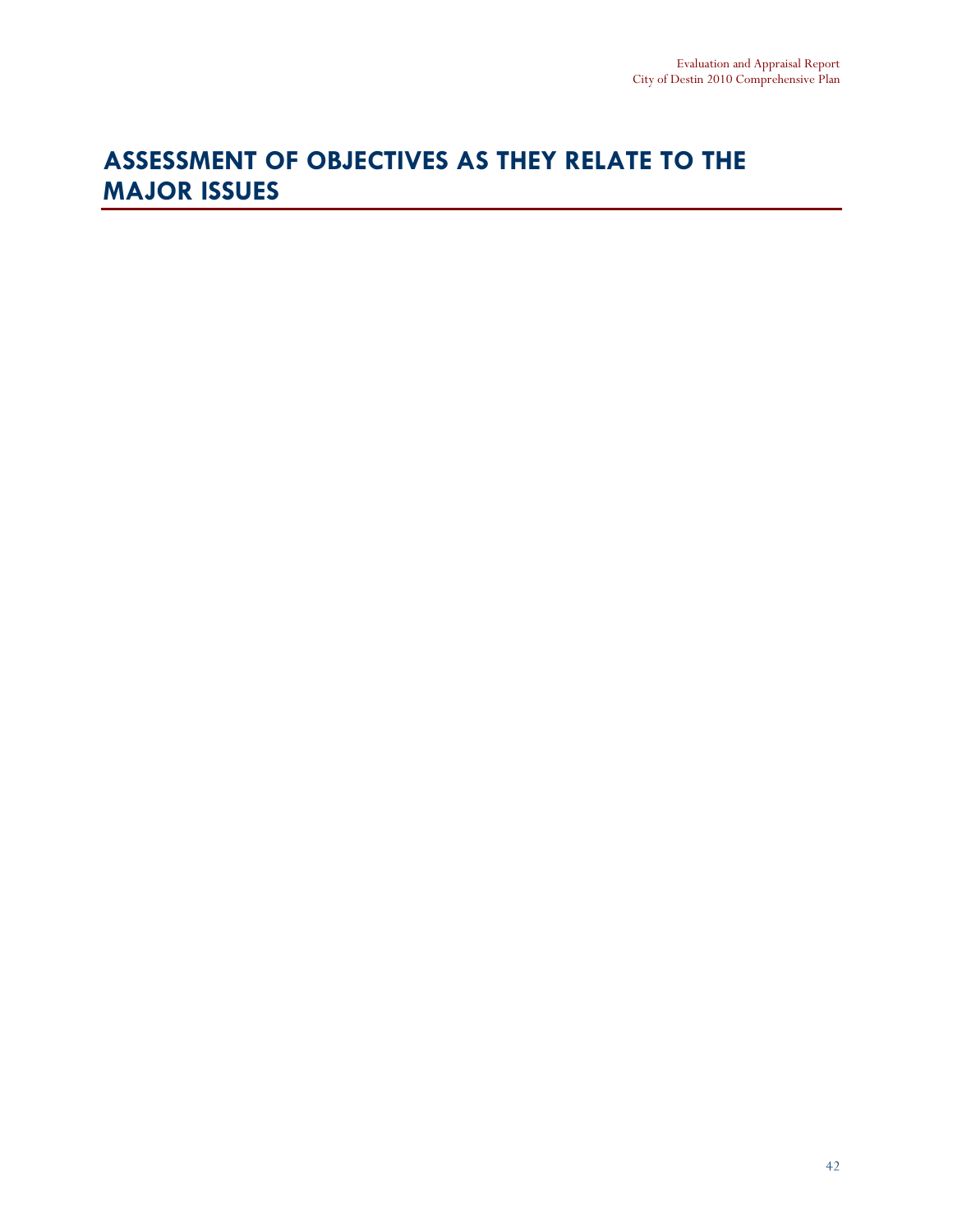# ASSESSMENT OF OBJECTIVES AS THEY RELATE TO THE MAJOR ISSUES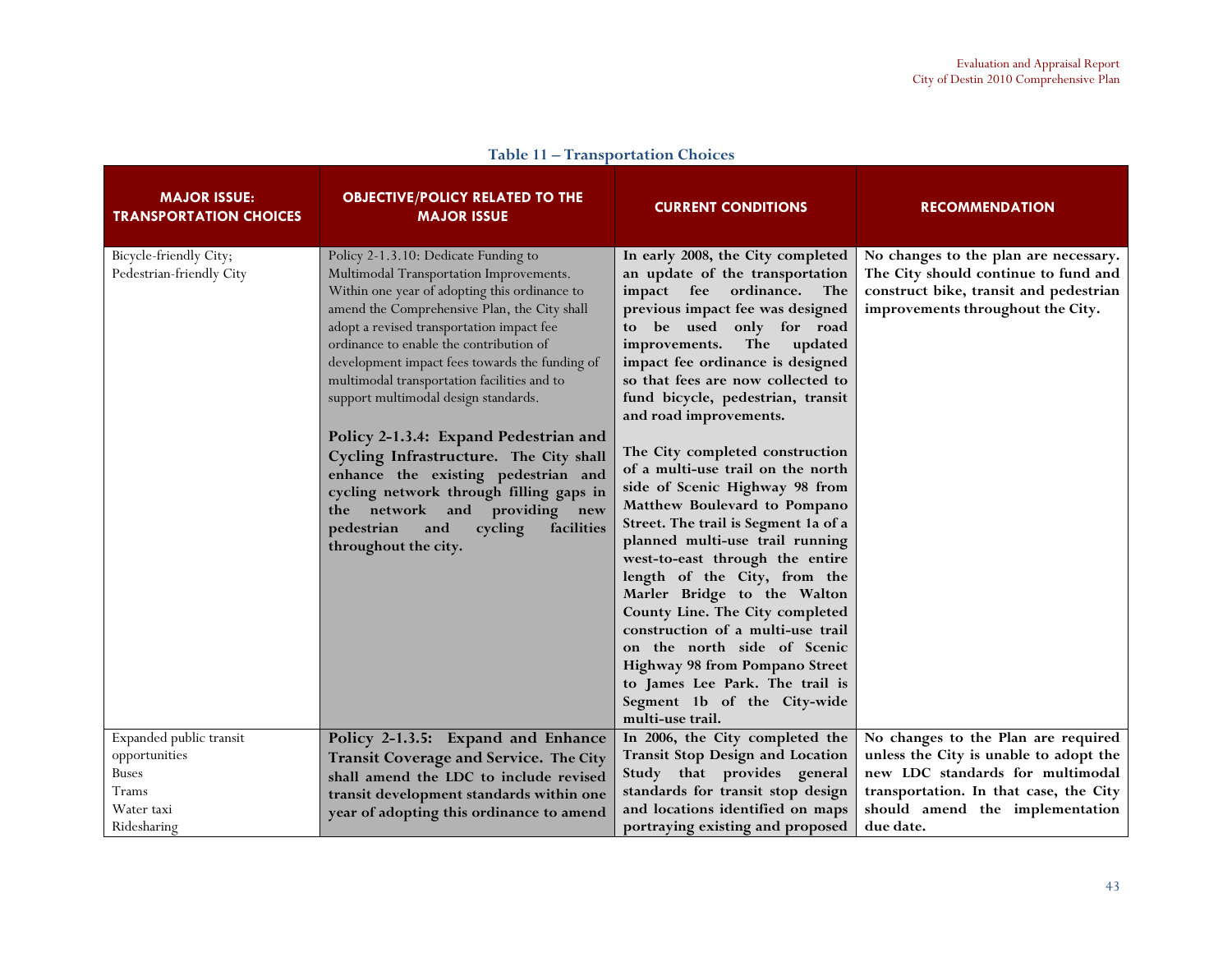**Table 11 – Transportation Choices**

| MAJOR ISSUE: TRANSPORTATION CHOICES | OBJECTIVE/POLICY RELATED TO THE MAJOR ISSUE | CURRENT CONDITIONS | RECOMMENDATION |
|---|---|---|---|
| Bicycle-friendly City; Pedestrian-friendly City | Policy 2-1.3.10: Dedicate Funding to Multimodal Transportation Improvements. Within one year of adopting this ordinance to amend the Comprehensive Plan, the City shall adopt a revised transportation impact fee ordinance to enable the contribution of development impact fees towards the funding of multimodal transportation facilities and to support multimodal design standards.<br><br>**Policy 2-1.3.4: Expand Pedestrian and Cycling Infrastructure. The City shall enhance the existing pedestrian and cycling network through filling gaps in the network and providing new pedestrian and cycling facilities throughout the city.** | **In early 2008, the City completed an update of the transportation impact fee ordinance. The previous impact fee was designed to be used only for road improvements. The updated impact fee ordinance is designed so that fees are now collected to fund bicycle, pedestrian, transit and road improvements.**<br><br>**The City completed construction of a multi-use trail on the north side of Scenic Highway 98 from Matthew Boulevard to Pompano Street. The trail is Segment 1a of a planned multi-use trail running west-to-east through the entire length of the City, from the Marler Bridge to the Walton County Line. The City completed construction of a multi-use trail on the north side of Scenic Highway 98 from Pompano Street to James Lee Park. The trail is Segment 1b of the City-wide multi-use trail.** | **No changes to the plan are necessary. The City should continue to fund and construct bike, transit and pedestrian improvements throughout the City.** |
| Expanded public transit opportunities<br>Buses<br>Trams<br>Water taxi<br>Ridesharing | **Policy 2-1.3.5: Expand and Enhance Transit Coverage and Service. The City shall amend the LDC to include revised transit development standards within one year of adopting this ordinance to amend** | **In 2006, the City completed the Transit Stop Design and Location Study that provides general standards for transit stop design and locations identified on maps portraying existing and proposed** | **No changes to the Plan are required unless the City is unable to adopt the new LDC standards for multimodal transportation. In that case, the City should amend the implementation due date.** |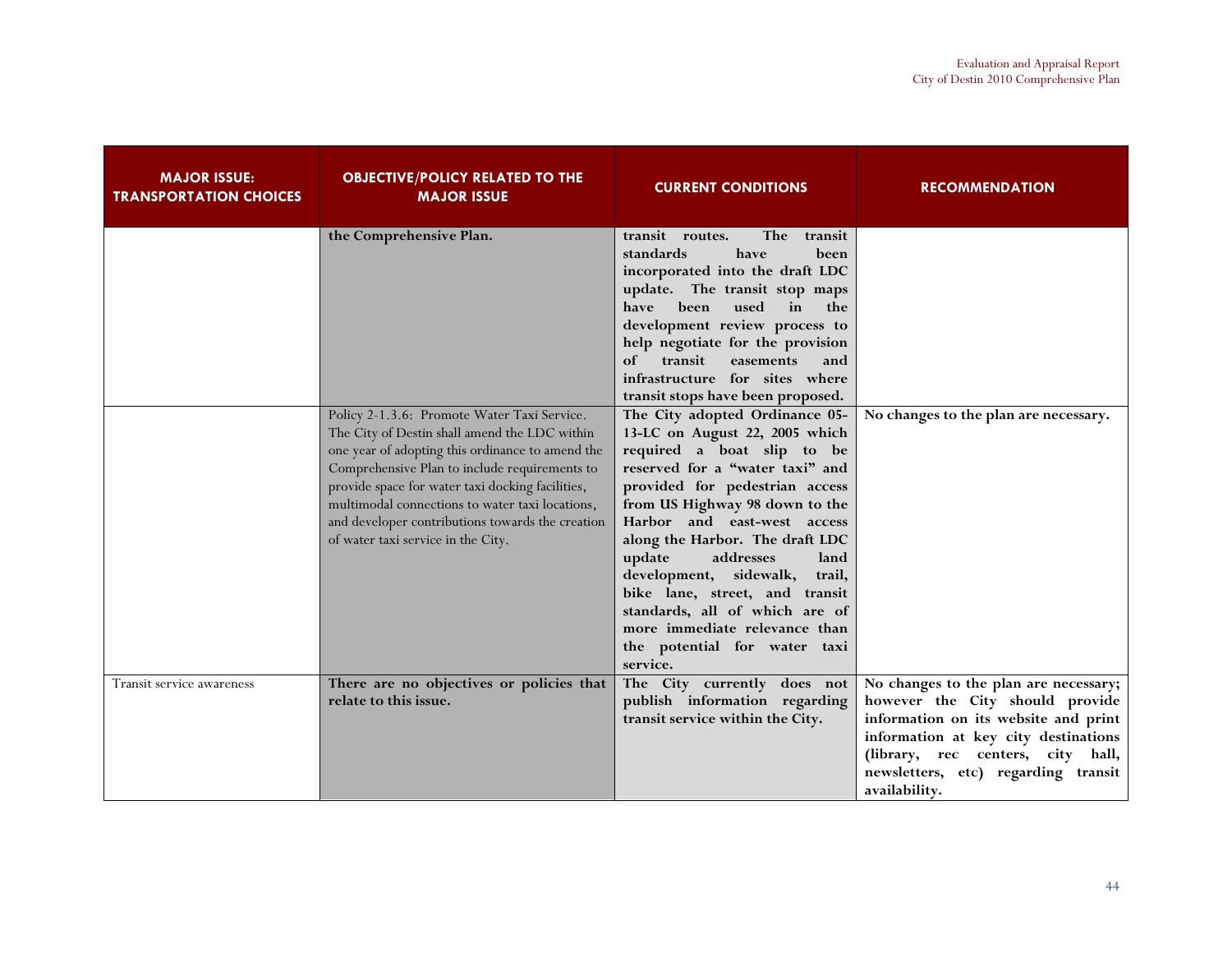| MAJOR ISSUE: TRANSPORTATION CHOICES | OBJECTIVE/POLICY RELATED TO THE MAJOR ISSUE | CURRENT CONDITIONS | RECOMMENDATION |
|---|---|---|---|
| | **the Comprehensive Plan.** | **transit routes. The transit standards have been incorporated into the draft LDC update. The transit stop maps have been used in the development review process to help negotiate for the provision of transit easements and infrastructure for sites where transit stops have been proposed.** | |
| | Policy 2-1.3.6: Promote Water Taxi Service. The City of Destin shall amend the LDC within one year of adopting this ordinance to amend the Comprehensive Plan to include requirements to provide space for water taxi docking facilities, multimodal connections to water taxi locations, and developer contributions towards the creation of water taxi service in the City. | **The City adopted Ordinance 05-13-LC on August 22, 2005 which required a boat slip to be reserved for a "water taxi" and provided for pedestrian access from US Highway 98 down to the Harbor and east-west access along the Harbor. The draft LDC update addresses land development, sidewalk, trail, bike lane, street, and transit standards, all of which are of more immediate relevance than the potential for water taxi service.** | **No changes to the plan are necessary.** |
| Transit service awareness | **There are no objectives or policies that relate to this issue.** | **The City currently does not publish information regarding transit service within the City.** | **No changes to the plan are necessary; however the City should provide information on its website and print information at key city destinations (library, rec centers, city hall, newsletters, etc) regarding transit availability.** |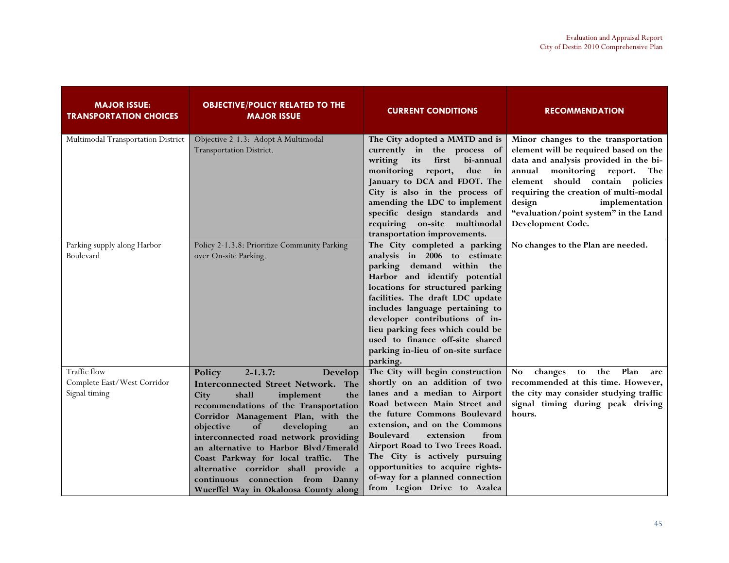| MAJOR ISSUE: TRANSPORTATION CHOICES | OBJECTIVE/POLICY RELATED TO THE MAJOR ISSUE | CURRENT CONDITIONS | RECOMMENDATION |
|---|---|---|---|
| Multimodal Transportation District | Objective 2-1.3: Adopt A Multimodal Transportation District. | **The City adopted a MMTD and is currently in the process of writing its first bi-annual monitoring report, due in January to DCA and FDOT. The City is also in the process of amending the LDC to implement specific design standards and requiring on-site multimodal transportation improvements.** | **Minor changes to the transportation element will be required based on the data and analysis provided in the bi-annual monitoring report. The element should contain policies requiring the creation of multi-modal design implementation "evaluation/point system" in the Land Development Code.** |
| Parking supply along Harbor Boulevard | Policy 2-1.3.8: Prioritize Community Parking over On-site Parking. | **The City completed a parking analysis in 2006 to estimate parking demand within the Harbor and identify potential locations for structured parking facilities. The draft LDC update includes language pertaining to developer contributions of in-lieu parking fees which could be used to finance off-site shared parking in-lieu of on-site surface parking.** | **No changes to the Plan are needed.** |
| Traffic flow<br>Complete East/West Corridor<br>Signal timing | **Policy 2-1.3.7: Develop Interconnected Street Network. The City shall implement the recommendations of the Transportation Corridor Management Plan, with the objective of developing an interconnected road network providing an alternative to Harbor Blvd/Emerald Coast Parkway for local traffic. The alternative corridor shall provide a continuous connection from Danny Wuerffel Way in Okaloosa County along** | **The City will begin construction shortly on an addition of two lanes and a median to Airport Road between Main Street and the future Commons Boulevard extension, and on the Commons Boulevard extension from Airport Road to Two Trees Road. The City is actively pursuing opportunities to acquire rights-of-way for a planned connection from Legion Drive to Azalea** | **No changes to the Plan are recommended at this time. However, the city may consider studying traffic signal timing during peak driving hours.** |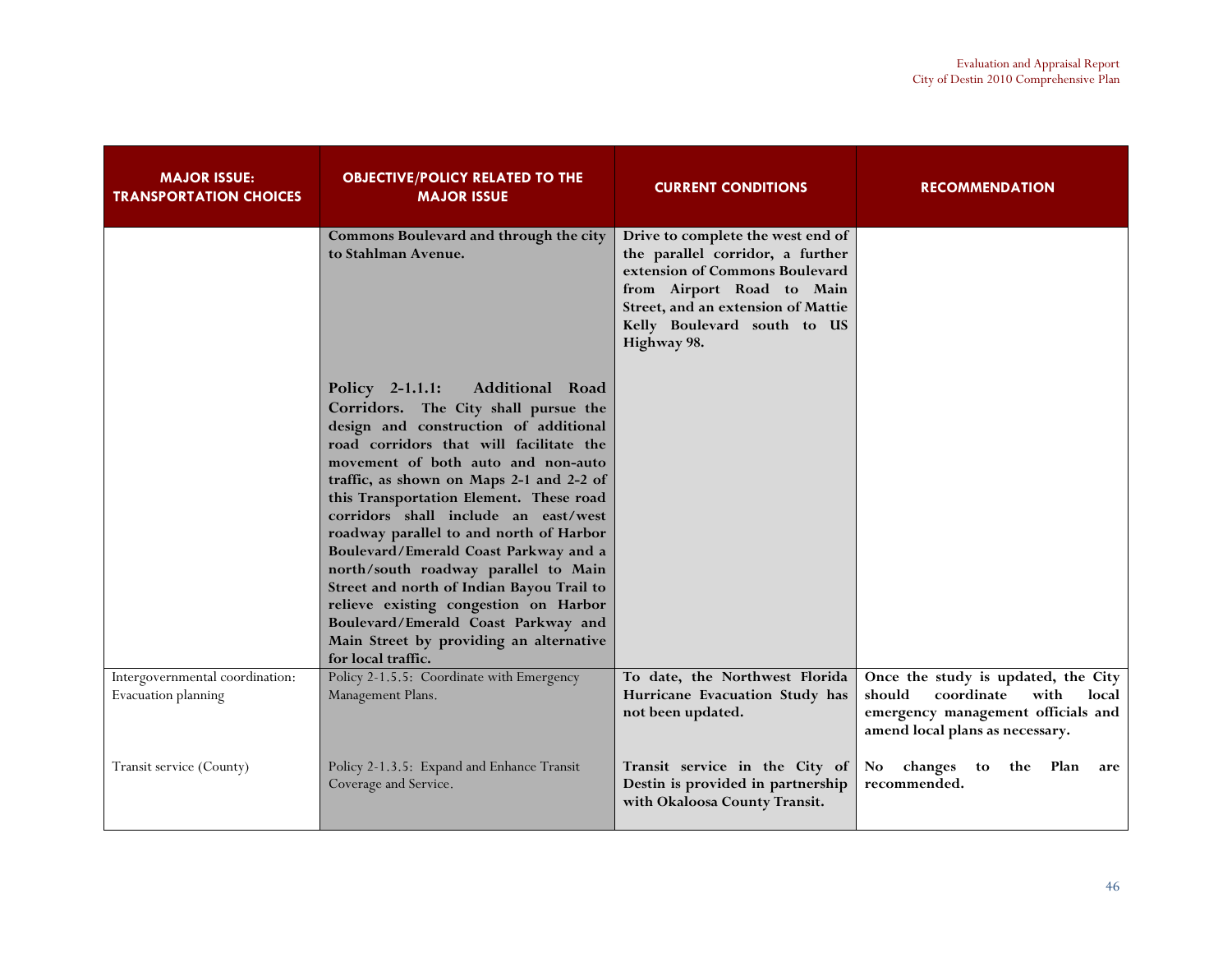| MAJOR ISSUE: TRANSPORTATION CHOICES | OBJECTIVE/POLICY RELATED TO THE MAJOR ISSUE | CURRENT CONDITIONS | RECOMMENDATION |
|---|---|---|---|
| | **Commons Boulevard and through the city to Stahlman Avenue.**<br><br>**Policy 2-1.1.1: Additional Road Corridors. The City shall pursue the design and construction of additional road corridors that will facilitate the movement of both auto and non-auto traffic, as shown on Maps 2-1 and 2-2 of this Transportation Element. These road corridors shall include an east/west roadway parallel to and north of Harbor Boulevard/Emerald Coast Parkway and a north/south roadway parallel to Main Street and north of Indian Bayou Trail to relieve existing congestion on Harbor Boulevard/Emerald Coast Parkway and Main Street by providing an alternative for local traffic.** | **Drive to complete the west end of the parallel corridor, a further extension of Commons Boulevard from Airport Road to Main Street, and an extension of Mattie Kelly Boulevard south to US Highway 98.** | |
| Intergovernmental coordination: Evacuation planning | Policy 2-1.5.5: Coordinate with Emergency Management Plans. | **To date, the Northwest Florida Hurricane Evacuation Study has not been updated.** | **Once the study is updated, the City should coordinate with local emergency management officials and amend local plans as necessary.** |
| Transit service (County) | Policy 2-1.3.5: Expand and Enhance Transit Coverage and Service. | **Transit service in the City of Destin is provided in partnership with Okaloosa County Transit.** | **No changes to the Plan are recommended.** |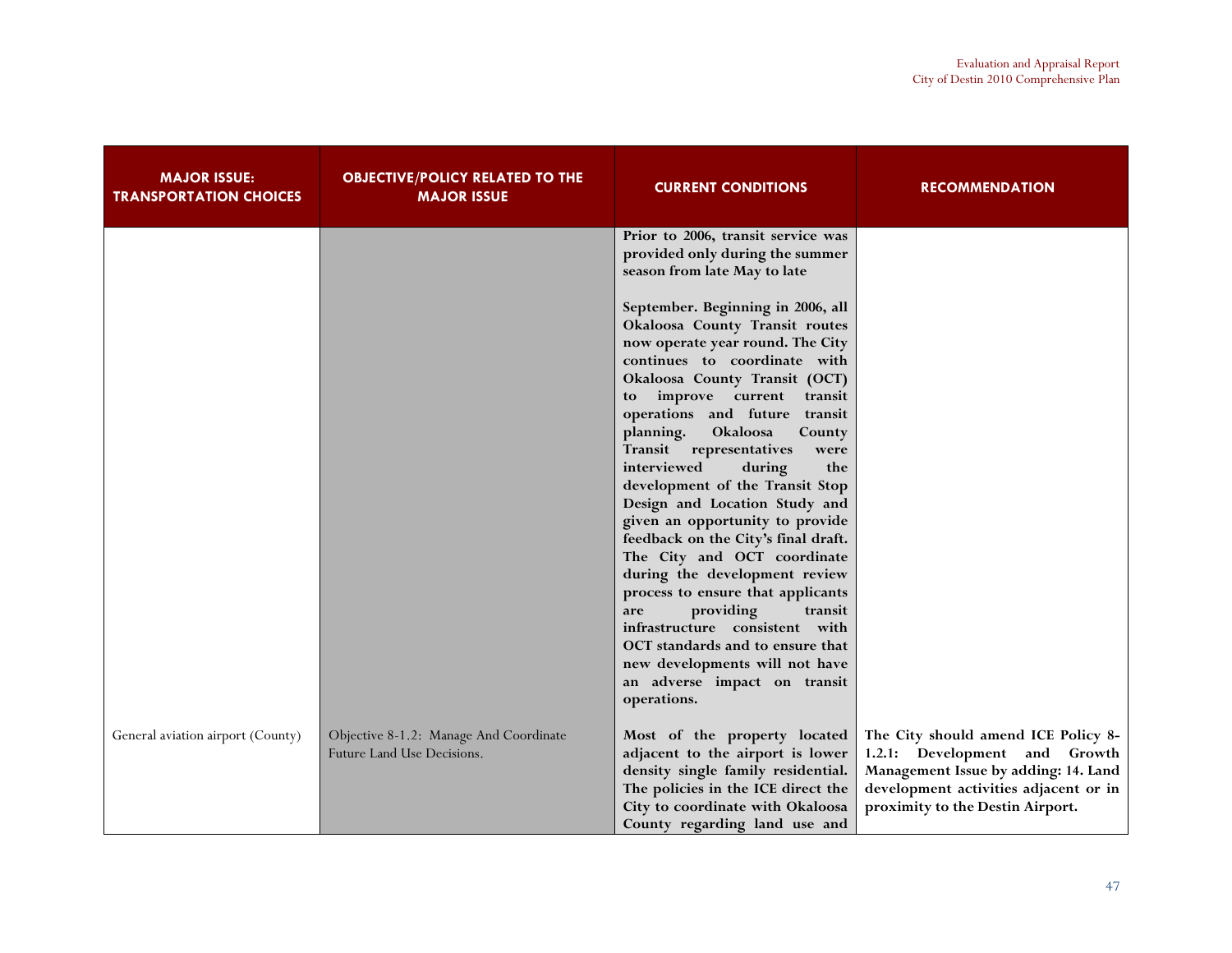| MAJOR ISSUE: TRANSPORTATION CHOICES | OBJECTIVE/POLICY RELATED TO THE MAJOR ISSUE | CURRENT CONDITIONS | RECOMMENDATION |
|---|---|---|---|
| | | **Prior to 2006, transit service was provided only during the summer season from late May to late September. Beginning in 2006, all Okaloosa County Transit routes now operate year round. The City continues to coordinate with Okaloosa County Transit (OCT) to improve current transit operations and future transit planning. Okaloosa County Transit representatives were interviewed during the development of the Transit Stop Design and Location Study and given an opportunity to provide feedback on the City's final draft. The City and OCT coordinate during the development review process to ensure that applicants are providing transit infrastructure consistent with OCT standards and to ensure that new developments will not have an adverse impact on transit operations.** | |
| General aviation airport (County) | Objective 8-1.2: Manage And Coordinate Future Land Use Decisions. | **Most of the property located adjacent to the airport is lower density single family residential. The policies in the ICE direct the City to coordinate with Okaloosa County regarding land use and** | **The City should amend ICE Policy 8-1.2.1: Development and Growth Management Issue by adding: 14. Land development activities adjacent or in proximity to the Destin Airport.** |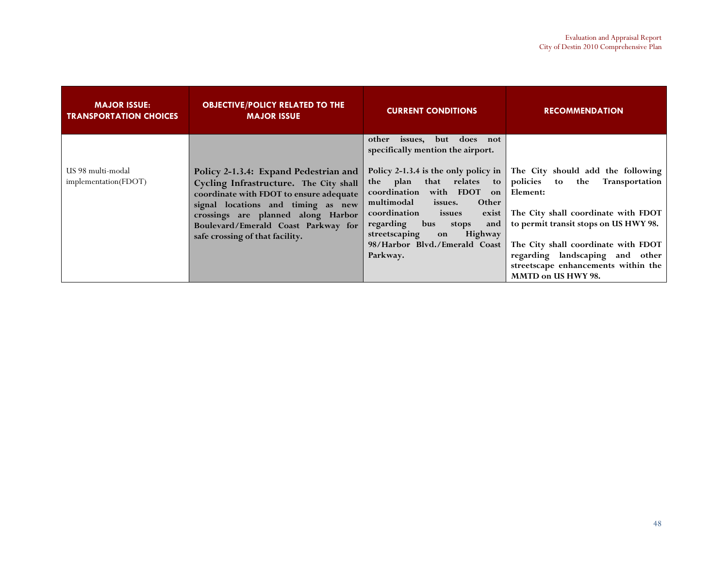| MAJOR ISSUE: TRANSPORTATION CHOICES | OBJECTIVE/POLICY RELATED TO THE MAJOR ISSUE | CURRENT CONDITIONS | RECOMMENDATION |
|---|---|---|---|
| | | **other issues, but does not specifically mention the airport.** | |
| US 98 multi-modal implementation(FDOT) | **Policy 2-1.3.4: Expand Pedestrian and Cycling Infrastructure. The City shall coordinate with FDOT to ensure adequate signal locations and timing as new crossings are planned along Harbor Boulevard/Emerald Coast Parkway for safe crossing of that facility.** | **Policy 2-1.3.4 is the only policy in the plan that relates to coordination with FDOT on multimodal issues. Other coordination issues exist regarding bus stops and streetscaping on Highway 98/Harbor Blvd./Emerald Coast Parkway.** | **The City should add the following policies to the Transportation Element:**<br><br>**The City shall coordinate with FDOT to permit transit stops on US HWY 98.**<br><br>**The City shall coordinate with FDOT regarding landscaping and other streetscape enhancements within the MMTD on US HWY 98.** |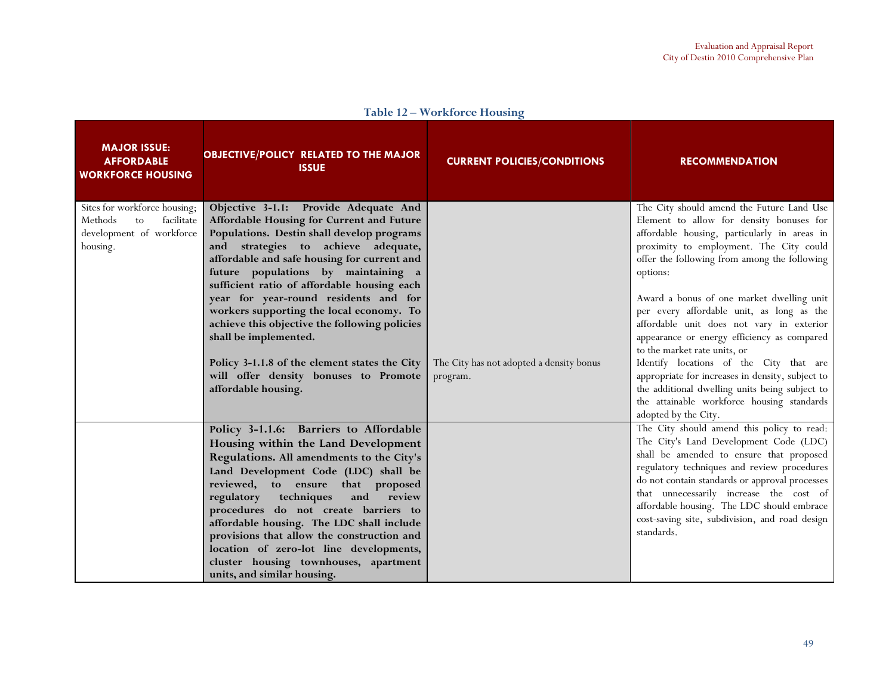### Table 12 – Workforce Housing

| MAJOR ISSUE: AFFORDABLE WORKFORCE HOUSING | OBJECTIVE/POLICY RELATED TO THE MAJOR ISSUE | CURRENT POLICIES/CONDITIONS | RECOMMENDATION |
|---|---|---|---|
| Sites for workforce housing; Methods to facilitate development of workforce housing. | **Objective 3-1.1: Provide Adequate And Affordable Housing for Current and Future Populations. Destin shall develop programs and strategies to achieve adequate, affordable and safe housing for current and future populations by maintaining a sufficient ratio of affordable housing each year for year-round residents and for workers supporting the local economy. To achieve this objective the following policies shall be implemented.**<br><br>**Policy 3-1.1.8 of the element states the City will offer density bonuses to Promote affordable housing.** | The City has not adopted a density bonus program. | The City should amend the Future Land Use Element to allow for density bonuses for affordable housing, particularly in areas in proximity to employment. The City could offer the following from among the following options:<br><br>Award a bonus of one market dwelling unit per every affordable unit, as long as the affordable unit does not vary in exterior appearance or energy efficiency as compared to the market rate units, or<br>Identify locations of the City that are appropriate for increases in density, subject to the additional dwelling units being subject to the attainable workforce housing standards adopted by the City. |
| | **Policy 3-1.1.6: Barriers to Affordable Housing within the Land Development Regulations. All amendments to the City's Land Development Code (LDC) shall be reviewed, to ensure that proposed regulatory techniques and review procedures do not create barriers to affordable housing. The LDC shall include provisions that allow the construction and location of zero-lot line developments, cluster housing townhouses, apartment units, and similar housing.** | | The City should amend this policy to read: The City's Land Development Code (LDC) shall be amended to ensure that proposed regulatory techniques and review procedures do not contain standards or approval processes that unnecessarily increase the cost of affordable housing. The LDC should embrace cost-saving site, subdivision, and road design standards. |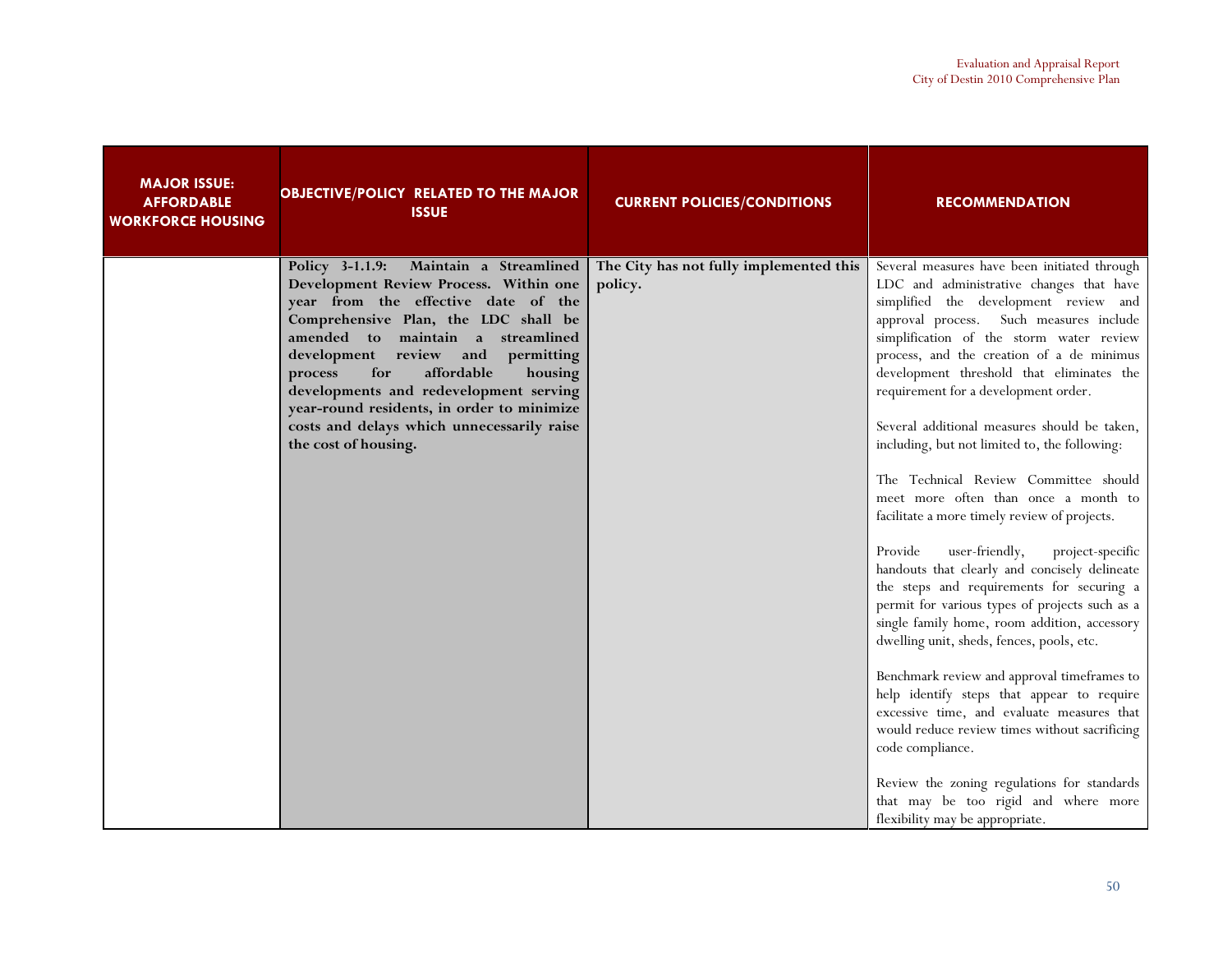| MAJOR ISSUE: AFFORDABLE WORKFORCE HOUSING | OBJECTIVE/POLICY RELATED TO THE MAJOR ISSUE | CURRENT POLICIES/CONDITIONS | RECOMMENDATION |
|---|---|---|---|
| | **Policy 3-1.1.9: Maintain a Streamlined Development Review Process. Within one year from the effective date of the Comprehensive Plan, the LDC shall be amended to maintain a streamlined development review and permitting process for affordable housing developments and redevelopment serving year-round residents, in order to minimize costs and delays which unnecessarily raise the cost of housing.** | **The City has not fully implemented this policy.** | Several measures have been initiated through LDC and administrative changes that have simplified the development review and approval process. Such measures include simplification of the storm water review process, and the creation of a de minimus development threshold that eliminates the requirement for a development order.<br><br>Several additional measures should be taken, including, but not limited to, the following:<br><br>The Technical Review Committee should meet more often than once a month to facilitate a more timely review of projects.<br><br>Provide user-friendly, project-specific handouts that clearly and concisely delineate the steps and requirements for securing a permit for various types of projects such as a single family home, room addition, accessory dwelling unit, sheds, fences, pools, etc.<br><br>Benchmark review and approval timeframes to help identify steps that appear to require excessive time, and evaluate measures that would reduce review times without sacrificing code compliance.<br><br>Review the zoning regulations for standards that may be too rigid and where more flexibility may be appropriate. |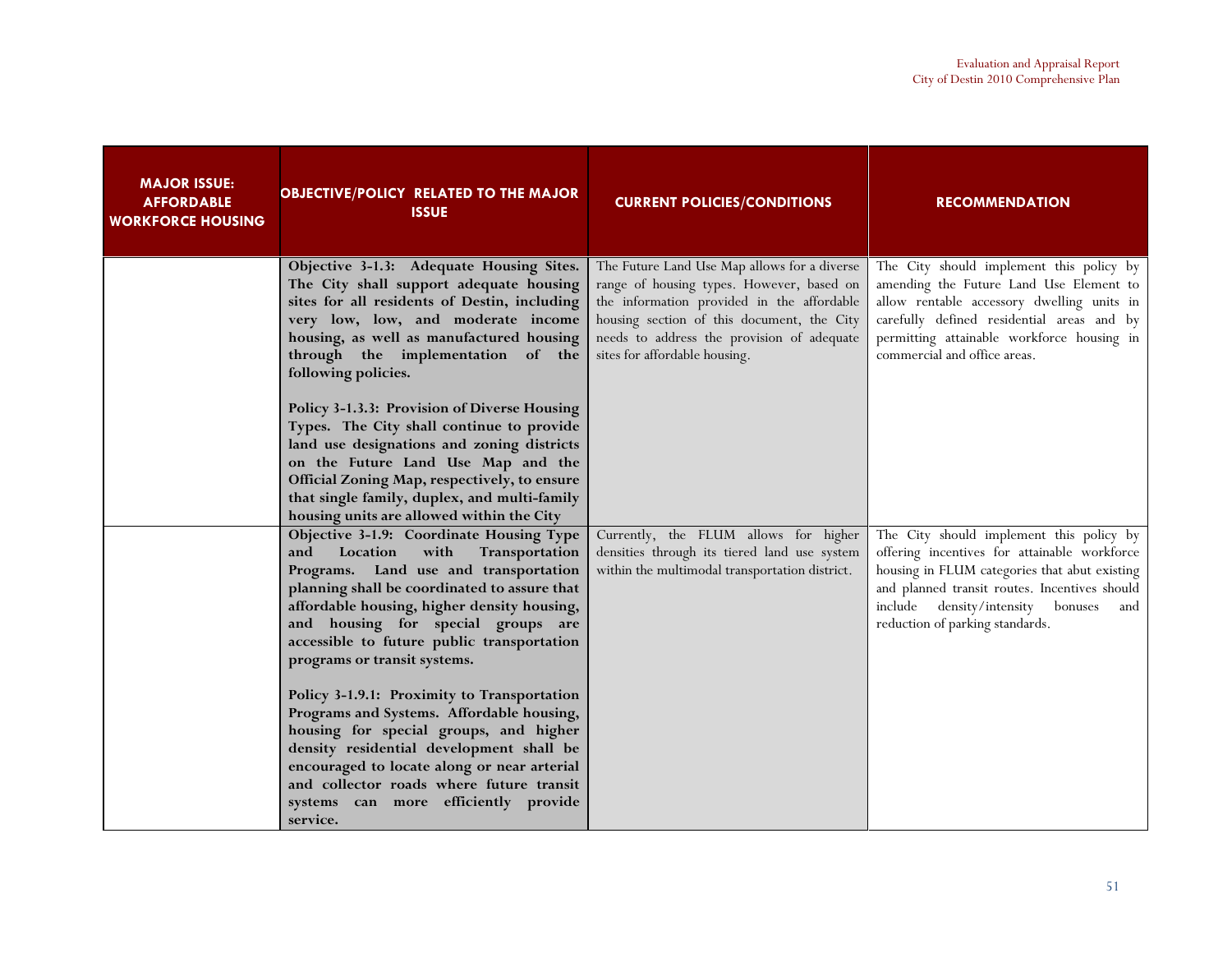| MAJOR ISSUE: AFFORDABLE WORKFORCE HOUSING | OBJECTIVE/POLICY RELATED TO THE MAJOR ISSUE | CURRENT POLICIES/CONDITIONS | RECOMMENDATION |
|---|---|---|---|
| | **Objective 3-1.3: Adequate Housing Sites. The City shall support adequate housing sites for all residents of Destin, including very low, low, and moderate income housing, as well as manufactured housing through the implementation of the following policies.**<br><br>**Policy 3-1.3.3: Provision of Diverse Housing Types. The City shall continue to provide land use designations and zoning districts on the Future Land Use Map and the Official Zoning Map, respectively, to ensure that single family, duplex, and multi-family housing units are allowed within the City** | The Future Land Use Map allows for a diverse range of housing types. However, based on the information provided in the affordable housing section of this document, the City needs to address the provision of adequate sites for affordable housing. | The City should implement this policy by amending the Future Land Use Element to allow rentable accessory dwelling units in carefully defined residential areas and by permitting attainable workforce housing in commercial and office areas. |
| | **Objective 3-1.9: Coordinate Housing Type and Location with Transportation Programs. Land use and transportation planning shall be coordinated to assure that affordable housing, higher density housing, and housing for special groups are accessible to future public transportation programs or transit systems.**<br><br>**Policy 3-1.9.1: Proximity to Transportation Programs and Systems. Affordable housing, housing for special groups, and higher density residential development shall be encouraged to locate along or near arterial and collector roads where future transit systems can more efficiently provide service.** | Currently, the FLUM allows for higher densities through its tiered land use system within the multimodal transportation district. | The City should implement this policy by offering incentives for attainable workforce housing in FLUM categories that abut existing and planned transit routes. Incentives should include density/intensity bonuses and reduction of parking standards. |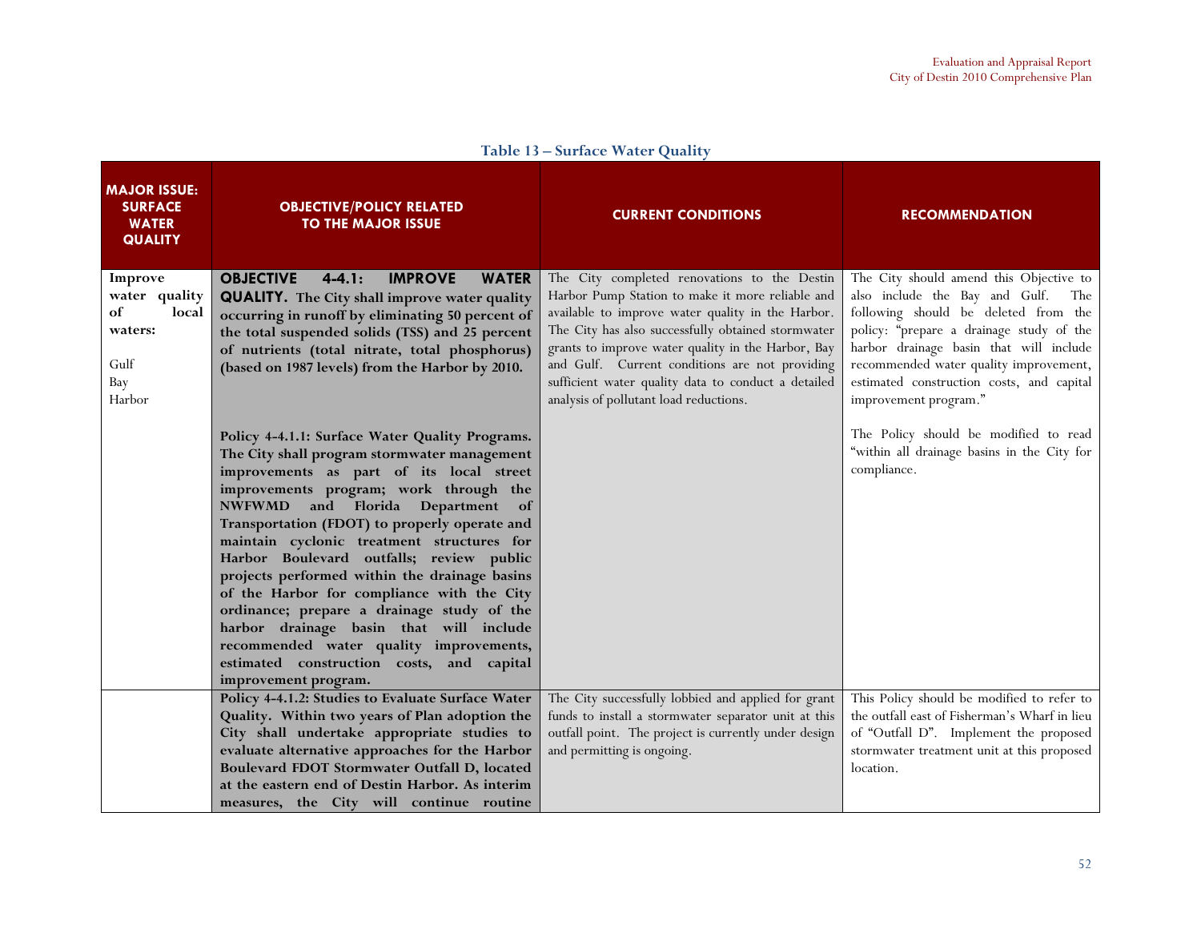**Table 13 – Surface Water Quality**

| MAJOR ISSUE: SURFACE WATER QUALITY | OBJECTIVE/POLICY RELATED TO THE MAJOR ISSUE | CURRENT CONDITIONS | RECOMMENDATION |
|---|---|---|---|
| **Improve water quality of local waters:**<br><br>Gulf<br>Bay<br>Harbor | **OBJECTIVE 4-4.1: IMPROVE WATER QUALITY. The City shall improve water quality occurring in runoff by eliminating 50 percent of the total suspended solids (TSS) and 25 percent of nutrients (total nitrate, total phosphorus) (based on 1987 levels) from the Harbor by 2010.**<br><br>**Policy 4-4.1.1: Surface Water Quality Programs. The City shall program stormwater management improvements as part of its local street improvements program; work through the NWFWMD and Florida Department of Transportation (FDOT) to properly operate and maintain cyclonic treatment structures for Harbor Boulevard outfalls; review public projects performed within the drainage basins of the Harbor for compliance with the City ordinance; prepare a drainage study of the harbor drainage basin that will include recommended water quality improvements, estimated construction costs, and capital improvement program.** | The City completed renovations to the Destin Harbor Pump Station to make it more reliable and available to improve water quality in the Harbor. The City has also successfully obtained stormwater grants to improve water quality in the Harbor, Bay and Gulf. Current conditions are not providing sufficient water quality data to conduct a detailed analysis of pollutant load reductions. | The City should amend this Objective to also include the Bay and Gulf. The following should be deleted from the policy: "prepare a drainage study of the harbor drainage basin that will include recommended water quality improvement, estimated construction costs, and capital improvement program."<br><br>The Policy should be modified to read "within all drainage basins in the City for compliance. |
| | **Policy 4-4.1.2: Studies to Evaluate Surface Water Quality. Within two years of Plan adoption the City shall undertake appropriate studies to evaluate alternative approaches for the Harbor Boulevard FDOT Stormwater Outfall D, located at the eastern end of Destin Harbor. As interim measures, the City will continue routine** | The City successfully lobbied and applied for grant funds to install a stormwater separator unit at this outfall point. The project is currently under design and permitting is ongoing. | This Policy should be modified to refer to the outfall east of Fisherman's Wharf in lieu of "Outfall D". Implement the proposed stormwater treatment unit at this proposed location. |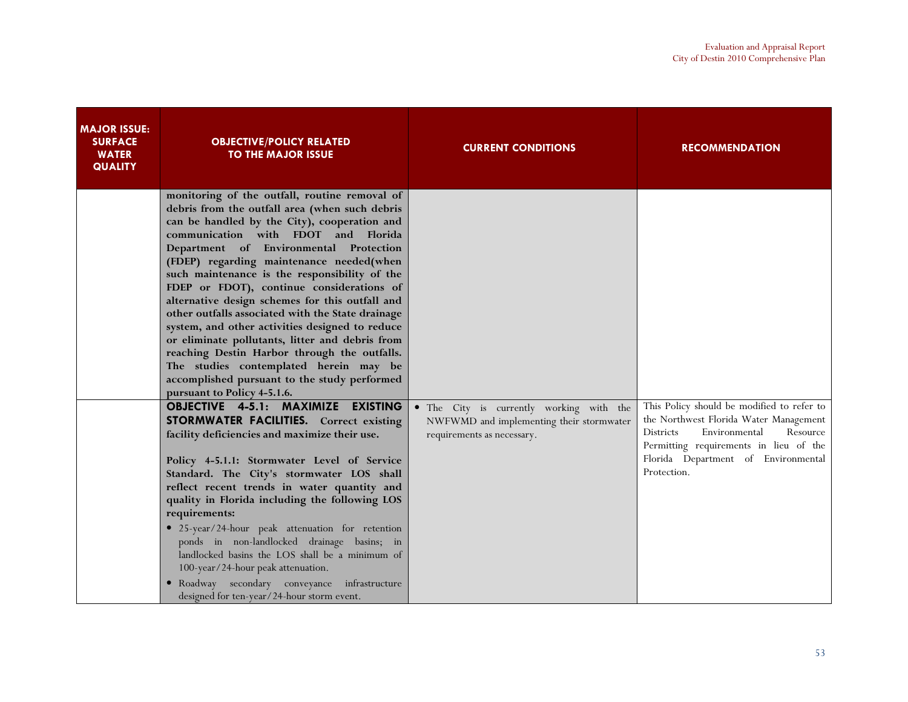| MAJOR ISSUE: SURFACE WATER QUALITY | OBJECTIVE/POLICY RELATED TO THE MAJOR ISSUE | CURRENT CONDITIONS | RECOMMENDATION |
|---|---|---|---|
| | **monitoring of the outfall, routine removal of debris from the outfall area (when such debris can be handled by the City), cooperation and communication with FDOT and Florida Department of Environmental Protection (FDEP) regarding maintenance needed(when such maintenance is the responsibility of the FDEP or FDOT), continue considerations of alternative design schemes for this outfall and other outfalls associated with the State drainage system, and other activities designed to reduce or eliminate pollutants, litter and debris from reaching Destin Harbor through the outfalls. The studies contemplated herein may be accomplished pursuant to the study performed pursuant to Policy 4-5.1.6.** | | |
| | **OBJECTIVE 4-5.1: MAXIMIZE EXISTING STORMWATER FACILITIES. Correct existing facility deficiencies and maximize their use.**<br><br>**Policy 4-5.1.1: Stormwater Level of Service Standard. The City's stormwater LOS shall reflect recent trends in water quantity and quality in Florida including the following LOS requirements:**<br>• 25-year/24-hour peak attenuation for retention ponds in non-landlocked drainage basins; in landlocked basins the LOS shall be a minimum of 100-year/24-hour peak attenuation.<br>• Roadway secondary conveyance infrastructure designed for ten-year/24-hour storm event. | • The City is currently working with the NWFWMD and implementing their stormwater requirements as necessary. | This Policy should be modified to refer to the Northwest Florida Water Management Districts Environmental Resource Permitting requirements in lieu of the Florida Department of Environmental Protection. |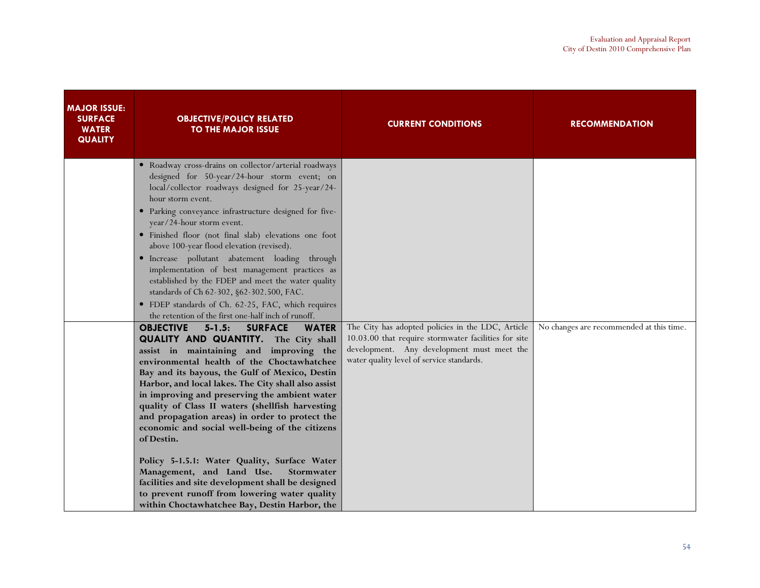| MAJOR ISSUE: SURFACE WATER QUALITY | OBJECTIVE/POLICY RELATED TO THE MAJOR ISSUE | CURRENT CONDITIONS | RECOMMENDATION |
|---|---|---|---|
| | • Roadway cross-drains on collector/arterial roadways designed for 50-year/24-hour storm event; on local/collector roadways designed for 25-year/24-hour storm event.<br>• Parking conveyance infrastructure designed for five-year/24-hour storm event.<br>• Finished floor (not final slab) elevations one foot above 100-year flood elevation (revised).<br>• Increase pollutant abatement loading through implementation of best management practices as established by the FDEP and meet the water quality standards of Ch 62-302, §62-302.500, FAC.<br>• FDEP standards of Ch. 62-25, FAC, which requires the retention of the first one-half inch of runoff. | | |
| | **OBJECTIVE 5-1.5: SURFACE WATER QUALITY AND QUANTITY. The City shall assist in maintaining and improving the environmental health of the Choctawhatchee Bay and its bayous, the Gulf of Mexico, Destin Harbor, and local lakes. The City shall also assist in improving and preserving the ambient water quality of Class II waters (shellfish harvesting and propagation areas) in order to protect the economic and social well-being of the citizens of Destin.**<br><br>**Policy 5-1.5.1: Water Quality, Surface Water Management, and Land Use. Stormwater facilities and site development shall be designed to prevent runoff from lowering water quality within Choctawhatchee Bay, Destin Harbor, the** | The City has adopted policies in the LDC, Article 10.03.00 that require stormwater facilities for site development. Any development must meet the water quality level of service standards. | No changes are recommended at this time. |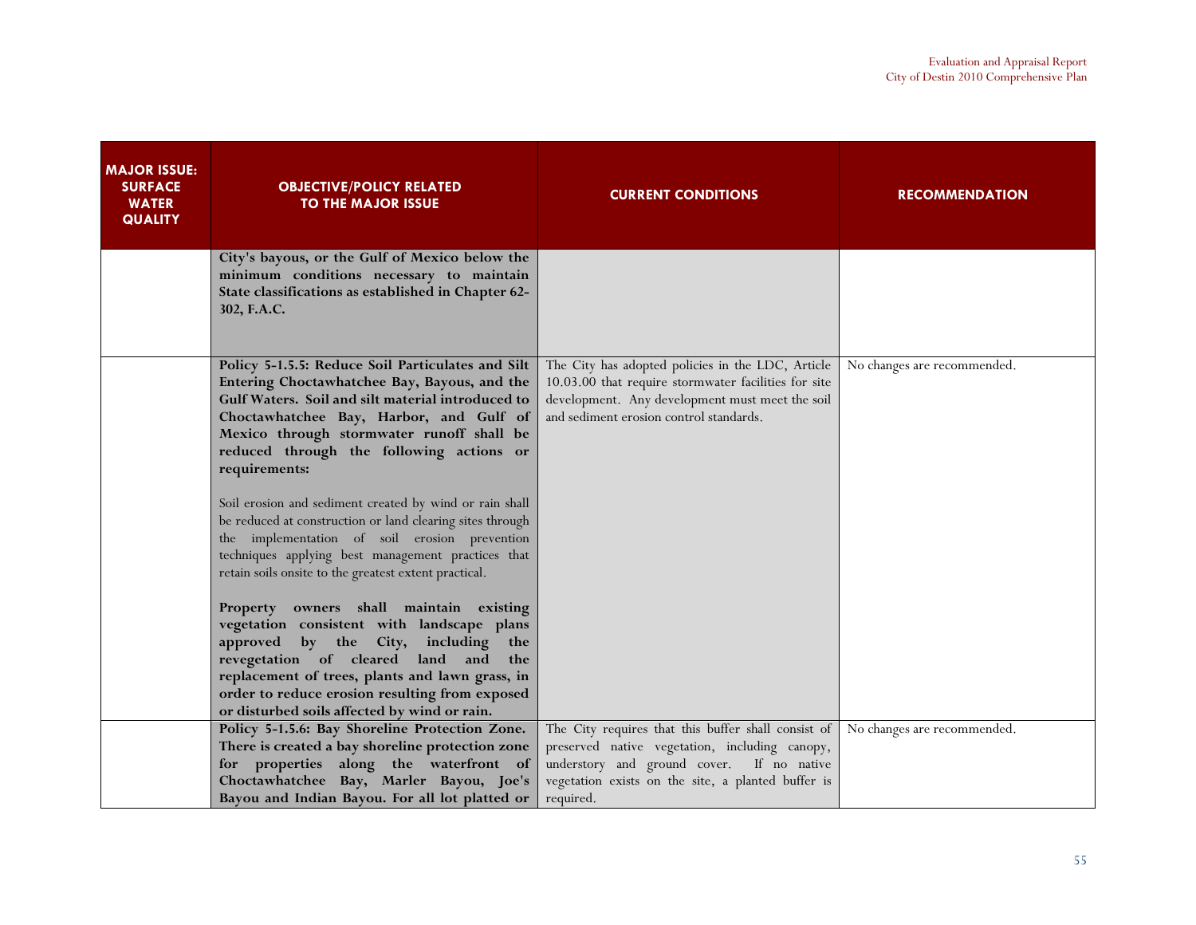| MAJOR ISSUE: SURFACE WATER QUALITY | OBJECTIVE/POLICY RELATED TO THE MAJOR ISSUE | CURRENT CONDITIONS | RECOMMENDATION |
|---|---|---|---|
| | **City's bayous, or the Gulf of Mexico below the minimum conditions necessary to maintain State classifications as established in Chapter 62-302, F.A.C.** | | |
| | **Policy 5-1.5.5: Reduce Soil Particulates and Silt Entering Choctawhatchee Bay, Bayous, and the Gulf Waters. Soil and silt material introduced to Choctawhatchee Bay, Harbor, and Gulf of Mexico through stormwater runoff shall be reduced through the following actions or requirements:**<br><br>Soil erosion and sediment created by wind or rain shall be reduced at construction or land clearing sites through the implementation of soil erosion prevention techniques applying best management practices that retain soils onsite to the greatest extent practical.<br><br>**Property owners shall maintain existing vegetation consistent with landscape plans approved by the City, including the revegetation of cleared land and the replacement of trees, plants and lawn grass, in order to reduce erosion resulting from exposed or disturbed soils affected by wind or rain.** | The City has adopted policies in the LDC, Article 10.03.00 that require stormwater facilities for site development. Any development must meet the soil and sediment erosion control standards. | No changes are recommended. |
| | **Policy 5-1.5.6: Bay Shoreline Protection Zone. There is created a bay shoreline protection zone for properties along the waterfront of Choctawhatchee Bay, Marler Bayou, Joe's Bayou and Indian Bayou. For all lot platted or** | The City requires that this buffer shall consist of preserved native vegetation, including canopy, understory and ground cover. If no native vegetation exists on the site, a planted buffer is required. | No changes are recommended. |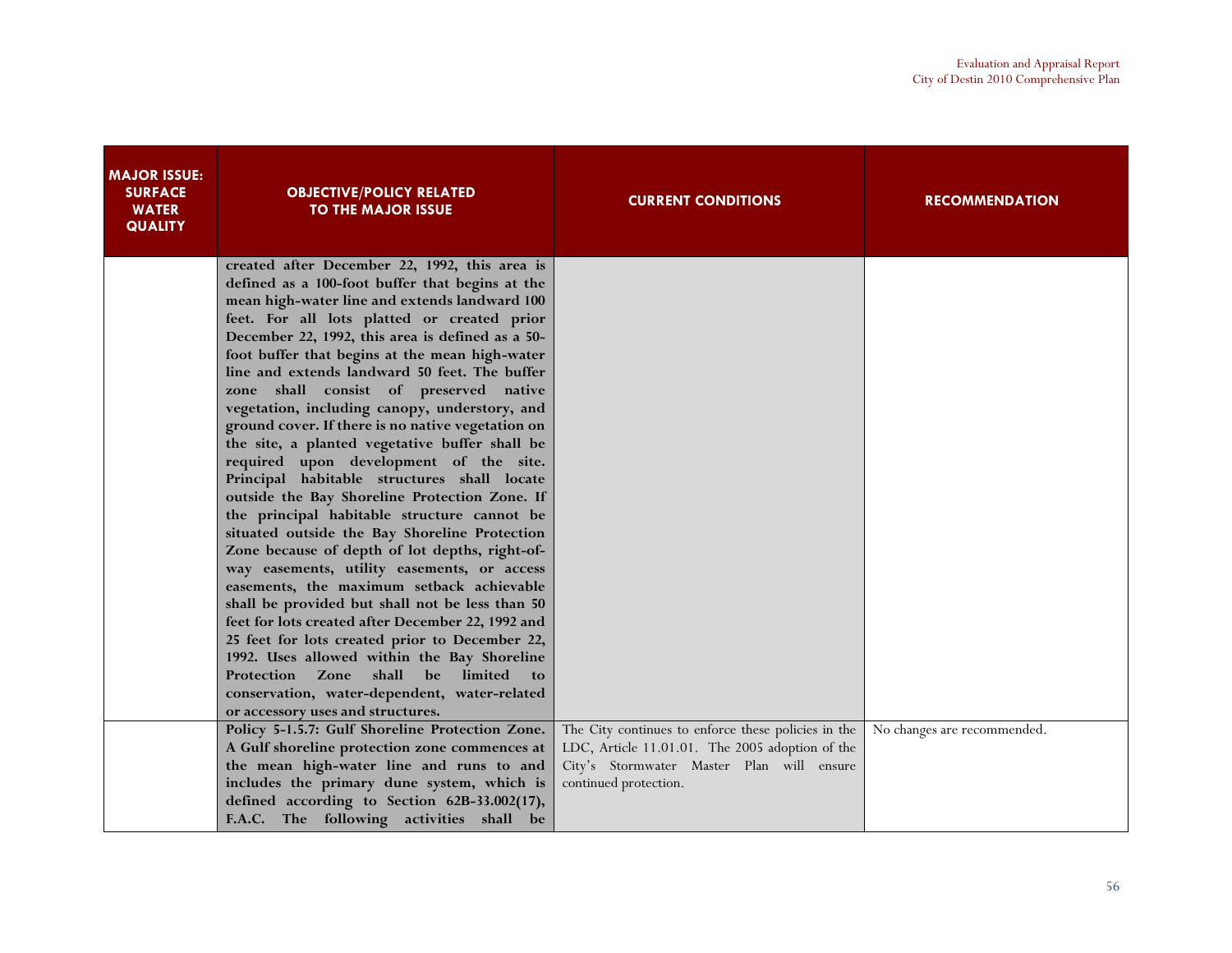| MAJOR ISSUE: SURFACE WATER QUALITY | OBJECTIVE/POLICY RELATED TO THE MAJOR ISSUE | CURRENT CONDITIONS | RECOMMENDATION |
|---|---|---|---|
| | **created after December 22, 1992, this area is defined as a 100-foot buffer that begins at the mean high-water line and extends landward 100 feet. For all lots platted or created prior December 22, 1992, this area is defined as a 50-foot buffer that begins at the mean high-water line and extends landward 50 feet. The buffer zone shall consist of preserved native vegetation, including canopy, understory, and ground cover. If there is no native vegetation on the site, a planted vegetative buffer shall be required upon development of the site. Principal habitable structures shall locate outside the Bay Shoreline Protection Zone. If the principal habitable structure cannot be situated outside the Bay Shoreline Protection Zone because of depth of lot depths, right-of-way easements, utility easements, or access easements, the maximum setback achievable shall be provided but shall not be less than 50 feet for lots created after December 22, 1992 and 25 feet for lots created prior to December 22, 1992. Uses allowed within the Bay Shoreline Protection Zone shall be limited to conservation, water-dependent, water-related or accessory uses and structures.** | | |
| | **Policy 5-1.5.7: Gulf Shoreline Protection Zone. A Gulf shoreline protection zone commences at the mean high-water line and runs to and includes the primary dune system, which is defined according to Section 62B-33.002(17), F.A.C. The following activities shall be** | The City continues to enforce these policies in the LDC, Article 11.01.01. The 2005 adoption of the City's Stormwater Master Plan will ensure continued protection. | No changes are recommended. |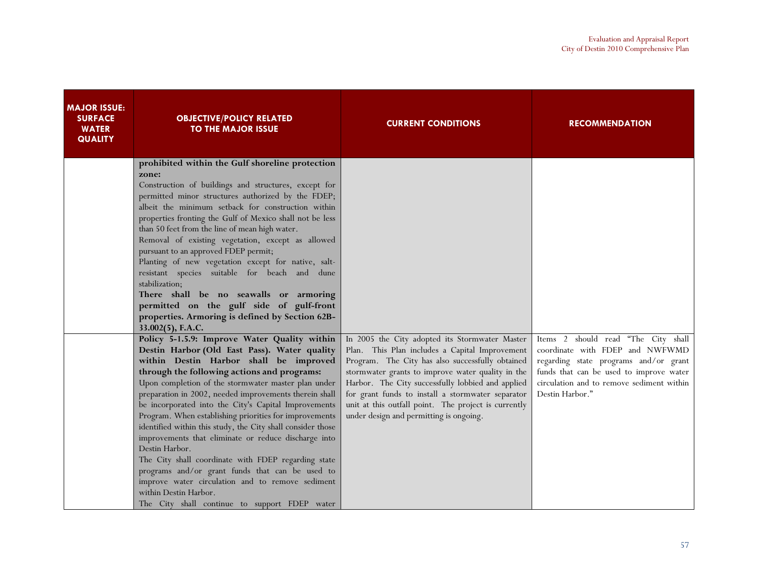| MAJOR ISSUE: SURFACE WATER QUALITY | OBJECTIVE/POLICY RELATED TO THE MAJOR ISSUE | CURRENT CONDITIONS | RECOMMENDATION |
|---|---|---|---|
| | **prohibited within the Gulf shoreline protection zone:**<br>Construction of buildings and structures, except for permitted minor structures authorized by the FDEP; albeit the minimum setback for construction within properties fronting the Gulf of Mexico shall not be less than 50 feet from the line of mean high water.<br>Removal of existing vegetation, except as allowed pursuant to an approved FDEP permit;<br>Planting of new vegetation except for native, salt-resistant species suitable for beach and dune stabilization;<br>**There shall be no seawalls or armoring permitted on the gulf side of gulf-front properties. Armoring is defined by Section 62B-33.002(5), F.A.C.** | | |
| | **Policy 5-1.5.9: Improve Water Quality within Destin Harbor (Old East Pass). Water quality within Destin Harbor shall be improved through the following actions and programs:**<br>Upon completion of the stormwater master plan under preparation in 2002, needed improvements therein shall be incorporated into the City's Capital Improvements Program. When establishing priorities for improvements identified within this study, the City shall consider those improvements that eliminate or reduce discharge into Destin Harbor.<br>The City shall coordinate with FDEP regarding state programs and/or grant funds that can be used to improve water circulation and to remove sediment within Destin Harbor.<br>The City shall continue to support FDEP water | In 2005 the City adopted its Stormwater Master Plan. This Plan includes a Capital Improvement Program. The City has also successfully obtained stormwater grants to improve water quality in the Harbor. The City successfully lobbied and applied for grant funds to install a stormwater separator unit at this outfall point. The project is currently under design and permitting is ongoing. | Items 2 should read "The City shall coordinate with FDEP and NWFWMD regarding state programs and/or grant funds that can be used to improve water circulation and to remove sediment within Destin Harbor." |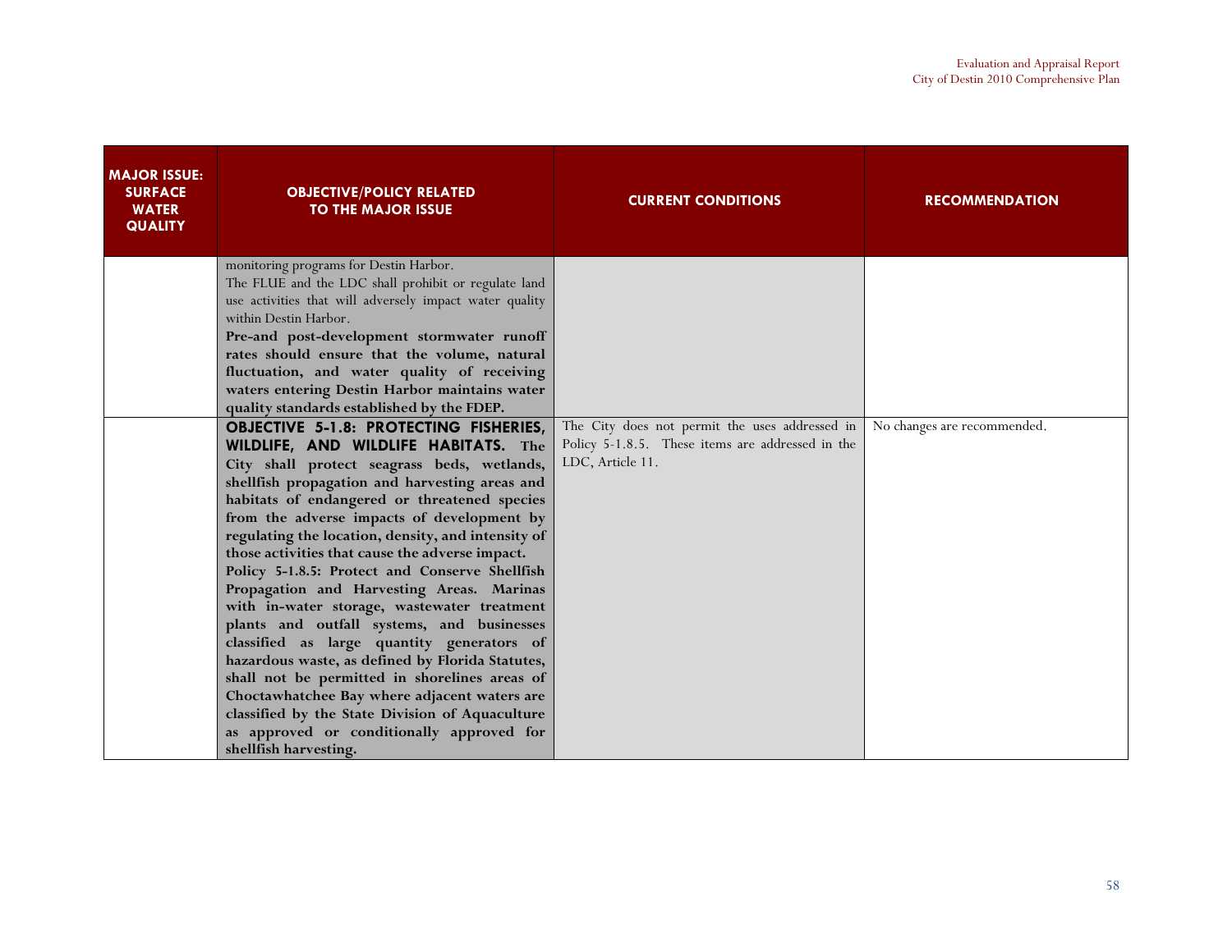| MAJOR ISSUE: SURFACE WATER QUALITY | OBJECTIVE/POLICY RELATED TO THE MAJOR ISSUE | CURRENT CONDITIONS | RECOMMENDATION |
|---|---|---|---|
| | monitoring programs for Destin Harbor.<br>The FLUE and the LDC shall prohibit or regulate land use activities that will adversely impact water quality within Destin Harbor.<br>**Pre-and post-development stormwater runoff rates should ensure that the volume, natural fluctuation, and water quality of receiving waters entering Destin Harbor maintains water quality standards established by the FDEP.** | | |
| | **OBJECTIVE 5-1.8: PROTECTING FISHERIES, WILDLIFE, AND WILDLIFE HABITATS. The City shall protect seagrass beds, wetlands, shellfish propagation and harvesting areas and habitats of endangered or threatened species from the adverse impacts of development by regulating the location, density, and intensity of those activities that cause the adverse impact.**<br>**Policy 5-1.8.5: Protect and Conserve Shellfish Propagation and Harvesting Areas. Marinas with in-water storage, wastewater treatment plants and outfall systems, and businesses classified as large quantity generators of hazardous waste, as defined by Florida Statutes, shall not be permitted in shorelines areas of Choctawhatchee Bay where adjacent waters are classified by the State Division of Aquaculture as approved or conditionally approved for shellfish harvesting.** | The City does not permit the uses addressed in Policy 5-1.8.5. These items are addressed in the LDC, Article 11. | No changes are recommended. |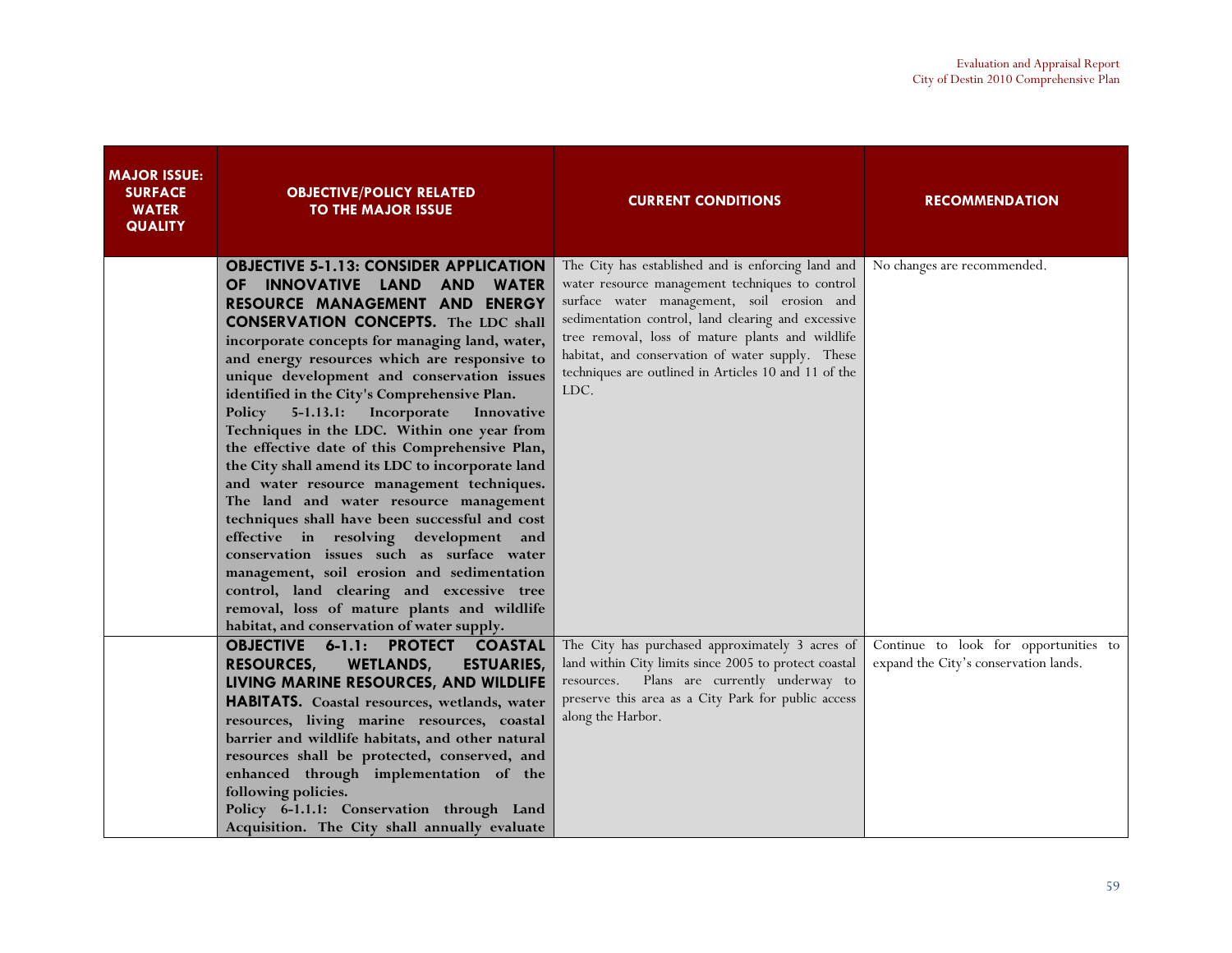| MAJOR ISSUE: SURFACE WATER QUALITY | OBJECTIVE/POLICY RELATED TO THE MAJOR ISSUE | CURRENT CONDITIONS | RECOMMENDATION |
|---|---|---|---|
| | **OBJECTIVE 5-1.13: CONSIDER APPLICATION OF INNOVATIVE LAND AND WATER RESOURCE MANAGEMENT AND ENERGY CONSERVATION CONCEPTS. The LDC shall incorporate concepts for managing land, water, and energy resources which are responsive to unique development and conservation issues identified in the City's Comprehensive Plan.** **Policy 5-1.13.1: Incorporate Innovative Techniques in the LDC. Within one year from the effective date of this Comprehensive Plan, the City shall amend its LDC to incorporate land and water resource management techniques. The land and water resource management techniques shall have been successful and cost effective in resolving development and conservation issues such as surface water management, soil erosion and sedimentation control, land clearing and excessive tree removal, loss of mature plants and wildlife habitat, and conservation of water supply.** | The City has established and is enforcing land and water resource management techniques to control surface water management, soil erosion and sedimentation control, land clearing and excessive tree removal, loss of mature plants and wildlife habitat, and conservation of water supply. These techniques are outlined in Articles 10 and 11 of the LDC. | No changes are recommended. |
| | **OBJECTIVE 6-1.1: PROTECT COASTAL RESOURCES, WETLANDS, ESTUARIES, LIVING MARINE RESOURCES, AND WILDLIFE HABITATS. Coastal resources, wetlands, water resources, living marine resources, coastal barrier and wildlife habitats, and other natural resources shall be protected, conserved, and enhanced through implementation of the following policies.** **Policy 6-1.1.1: Conservation through Land Acquisition. The City shall annually evaluate** | The City has purchased approximately 3 acres of land within City limits since 2005 to protect coastal resources. Plans are currently underway to preserve this area as a City Park for public access along the Harbor. | Continue to look for opportunities to expand the City's conservation lands. |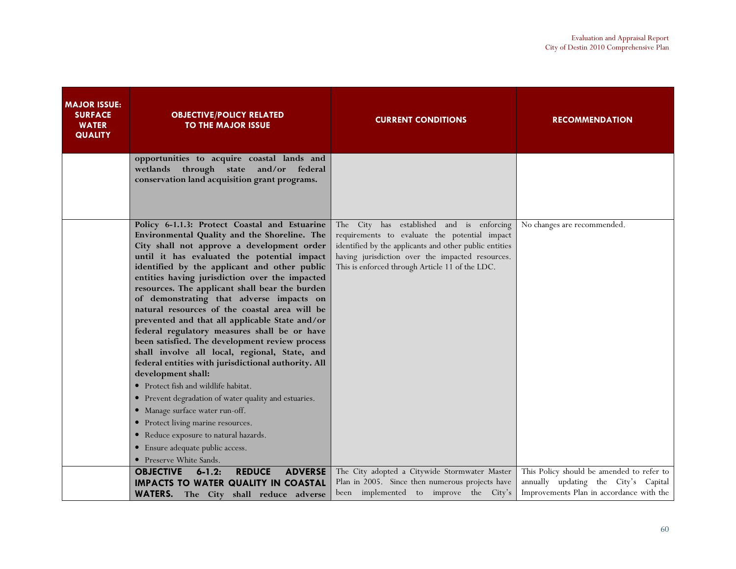| MAJOR ISSUE: SURFACE WATER QUALITY | OBJECTIVE/POLICY RELATED TO THE MAJOR ISSUE | CURRENT CONDITIONS | RECOMMENDATION |
|---|---|---|---|
| | **opportunities to acquire coastal lands and wetlands through state and/or federal conservation land acquisition grant programs.** | | |
| | **Policy 6-1.1.3: Protect Coastal and Estuarine Environmental Quality and the Shoreline. The City shall not approve a development order until it has evaluated the potential impact identified by the applicant and other public entities having jurisdiction over the impacted resources. The applicant shall bear the burden of demonstrating that adverse impacts on natural resources of the coastal area will be prevented and that all applicable State and/or federal regulatory measures shall be or have been satisfied. The development review process shall involve all local, regional, State, and federal entities with jurisdictional authority. All development shall:**<br>• Protect fish and wildlife habitat.<br>• Prevent degradation of water quality and estuaries.<br>• Manage surface water run-off.<br>• Protect living marine resources.<br>• Reduce exposure to natural hazards.<br>• Ensure adequate public access.<br>• Preserve White Sands. | The City has established and is enforcing requirements to evaluate the potential impact identified by the applicants and other public entities having jurisdiction over the impacted resources. This is enforced through Article 11 of the LDC. | No changes are recommended. |
| | **OBJECTIVE 6-1.2: REDUCE ADVERSE IMPACTS TO WATER QUALITY IN COASTAL WATERS. The City shall reduce adverse** | The City adopted a Citywide Stormwater Master Plan in 2005. Since then numerous projects have been implemented to improve the City's | This Policy should be amended to refer to annually updating the City's Capital Improvements Plan in accordance with the |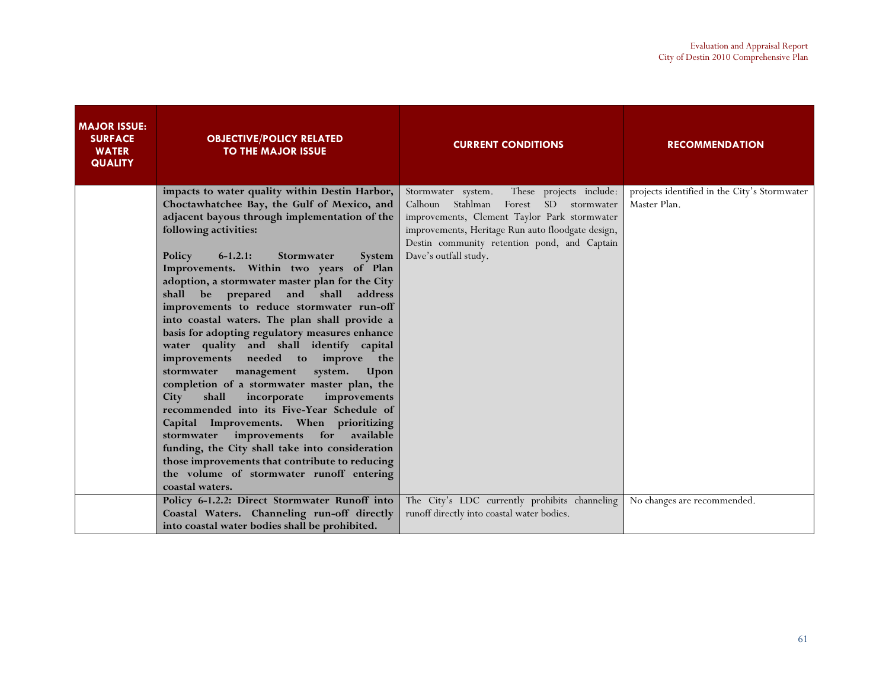| MAJOR ISSUE: SURFACE WATER QUALITY | OBJECTIVE/POLICY RELATED TO THE MAJOR ISSUE | CURRENT CONDITIONS | RECOMMENDATION |
|---|---|---|---|
| | **impacts to water quality within Destin Harbor, Choctawhatchee Bay, the Gulf of Mexico, and adjacent bayous through implementation of the following activities:**<br><br>**Policy 6-1.2.1: Stormwater System Improvements. Within two years of Plan adoption, a stormwater master plan for the City shall be prepared and shall address improvements to reduce stormwater run-off into coastal waters. The plan shall provide a basis for adopting regulatory measures enhance water quality and shall identify capital improvements needed to improve the stormwater management system. Upon completion of a stormwater master plan, the City shall incorporate improvements recommended into its Five-Year Schedule of Capital Improvements. When prioritizing stormwater improvements for available funding, the City shall take into consideration those improvements that contribute to reducing the volume of stormwater runoff entering coastal waters.** | Stormwater system. These projects include: Calhoun Stahlman Forest SD stormwater improvements, Clement Taylor Park stormwater improvements, Heritage Run auto floodgate design, Destin community retention pond, and Captain Dave's outfall study. | projects identified in the City's Stormwater Master Plan. |
| | **Policy 6-1.2.2: Direct Stormwater Runoff into Coastal Waters. Channeling run-off directly into coastal water bodies shall be prohibited.** | The City's LDC currently prohibits channeling runoff directly into coastal water bodies. | No changes are recommended. |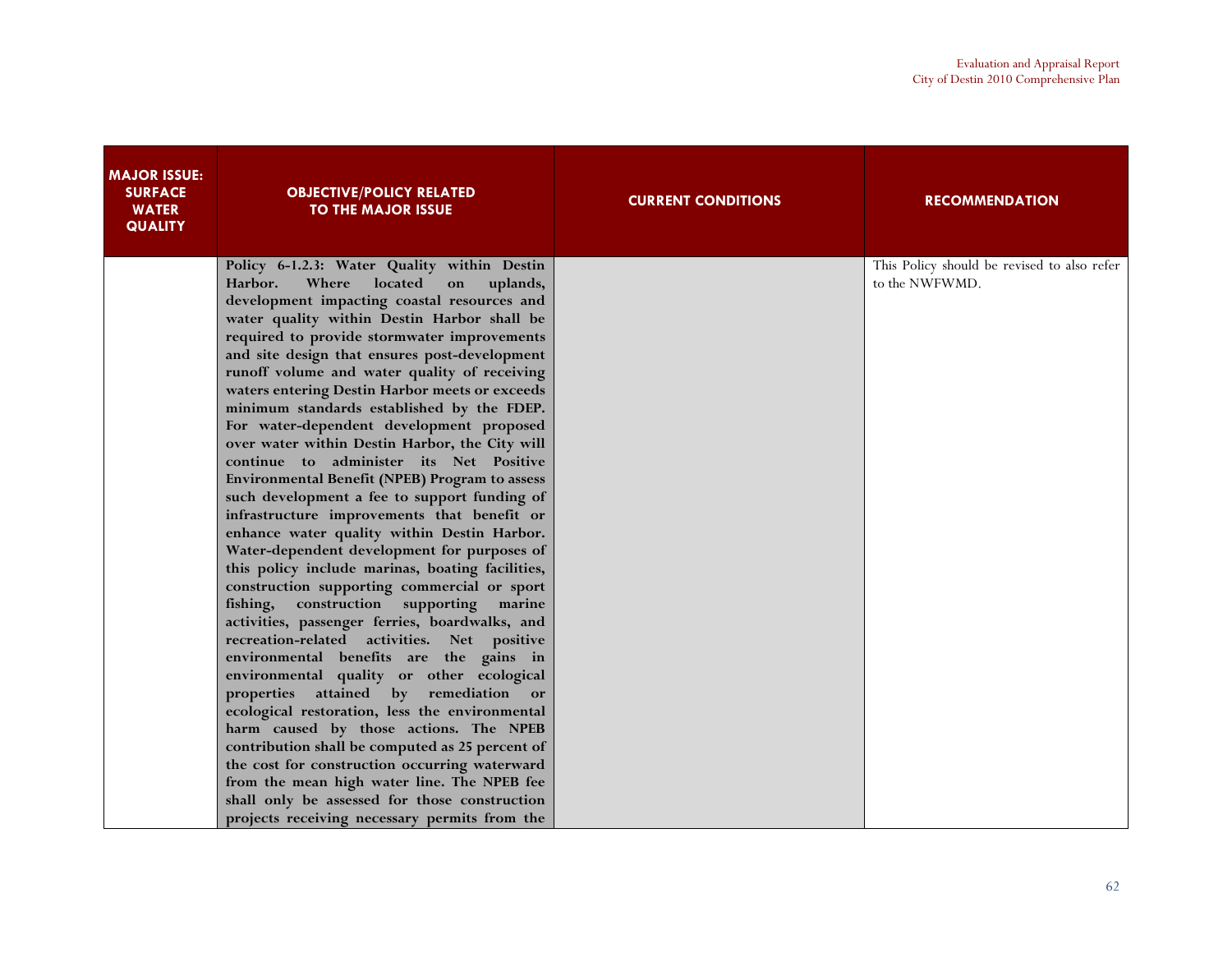| MAJOR ISSUE: SURFACE WATER QUALITY | OBJECTIVE/POLICY RELATED TO THE MAJOR ISSUE | CURRENT CONDITIONS | RECOMMENDATION |
|---|---|---|---|
| | **Policy 6-1.2.3: Water Quality within Destin Harbor. Where located on uplands, development impacting coastal resources and water quality within Destin Harbor shall be required to provide stormwater improvements and site design that ensures post-development runoff volume and water quality of receiving waters entering Destin Harbor meets or exceeds minimum standards established by the FDEP. For water-dependent development proposed over water within Destin Harbor, the City will continue to administer its Net Positive Environmental Benefit (NPEB) Program to assess such development a fee to support funding of infrastructure improvements that benefit or enhance water quality within Destin Harbor. Water-dependent development for purposes of this policy include marinas, boating facilities, construction supporting commercial or sport fishing, construction supporting marine activities, passenger ferries, boardwalks, and recreation-related activities. Net positive environmental benefits are the gains in environmental quality or other ecological properties attained by remediation or ecological restoration, less the environmental harm caused by those actions. The NPEB contribution shall be computed as 25 percent of the cost for construction occurring waterward from the mean high water line. The NPEB fee shall only be assessed for those construction projects receiving necessary permits from the** | | This Policy should be revised to also refer to the NWFWMD. |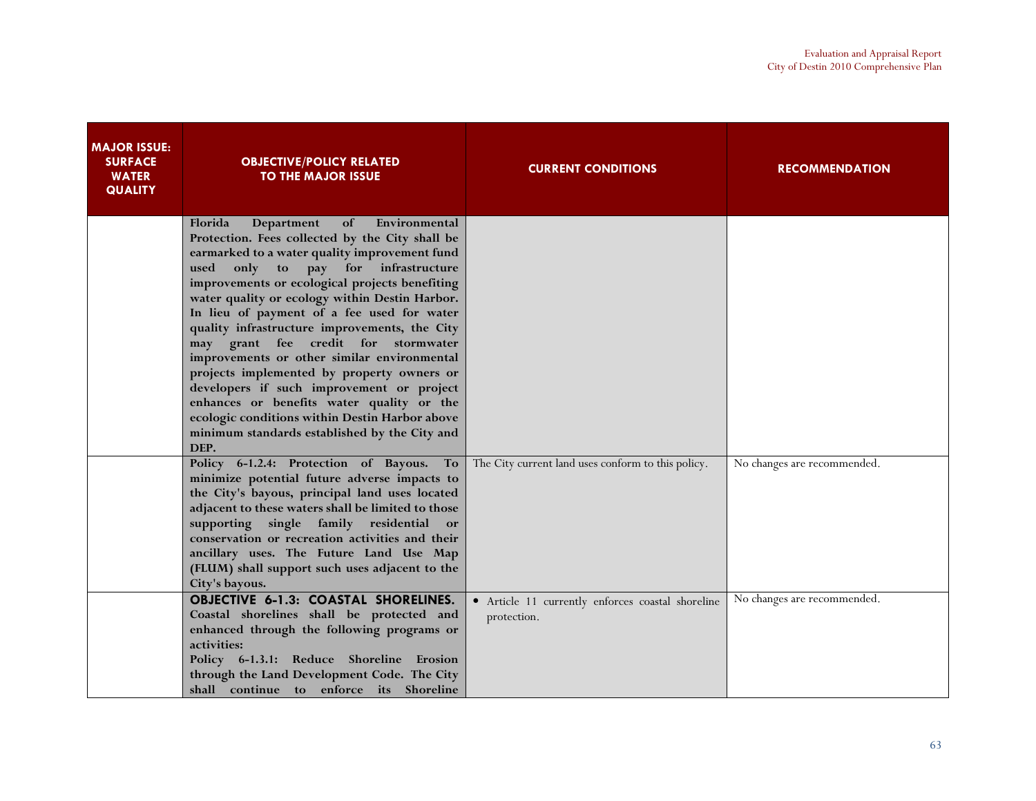| MAJOR ISSUE: SURFACE WATER QUALITY | OBJECTIVE/POLICY RELATED TO THE MAJOR ISSUE | CURRENT CONDITIONS | RECOMMENDATION |
|---|---|---|---|
| | **Florida Department of Environmental Protection. Fees collected by the City shall be earmarked to a water quality improvement fund used only to pay for infrastructure improvements or ecological projects benefiting water quality or ecology within Destin Harbor. In lieu of payment of a fee used for water quality infrastructure improvements, the City may grant fee credit for stormwater improvements or other similar environmental projects implemented by property owners or developers if such improvement or project enhances or benefits water quality or the ecologic conditions within Destin Harbor above minimum standards established by the City and DEP.** | | |
| | **Policy 6-1.2.4: Protection of Bayous. To minimize potential future adverse impacts to the City's bayous, principal land uses located adjacent to these waters shall be limited to those supporting single family residential or conservation or recreation activities and their ancillary uses. The Future Land Use Map (FLUM) shall support such uses adjacent to the City's bayous.** | The City current land uses conform to this policy. | No changes are recommended. |
| | **OBJECTIVE 6-1.3: COASTAL SHORELINES. Coastal shorelines shall be protected and enhanced through the following programs or activities:** **Policy 6-1.3.1: Reduce Shoreline Erosion through the Land Development Code. The City shall continue to enforce its Shoreline** | • Article 11 currently enforces coastal shoreline protection. | No changes are recommended. |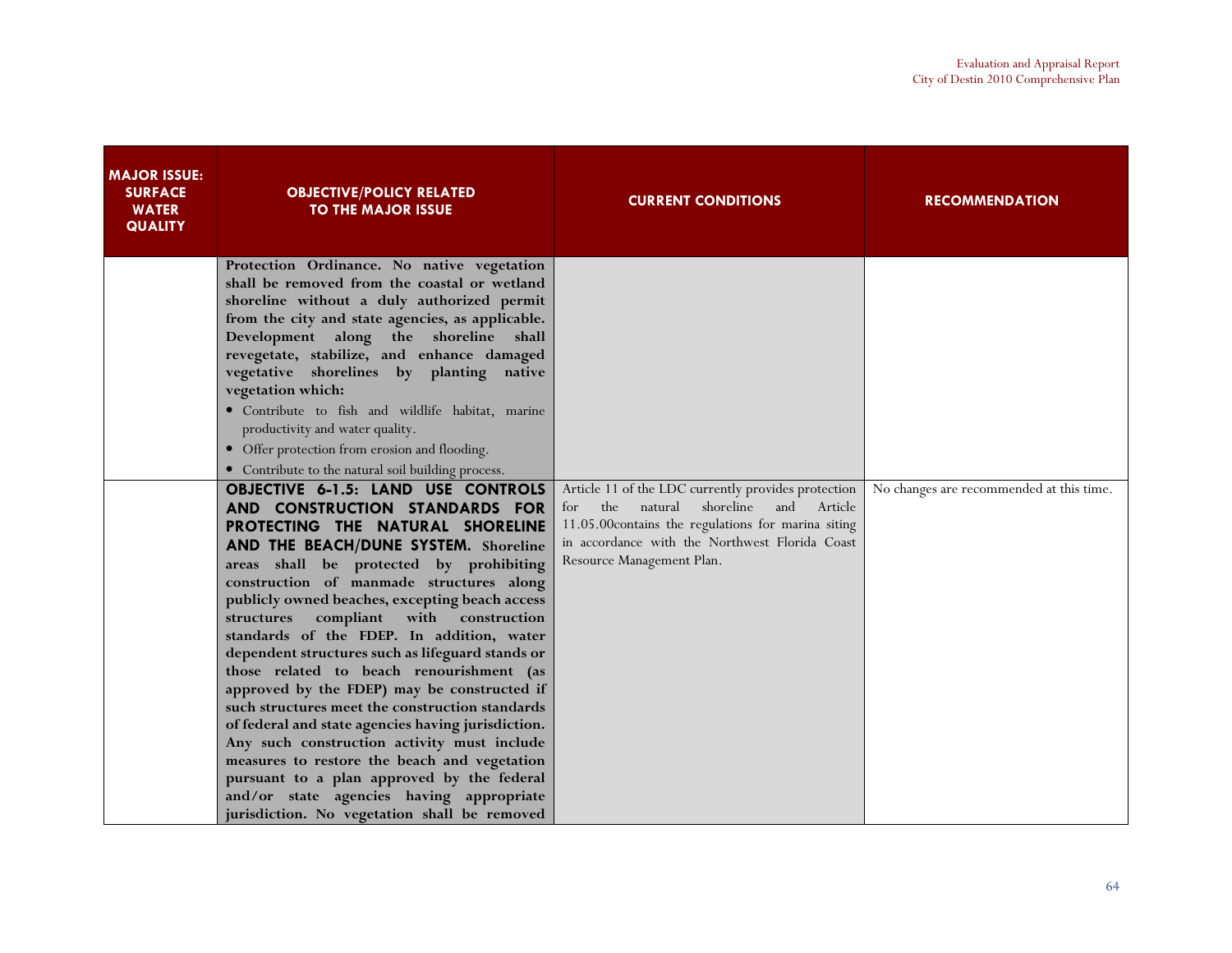| MAJOR ISSUE: SURFACE WATER QUALITY | OBJECTIVE/POLICY RELATED TO THE MAJOR ISSUE | CURRENT CONDITIONS | RECOMMENDATION |
|---|---|---|---|
| | **Protection Ordinance. No native vegetation shall be removed from the coastal or wetland shoreline without a duly authorized permit from the city and state agencies, as applicable. Development along the shoreline shall revegetate, stabilize, and enhance damaged vegetative shorelines by planting native vegetation which:**<br>• Contribute to fish and wildlife habitat, marine productivity and water quality.<br>• Offer protection from erosion and flooding.<br>• Contribute to the natural soil building process. | | |
| | **OBJECTIVE 6-1.5: LAND USE CONTROLS AND CONSTRUCTION STANDARDS FOR PROTECTING THE NATURAL SHORELINE AND THE BEACH/DUNE SYSTEM. Shoreline areas shall be protected by prohibiting construction of manmade structures along publicly owned beaches, excepting beach access structures compliant with construction standards of the FDEP. In addition, water dependent structures such as lifeguard stands or those related to beach renourishment (as approved by the FDEP) may be constructed if such structures meet the construction standards of federal and state agencies having jurisdiction. Any such construction activity must include measures to restore the beach and vegetation pursuant to a plan approved by the federal and/or state agencies having appropriate jurisdiction. No vegetation shall be removed** | Article 11 of the LDC currently provides protection for the natural shoreline and Article 11.05.00contains the regulations for marina siting in accordance with the Northwest Florida Coast Resource Management Plan. | No changes are recommended at this time. |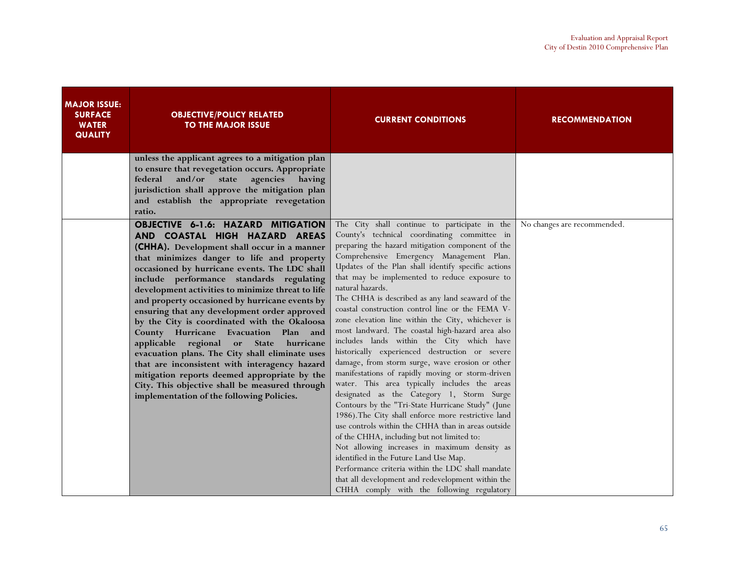| MAJOR ISSUE: SURFACE WATER QUALITY | OBJECTIVE/POLICY RELATED TO THE MAJOR ISSUE | CURRENT CONDITIONS | RECOMMENDATION |
|---|---|---|---|
| | **unless the applicant agrees to a mitigation plan to ensure that revegetation occurs. Appropriate federal and/or state agencies having jurisdiction shall approve the mitigation plan and establish the appropriate revegetation ratio.** | | |
| | **OBJECTIVE 6-1.6: HAZARD MITIGATION AND COASTAL HIGH HAZARD AREAS (CHHA). Development shall occur in a manner that minimizes danger to life and property occasioned by hurricane events. The LDC shall include performance standards regulating development activities to minimize threat to life and property occasioned by hurricane events by ensuring that any development order approved by the City is coordinated with the Okaloosa County Hurricane Evacuation Plan and applicable regional or State hurricane evacuation plans. The City shall eliminate uses that are inconsistent with interagency hazard mitigation reports deemed appropriate by the City. This objective shall be measured through implementation of the following Policies.** | The City shall continue to participate in the County's technical coordinating committee in preparing the hazard mitigation component of the Comprehensive Emergency Management Plan. Updates of the Plan shall identify specific actions that may be implemented to reduce exposure to natural hazards.<br>The CHHA is described as any land seaward of the coastal construction control line or the FEMA V-zone elevation line within the City, whichever is most landward. The coastal high-hazard area also includes lands within the City which have historically experienced destruction or severe damage, from storm surge, wave erosion or other manifestations of rapidly moving or storm-driven water. This area typically includes the areas designated as the Category 1, Storm Surge Contours by the "Tri-State Hurricane Study" (June 1986).The City shall enforce more restrictive land use controls within the CHHA than in areas outside of the CHHA, including but not limited to:<br>Not allowing increases in maximum density as identified in the Future Land Use Map.<br>Performance criteria within the LDC shall mandate that all development and redevelopment within the CHHA comply with the following regulatory | No changes are recommended. |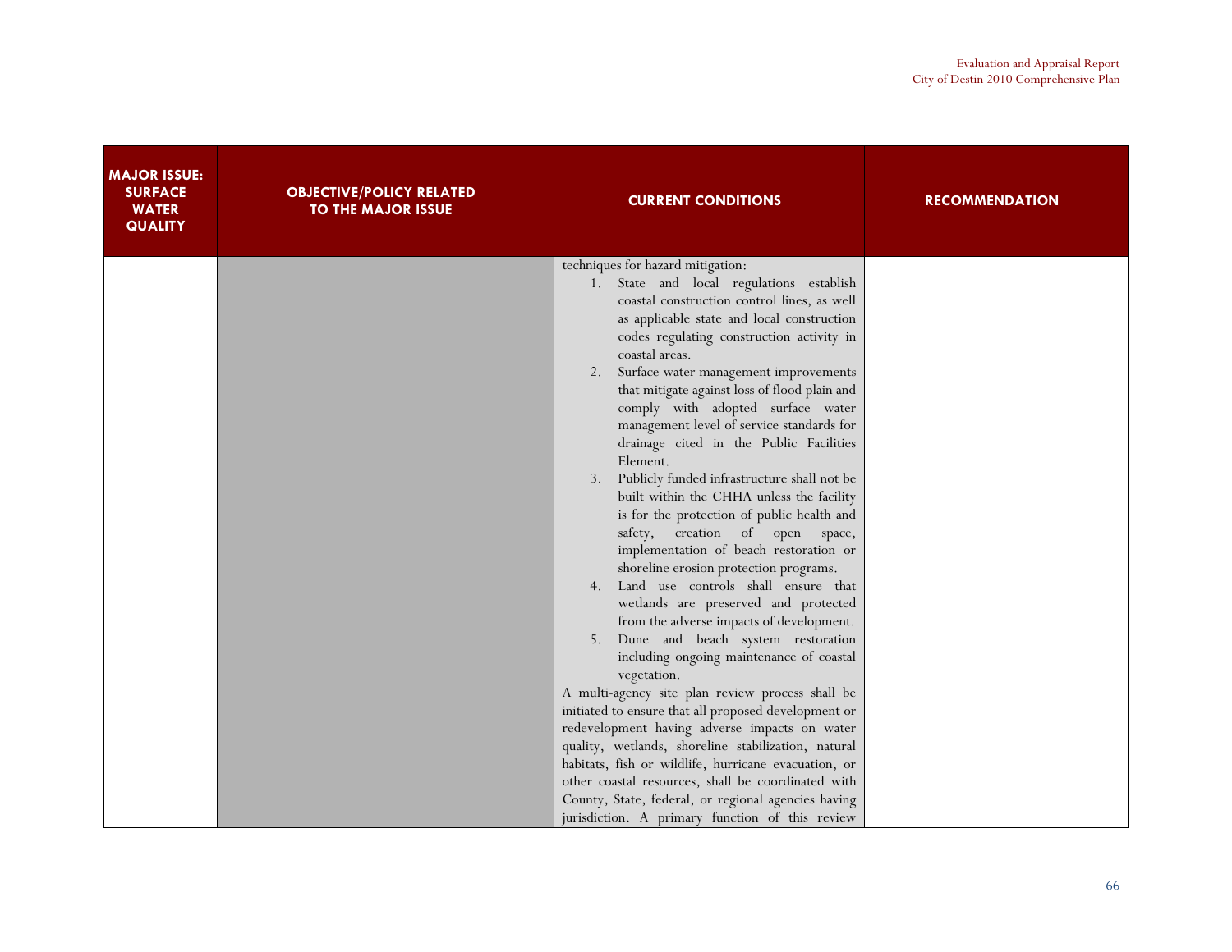| MAJOR ISSUE: SURFACE WATER QUALITY | OBJECTIVE/POLICY RELATED TO THE MAJOR ISSUE | CURRENT CONDITIONS | RECOMMENDATION |
|---|---|---|---|
| | | techniques for hazard mitigation:<br>1. State and local regulations establish coastal construction control lines, as well as applicable state and local construction codes regulating construction activity in coastal areas.<br>2. Surface water management improvements that mitigate against loss of flood plain and comply with adopted surface water management level of service standards for drainage cited in the Public Facilities Element.<br>3. Publicly funded infrastructure shall not be built within the CHHA unless the facility is for the protection of public health and safety, creation of open space, implementation of beach restoration or shoreline erosion protection programs.<br>4. Land use controls shall ensure that wetlands are preserved and protected from the adverse impacts of development.<br>5. Dune and beach system restoration including ongoing maintenance of coastal vegetation.<br>A multi-agency site plan review process shall be initiated to ensure that all proposed development or redevelopment having adverse impacts on water quality, wetlands, shoreline stabilization, natural habitats, fish or wildlife, hurricane evacuation, or other coastal resources, shall be coordinated with County, State, federal, or regional agencies having jurisdiction. A primary function of this review | |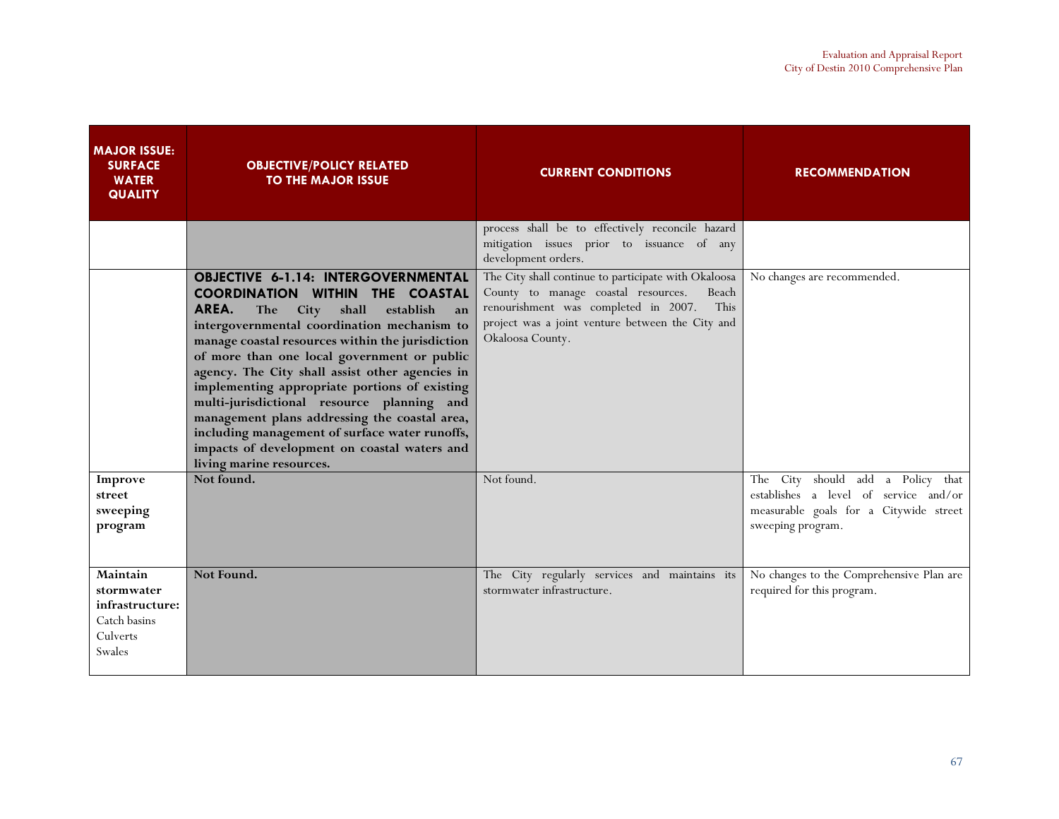| MAJOR ISSUE: SURFACE WATER QUALITY | OBJECTIVE/POLICY RELATED TO THE MAJOR ISSUE | CURRENT CONDITIONS | RECOMMENDATION |
|---|---|---|---|
| | | process shall be to effectively reconcile hazard mitigation issues prior to issuance of any development orders. | |
| | **OBJECTIVE 6-1.14: INTERGOVERNMENTAL COORDINATION WITHIN THE COASTAL AREA. The City shall establish an intergovernmental coordination mechanism to manage coastal resources within the jurisdiction of more than one local government or public agency. The City shall assist other agencies in implementing appropriate portions of existing multi-jurisdictional resource planning and management plans addressing the coastal area, including management of surface water runoffs, impacts of development on coastal waters and living marine resources.** | The City shall continue to participate with Okaloosa County to manage coastal resources. Beach renourishment was completed in 2007. This project was a joint venture between the City and Okaloosa County. | No changes are recommended. |
| **Improve street sweeping program** | **Not found.** | Not found. | The City should add a Policy that establishes a level of service and/or measurable goals for a Citywide street sweeping program. |
| **Maintain stormwater infrastructure:** Catch basins Culverts Swales | **Not Found.** | The City regularly services and maintains its stormwater infrastructure. | No changes to the Comprehensive Plan are required for this program. |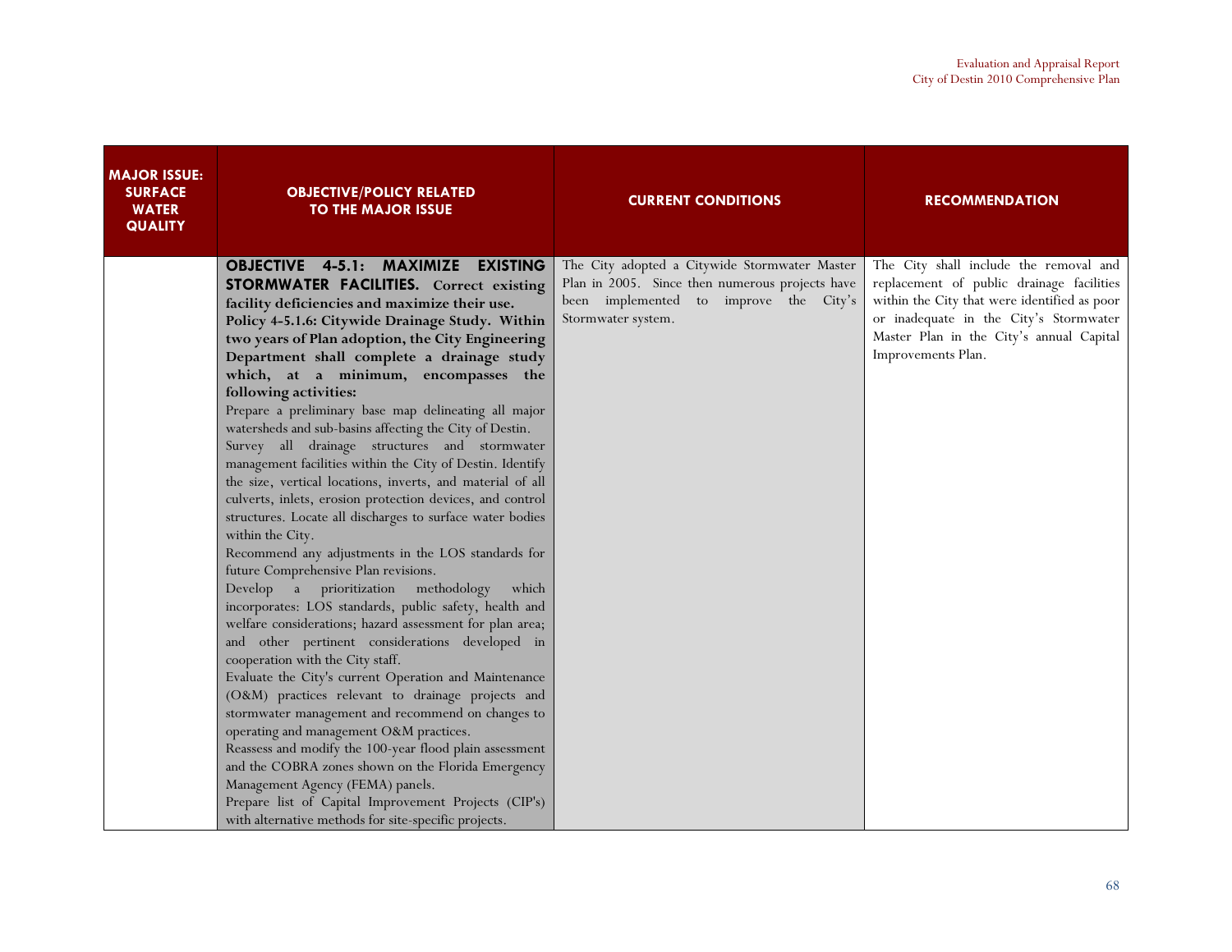| MAJOR ISSUE: SURFACE WATER QUALITY | OBJECTIVE/POLICY RELATED TO THE MAJOR ISSUE | CURRENT CONDITIONS | RECOMMENDATION |
|---|---|---|---|
| | **OBJECTIVE 4-5.1: MAXIMIZE EXISTING STORMWATER FACILITIES. Correct existing facility deficiencies and maximize their use.**<br>**Policy 4-5.1.6: Citywide Drainage Study. Within two years of Plan adoption, the City Engineering Department shall complete a drainage study which, at a minimum, encompasses the following activities:**<br>Prepare a preliminary base map delineating all major watersheds and sub-basins affecting the City of Destin.<br>Survey all drainage structures and stormwater management facilities within the City of Destin. Identify the size, vertical locations, inverts, and material of all culverts, inlets, erosion protection devices, and control structures. Locate all discharges to surface water bodies within the City.<br>Recommend any adjustments in the LOS standards for future Comprehensive Plan revisions.<br>Develop a prioritization methodology which incorporates: LOS standards, public safety, health and welfare considerations; hazard assessment for plan area; and other pertinent considerations developed in cooperation with the City staff.<br>Evaluate the City's current Operation and Maintenance (O&M) practices relevant to drainage projects and stormwater management and recommend on changes to operating and management O&M practices.<br>Reassess and modify the 100-year flood plain assessment and the COBRA zones shown on the Florida Emergency Management Agency (FEMA) panels.<br>Prepare list of Capital Improvement Projects (CIP's) with alternative methods for site-specific projects. | The City adopted a Citywide Stormwater Master Plan in 2005. Since then numerous projects have been implemented to improve the City's Stormwater system. | The City shall include the removal and replacement of public drainage facilities within the City that were identified as poor or inadequate in the City's Stormwater Master Plan in the City's annual Capital Improvements Plan. |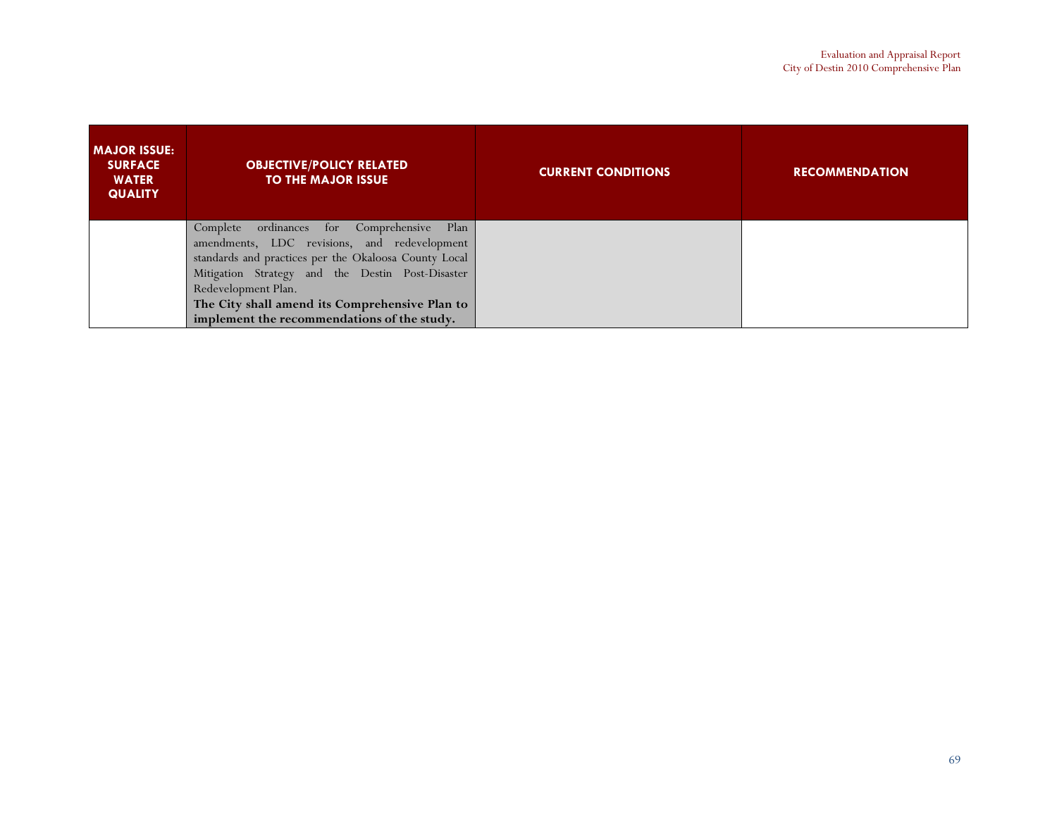| MAJOR ISSUE: SURFACE WATER QUALITY | OBJECTIVE/POLICY RELATED TO THE MAJOR ISSUE | CURRENT CONDITIONS | RECOMMENDATION |
|---|---|---|---|
| | Complete ordinances for Comprehensive Plan amendments, LDC revisions, and redevelopment standards and practices per the Okaloosa County Local Mitigation Strategy and the Destin Post-Disaster Redevelopment Plan. **The City shall amend its Comprehensive Plan to implement the recommendations of the study.** | | |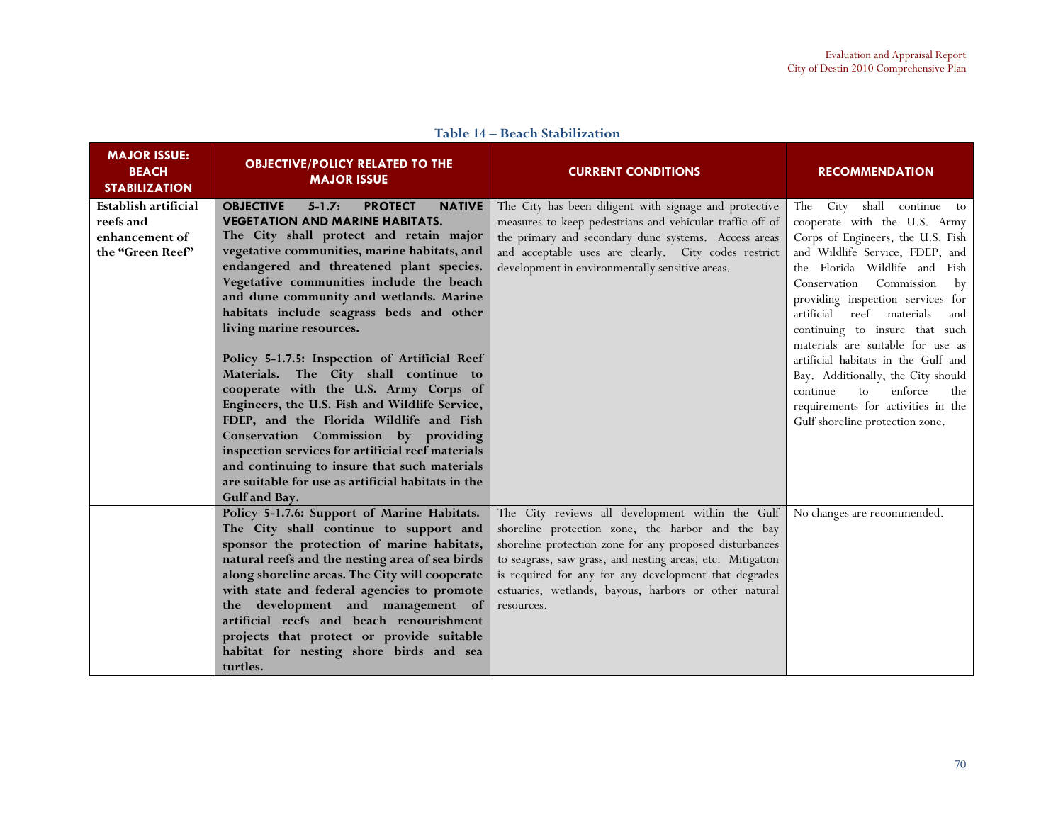**Table 14 – Beach Stabilization**

| MAJOR ISSUE: BEACH STABILIZATION | OBJECTIVE/POLICY RELATED TO THE MAJOR ISSUE | CURRENT CONDITIONS | RECOMMENDATION |
|---|---|---|---|
| **Establish artificial reefs and enhancement of the "Green Reef"** | **OBJECTIVE 5-1.7: PROTECT NATIVE VEGETATION AND MARINE HABITATS.** **The City shall protect and retain major vegetative communities, marine habitats, and endangered and threatened plant species. Vegetative communities include the beach and dune community and wetlands. Marine habitats include seagrass beds and other living marine resources.** <br><br> **Policy 5-1.7.5: Inspection of Artificial Reef Materials. The City shall continue to cooperate with the U.S. Army Corps of Engineers, the U.S. Fish and Wildlife Service, FDEP, and the Florida Wildlife and Fish Conservation Commission by providing inspection services for artificial reef materials and continuing to insure that such materials are suitable for use as artificial habitats in the Gulf and Bay.** | The City has been diligent with signage and protective measures to keep pedestrians and vehicular traffic off of the primary and secondary dune systems. Access areas and acceptable uses are clearly. City codes restrict development in environmentally sensitive areas. | The City shall continue to cooperate with the U.S. Army Corps of Engineers, the U.S. Fish and Wildlife Service, FDEP, and the Florida Wildlife and Fish Conservation Commission by providing inspection services for artificial reef materials and continuing to insure that such materials are suitable for use as artificial habitats in the Gulf and Bay. Additionally, the City should continue to enforce the requirements for activities in the Gulf shoreline protection zone. |
| | **Policy 5-1.7.6: Support of Marine Habitats. The City shall continue to support and sponsor the protection of marine habitats, natural reefs and the nesting area of sea birds along shoreline areas. The City will cooperate with state and federal agencies to promote the development and management of artificial reefs and beach renourishment projects that protect or provide suitable habitat for nesting shore birds and sea turtles.** | The City reviews all development within the Gulf shoreline protection zone, the harbor and the bay shoreline protection zone for any proposed disturbances to seagrass, saw grass, and nesting areas, etc. Mitigation is required for any for any development that degrades estuaries, wetlands, bayous, harbors or other natural resources. | No changes are recommended. |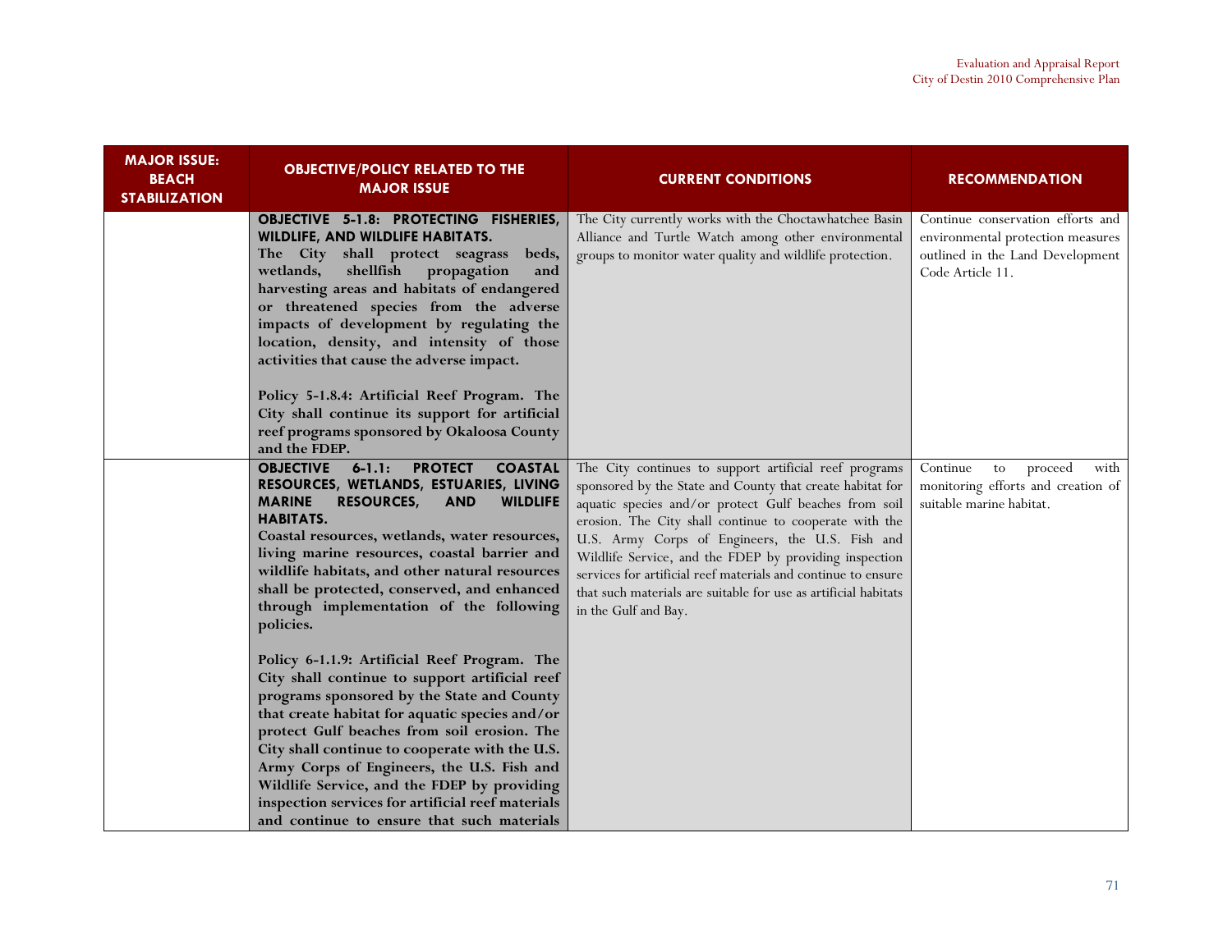| MAJOR ISSUE: BEACH STABILIZATION | OBJECTIVE/POLICY RELATED TO THE MAJOR ISSUE | CURRENT CONDITIONS | RECOMMENDATION |
|---|---|---|---|
| | **OBJECTIVE 5-1.8: PROTECTING FISHERIES, WILDLIFE, AND WILDLIFE HABITATS.** **The City shall protect seagrass beds, wetlands, shellfish propagation and harvesting areas and habitats of endangered or threatened species from the adverse impacts of development by regulating the location, density, and intensity of those activities that cause the adverse impact.** <br><br> **Policy 5-1.8.4: Artificial Reef Program. The City shall continue its support for artificial reef programs sponsored by Okaloosa County and the FDEP.** | The City currently works with the Choctawhatchee Basin Alliance and Turtle Watch among other environmental groups to monitor water quality and wildlife protection. | Continue conservation efforts and environmental protection measures outlined in the Land Development Code Article 11. |
| | **OBJECTIVE 6-1.1: PROTECT COASTAL RESOURCES, WETLANDS, ESTUARIES, LIVING MARINE RESOURCES, AND WILDLIFE HABITATS.** **Coastal resources, wetlands, water resources, living marine resources, coastal barrier and wildlife habitats, and other natural resources shall be protected, conserved, and enhanced through implementation of the following policies.** <br><br> **Policy 6-1.1.9: Artificial Reef Program. The City shall continue to support artificial reef programs sponsored by the State and County that create habitat for aquatic species and/or protect Gulf beaches from soil erosion. The City shall continue to cooperate with the U.S. Army Corps of Engineers, the U.S. Fish and Wildlife Service, and the FDEP by providing inspection services for artificial reef materials and continue to ensure that such materials** | The City continues to support artificial reef programs sponsored by the State and County that create habitat for aquatic species and/or protect Gulf beaches from soil erosion. The City shall continue to cooperate with the U.S. Army Corps of Engineers, the U.S. Fish and Wildlife Service, and the FDEP by providing inspection services for artificial reef materials and continue to ensure that such materials are suitable for use as artificial habitats in the Gulf and Bay. | Continue to proceed with monitoring efforts and creation of suitable marine habitat. |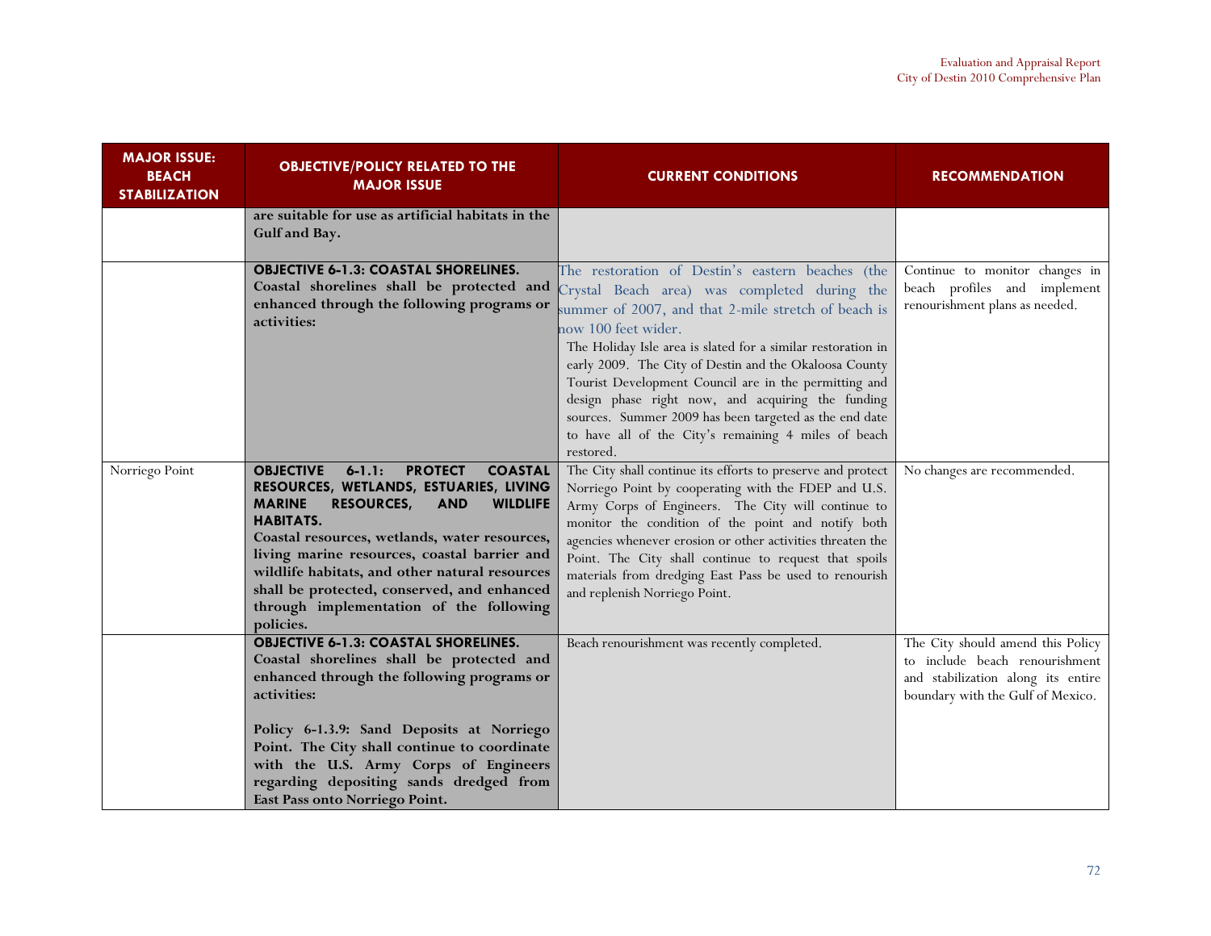| MAJOR ISSUE: BEACH STABILIZATION | OBJECTIVE/POLICY RELATED TO THE MAJOR ISSUE | CURRENT CONDITIONS | RECOMMENDATION |
|---|---|---|---|
| | **are suitable for use as artificial habitats in the Gulf and Bay.** | | |
| | **OBJECTIVE 6-1.3: COASTAL SHORELINES. Coastal shorelines shall be protected and enhanced through the following programs or activities:** | The restoration of Destin's eastern beaches (the Crystal Beach area) was completed during the summer of 2007, and that 2-mile stretch of beach is now 100 feet wider. The Holiday Isle area is slated for a similar restoration in early 2009. The City of Destin and the Okaloosa County Tourist Development Council are in the permitting and design phase right now, and acquiring the funding sources. Summer 2009 has been targeted as the end date to have all of the City's remaining 4 miles of beach restored. | Continue to monitor changes in beach profiles and implement renourishment plans as needed. |
| Norriego Point | **OBJECTIVE 6-1.1: PROTECT COASTAL RESOURCES, WETLANDS, ESTUARIES, LIVING MARINE RESOURCES, AND WILDLIFE HABITATS. Coastal resources, wetlands, water resources, living marine resources, coastal barrier and wildlife habitats, and other natural resources shall be protected, conserved, and enhanced through implementation of the following policies.** | The City shall continue its efforts to preserve and protect Norriego Point by cooperating with the FDEP and U.S. Army Corps of Engineers. The City will continue to monitor the condition of the point and notify both agencies whenever erosion or other activities threaten the Point. The City shall continue to request that spoils materials from dredging East Pass be used to renourish and replenish Norriego Point. | No changes are recommended. |
| | **OBJECTIVE 6-1.3: COASTAL SHORELINES. Coastal shorelines shall be protected and enhanced through the following programs or activities:** <br><br> **Policy 6-1.3.9: Sand Deposits at Norriego Point. The City shall continue to coordinate with the U.S. Army Corps of Engineers regarding depositing sands dredged from East Pass onto Norriego Point.** | Beach renourishment was recently completed. | The City should amend this Policy to include beach renourishment and stabilization along its entire boundary with the Gulf of Mexico. |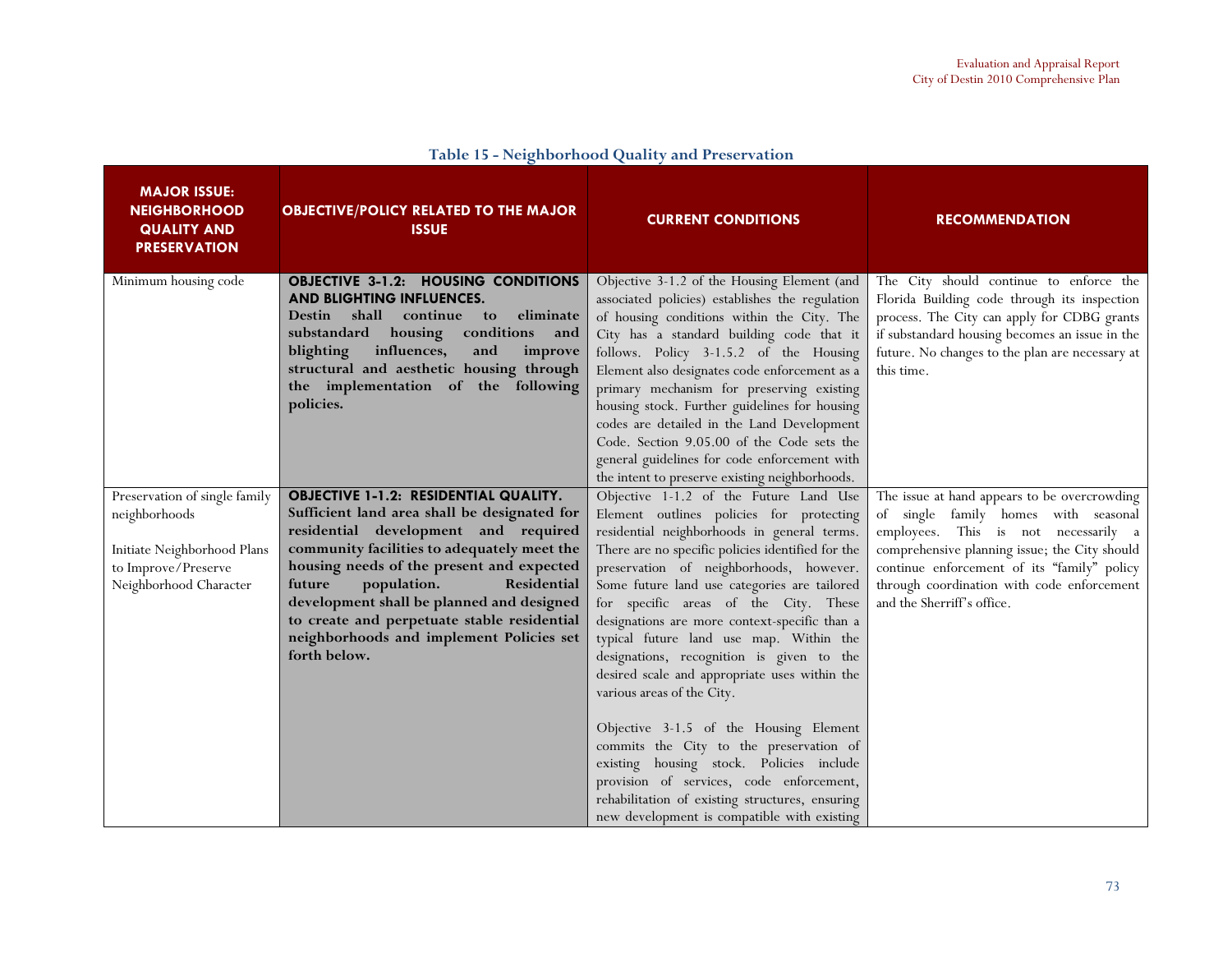## Table 15 - Neighborhood Quality and Preservation

| MAJOR ISSUE: NEIGHBORHOOD QUALITY AND PRESERVATION | OBJECTIVE/POLICY RELATED TO THE MAJOR ISSUE | CURRENT CONDITIONS | RECOMMENDATION |
|---|---|---|---|
| Minimum housing code | **OBJECTIVE 3-1.2: HOUSING CONDITIONS AND BLIGHTING INFLUENCES.** **Destin shall continue to eliminate substandard housing conditions and blighting influences, and improve structural and aesthetic housing through the implementation of the following policies.** | Objective 3-1.2 of the Housing Element (and associated policies) establishes the regulation of housing conditions within the City. The City has a standard building code that it follows. Policy 3-1.5.2 of the Housing Element also designates code enforcement as a primary mechanism for preserving existing housing stock. Further guidelines for housing codes are detailed in the Land Development Code. Section 9.05.00 of the Code sets the general guidelines for code enforcement with the intent to preserve existing neighborhoods. | The City should continue to enforce the Florida Building code through its inspection process. The City can apply for CDBG grants if substandard housing becomes an issue in the future. No changes to the plan are necessary at this time. |
| Preservation of single family neighborhoods<br><br>Initiate Neighborhood Plans to Improve/Preserve Neighborhood Character | **OBJECTIVE 1-1.2: RESIDENTIAL QUALITY.** **Sufficient land area shall be designated for residential development and required community facilities to adequately meet the housing needs of the present and expected future population. Residential development shall be planned and designed to create and perpetuate stable residential neighborhoods and implement Policies set forth below.** | Objective 1-1.2 of the Future Land Use Element outlines policies for protecting residential neighborhoods in general terms. There are no specific policies identified for the preservation of neighborhoods, however. Some future land use categories are tailored for specific areas of the City. These designations are more context-specific than a typical future land use map. Within the designations, recognition is given to the desired scale and appropriate uses within the various areas of the City.<br><br>Objective 3-1.5 of the Housing Element commits the City to the preservation of existing housing stock. Policies include provision of services, code enforcement, rehabilitation of existing structures, ensuring new development is compatible with existing | The issue at hand appears to be overcrowding of single family homes with seasonal employees. This is not necessarily a comprehensive planning issue; the City should continue enforcement of its "family" policy through coordination with code enforcement and the Sherriff's office. |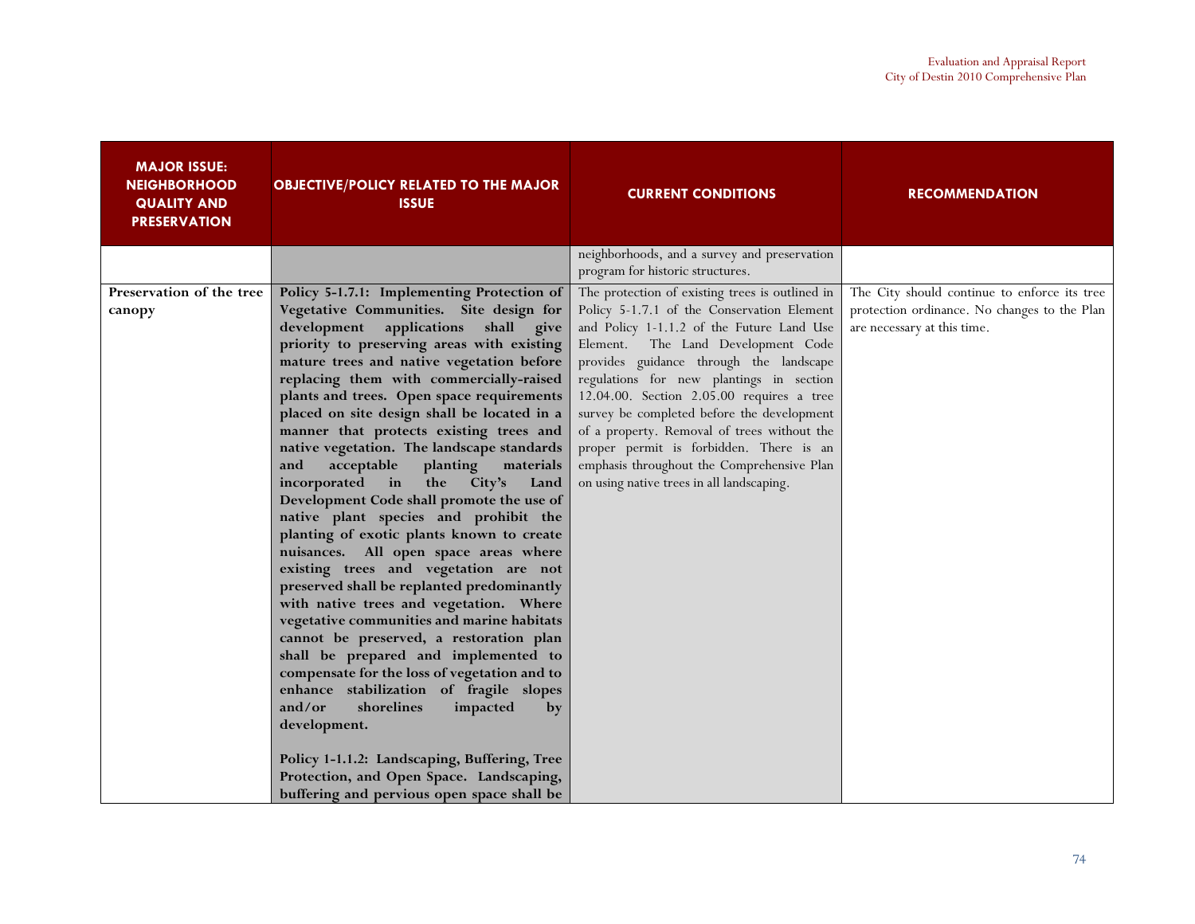| MAJOR ISSUE: NEIGHBORHOOD QUALITY AND PRESERVATION | OBJECTIVE/POLICY RELATED TO THE MAJOR ISSUE | CURRENT CONDITIONS | RECOMMENDATION |
|---|---|---|---|
| | | neighborhoods, and a survey and preservation program for historic structures. | |
| **Preservation of the tree canopy** | **Policy 5-1.7.1: Implementing Protection of Vegetative Communities. Site design for development applications shall give priority to preserving areas with existing mature trees and native vegetation before replacing them with commercially-raised plants and trees. Open space requirements placed on site design shall be located in a manner that protects existing trees and native vegetation. The landscape standards and acceptable planting materials incorporated in the City's Land Development Code shall promote the use of native plant species and prohibit the planting of exotic plants known to create nuisances. All open space areas where existing trees and vegetation are not preserved shall be replanted predominantly with native trees and vegetation. Where vegetative communities and marine habitats cannot be preserved, a restoration plan shall be prepared and implemented to compensate for the loss of vegetation and to enhance stabilization of fragile slopes and/or shorelines impacted by development.**<br><br>**Policy 1-1.1.2: Landscaping, Buffering, Tree Protection, and Open Space. Landscaping, buffering and pervious open space shall be** | The protection of existing trees is outlined in Policy 5-1.7.1 of the Conservation Element and Policy 1-1.1.2 of the Future Land Use Element. The Land Development Code provides guidance through the landscape regulations for new plantings in section 12.04.00. Section 2.05.00 requires a tree survey be completed before the development of a property. Removal of trees without the proper permit is forbidden. There is an emphasis throughout the Comprehensive Plan on using native trees in all landscaping. | The City should continue to enforce its tree protection ordinance. No changes to the Plan are necessary at this time. |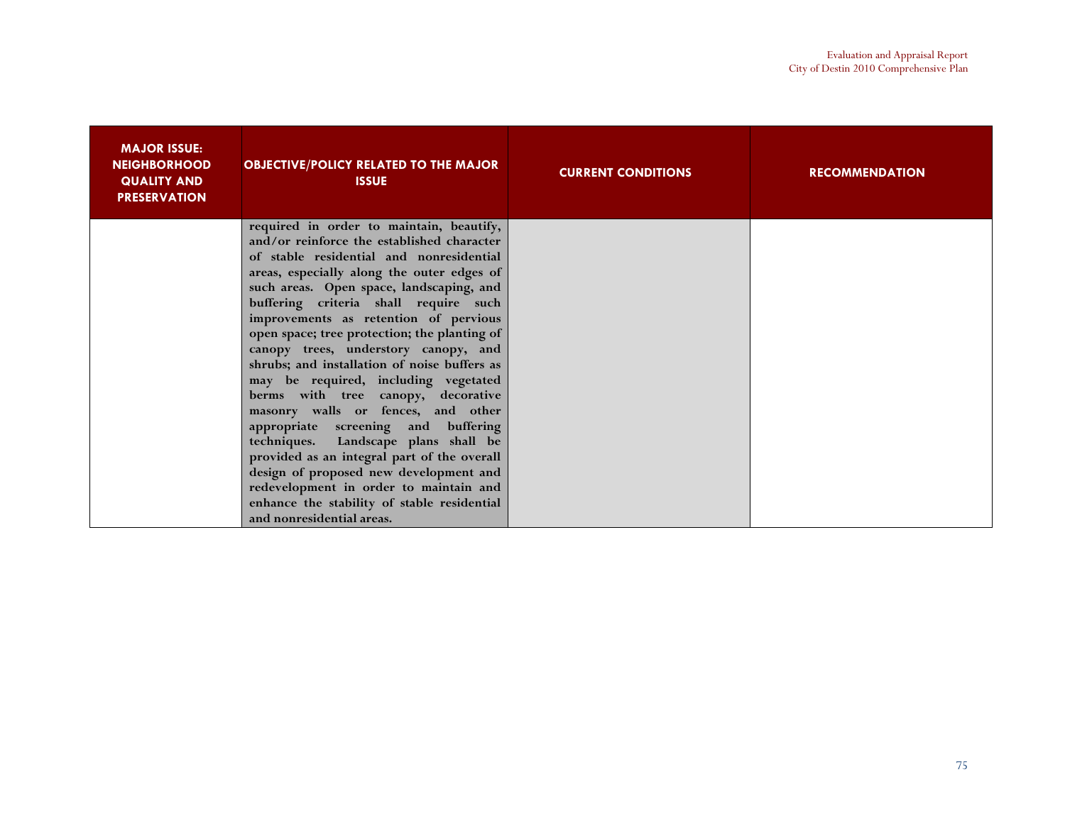| MAJOR ISSUE: NEIGHBORHOOD QUALITY AND PRESERVATION | OBJECTIVE/POLICY RELATED TO THE MAJOR ISSUE | CURRENT CONDITIONS | RECOMMENDATION |
|---|---|---|---|
| | **required in order to maintain, beautify, and/or reinforce the established character of stable residential and nonresidential areas, especially along the outer edges of such areas. Open space, landscaping, and buffering criteria shall require such improvements as retention of pervious open space; tree protection; the planting of canopy trees, understory canopy, and shrubs; and installation of noise buffers as may be required, including vegetated berms with tree canopy, decorative masonry walls or fences, and other appropriate screening and buffering techniques. Landscape plans shall be provided as an integral part of the overall design of proposed new development and redevelopment in order to maintain and enhance the stability of stable residential and nonresidential areas.** | | |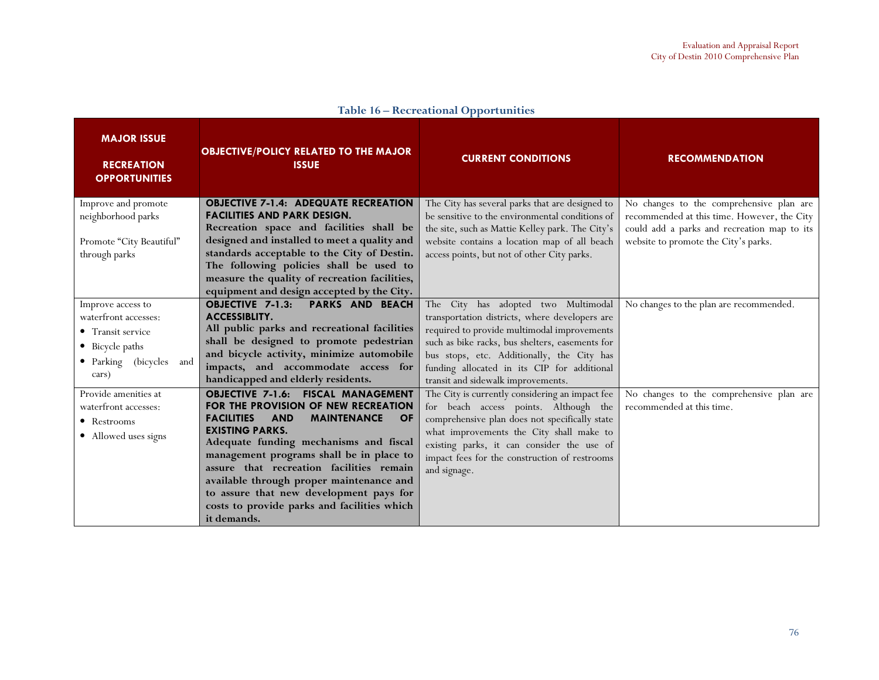**Table 16 – Recreational Opportunities**

| MAJOR ISSUE<br><br>RECREATION OPPORTUNITIES | OBJECTIVE/POLICY RELATED TO THE MAJOR ISSUE | CURRENT CONDITIONS | RECOMMENDATION |
|---|---|---|---|
| Improve and promote neighborhood parks<br><br>Promote "City Beautiful" through parks | **OBJECTIVE 7-1.4: ADEQUATE RECREATION FACILITIES AND PARK DESIGN.**<br>**Recreation space and facilities shall be designed and installed to meet a quality and standards acceptable to the City of Destin. The following policies shall be used to measure the quality of recreation facilities, equipment and design accepted by the City.** | The City has several parks that are designed to be sensitive to the environmental conditions of the site, such as Mattie Kelley park. The City's website contains a location map of all beach access points, but not of other City parks. | No changes to the comprehensive plan are recommended at this time. However, the City could add a parks and recreation map to its website to promote the City's parks. |
| Improve access to waterfront accesses:<br>• Transit service<br>• Bicycle paths<br>• Parking (bicycles and cars) | **OBJECTIVE 7-1.3: PARKS AND BEACH ACCESSIBLITY.**<br>**All public parks and recreational facilities shall be designed to promote pedestrian and bicycle activity, minimize automobile impacts, and accommodate access for handicapped and elderly residents.** | The City has adopted two Multimodal transportation districts, where developers are required to provide multimodal improvements such as bike racks, bus shelters, easements for bus stops, etc. Additionally, the City has funding allocated in its CIP for additional transit and sidewalk improvements. | No changes to the plan are recommended. |
| Provide amenities at waterfront accesses:<br>• Restrooms<br>• Allowed uses signs | **OBJECTIVE 7-1.6: FISCAL MANAGEMENT FOR THE PROVISION OF NEW RECREATION FACILITIES AND MAINTENANCE OF EXISTING PARKS.**<br>**Adequate funding mechanisms and fiscal management programs shall be in place to assure that recreation facilities remain available through proper maintenance and to assure that new development pays for costs to provide parks and facilities which it demands.** | The City is currently considering an impact fee for beach access points. Although the comprehensive plan does not specifically state what improvements the City shall make to existing parks, it can consider the use of impact fees for the construction of restrooms and signage. | No changes to the comprehensive plan are recommended at this time. |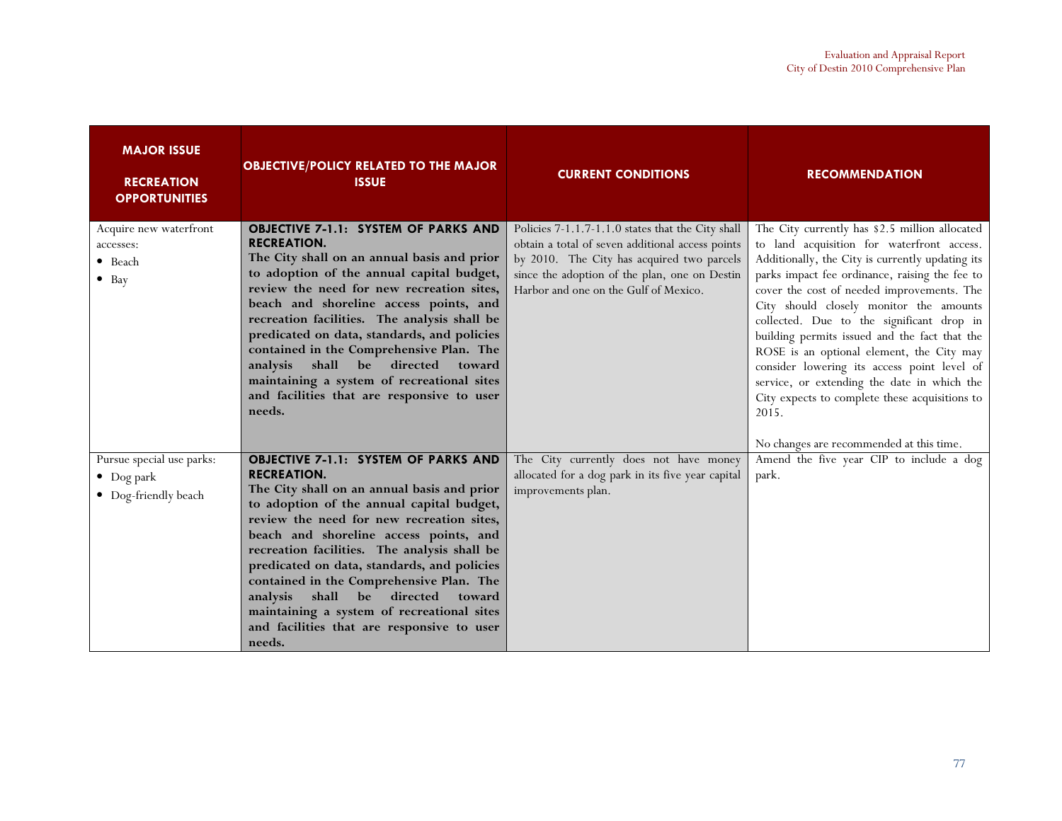| MAJOR ISSUE<br><br>RECREATION OPPORTUNITIES | OBJECTIVE/POLICY RELATED TO THE MAJOR ISSUE | CURRENT CONDITIONS | RECOMMENDATION |
|---|---|---|---|
| Acquire new waterfront accesses:<br>• Beach<br>• Bay | **OBJECTIVE 7-1.1: SYSTEM OF PARKS AND RECREATION.**<br>**The City shall on an annual basis and prior to adoption of the annual capital budget, review the need for new recreation sites, beach and shoreline access points, and recreation facilities. The analysis shall be predicated on data, standards, and policies contained in the Comprehensive Plan. The analysis shall be directed toward maintaining a system of recreational sites and facilities that are responsive to user needs.** | Policies 7-1.1.7-1.1.0 states that the City shall obtain a total of seven additional access points by 2010. The City has acquired two parcels since the adoption of the plan, one on Destin Harbor and one on the Gulf of Mexico. | The City currently has $2.5 million allocated to land acquisition for waterfront access. Additionally, the City is currently updating its parks impact fee ordinance, raising the fee to cover the cost of needed improvements. The City should closely monitor the amounts collected. Due to the significant drop in building permits issued and the fact that the ROSE is an optional element, the City may consider lowering its access point level of service, or extending the date in which the City expects to complete these acquisitions to 2015.<br><br>No changes are recommended at this time. |
| Pursue special use parks:<br>• Dog park<br>• Dog-friendly beach | **OBJECTIVE 7-1.1: SYSTEM OF PARKS AND RECREATION.**<br>**The City shall on an annual basis and prior to adoption of the annual capital budget, review the need for new recreation sites, beach and shoreline access points, and recreation facilities. The analysis shall be predicated on data, standards, and policies contained in the Comprehensive Plan. The analysis shall be directed toward maintaining a system of recreational sites and facilities that are responsive to user needs.** | The City currently does not have money allocated for a dog park in its five year capital improvements plan. | Amend the five year CIP to include a dog park. |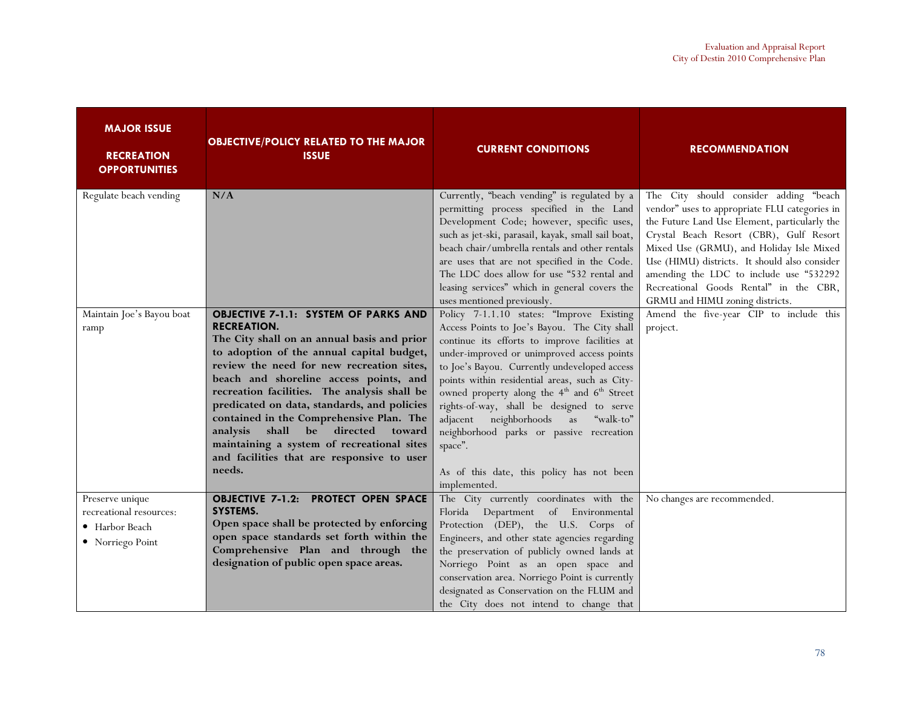| MAJOR ISSUE RECREATION OPPORTUNITIES | OBJECTIVE/POLICY RELATED TO THE MAJOR ISSUE | CURRENT CONDITIONS | RECOMMENDATION |
|---|---|---|---|
| Regulate beach vending | **N/A** | Currently, "beach vending" is regulated by a permitting process specified in the Land Development Code; however, specific uses, such as jet-ski, parasail, kayak, small sail boat, beach chair/umbrella rentals and other rentals are uses that are not specified in the Code. The LDC does allow for use "532 rental and leasing services" which in general covers the uses mentioned previously. | The City should consider adding "beach vendor" uses to appropriate FLU categories in the Future Land Use Element, particularly the Crystal Beach Resort (CBR), Gulf Resort Mixed Use (GRMU), and Holiday Isle Mixed Use (HIMU) districts. It should also consider amending the LDC to include use "532292 Recreational Goods Rental" in the CBR, GRMU and HIMU zoning districts. |
| Maintain Joe's Bayou boat ramp | **OBJECTIVE 7-1.1: SYSTEM OF PARKS AND RECREATION. The City shall on an annual basis and prior to adoption of the annual capital budget, review the need for new recreation sites, beach and shoreline access points, and recreation facilities. The analysis shall be predicated on data, standards, and policies contained in the Comprehensive Plan. The analysis shall be directed toward maintaining a system of recreational sites and facilities that are responsive to user needs.** | Policy 7-1.1.10 states: "Improve Existing Access Points to Joe's Bayou. The City shall continue its efforts to improve facilities at under-improved or unimproved access points to Joe's Bayou. Currently undeveloped access points within residential areas, such as City-owned property along the 4th and 6th Street rights-of-way, shall be designed to serve adjacent neighborhoods as "walk-to" neighborhood parks or passive recreation space".<br><br>As of this date, this policy has not been implemented. | Amend the five-year CIP to include this project. |
| Preserve unique recreational resources:<br>• Harbor Beach<br>• Norriego Point | **OBJECTIVE 7-1.2: PROTECT OPEN SPACE SYSTEMS. Open space shall be protected by enforcing open space standards set forth within the Comprehensive Plan and through the designation of public open space areas.** | The City currently coordinates with the Florida Department of Environmental Protection (DEP), the U.S. Corps of Engineers, and other state agencies regarding the preservation of publicly owned lands at Norriego Point as an open space and conservation area. Norriego Point is currently designated as Conservation on the FLUM and the City does not intend to change that | No changes are recommended. |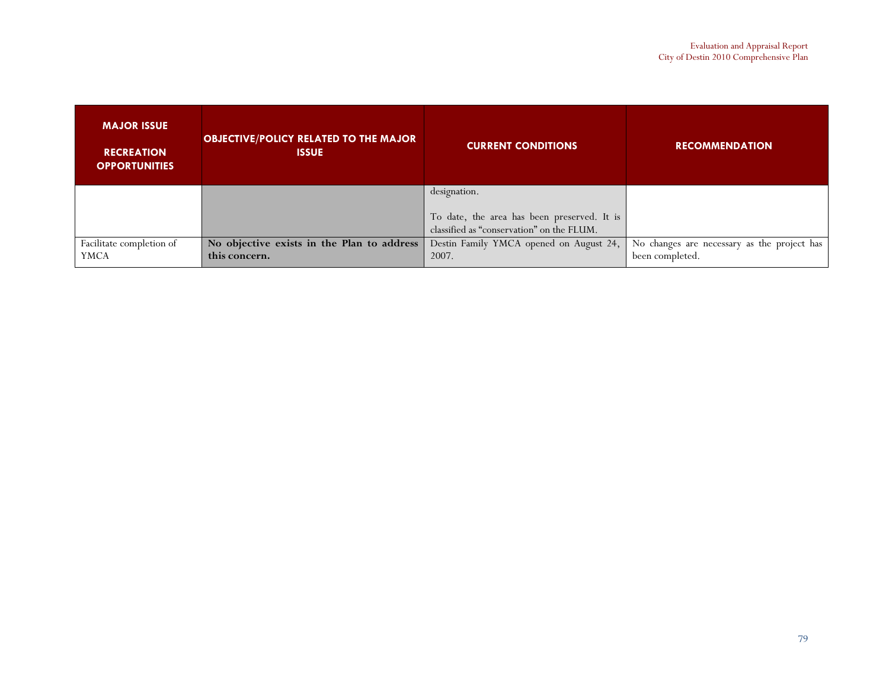| MAJOR ISSUE<br><br>RECREATION OPPORTUNITIES | OBJECTIVE/POLICY RELATED TO THE MAJOR ISSUE | CURRENT CONDITIONS | RECOMMENDATION |
|---|---|---|---|
| | | designation.<br><br>To date, the area has been preserved. It is classified as "conservation" on the FLUM. | |
| Facilitate completion of YMCA | **No objective exists in the Plan to address this concern.** | Destin Family YMCA opened on August 24, 2007. | No changes are necessary as the project has been completed. |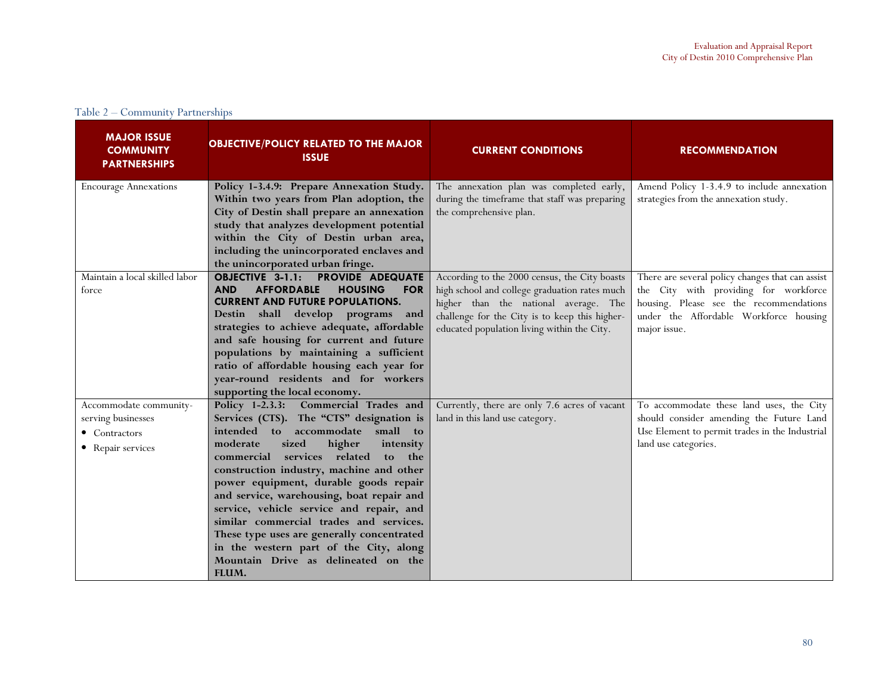Table 2 – Community Partnerships

| MAJOR ISSUE COMMUNITY PARTNERSHIPS | OBJECTIVE/POLICY RELATED TO THE MAJOR ISSUE | CURRENT CONDITIONS | RECOMMENDATION |
|---|---|---|---|
| Encourage Annexations | **Policy 1-3.4.9: Prepare Annexation Study. Within two years from Plan adoption, the City of Destin shall prepare an annexation study that analyzes development potential within the City of Destin urban area, including the unincorporated enclaves and the unincorporated urban fringe.** | The annexation plan was completed early, during the timeframe that staff was preparing the comprehensive plan. | Amend Policy 1-3.4.9 to include annexation strategies from the annexation study. |
| Maintain a local skilled labor force | **OBJECTIVE 3-1.1: PROVIDE ADEQUATE AND AFFORDABLE HOUSING FOR CURRENT AND FUTURE POPULATIONS. Destin shall develop programs and strategies to achieve adequate, affordable and safe housing for current and future populations by maintaining a sufficient ratio of affordable housing each year for year-round residents and for workers supporting the local economy.** | According to the 2000 census, the City boasts high school and college graduation rates much higher than the national average. The challenge for the City is to keep this higher-educated population living within the City. | There are several policy changes that can assist the City with providing for workforce housing. Please see the recommendations under the Affordable Workforce housing major issue. |
| Accommodate community-serving businesses<br>• Contractors<br>• Repair services | **Policy 1-2.3.3: Commercial Trades and Services (CTS). The "CTS" designation is intended to accommodate small to moderate sized higher intensity commercial services related to the construction industry, machine and other power equipment, durable goods repair and service, warehousing, boat repair and service, vehicle service and repair, and similar commercial trades and services. These type uses are generally concentrated in the western part of the City, along Mountain Drive as delineated on the FLUM.** | Currently, there are only 7.6 acres of vacant land in this land use category. | To accommodate these land uses, the City should consider amending the Future Land Use Element to permit trades in the Industrial land use categories. |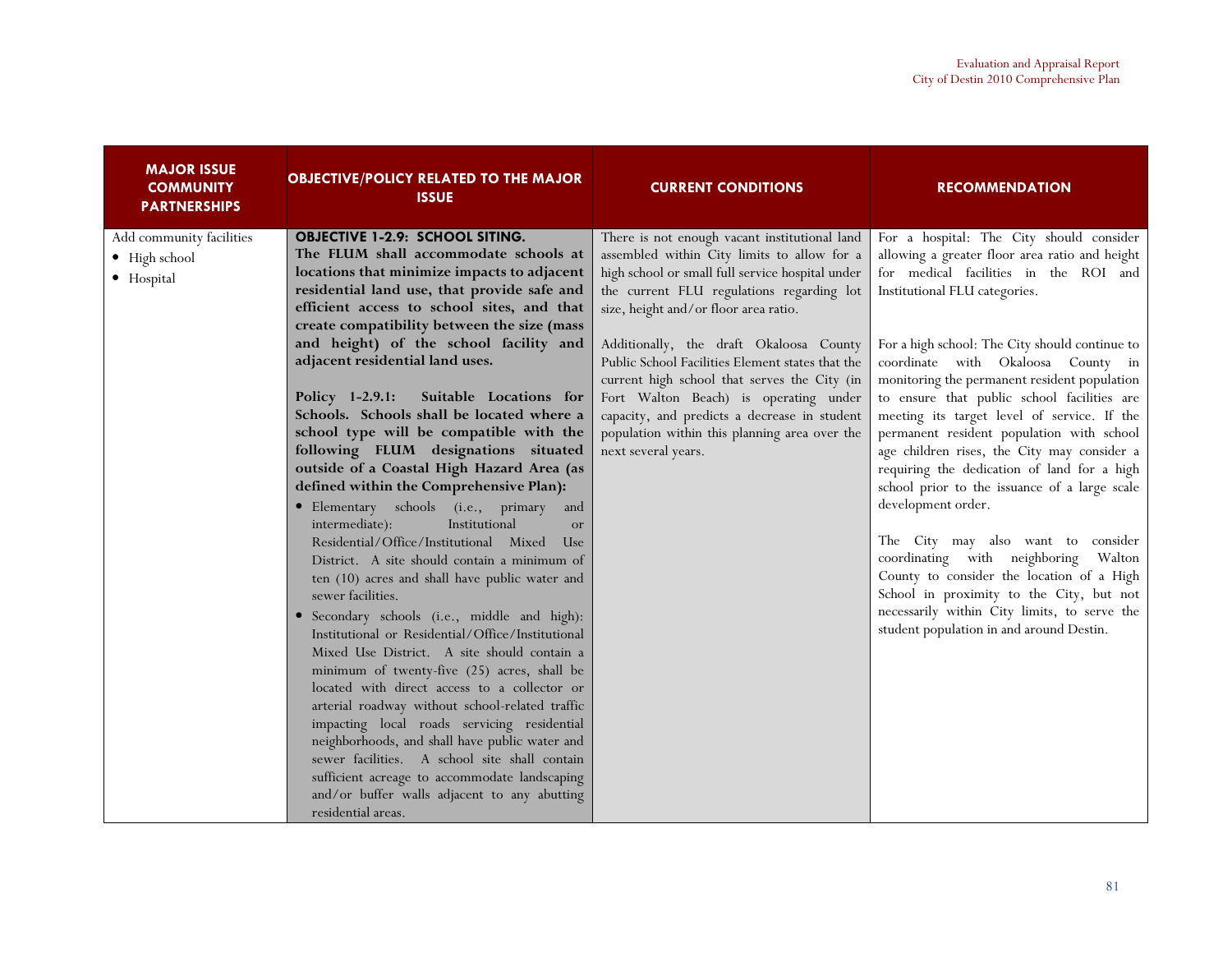| MAJOR ISSUE COMMUNITY PARTNERSHIPS | OBJECTIVE/POLICY RELATED TO THE MAJOR ISSUE | CURRENT CONDITIONS | RECOMMENDATION |
|---|---|---|---|
| Add community facilities<br>• High school<br>• Hospital | **OBJECTIVE 1-2.9: SCHOOL SITING. The FLUM shall accommodate schools at locations that minimize impacts to adjacent residential land use, that provide safe and efficient access to school sites, and that create compatibility between the size (mass and height) of the school facility and adjacent residential land uses.**<br><br>**Policy 1-2.9.1: Suitable Locations for Schools. Schools shall be located where a school type will be compatible with the following FLUM designations situated outside of a Coastal High Hazard Area (as defined within the Comprehensive Plan):**<br>• Elementary schools (i.e., primary and intermediate): Institutional or Residential/Office/Institutional Mixed Use District. A site should contain a minimum of ten (10) acres and shall have public water and sewer facilities.<br>• Secondary schools (i.e., middle and high): Institutional or Residential/Office/Institutional Mixed Use District. A site should contain a minimum of twenty-five (25) acres, shall be located with direct access to a collector or arterial roadway without school-related traffic impacting local roads servicing residential neighborhoods, and shall have public water and sewer facilities. A school site shall contain sufficient acreage to accommodate landscaping and/or buffer walls adjacent to any abutting residential areas. | There is not enough vacant institutional land assembled within City limits to allow for a high school or small full service hospital under the current FLU regulations regarding lot size, height and/or floor area ratio.<br><br>Additionally, the draft Okaloosa County Public School Facilities Element states that the current high school that serves the City (in Fort Walton Beach) is operating under capacity, and predicts a decrease in student population within this planning area over the next several years. | For a hospital: The City should consider allowing a greater floor area ratio and height for medical facilities in the ROI and Institutional FLU categories.<br><br>For a high school: The City should continue to coordinate with Okaloosa County in monitoring the permanent resident population to ensure that public school facilities are meeting its target level of service. If the permanent resident population with school age children rises, the City may consider a requiring the dedication of land for a high school prior to the issuance of a large scale development order.<br><br>The City may also want to consider coordinating with neighboring Walton County to consider the location of a High School in proximity to the City, but not necessarily within City limits, to serve the student population in and around Destin. |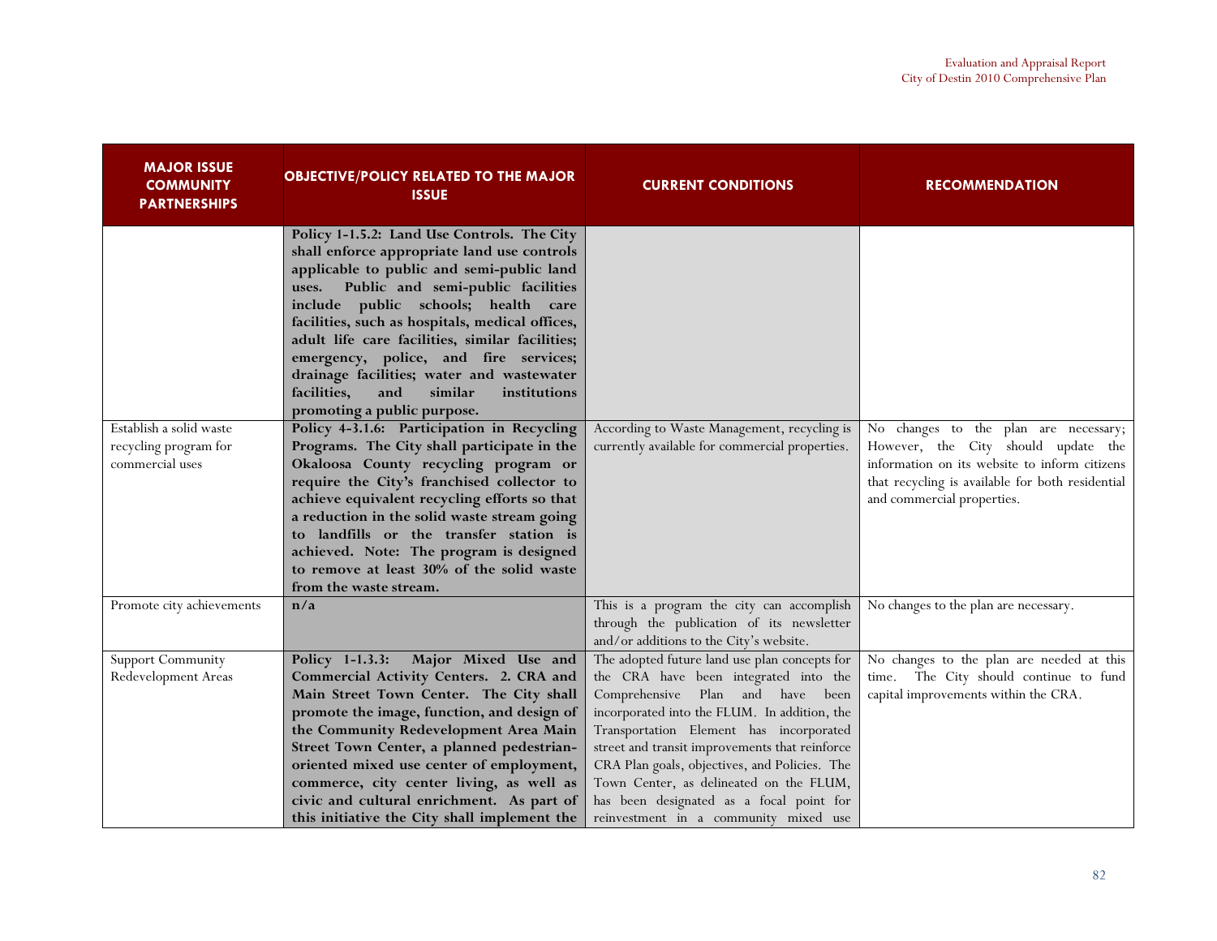| MAJOR ISSUE COMMUNITY PARTNERSHIPS | OBJECTIVE/POLICY RELATED TO THE MAJOR ISSUE | CURRENT CONDITIONS | RECOMMENDATION |
|---|---|---|---|
| | **Policy 1-1.5.2: Land Use Controls. The City shall enforce appropriate land use controls applicable to public and semi-public land uses. Public and semi-public facilities include public schools; health care facilities, such as hospitals, medical offices, adult life care facilities, similar facilities; emergency, police, and fire services; drainage facilities; water and wastewater facilities, and similar institutions promoting a public purpose.** | | |
| Establish a solid waste recycling program for commercial uses | **Policy 4-3.1.6: Participation in Recycling Programs. The City shall participate in the Okaloosa County recycling program or require the City's franchised collector to achieve equivalent recycling efforts so that a reduction in the solid waste stream going to landfills or the transfer station is achieved. Note: The program is designed to remove at least 30% of the solid waste from the waste stream.** | According to Waste Management, recycling is currently available for commercial properties. | No changes to the plan are necessary; However, the City should update the information on its website to inform citizens that recycling is available for both residential and commercial properties. |
| Promote city achievements | **n/a** | This is a program the city can accomplish through the publication of its newsletter and/or additions to the City's website. | No changes to the plan are necessary. |
| Support Community Redevelopment Areas | **Policy 1-1.3.3: Major Mixed Use and Commercial Activity Centers. 2. CRA and Main Street Town Center. The City shall promote the image, function, and design of the Community Redevelopment Area Main Street Town Center, a planned pedestrian-oriented mixed use center of employment, commerce, city center living, as well as civic and cultural enrichment. As part of this initiative the City shall implement the** | The adopted future land use plan concepts for the CRA have been integrated into the Comprehensive Plan and have been incorporated into the FLUM. In addition, the Transportation Element has incorporated street and transit improvements that reinforce CRA Plan goals, objectives, and Policies. The Town Center, as delineated on the FLUM, has been designated as a focal point for reinvestment in a community mixed use | No changes to the plan are needed at this time. The City should continue to fund capital improvements within the CRA. |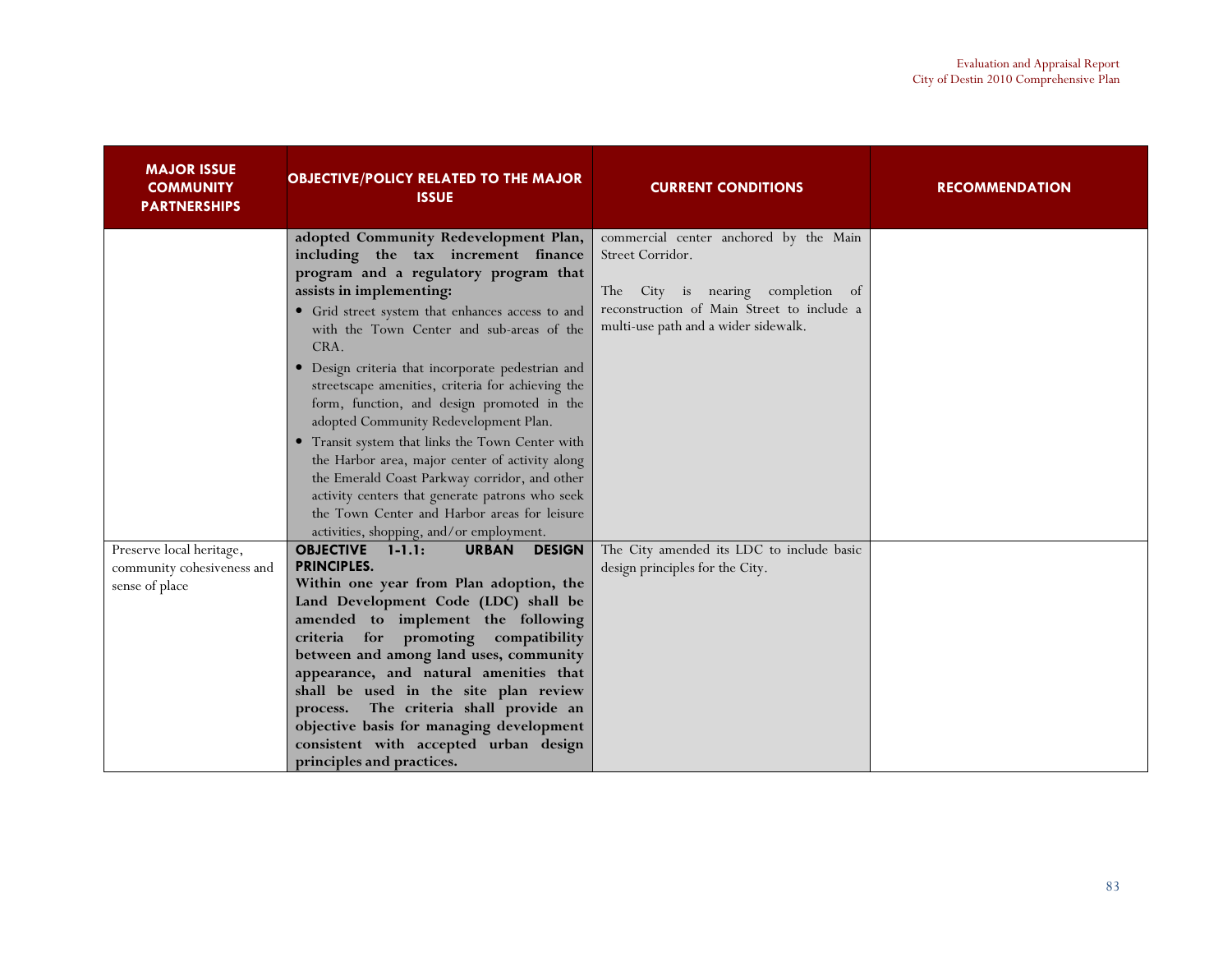| MAJOR ISSUE COMMUNITY PARTNERSHIPS | OBJECTIVE/POLICY RELATED TO THE MAJOR ISSUE | CURRENT CONDITIONS | RECOMMENDATION |
|---|---|---|---|
| | **adopted Community Redevelopment Plan, including the tax increment finance program and a regulatory program that assists in implementing:**<br>• Grid street system that enhances access to and with the Town Center and sub-areas of the CRA.<br>• Design criteria that incorporate pedestrian and streetscape amenities, criteria for achieving the form, function, and design promoted in the adopted Community Redevelopment Plan.<br>• Transit system that links the Town Center with the Harbor area, major center of activity along the Emerald Coast Parkway corridor, and other activity centers that generate patrons who seek the Town Center and Harbor areas for leisure activities, shopping, and/or employment. | commercial center anchored by the Main Street Corridor.<br><br>The City is nearing completion of reconstruction of Main Street to include a multi-use path and a wider sidewalk. | |
| Preserve local heritage, community cohesiveness and sense of place | **OBJECTIVE 1-1.1: URBAN DESIGN PRINCIPLES.**<br>**Within one year from Plan adoption, the Land Development Code (LDC) shall be amended to implement the following criteria for promoting compatibility between and among land uses, community appearance, and natural amenities that shall be used in the site plan review process. The criteria shall provide an objective basis for managing development consistent with accepted urban design principles and practices.** | The City amended its LDC to include basic design principles for the City. | |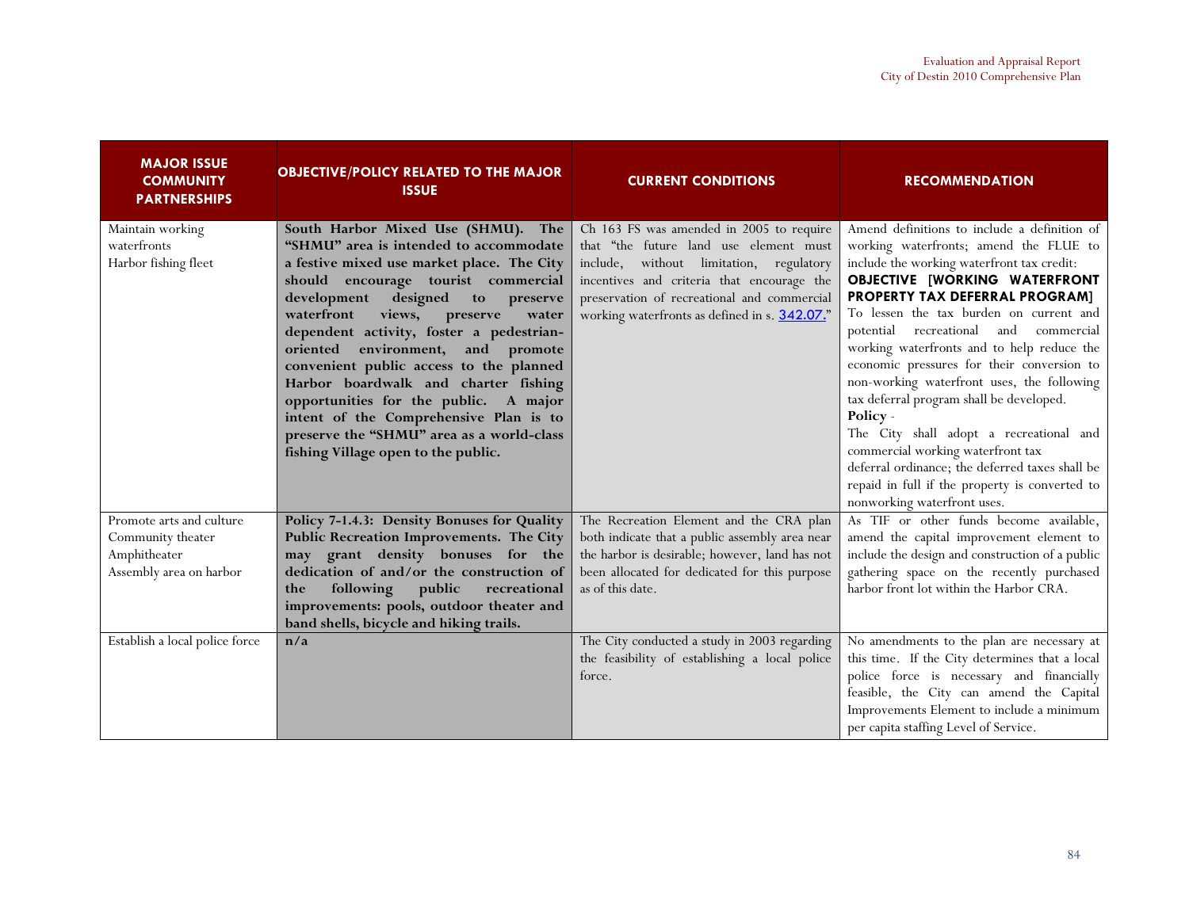| MAJOR ISSUE COMMUNITY PARTNERSHIPS | OBJECTIVE/POLICY RELATED TO THE MAJOR ISSUE | CURRENT CONDITIONS | RECOMMENDATION |
|---|---|---|---|
| Maintain working waterfronts<br>Harbor fishing fleet | **South Harbor Mixed Use (SHMU). The "SHMU" area is intended to accommodate a festive mixed use market place. The City should encourage tourist commercial development designed to preserve waterfront views, preserve water dependent activity, foster a pedestrian-oriented environment, and promote convenient public access to the planned Harbor boardwalk and charter fishing opportunities for the public. A major intent of the Comprehensive Plan is to preserve the "SHMU" area as a world-class fishing Village open to the public.** | Ch 163 FS was amended in 2005 to require that "the future land use element must include, without limitation, regulatory incentives and criteria that encourage the preservation of recreational and commercial working waterfronts as defined in s. 342.07." | Amend definitions to include a definition of working waterfronts; amend the FLUE to include the working waterfront tax credit:<br>**OBJECTIVE [WORKING WATERFRONT PROPERTY TAX DEFERRAL PROGRAM]**<br>To lessen the tax burden on current and potential recreational and commercial working waterfronts and to help reduce the economic pressures for their conversion to non-working waterfront uses, the following tax deferral program shall be developed.<br>**Policy** -<br>The City shall adopt a recreational and commercial working waterfront tax deferral ordinance; the deferred taxes shall be repaid in full if the property is converted to nonworking waterfront uses. |
| Promote arts and culture<br>Community theater<br>Amphitheater<br>Assembly area on harbor | **Policy 7-1.4.3: Density Bonuses for Quality Public Recreation Improvements. The City may grant density bonuses for the dedication of and/or the construction of the following public recreational improvements: pools, outdoor theater and band shells, bicycle and hiking trails.** | The Recreation Element and the CRA plan both indicate that a public assembly area near the harbor is desirable; however, land has not been allocated for dedicated for this purpose as of this date. | As TIF or other funds become available, amend the capital improvement element to include the design and construction of a public gathering space on the recently purchased harbor front lot within the Harbor CRA. |
| Establish a local police force | **n/a** | The City conducted a study in 2003 regarding the feasibility of establishing a local police force. | No amendments to the plan are necessary at this time. If the City determines that a local police force is necessary and financially feasible, the City can amend the Capital Improvements Element to include a minimum per capita staffing Level of Service. |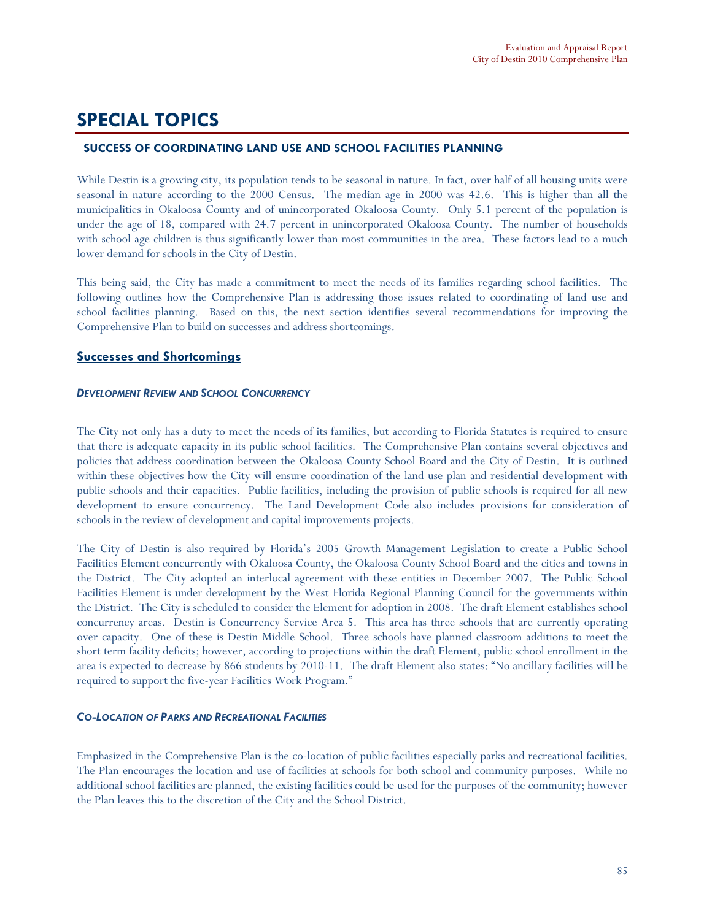# SPECIAL TOPICS

## SUCCESS OF COORDINATING LAND USE AND SCHOOL FACILITIES PLANNING

While Destin is a growing city, its population tends to be seasonal in nature. In fact, over half of all housing units were seasonal in nature according to the 2000 Census. The median age in 2000 was 42.6. This is higher than all the municipalities in Okaloosa County and of unincorporated Okaloosa County. Only 5.1 percent of the population is under the age of 18, compared with 24.7 percent in unincorporated Okaloosa County. The number of households with school age children is thus significantly lower than most communities in the area. These factors lead to a much lower demand for schools in the City of Destin.

This being said, the City has made a commitment to meet the needs of its families regarding school facilities. The following outlines how the Comprehensive Plan is addressing those issues related to coordinating of land use and school facilities planning. Based on this, the next section identifies several recommendations for improving the Comprehensive Plan to build on successes and address shortcomings.

### Successes and Shortcomings

#### *DEVELOPMENT REVIEW AND SCHOOL CONCURRENCY*

The City not only has a duty to meet the needs of its families, but according to Florida Statutes is required to ensure that there is adequate capacity in its public school facilities. The Comprehensive Plan contains several objectives and policies that address coordination between the Okaloosa County School Board and the City of Destin. It is outlined within these objectives how the City will ensure coordination of the land use plan and residential development with public schools and their capacities. Public facilities, including the provision of public schools is required for all new development to ensure concurrency. The Land Development Code also includes provisions for consideration of schools in the review of development and capital improvements projects.

The City of Destin is also required by Florida's 2005 Growth Management Legislation to create a Public School Facilities Element concurrently with Okaloosa County, the Okaloosa County School Board and the cities and towns in the District. The City adopted an interlocal agreement with these entities in December 2007. The Public School Facilities Element is under development by the West Florida Regional Planning Council for the governments within the District. The City is scheduled to consider the Element for adoption in 2008. The draft Element establishes school concurrency areas. Destin is Concurrency Service Area 5. This area has three schools that are currently operating over capacity. One of these is Destin Middle School. Three schools have planned classroom additions to meet the short term facility deficits; however, according to projections within the draft Element, public school enrollment in the area is expected to decrease by 866 students by 2010-11. The draft Element also states: "No ancillary facilities will be required to support the five-year Facilities Work Program."

#### *CO-LOCATION OF PARKS AND RECREATIONAL FACILITIES*

Emphasized in the Comprehensive Plan is the co-location of public facilities especially parks and recreational facilities. The Plan encourages the location and use of facilities at schools for both school and community purposes. While no additional school facilities are planned, the existing facilities could be used for the purposes of the community; however the Plan leaves this to the discretion of the City and the School District.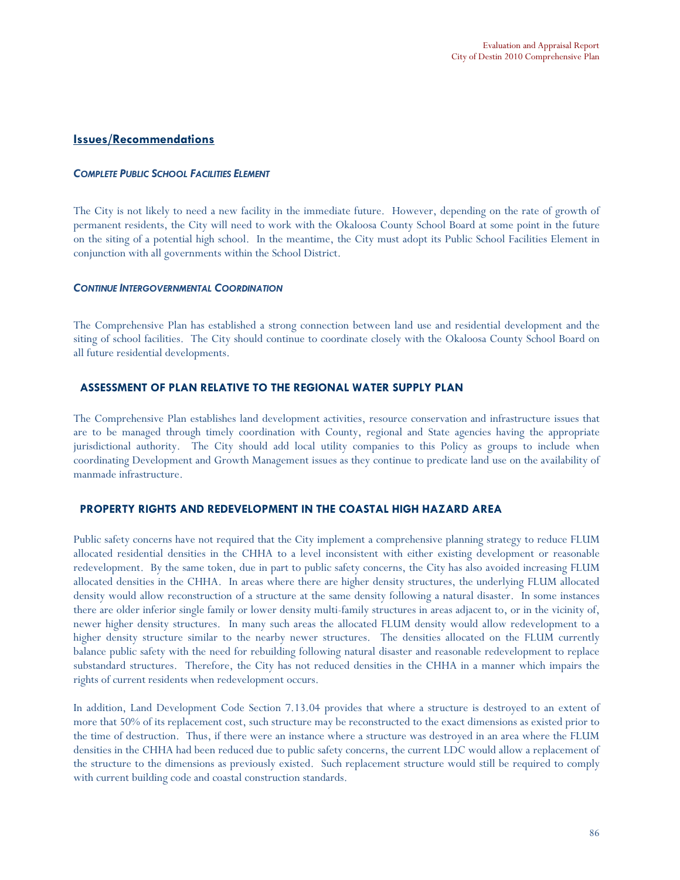## Issues/Recommendations

#### *Complete Public School Facilities Element*

The City is not likely to need a new facility in the immediate future. However, depending on the rate of growth of permanent residents, the City will need to work with the Okaloosa County School Board at some point in the future on the siting of a potential high school. In the meantime, the City must adopt its Public School Facilities Element in conjunction with all governments within the School District.

#### *Continue Intergovernmental Coordination*

The Comprehensive Plan has established a strong connection between land use and residential development and the siting of school facilities. The City should continue to coordinate closely with the Okaloosa County School Board on all future residential developments.

### ASSESSMENT OF PLAN RELATIVE TO THE REGIONAL WATER SUPPLY PLAN

The Comprehensive Plan establishes land development activities, resource conservation and infrastructure issues that are to be managed through timely coordination with County, regional and State agencies having the appropriate jurisdictional authority. The City should add local utility companies to this Policy as groups to include when coordinating Development and Growth Management issues as they continue to predicate land use on the availability of manmade infrastructure.

### PROPERTY RIGHTS AND REDEVELOPMENT IN THE COASTAL HIGH HAZARD AREA

Public safety concerns have not required that the City implement a comprehensive planning strategy to reduce FLUM allocated residential densities in the CHHA to a level inconsistent with either existing development or reasonable redevelopment. By the same token, due in part to public safety concerns, the City has also avoided increasing FLUM allocated densities in the CHHA. In areas where there are higher density structures, the underlying FLUM allocated density would allow reconstruction of a structure at the same density following a natural disaster. In some instances there are older inferior single family or lower density multi-family structures in areas adjacent to, or in the vicinity of, newer higher density structures. In many such areas the allocated FLUM density would allow redevelopment to a higher density structure similar to the nearby newer structures. The densities allocated on the FLUM currently balance public safety with the need for rebuilding following natural disaster and reasonable redevelopment to replace substandard structures. Therefore, the City has not reduced densities in the CHHA in a manner which impairs the rights of current residents when redevelopment occurs.

In addition, Land Development Code Section 7.13.04 provides that where a structure is destroyed to an extent of more that 50% of its replacement cost, such structure may be reconstructed to the exact dimensions as existed prior to the time of destruction. Thus, if there were an instance where a structure was destroyed in an area where the FLUM densities in the CHHA had been reduced due to public safety concerns, the current LDC would allow a replacement of the structure to the dimensions as previously existed. Such replacement structure would still be required to comply with current building code and coastal construction standards.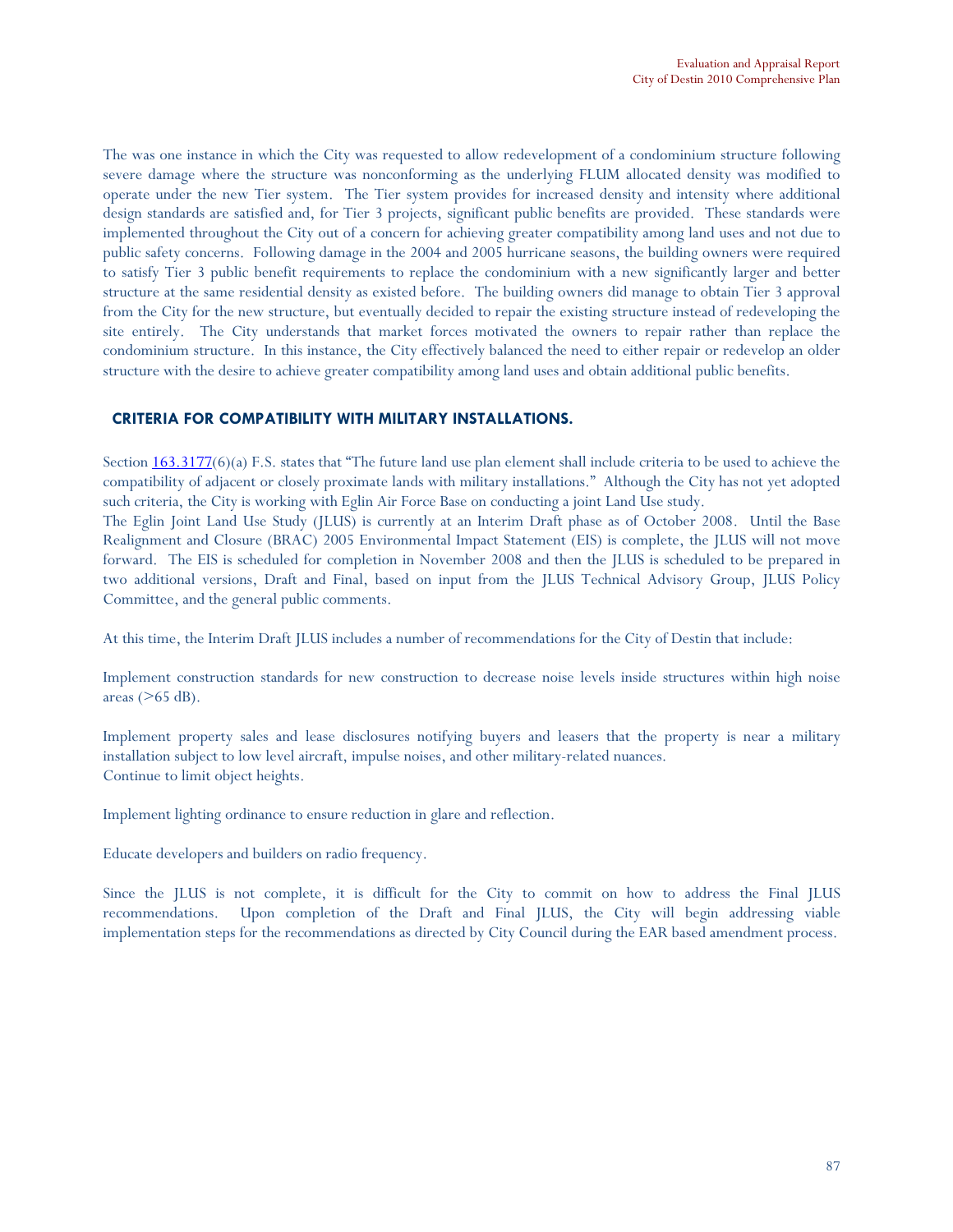The was one instance in which the City was requested to allow redevelopment of a condominium structure following severe damage where the structure was nonconforming as the underlying FLUM allocated density was modified to operate under the new Tier system. The Tier system provides for increased density and intensity where additional design standards are satisfied and, for Tier 3 projects, significant public benefits are provided. These standards were implemented throughout the City out of a concern for achieving greater compatibility among land uses and not due to public safety concerns. Following damage in the 2004 and 2005 hurricane seasons, the building owners were required to satisfy Tier 3 public benefit requirements to replace the condominium with a new significantly larger and better structure at the same residential density as existed before. The building owners did manage to obtain Tier 3 approval from the City for the new structure, but eventually decided to repair the existing structure instead of redeveloping the site entirely. The City understands that market forces motivated the owners to repair rather than replace the condominium structure. In this instance, the City effectively balanced the need to either repair or redevelop an older structure with the desire to achieve greater compatibility among land uses and obtain additional public benefits.

## CRITERIA FOR COMPATIBILITY WITH MILITARY INSTALLATIONS.

Section 163.3177(6)(a) F.S. states that "The future land use plan element shall include criteria to be used to achieve the compatibility of adjacent or closely proximate lands with military installations." Although the City has not yet adopted such criteria, the City is working with Eglin Air Force Base on conducting a joint Land Use study.

The Eglin Joint Land Use Study (JLUS) is currently at an Interim Draft phase as of October 2008. Until the Base Realignment and Closure (BRAC) 2005 Environmental Impact Statement (EIS) is complete, the JLUS will not move forward. The EIS is scheduled for completion in November 2008 and then the JLUS is scheduled to be prepared in two additional versions, Draft and Final, based on input from the JLUS Technical Advisory Group, JLUS Policy Committee, and the general public comments.

At this time, the Interim Draft JLUS includes a number of recommendations for the City of Destin that include:

Implement construction standards for new construction to decrease noise levels inside structures within high noise areas (>65 dB).

Implement property sales and lease disclosures notifying buyers and leasers that the property is near a military installation subject to low level aircraft, impulse noises, and other military-related nuances.

Continue to limit object heights.

Implement lighting ordinance to ensure reduction in glare and reflection.

Educate developers and builders on radio frequency.

Since the JLUS is not complete, it is difficult for the City to commit on how to address the Final JLUS recommendations. Upon completion of the Draft and Final JLUS, the City will begin addressing viable implementation steps for the recommendations as directed by City Council during the EAR based amendment process.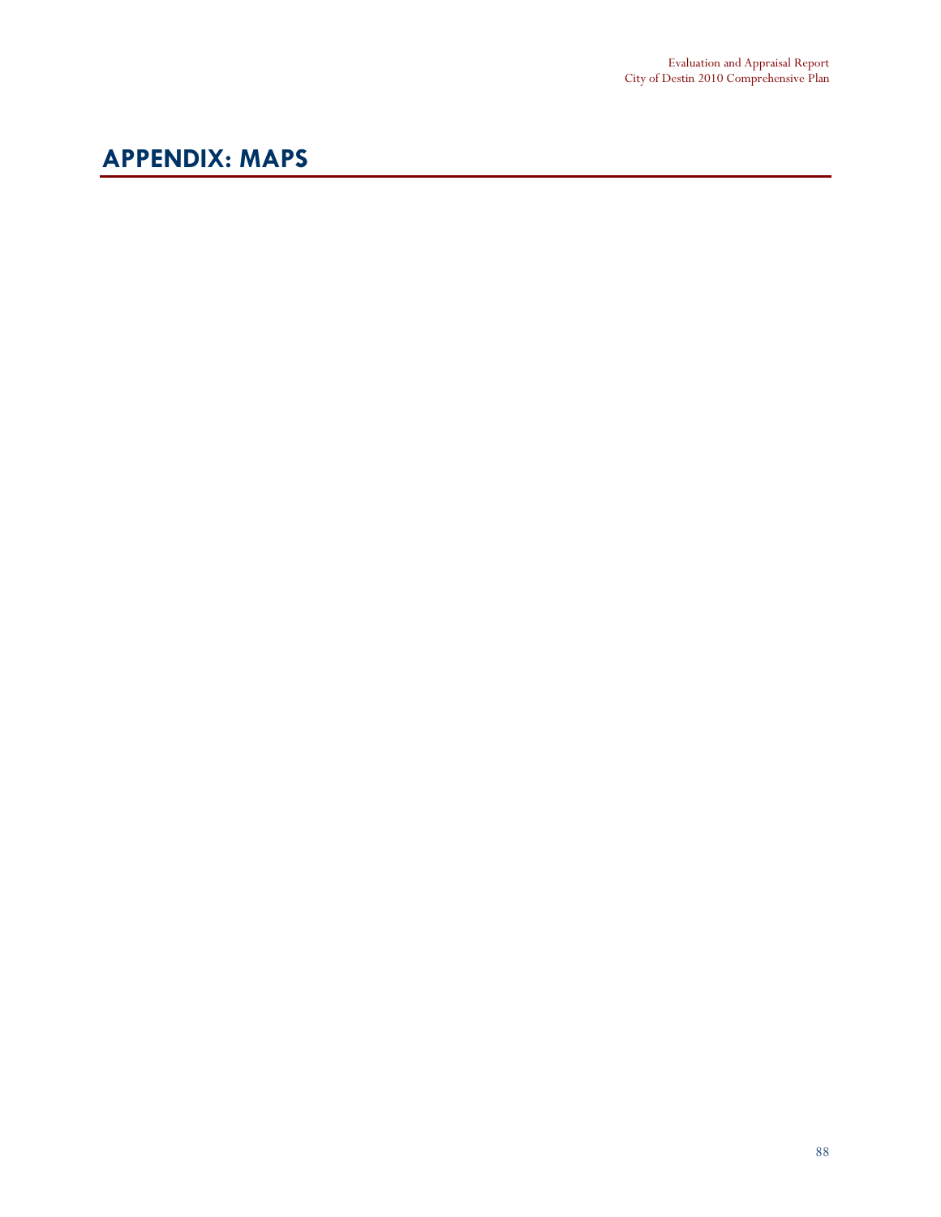# APPENDIX: MAPS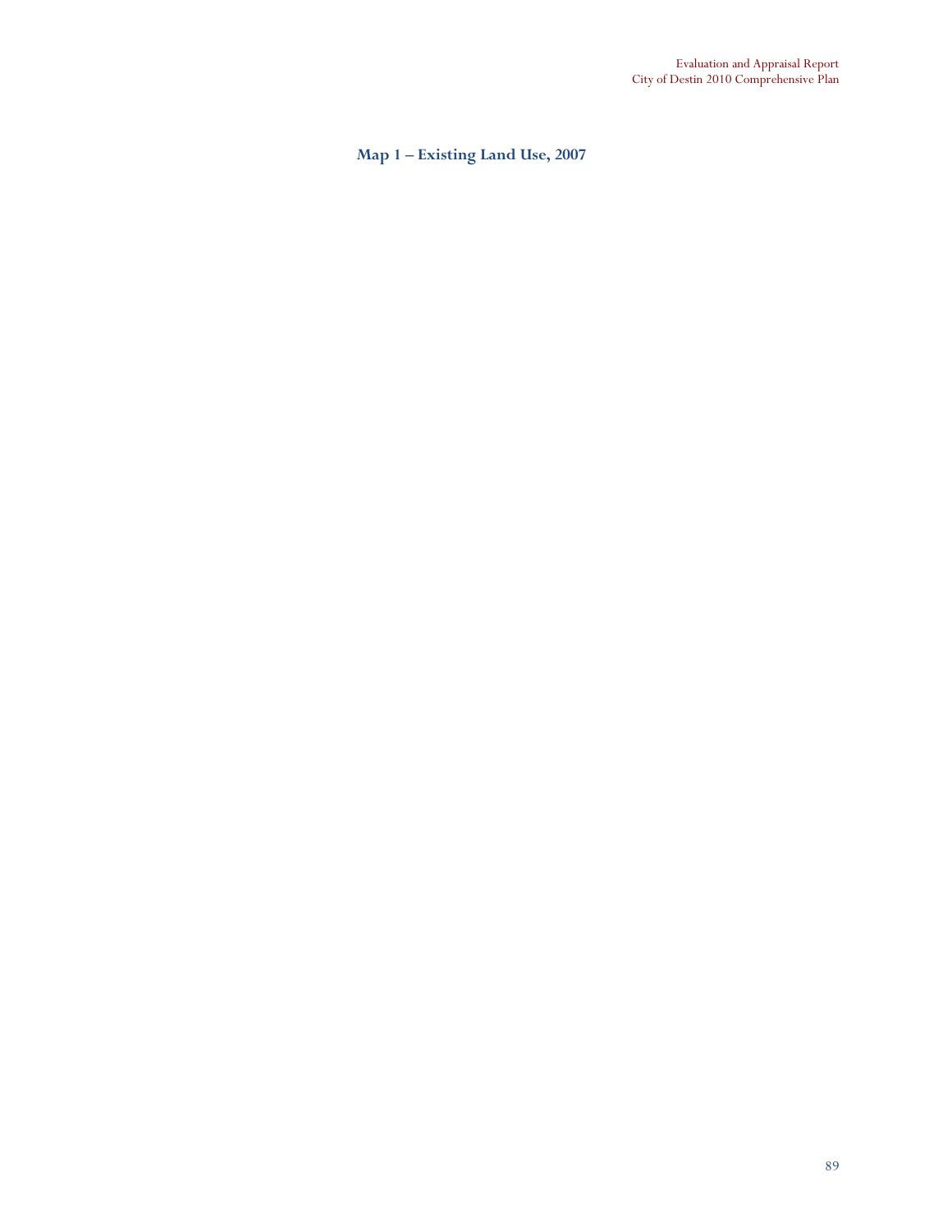### Map 1 – Existing Land Use, 2007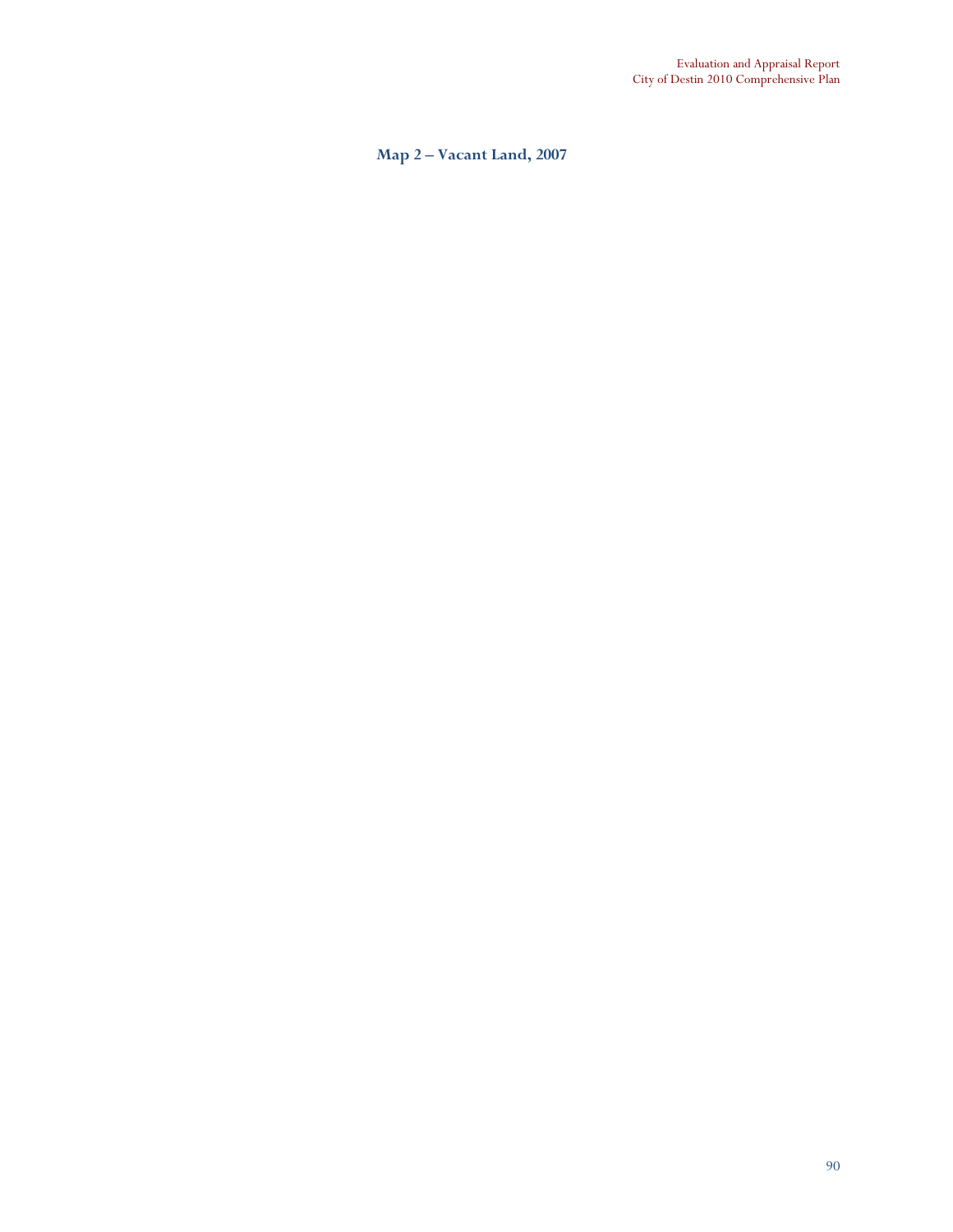**Map 2 – Vacant Land, 2007**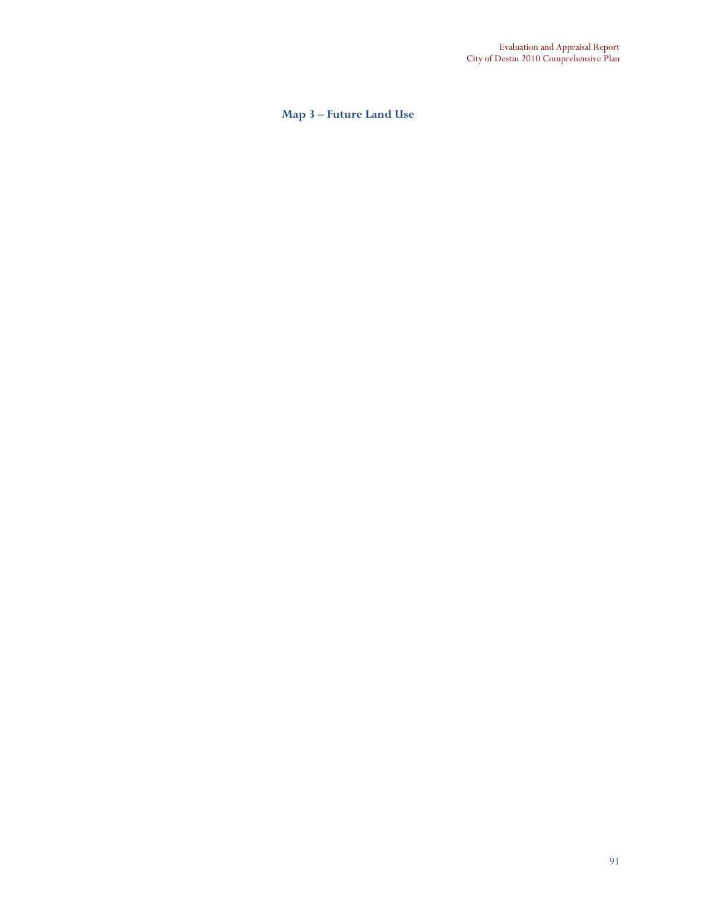## Map 3 – Future Land Use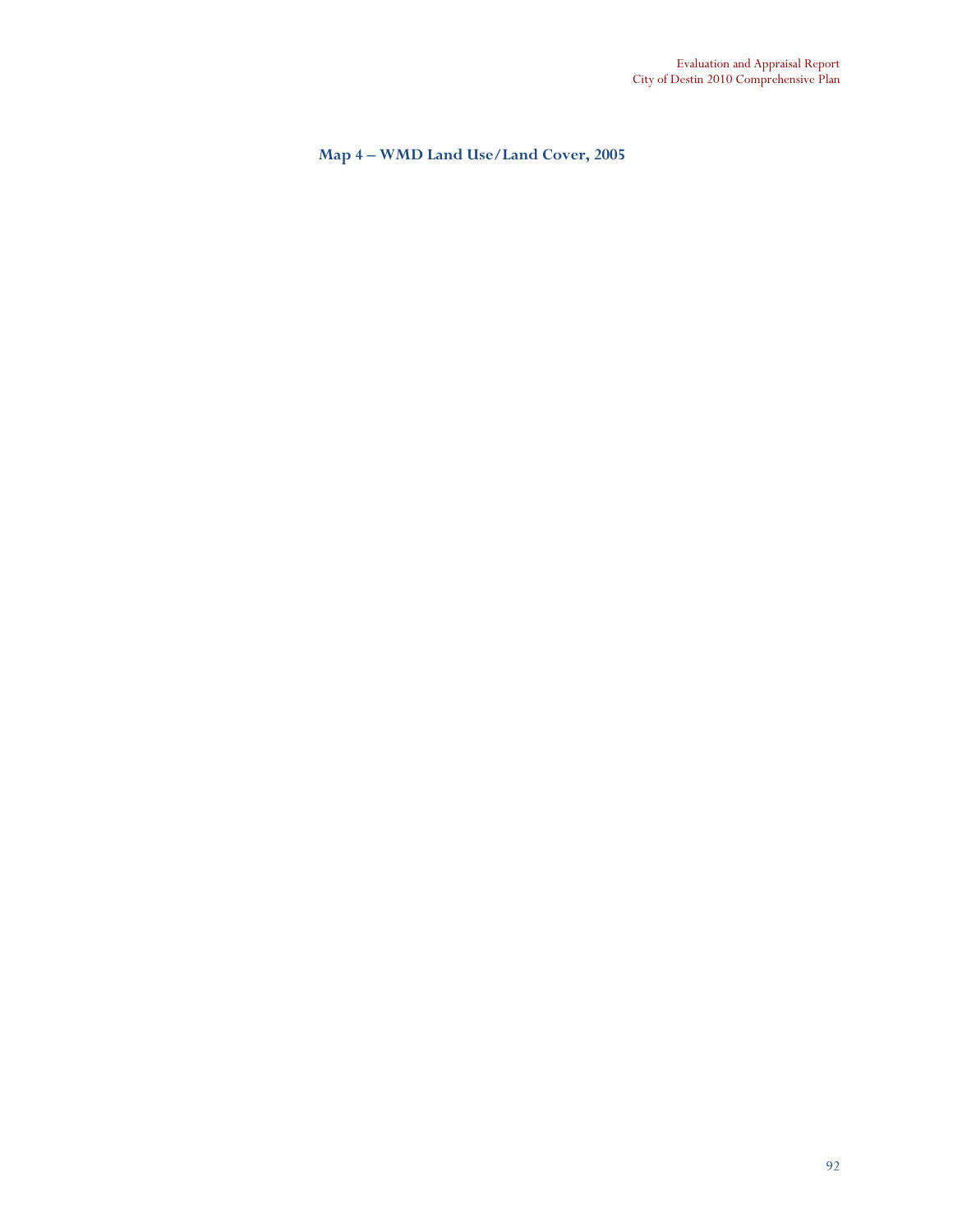### Map 4 – WMD Land Use/Land Cover, 2005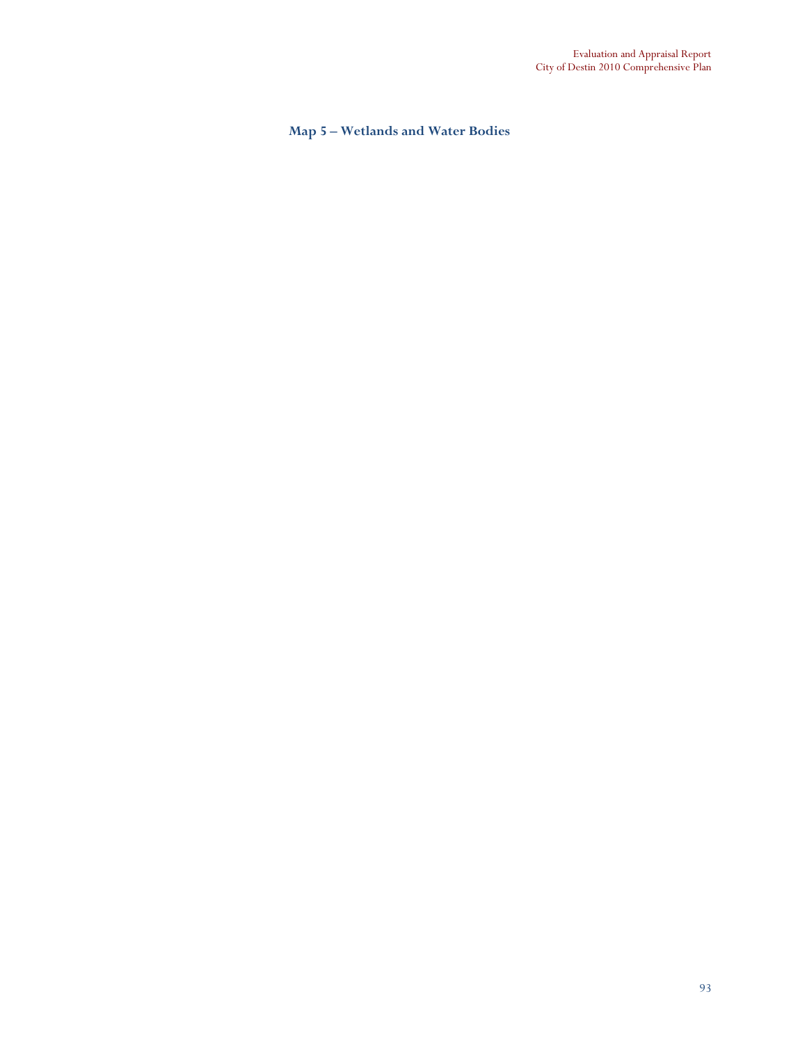## Map 5 – Wetlands and Water Bodies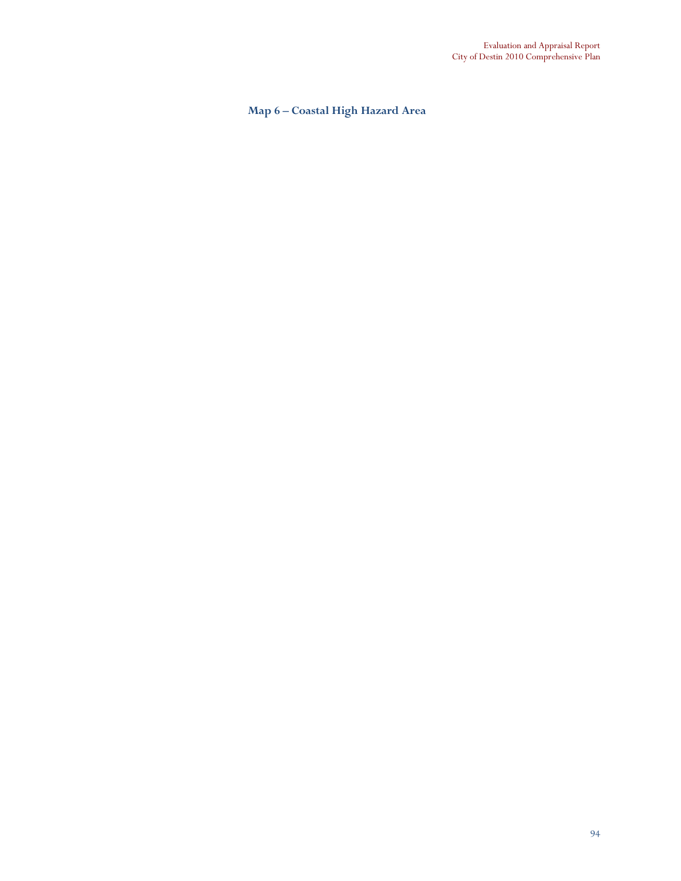## Map 6 – Coastal High Hazard Area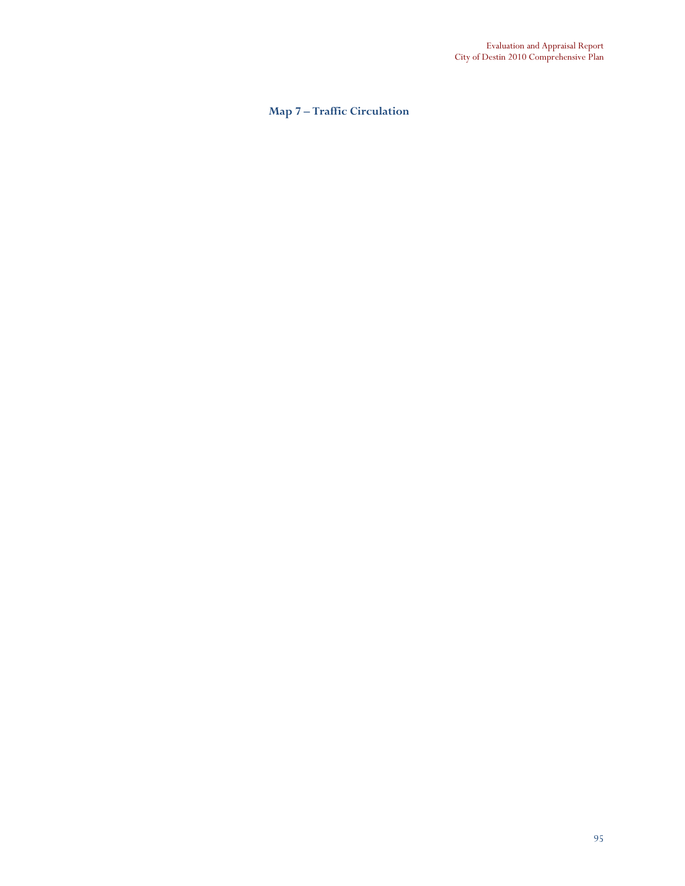## Map 7 – Traffic Circulation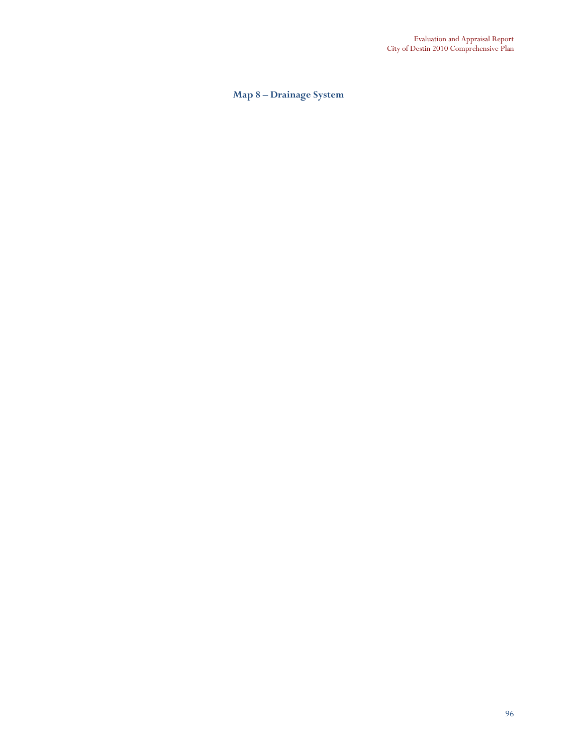**Map 8 – Drainage System**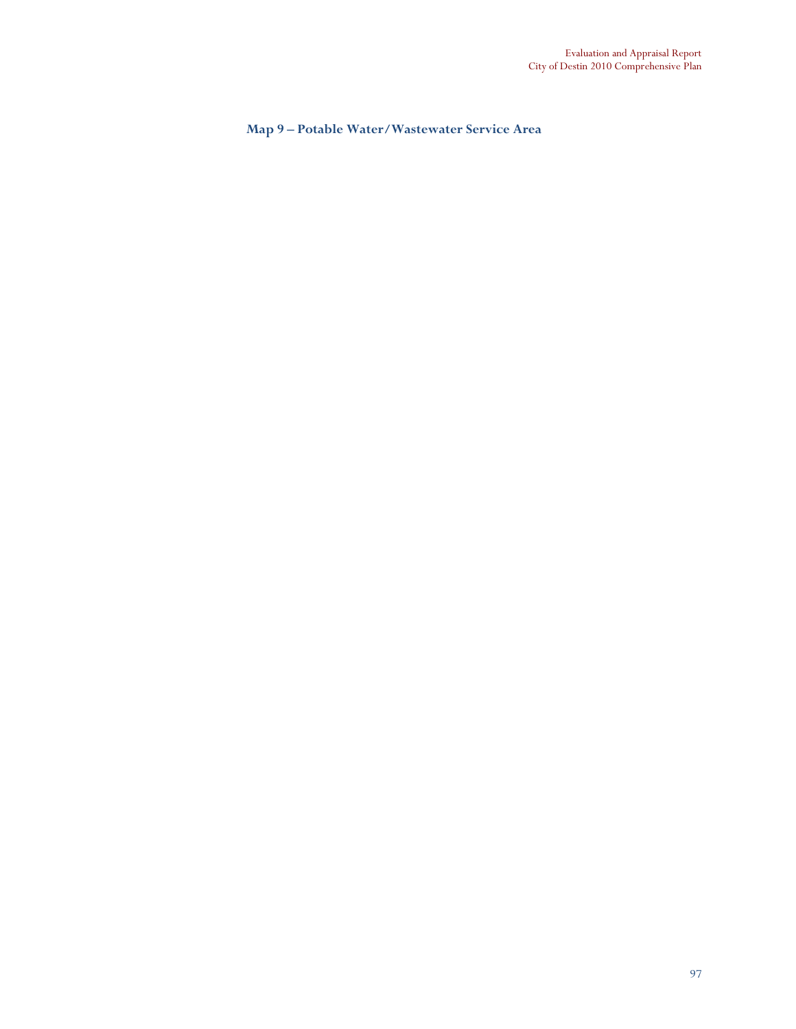## Map 9 – Potable Water/Wastewater Service Area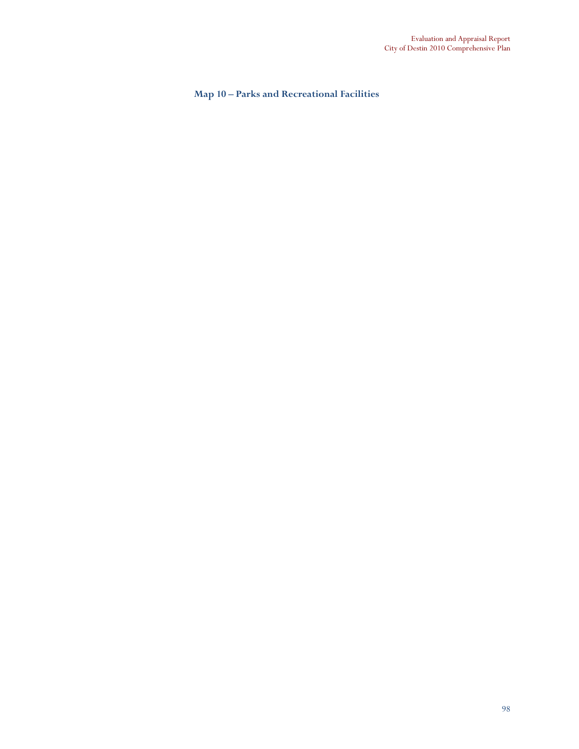### Map 10 – Parks and Recreational Facilities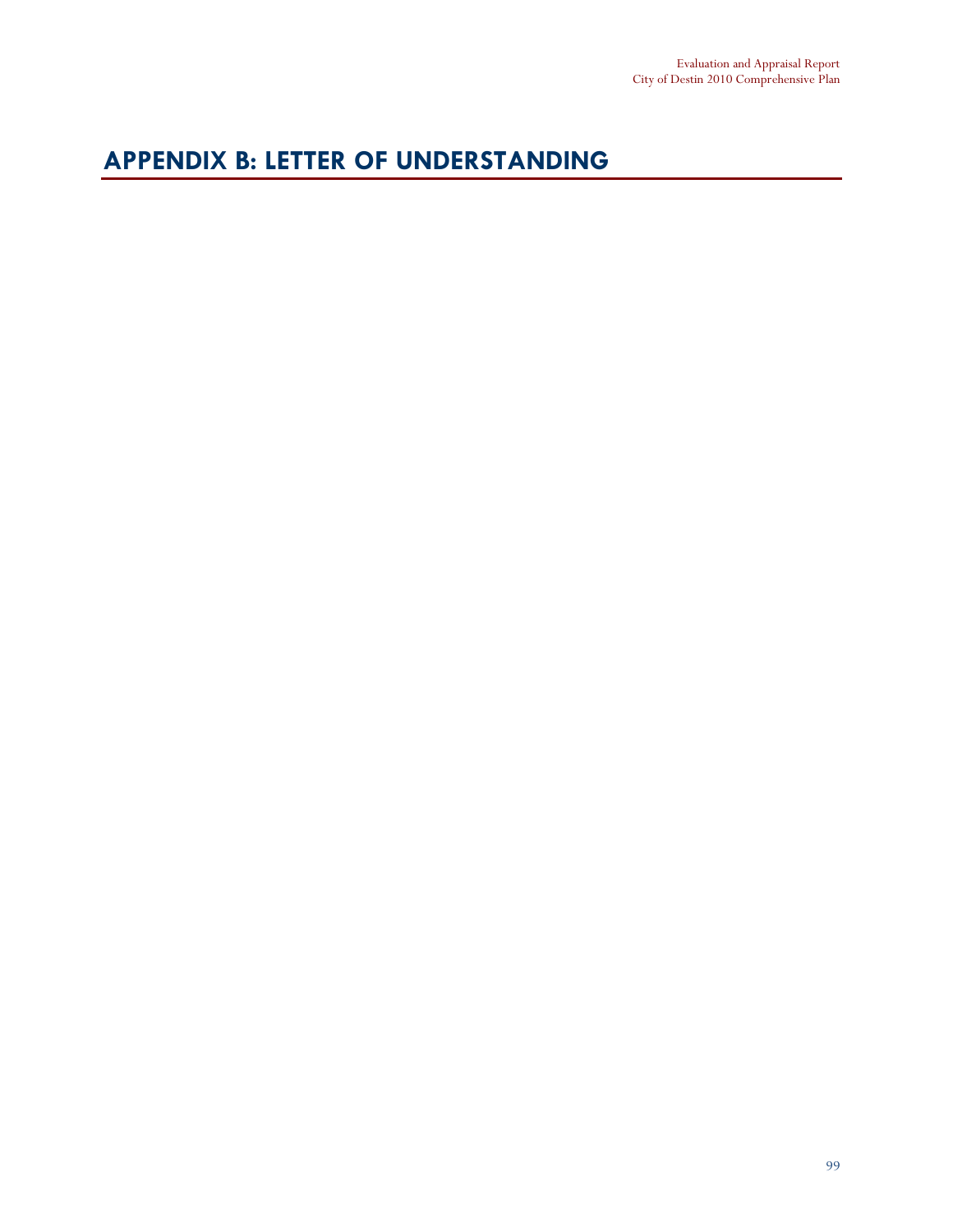# APPENDIX B: LETTER OF UNDERSTANDING